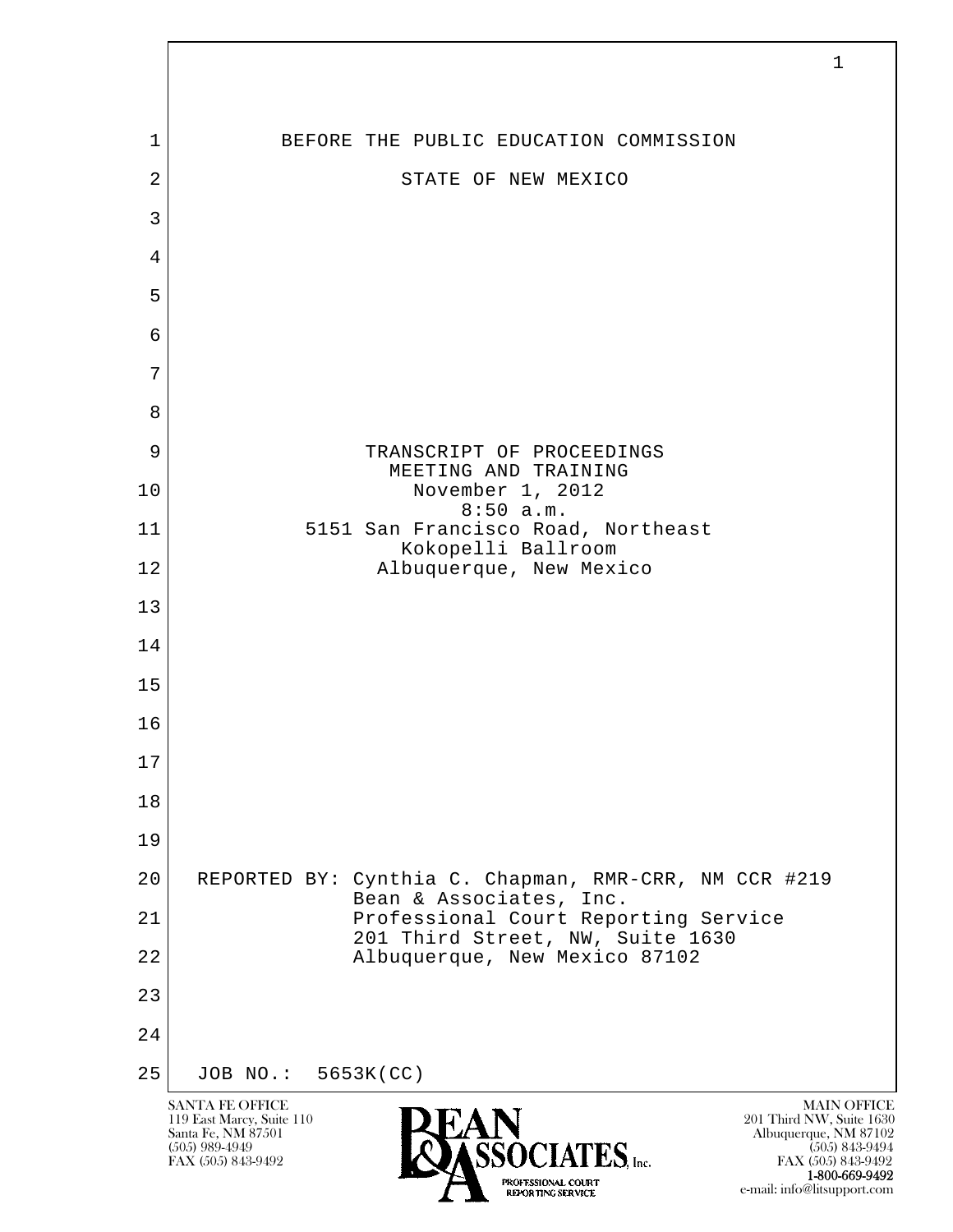BEFORE THE PUBLIC EDUCATION COMMISSION

STATE OF NEW MEXICO

TRANSCRIPT OF PROCEEDINGS
MEETING AND TRAINING
November 1, 2012
8:50 a.m.
5151 San Francisco Road, Northeast
Kokopelli Ballroom
Albuquerque, New Mexico

REPORTED BY: Cynthia C. Chapman, RMR-CRR, NM CCR #219
Bean & Associates, Inc.
Professional Court Reporting Service
201 Third Street, NW, Suite 1630
Albuquerque, New Mexico 87102

JOB NO.: 5653K(CC)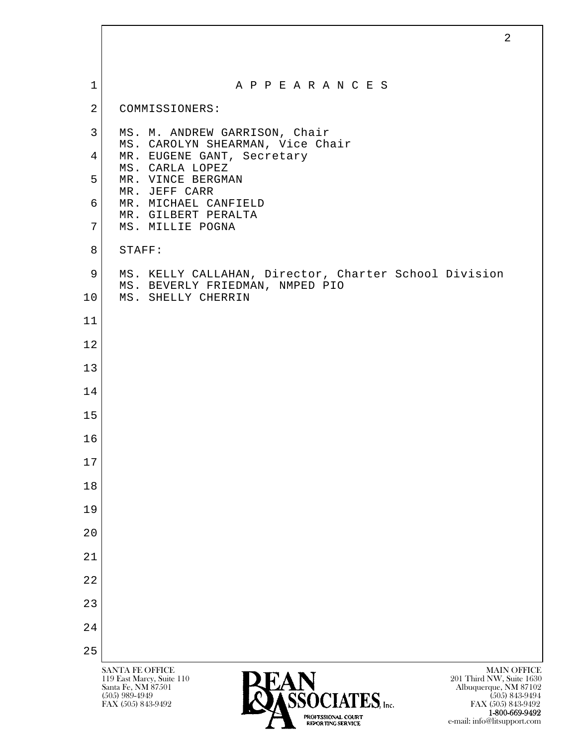# A P P E A R A N C E S

COMMISSIONERS:

MS. M. ANDREW GARRISON, Chair
MS. CAROLYN SHEARMAN, Vice Chair
MR. EUGENE GANT, Secretary
MS. CARLA LOPEZ
MR. VINCE BERGMAN
MR. JEFF CARR
MR. MICHAEL CANFIELD
MR. GILBERT PERALTA
MS. MILLIE POGNA

STAFF:

MS. KELLY CALLAHAN, Director, Charter School Division
MS. BEVERLY FRIEDMAN, NMPED PIO
MS. SHELLY CHERRIN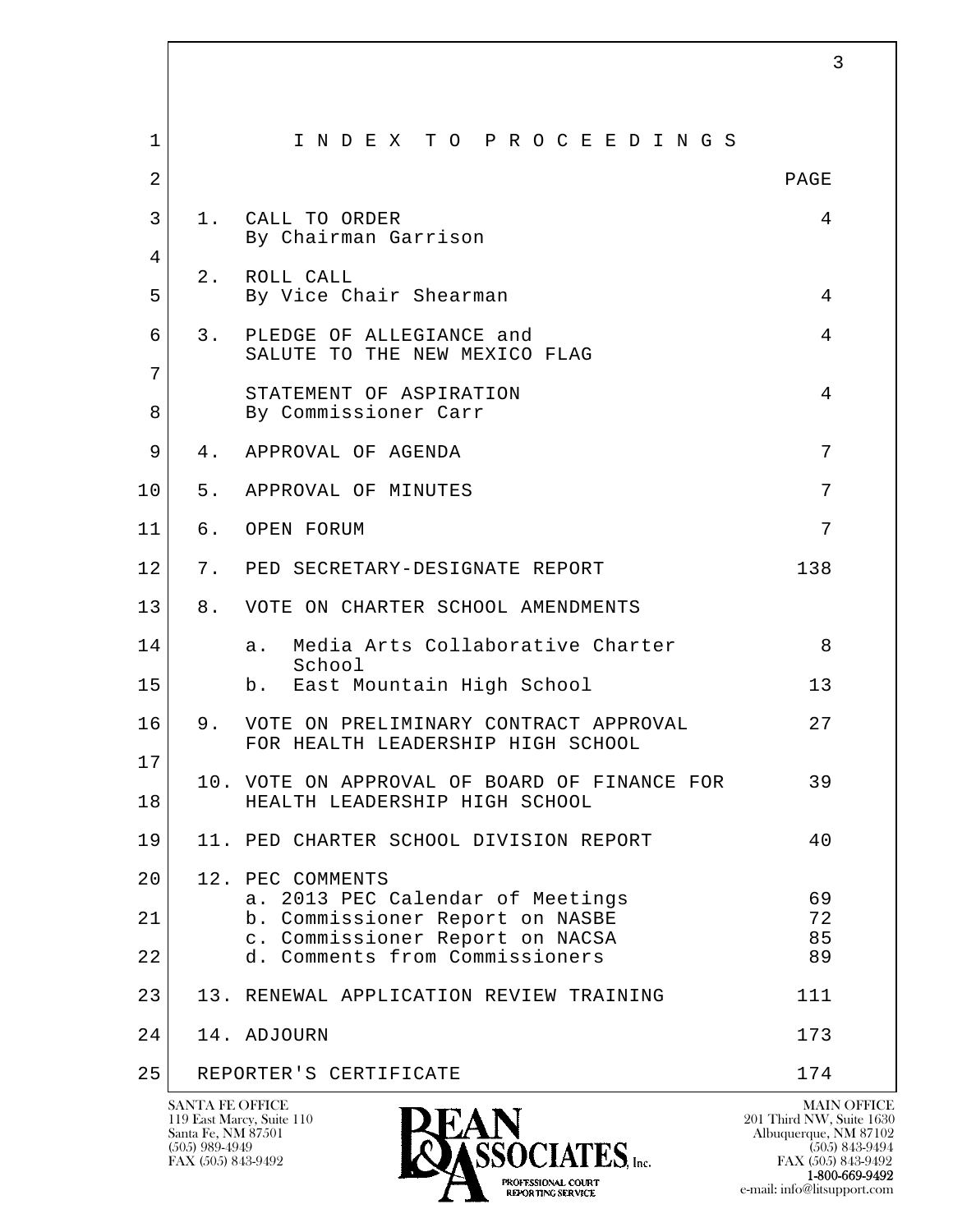# I N D E X T O P R O C E E D I N G S

| | PAGE |
|---|---|
| 1. CALL TO ORDER<br>By Chairman Garrison | 4 |
| 2. ROLL CALL<br>By Vice Chair Shearman | 4 |
| 3. PLEDGE OF ALLEGIANCE and<br>SALUTE TO THE NEW MEXICO FLAG | 4 |
| STATEMENT OF ASPIRATION<br>By Commissioner Carr | 4 |
| 4. APPROVAL OF AGENDA | 7 |
| 5. APPROVAL OF MINUTES | 7 |
| 6. OPEN FORUM | 7 |
| 7. PED SECRETARY-DESIGNATE REPORT | 138 |
| 8. VOTE ON CHARTER SCHOOL AMENDMENTS | |
| a. Media Arts Collaborative Charter School | 8 |
| b. East Mountain High School | 13 |
| 9. VOTE ON PRELIMINARY CONTRACT APPROVAL FOR HEALTH LEADERSHIP HIGH SCHOOL | 27 |
| 10. VOTE ON APPROVAL OF BOARD OF FINANCE FOR HEALTH LEADERSHIP HIGH SCHOOL | 39 |
| 11. PED CHARTER SCHOOL DIVISION REPORT | 40 |
| 12. PEC COMMENTS | |
| a. 2013 PEC Calendar of Meetings | 69 |
| b. Commissioner Report on NASBE | 72 |
| c. Commissioner Report on NACSA | 85 |
| d. Comments from Commissioners | 89 |
| 13. RENEWAL APPLICATION REVIEW TRAINING | 111 |
| 14. ADJOURN | 173 |
| REPORTER'S CERTIFICATE | 174 |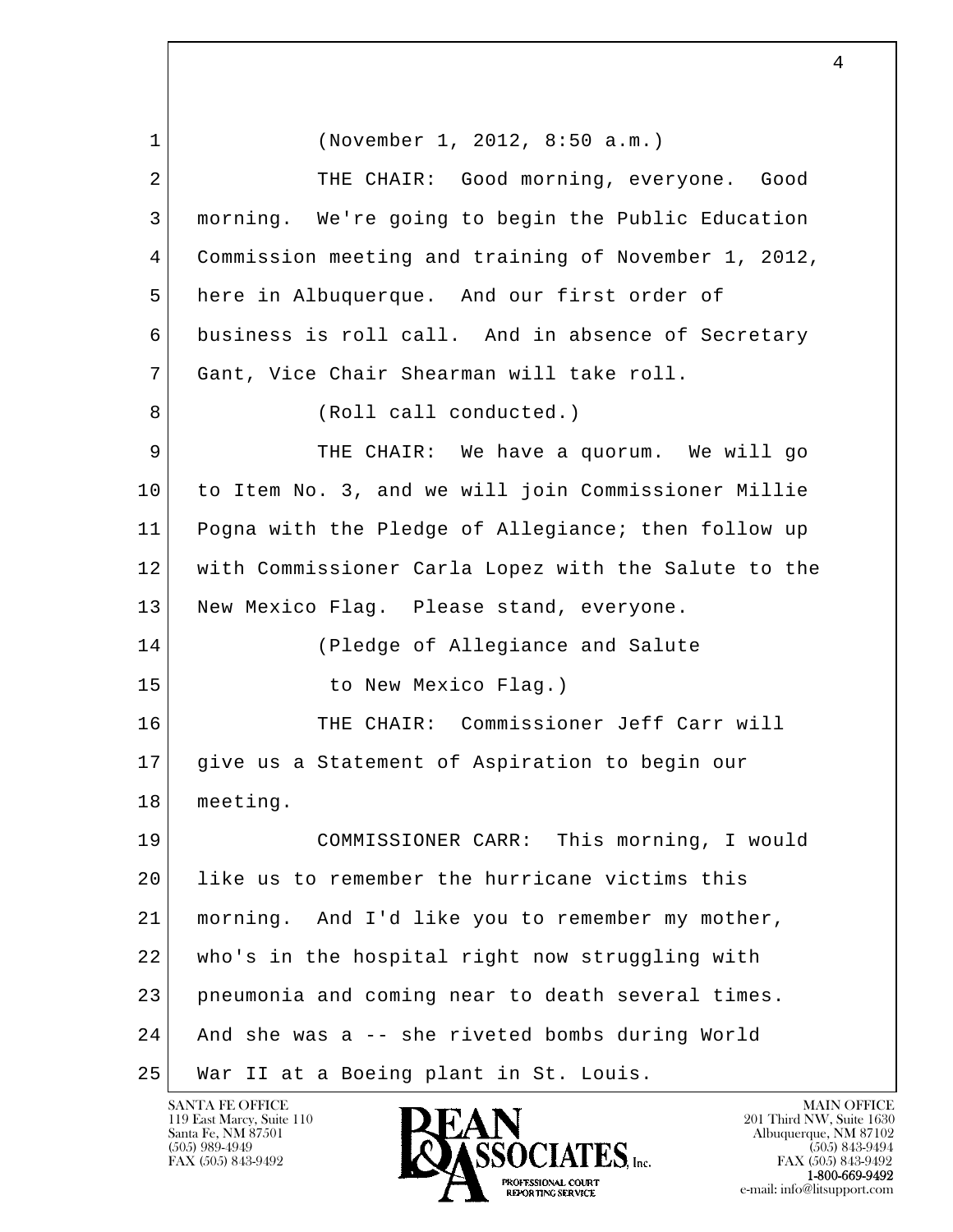(November 1, 2012, 8:50 a.m.)

THE CHAIR: Good morning, everyone. Good morning. We're going to begin the Public Education Commission meeting and training of November 1, 2012, here in Albuquerque. And our first order of business is roll call. And in absence of Secretary Gant, Vice Chair Shearman will take roll.

(Roll call conducted.)

THE CHAIR: We have a quorum. We will go to Item No. 3, and we will join Commissioner Millie Pogna with the Pledge of Allegiance; then follow up with Commissioner Carla Lopez with the Salute to the New Mexico Flag. Please stand, everyone.

(Pledge of Allegiance and Salute to New Mexico Flag.)

THE CHAIR: Commissioner Jeff Carr will give us a Statement of Aspiration to begin our meeting.

COMMISSIONER CARR: This morning, I would like us to remember the hurricane victims this morning. And I'd like you to remember my mother, who's in the hospital right now struggling with pneumonia and coming near to death several times. And she was a -- she riveted bombs during World War II at a Boeing plant in St. Louis.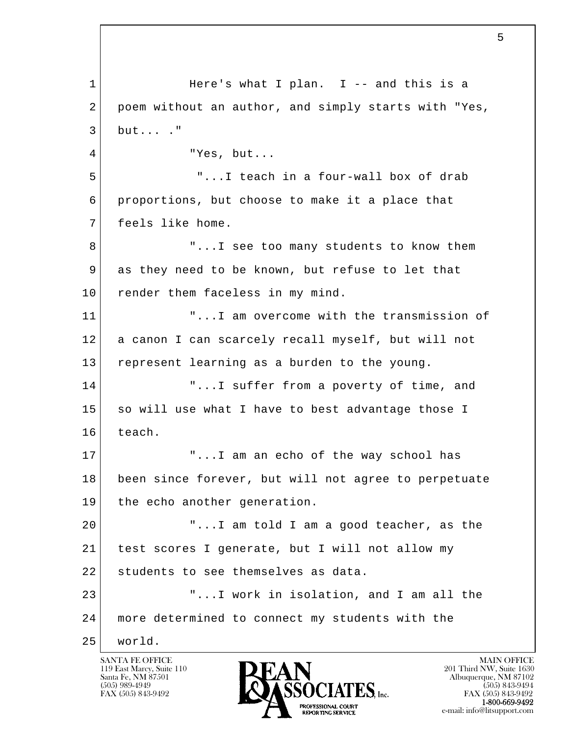Here's what I plan. I -- and this is a poem without an author, and simply starts with "Yes, but... ."

"Yes, but...

"...I teach in a four-wall box of drab proportions, but choose to make it a place that feels like home.

"...I see too many students to know them as they need to be known, but refuse to let that render them faceless in my mind.

"...I am overcome with the transmission of a canon I can scarcely recall myself, but will not represent learning as a burden to the young.

"...I suffer from a poverty of time, and so will use what I have to best advantage those I teach.

"...I am an echo of the way school has been since forever, but will not agree to perpetuate the echo another generation.

"...I am told I am a good teacher, as the test scores I generate, but I will not allow my students to see themselves as data.

"...I work in isolation, and I am all the more determined to connect my students with the world.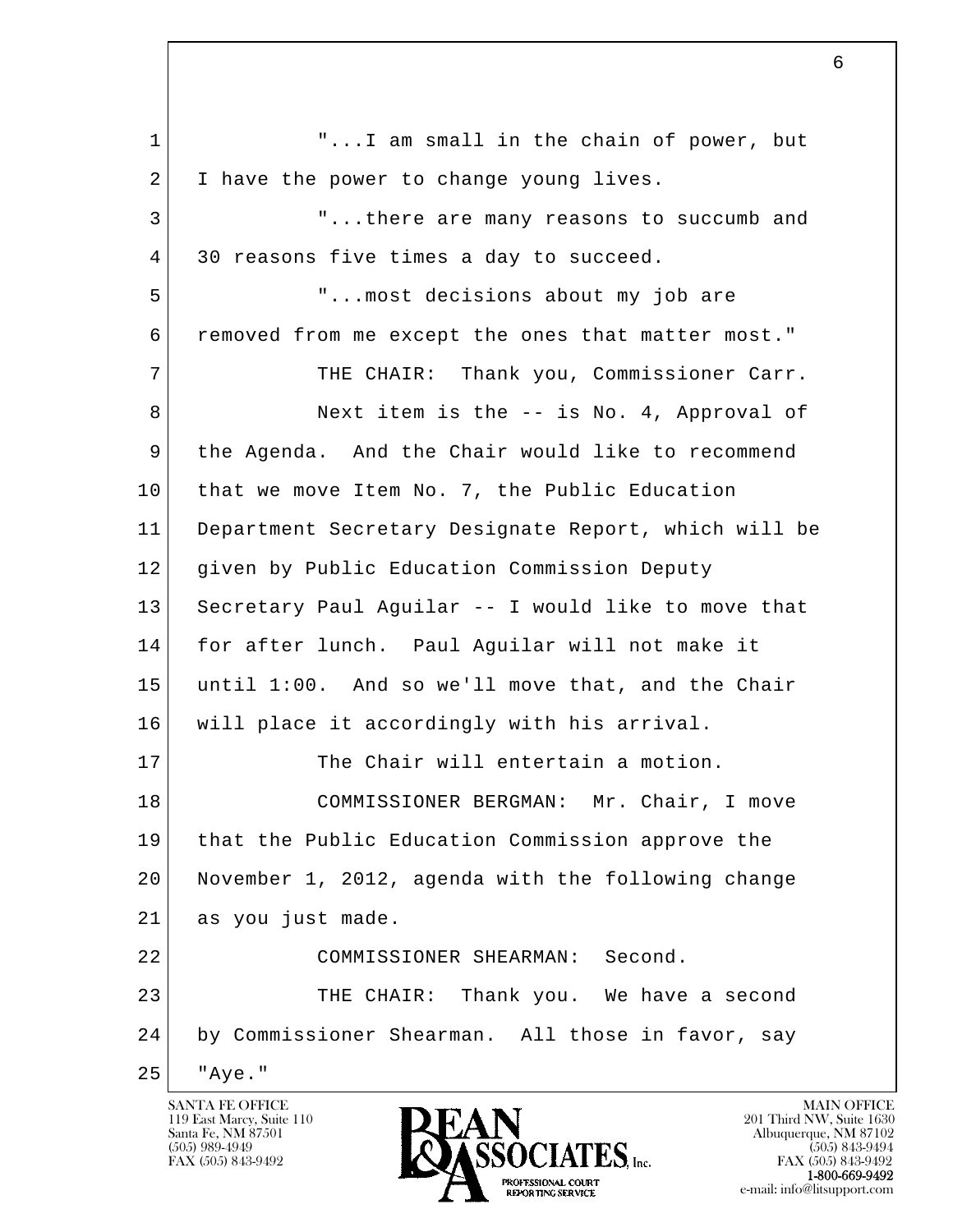"...I am small in the chain of power, but I have the power to change young lives.

"...there are many reasons to succumb and 30 reasons five times a day to succeed.

"...most decisions about my job are removed from me except the ones that matter most."

THE CHAIR: Thank you, Commissioner Carr.

Next item is the -- is No. 4, Approval of the Agenda. And the Chair would like to recommend that we move Item No. 7, the Public Education Department Secretary Designate Report, which will be given by Public Education Commission Deputy Secretary Paul Aguilar -- I would like to move that for after lunch. Paul Aguilar will not make it until 1:00. And so we'll move that, and the Chair will place it accordingly with his arrival.

The Chair will entertain a motion.

COMMISSIONER BERGMAN: Mr. Chair, I move that the Public Education Commission approve the November 1, 2012, agenda with the following change as you just made.

COMMISSIONER SHEARMAN: Second.

THE CHAIR: Thank you. We have a second by Commissioner Shearman. All those in favor, say "Aye."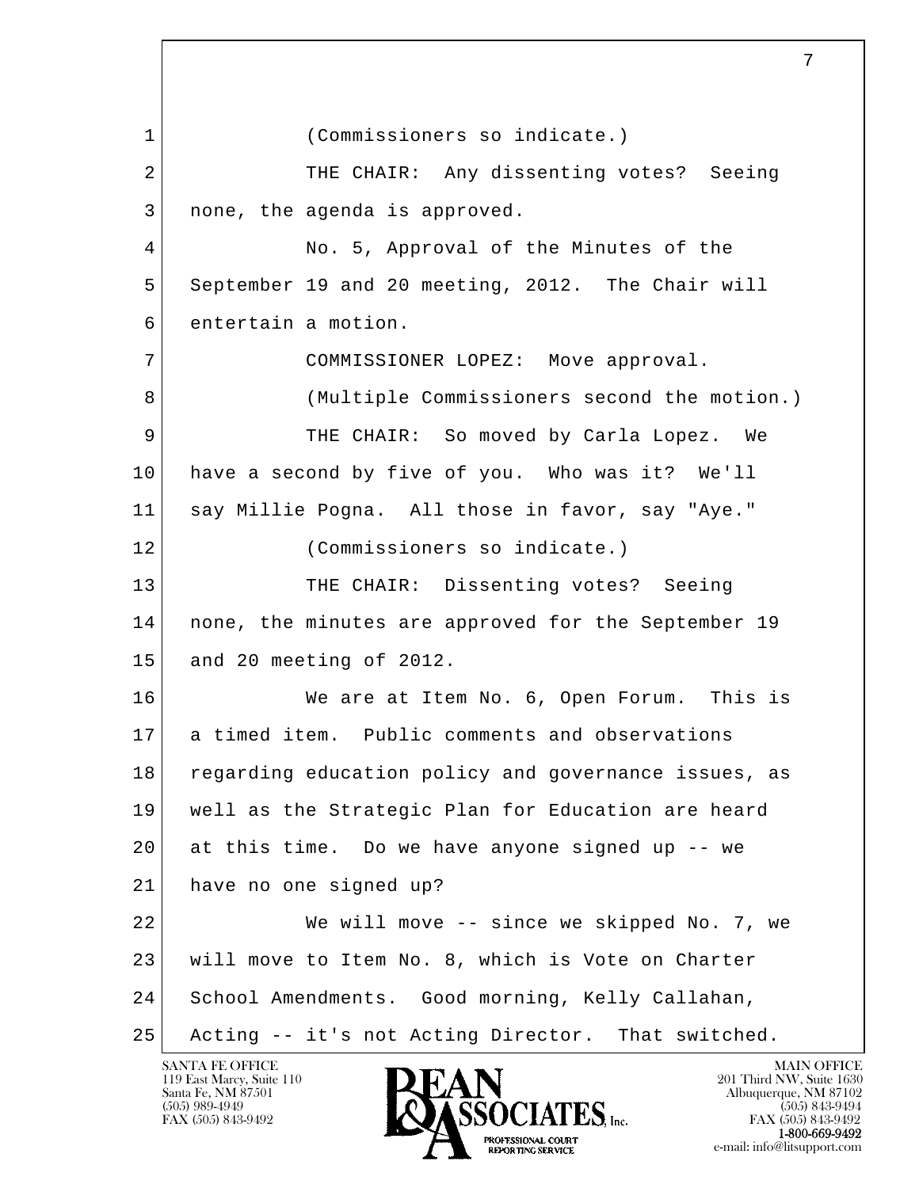1 (Commissioners so indicate.)

2 THE CHAIR: Any dissenting votes? Seeing

3 none, the agenda is approved.

4 No. 5, Approval of the Minutes of the

5 September 19 and 20 meeting, 2012. The Chair will

6 entertain a motion.

7 COMMISSIONER LOPEZ: Move approval.

8 (Multiple Commissioners second the motion.)

9 THE CHAIR: So moved by Carla Lopez. We

10 have a second by five of you. Who was it? We'll

11 say Millie Pogna. All those in favor, say "Aye."

12 (Commissioners so indicate.)

13 THE CHAIR: Dissenting votes? Seeing

14 none, the minutes are approved for the September 19

15 and 20 meeting of 2012.

16 We are at Item No. 6, Open Forum. This is

17 a timed item. Public comments and observations

18 regarding education policy and governance issues, as

19 well as the Strategic Plan for Education are heard

20 at this time. Do we have anyone signed up -- we

21 have no one signed up?

22 We will move -- since we skipped No. 7, we

23 will move to Item No. 8, which is Vote on Charter

24 School Amendments. Good morning, Kelly Callahan,

25 Acting -- it's not Acting Director. That switched.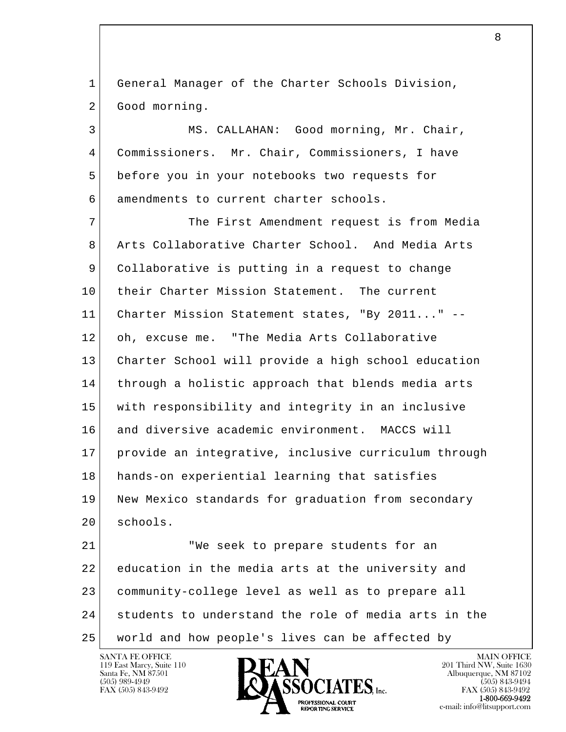General Manager of the Charter Schools Division, Good morning.

MS. CALLAHAN: Good morning, Mr. Chair, Commissioners. Mr. Chair, Commissioners, I have before you in your notebooks two requests for amendments to current charter schools.

The First Amendment request is from Media Arts Collaborative Charter School. And Media Arts Collaborative is putting in a request to change their Charter Mission Statement. The current Charter Mission Statement states, "By 2011..." -- oh, excuse me. "The Media Arts Collaborative Charter School will provide a high school education through a holistic approach that blends media arts with responsibility and integrity in an inclusive and diversive academic environment. MACCS will provide an integrative, inclusive curriculum through hands-on experiential learning that satisfies New Mexico standards for graduation from secondary schools.

"We seek to prepare students for an education in the media arts at the university and community-college level as well as to prepare all students to understand the role of media arts in the world and how people's lives can be affected by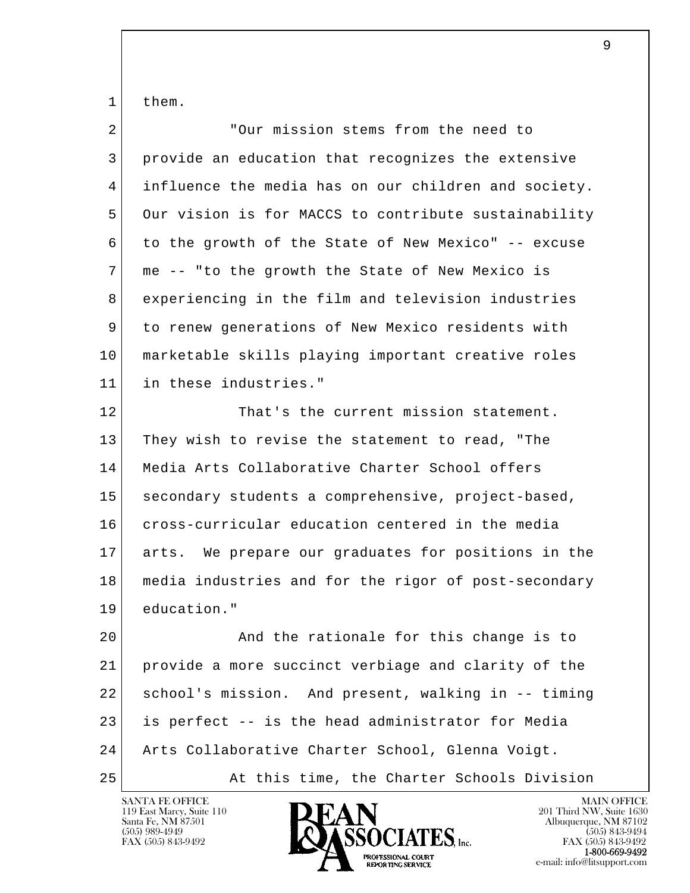them.

"Our mission stems from the need to provide an education that recognizes the extensive influence the media has on our children and society. Our vision is for MACCS to contribute sustainability to the growth of the State of New Mexico" -- excuse me -- "to the growth the State of New Mexico is experiencing in the film and television industries to renew generations of New Mexico residents with marketable skills playing important creative roles in these industries."

That's the current mission statement. They wish to revise the statement to read, "The Media Arts Collaborative Charter School offers secondary students a comprehensive, project-based, cross-curricular education centered in the media arts. We prepare our graduates for positions in the media industries and for the rigor of post-secondary education."

And the rationale for this change is to provide a more succinct verbiage and clarity of the school's mission. And present, walking in -- timing is perfect -- is the head administrator for Media Arts Collaborative Charter School, Glenna Voigt.

At this time, the Charter Schools Division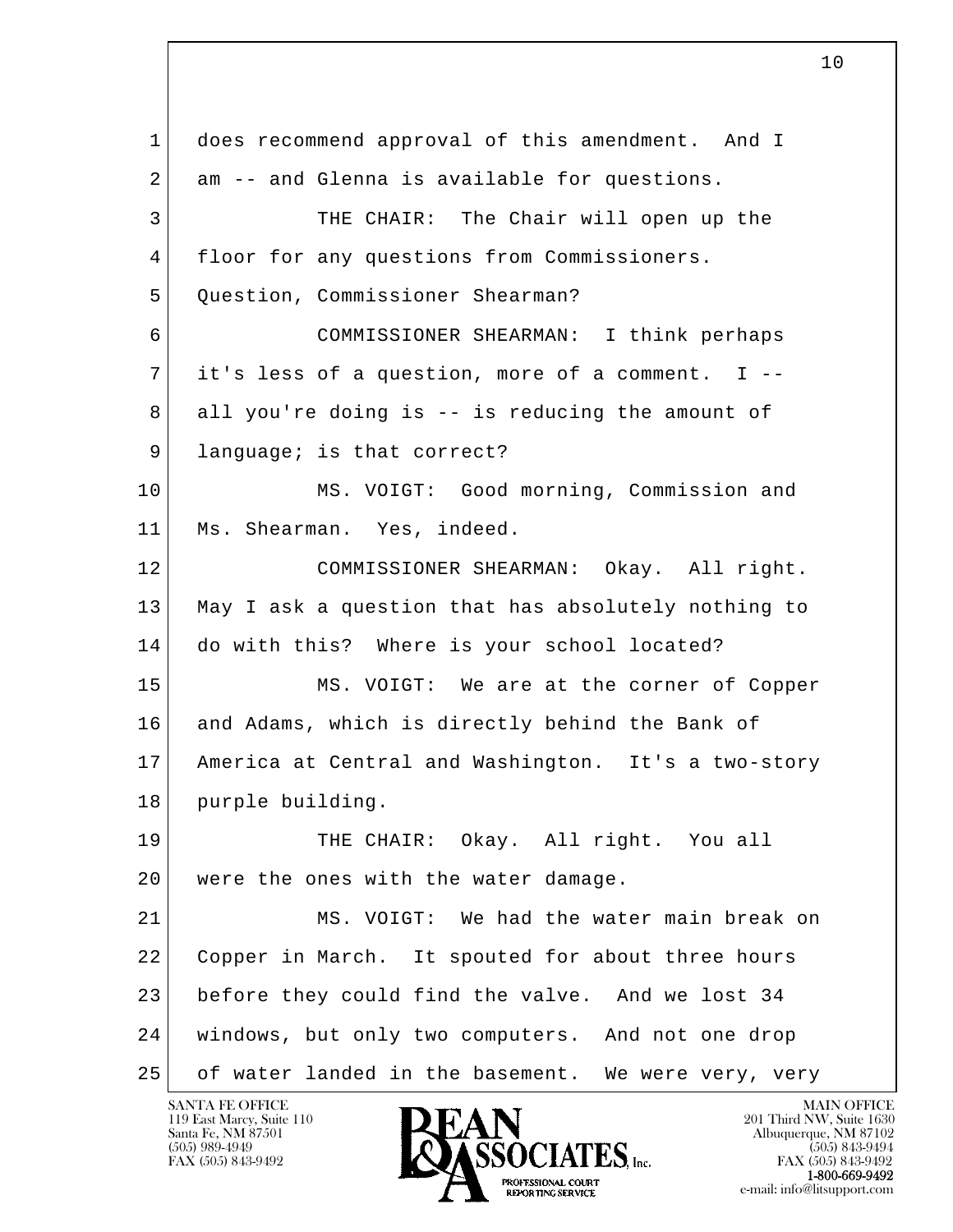1 does recommend approval of this amendment. And I
2 am -- and Glenna is available for questions.
3 THE CHAIR: The Chair will open up the
4 floor for any questions from Commissioners.
5 Question, Commissioner Shearman?
6 COMMISSIONER SHEARMAN: I think perhaps
7 it's less of a question, more of a comment. I --
8 all you're doing is -- is reducing the amount of
9 language; is that correct?
10 MS. VOIGT: Good morning, Commission and
11 Ms. Shearman. Yes, indeed.
12 COMMISSIONER SHEARMAN: Okay. All right.
13 May I ask a question that has absolutely nothing to
14 do with this? Where is your school located?
15 MS. VOIGT: We are at the corner of Copper
16 and Adams, which is directly behind the Bank of
17 America at Central and Washington. It's a two-story
18 purple building.
19 THE CHAIR: Okay. All right. You all
20 were the ones with the water damage.
21 MS. VOIGT: We had the water main break on
22 Copper in March. It spouted for about three hours
23 before they could find the valve. And we lost 34
24 windows, but only two computers. And not one drop
25 of water landed in the basement. We were very, very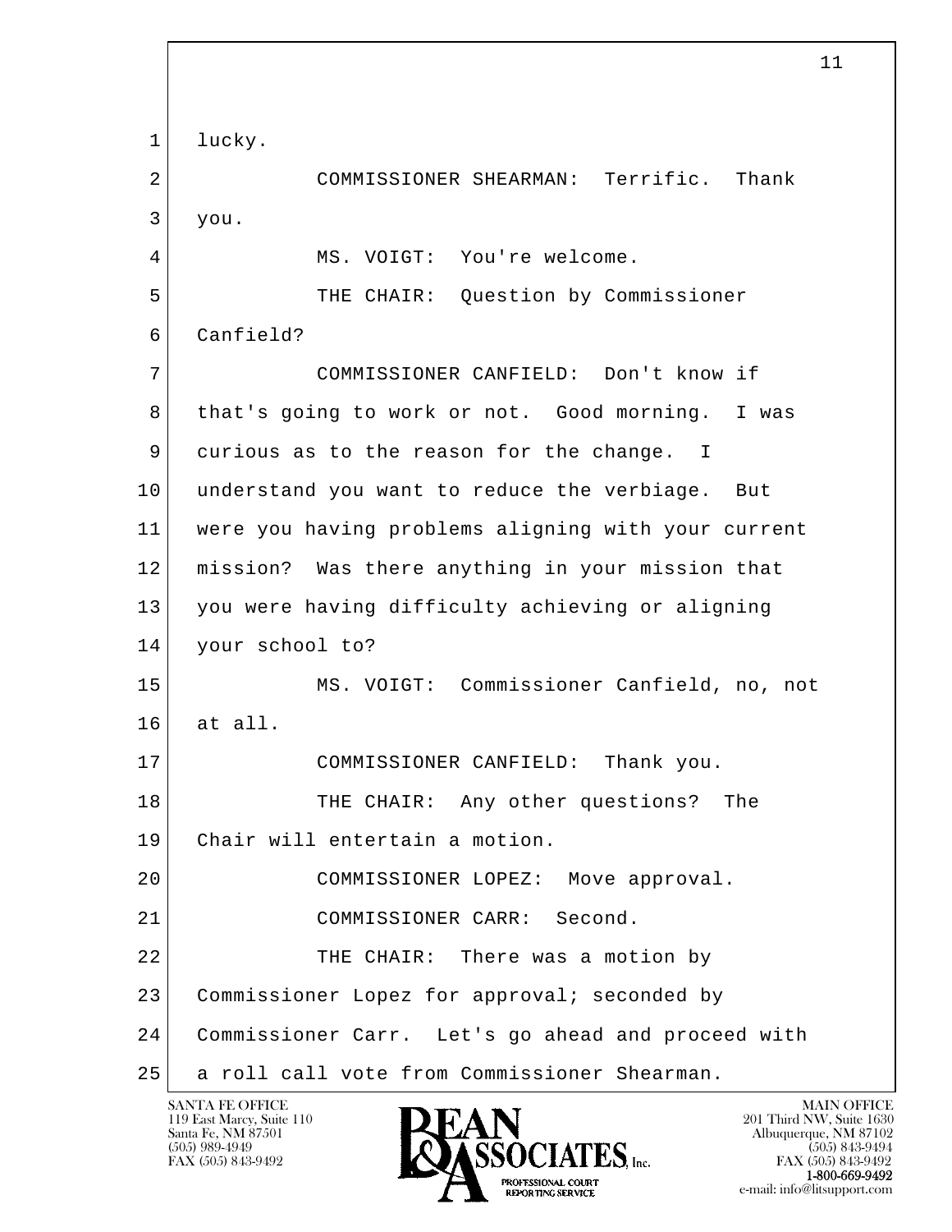lucky.

COMMISSIONER SHEARMAN: Terrific. Thank you.

MS. VOIGT: You're welcome.

THE CHAIR: Question by Commissioner Canfield?

COMMISSIONER CANFIELD: Don't know if that's going to work or not. Good morning. I was curious as to the reason for the change. I understand you want to reduce the verbiage. But were you having problems aligning with your current mission? Was there anything in your mission that you were having difficulty achieving or aligning your school to?

MS. VOIGT: Commissioner Canfield, no, not at all.

COMMISSIONER CANFIELD: Thank you.

THE CHAIR: Any other questions? The Chair will entertain a motion.

COMMISSIONER LOPEZ: Move approval.

COMMISSIONER CARR: Second.

THE CHAIR: There was a motion by Commissioner Lopez for approval; seconded by Commissioner Carr. Let's go ahead and proceed with a roll call vote from Commissioner Shearman.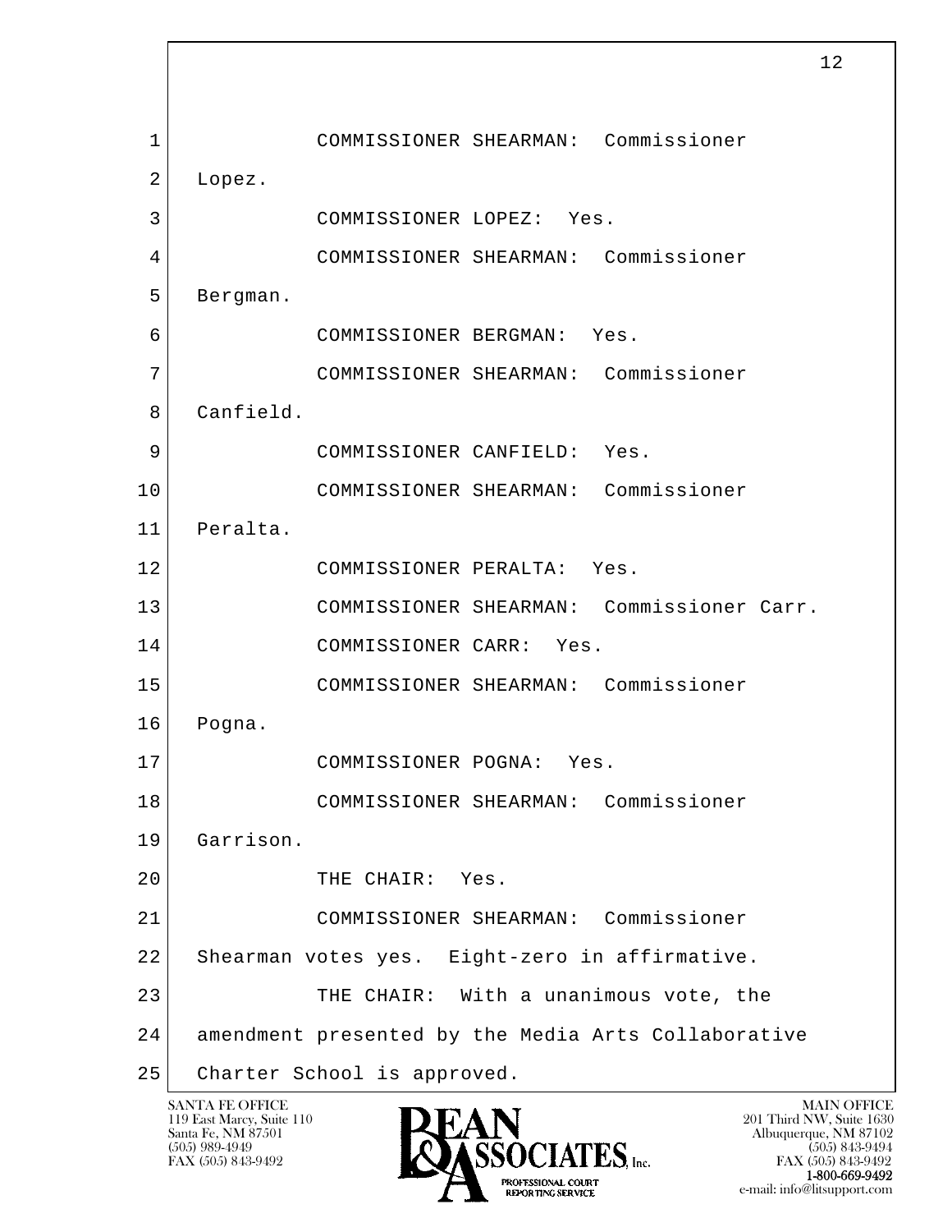1 COMMISSIONER SHEARMAN: Commissioner
2 Lopez.
3 COMMISSIONER LOPEZ: Yes.
4 COMMISSIONER SHEARMAN: Commissioner
5 Bergman.
6 COMMISSIONER BERGMAN: Yes.
7 COMMISSIONER SHEARMAN: Commissioner
8 Canfield.
9 COMMISSIONER CANFIELD: Yes.
10 COMMISSIONER SHEARMAN: Commissioner
11 Peralta.
12 COMMISSIONER PERALTA: Yes.
13 COMMISSIONER SHEARMAN: Commissioner Carr.
14 COMMISSIONER CARR: Yes.
15 COMMISSIONER SHEARMAN: Commissioner
16 Pogna.
17 COMMISSIONER POGNA: Yes.
18 COMMISSIONER SHEARMAN: Commissioner
19 Garrison.
20 THE CHAIR: Yes.
21 COMMISSIONER SHEARMAN: Commissioner
22 Shearman votes yes. Eight-zero in affirmative.
23 THE CHAIR: With a unanimous vote, the
24 amendment presented by the Media Arts Collaborative
25 Charter School is approved.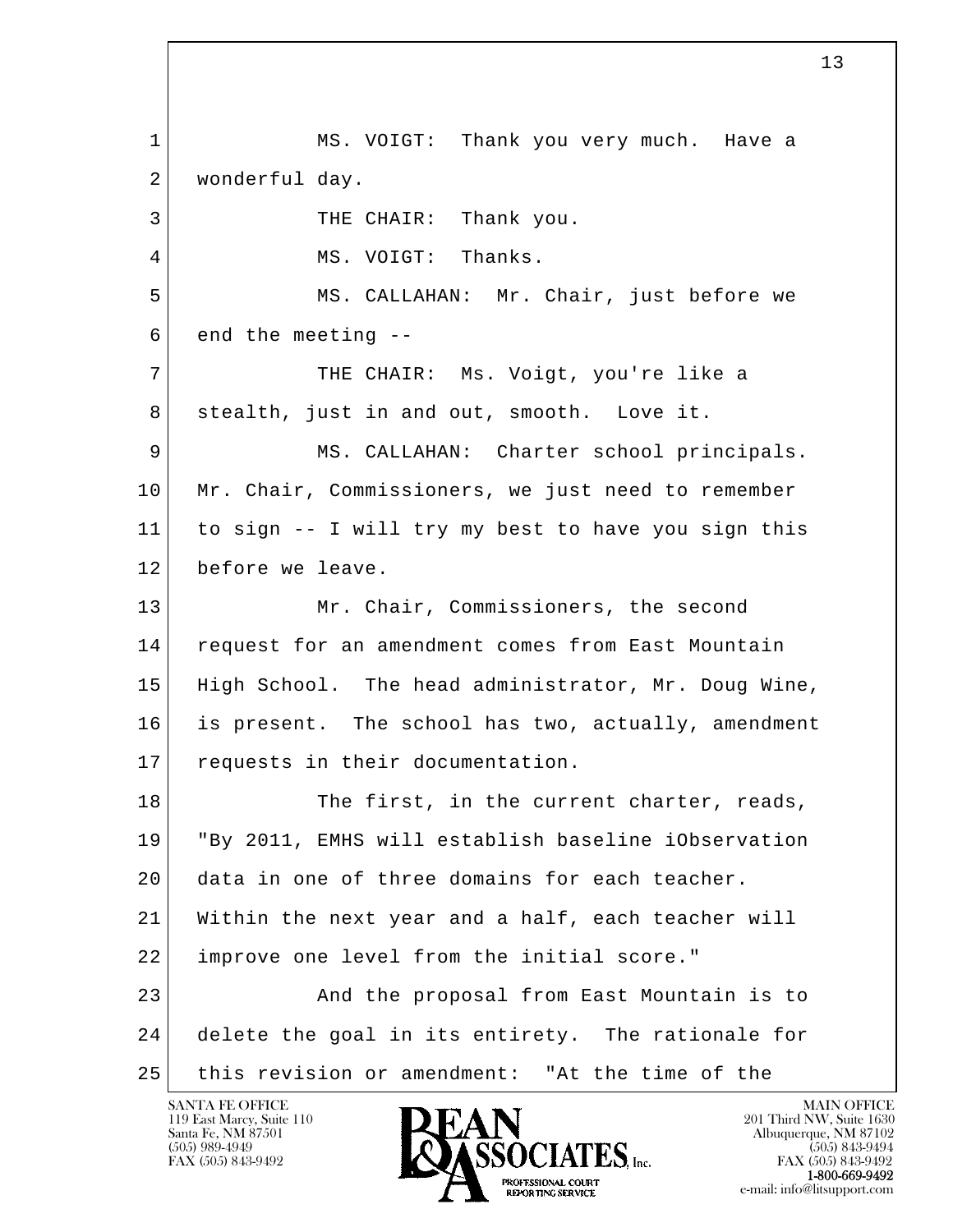MS. VOIGT: Thank you very much. Have a wonderful day.

THE CHAIR: Thank you.

MS. VOIGT: Thanks.

MS. CALLAHAN: Mr. Chair, just before we end the meeting --

THE CHAIR: Ms. Voigt, you're like a stealth, just in and out, smooth. Love it.

MS. CALLAHAN: Charter school principals. Mr. Chair, Commissioners, we just need to remember to sign -- I will try my best to have you sign this before we leave.

Mr. Chair, Commissioners, the second request for an amendment comes from East Mountain High School. The head administrator, Mr. Doug Wine, is present. The school has two, actually, amendment requests in their documentation.

The first, in the current charter, reads, "By 2011, EMHS will establish baseline iObservation data in one of three domains for each teacher. Within the next year and a half, each teacher will improve one level from the initial score."

And the proposal from East Mountain is to delete the goal in its entirety. The rationale for this revision or amendment: "At the time of the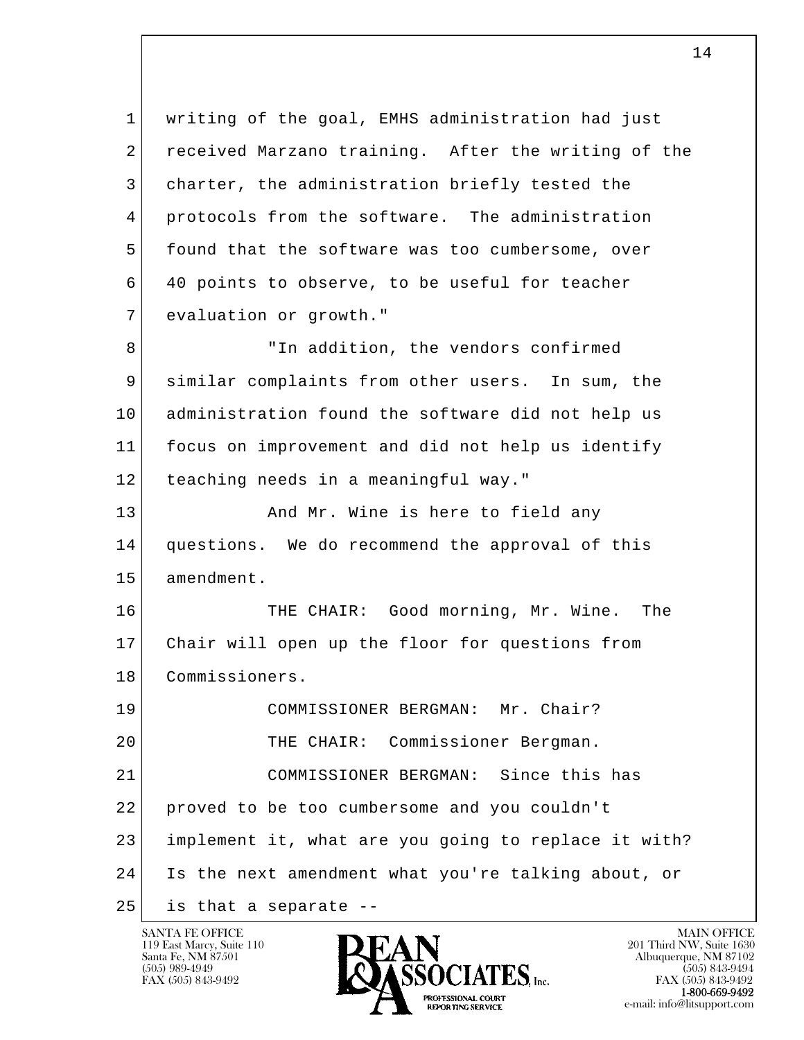writing of the goal, EMHS administration had just received Marzano training. After the writing of the charter, the administration briefly tested the protocols from the software. The administration found that the software was too cumbersome, over 40 points to observe, to be useful for teacher evaluation or growth."

"In addition, the vendors confirmed similar complaints from other users. In sum, the administration found the software did not help us focus on improvement and did not help us identify teaching needs in a meaningful way."

And Mr. Wine is here to field any questions. We do recommend the approval of this amendment.

THE CHAIR: Good morning, Mr. Wine. The Chair will open up the floor for questions from Commissioners.

COMMISSIONER BERGMAN: Mr. Chair?

THE CHAIR: Commissioner Bergman.

COMMISSIONER BERGMAN: Since this has proved to be too cumbersome and you couldn't implement it, what are you going to replace it with? Is the next amendment what you're talking about, or is that a separate --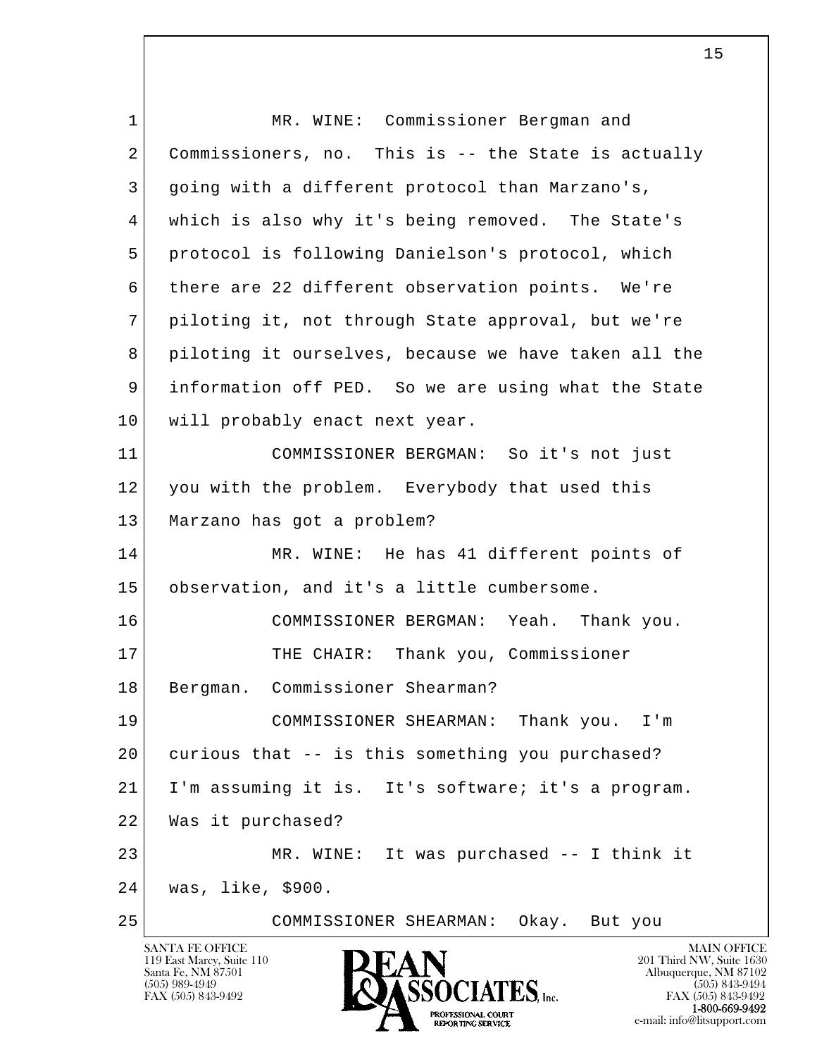MR. WINE: Commissioner Bergman and Commissioners, no. This is -- the State is actually going with a different protocol than Marzano's, which is also why it's being removed. The State's protocol is following Danielson's protocol, which there are 22 different observation points. We're piloting it, not through State approval, but we're piloting it ourselves, because we have taken all the information off PED. So we are using what the State will probably enact next year.

COMMISSIONER BERGMAN: So it's not just you with the problem. Everybody that used this Marzano has got a problem?

MR. WINE: He has 41 different points of observation, and it's a little cumbersome.

COMMISSIONER BERGMAN: Yeah. Thank you.

THE CHAIR: Thank you, Commissioner Bergman. Commissioner Shearman?

COMMISSIONER SHEARMAN: Thank you. I'm curious that -- is this something you purchased? I'm assuming it is. It's software; it's a program. Was it purchased?

MR. WINE: It was purchased -- I think it was, like, $900.

COMMISSIONER SHEARMAN: Okay. But you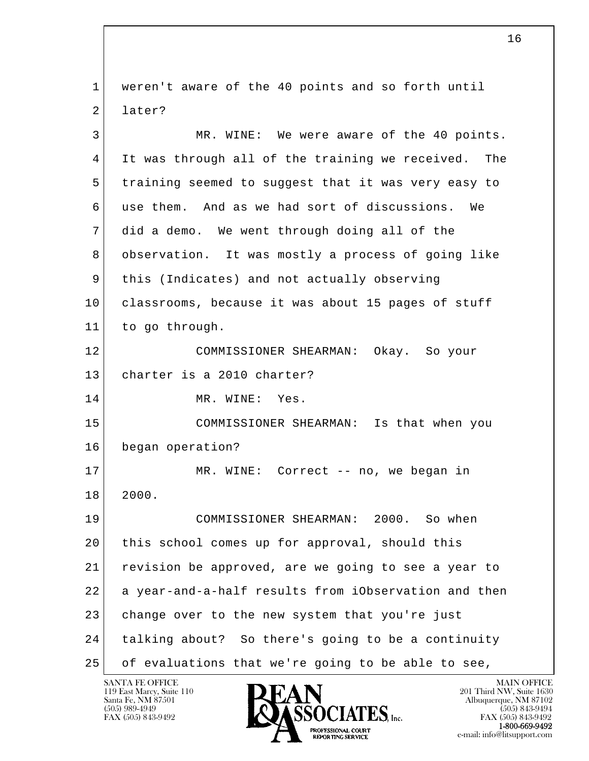weren't aware of the 40 points and so forth until later?

MR. WINE: We were aware of the 40 points. It was through all of the training we received. The training seemed to suggest that it was very easy to use them. And as we had sort of discussions. We did a demo. We went through doing all of the observation. It was mostly a process of going like this (Indicates) and not actually observing classrooms, because it was about 15 pages of stuff to go through.

COMMISSIONER SHEARMAN: Okay. So your charter is a 2010 charter?

MR. WINE: Yes.

COMMISSIONER SHEARMAN: Is that when you began operation?

MR. WINE: Correct -- no, we began in 2000.

COMMISSIONER SHEARMAN: 2000. So when this school comes up for approval, should this revision be approved, are we going to see a year to a year-and-a-half results from iObservation and then change over to the new system that you're just talking about? So there's going to be a continuity of evaluations that we're going to be able to see,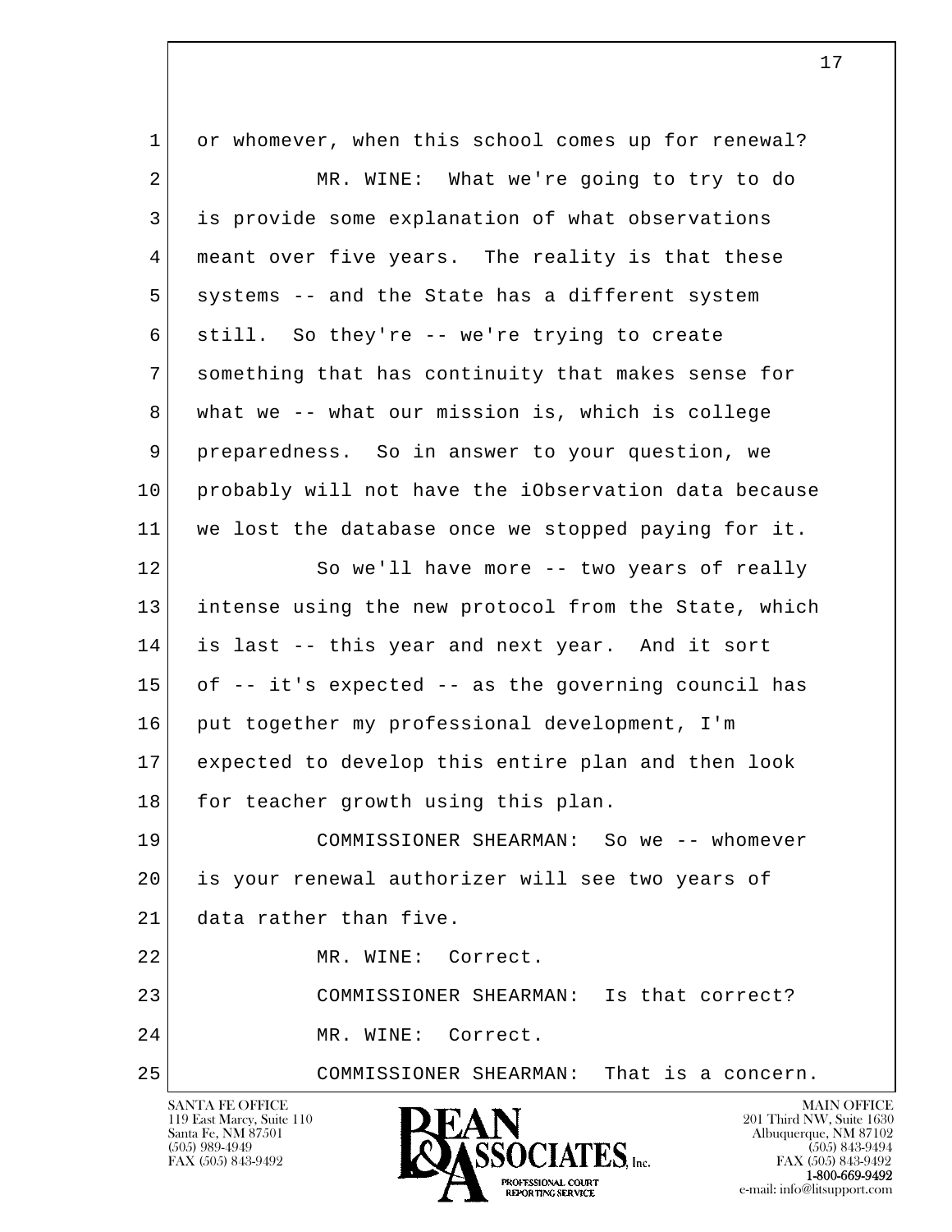1 or whomever, when this school comes up for renewal?

2 MR. WINE: What we're going to try to do

3 is provide some explanation of what observations

4 meant over five years. The reality is that these

5 systems -- and the State has a different system

6 still. So they're -- we're trying to create

7 something that has continuity that makes sense for

8 what we -- what our mission is, which is college

9 preparedness. So in answer to your question, we

10 probably will not have the iObservation data because

11 we lost the database once we stopped paying for it.

12 So we'll have more -- two years of really

13 intense using the new protocol from the State, which

14 is last -- this year and next year. And it sort

15 of -- it's expected -- as the governing council has

16 put together my professional development, I'm

17 expected to develop this entire plan and then look

18 for teacher growth using this plan.

19 COMMISSIONER SHEARMAN: So we -- whomever

20 is your renewal authorizer will see two years of

21 data rather than five.

22 MR. WINE: Correct.

23 COMMISSIONER SHEARMAN: Is that correct?

24 MR. WINE: Correct.

25 COMMISSIONER SHEARMAN: That is a concern.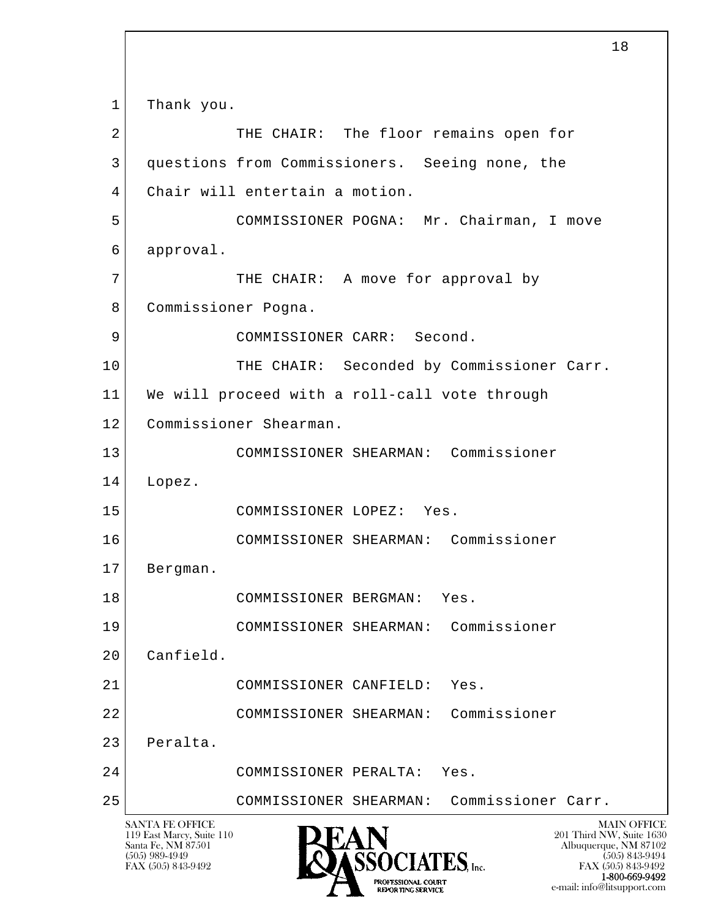1 Thank you.

2 THE CHAIR: The floor remains open for

3 questions from Commissioners. Seeing none, the

4 Chair will entertain a motion.

5 COMMISSIONER POGNA: Mr. Chairman, I move

6 approval.

7 THE CHAIR: A move for approval by

8 Commissioner Pogna.

9 COMMISSIONER CARR: Second.

10 THE CHAIR: Seconded by Commissioner Carr.

11 We will proceed with a roll-call vote through

12 Commissioner Shearman.

13 COMMISSIONER SHEARMAN: Commissioner

14 Lopez.

15 COMMISSIONER LOPEZ: Yes.

16 COMMISSIONER SHEARMAN: Commissioner

17 Bergman.

18 COMMISSIONER BERGMAN: Yes.

19 COMMISSIONER SHEARMAN: Commissioner

20 Canfield.

21 COMMISSIONER CANFIELD: Yes.

22 COMMISSIONER SHEARMAN: Commissioner

23 Peralta.

24 COMMISSIONER PERALTA: Yes.

25 COMMISSIONER SHEARMAN: Commissioner Carr.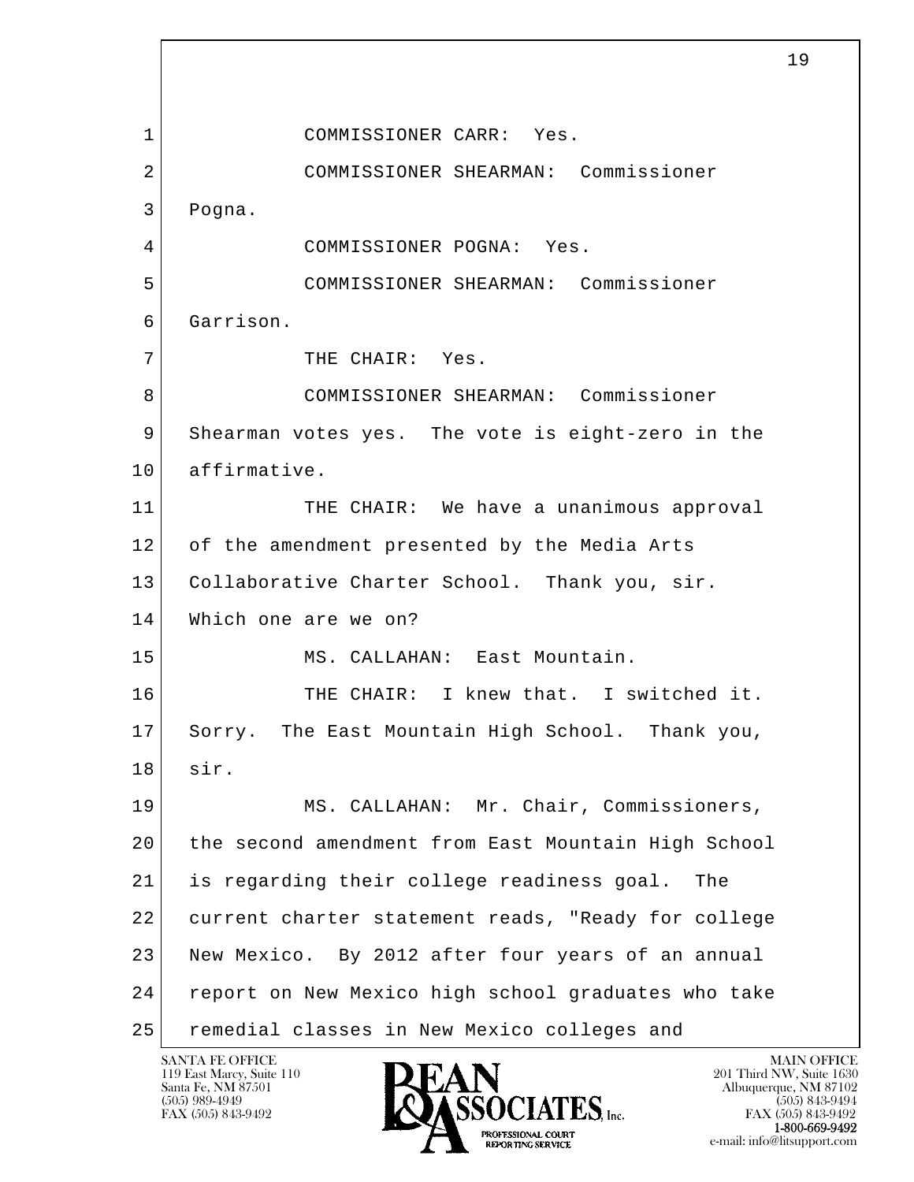COMMISSIONER CARR: Yes.

COMMISSIONER SHEARMAN: Commissioner Pogna.

COMMISSIONER POGNA: Yes.

COMMISSIONER SHEARMAN: Commissioner Garrison.

THE CHAIR: Yes.

COMMISSIONER SHEARMAN: Commissioner Shearman votes yes. The vote is eight-zero in the affirmative.

THE CHAIR: We have a unanimous approval of the amendment presented by the Media Arts Collaborative Charter School. Thank you, sir. Which one are we on?

MS. CALLAHAN: East Mountain.

THE CHAIR: I knew that. I switched it. Sorry. The East Mountain High School. Thank you, sir.

MS. CALLAHAN: Mr. Chair, Commissioners, the second amendment from East Mountain High School is regarding their college readiness goal. The current charter statement reads, "Ready for college New Mexico. By 2012 after four years of an annual report on New Mexico high school graduates who take remedial classes in New Mexico colleges and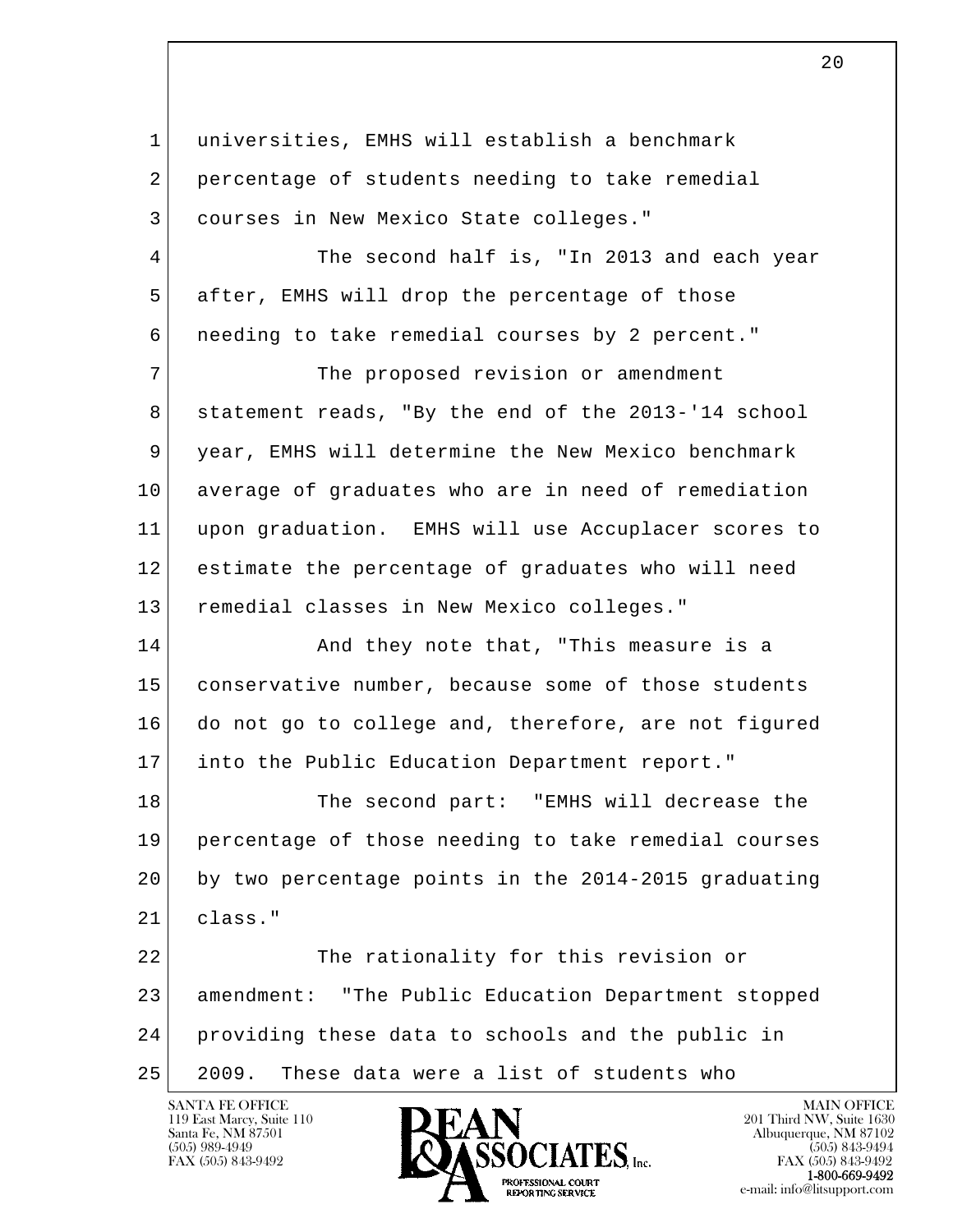universities, EMHS will establish a benchmark percentage of students needing to take remedial courses in New Mexico State colleges."

The second half is, "In 2013 and each year after, EMHS will drop the percentage of those needing to take remedial courses by 2 percent."

The proposed revision or amendment statement reads, "By the end of the 2013-'14 school year, EMHS will determine the New Mexico benchmark average of graduates who are in need of remediation upon graduation. EMHS will use Accuplacer scores to estimate the percentage of graduates who will need remedial classes in New Mexico colleges."

And they note that, "This measure is a conservative number, because some of those students do not go to college and, therefore, are not figured into the Public Education Department report."

The second part: "EMHS will decrease the percentage of those needing to take remedial courses by two percentage points in the 2014-2015 graduating class."

The rationality for this revision or amendment: "The Public Education Department stopped providing these data to schools and the public in 2009. These data were a list of students who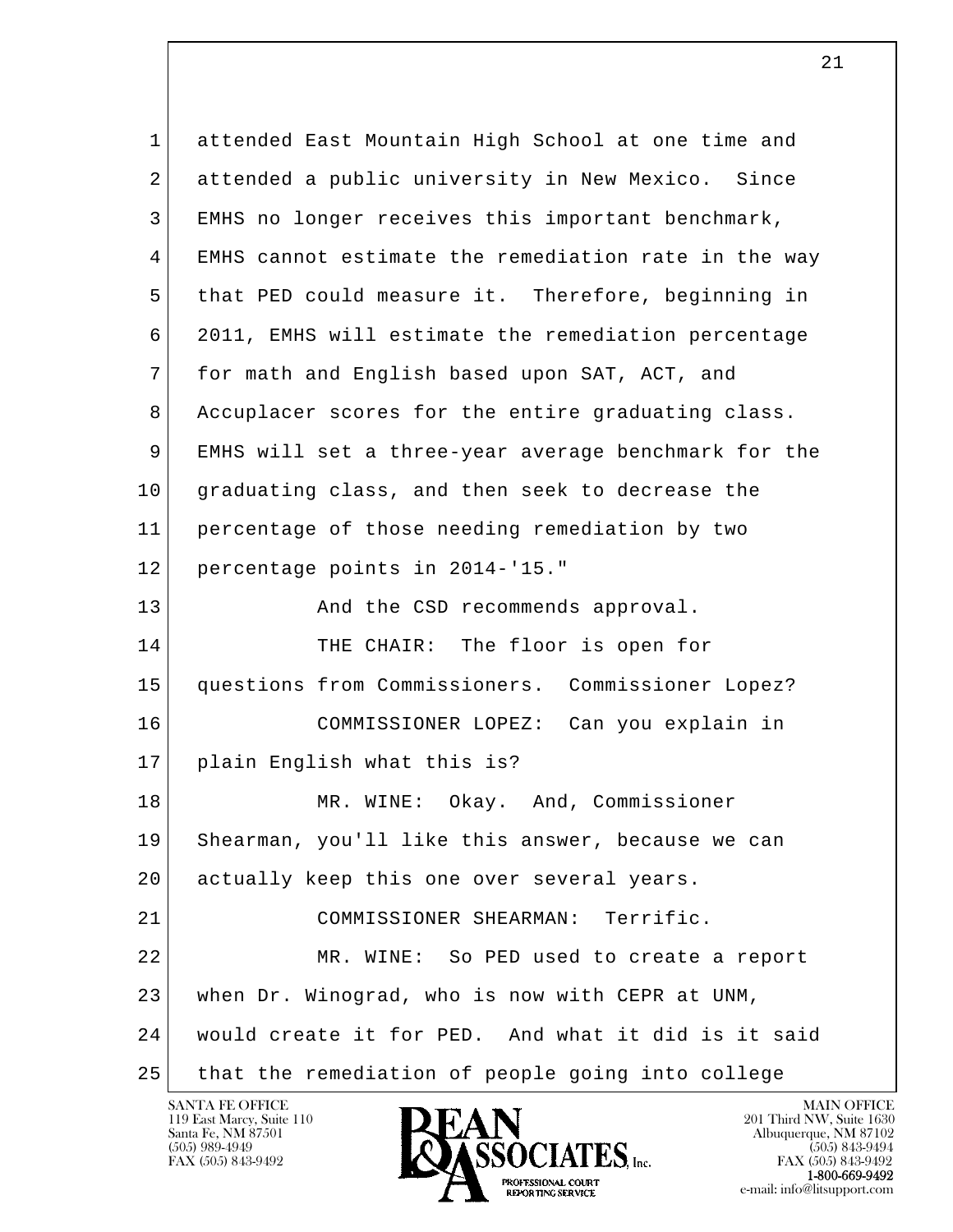1 attended East Mountain High School at one time and
2 attended a public university in New Mexico. Since
3 EMHS no longer receives this important benchmark,
4 EMHS cannot estimate the remediation rate in the way
5 that PED could measure it. Therefore, beginning in
6 2011, EMHS will estimate the remediation percentage
7 for math and English based upon SAT, ACT, and
8 Accuplacer scores for the entire graduating class.
9 EMHS will set a three-year average benchmark for the
10 graduating class, and then seek to decrease the
11 percentage of those needing remediation by two
12 percentage points in 2014-'15."

13 And the CSD recommends approval.

14 THE CHAIR: The floor is open for
15 questions from Commissioners. Commissioner Lopez?

16 COMMISSIONER LOPEZ: Can you explain in
17 plain English what this is?

18 MR. WINE: Okay. And, Commissioner
19 Shearman, you'll like this answer, because we can
20 actually keep this one over several years.

21 COMMISSIONER SHEARMAN: Terrific.

22 MR. WINE: So PED used to create a report
23 when Dr. Winograd, who is now with CEPR at UNM,
24 would create it for PED. And what it did is it said
25 that the remediation of people going into college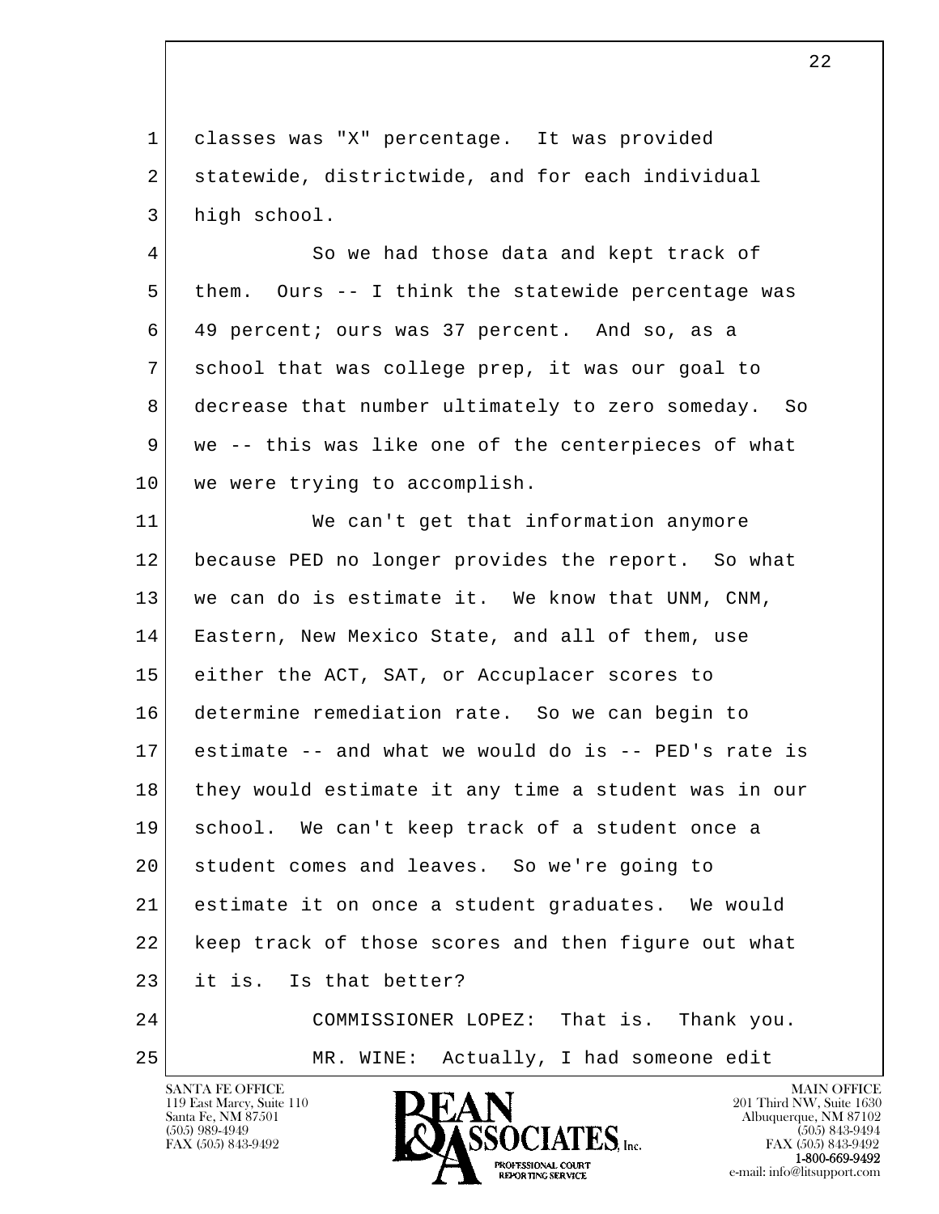classes was "X" percentage. It was provided statewide, districtwide, and for each individual high school.

So we had those data and kept track of them. Ours -- I think the statewide percentage was 49 percent; ours was 37 percent. And so, as a school that was college prep, it was our goal to decrease that number ultimately to zero someday. So we -- this was like one of the centerpieces of what we were trying to accomplish.

We can't get that information anymore because PED no longer provides the report. So what we can do is estimate it. We know that UNM, CNM, Eastern, New Mexico State, and all of them, use either the ACT, SAT, or Accuplacer scores to determine remediation rate. So we can begin to estimate -- and what we would do is -- PED's rate is they would estimate it any time a student was in our school. We can't keep track of a student once a student comes and leaves. So we're going to estimate it on once a student graduates. We would keep track of those scores and then figure out what it is. Is that better?

COMMISSIONER LOPEZ: That is. Thank you.

MR. WINE: Actually, I had someone edit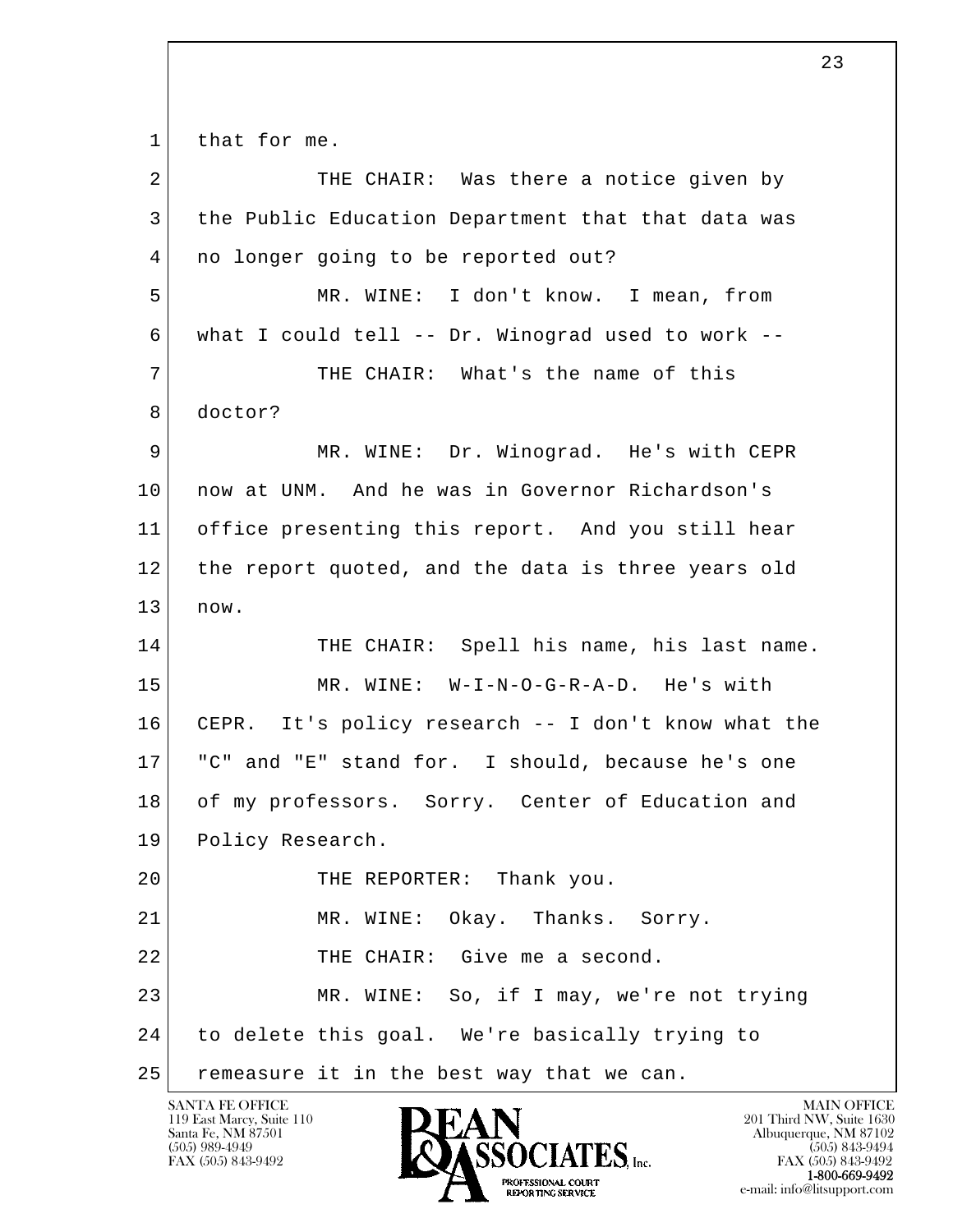that for me.

THE CHAIR: Was there a notice given by the Public Education Department that that data was no longer going to be reported out?

MR. WINE: I don't know. I mean, from what I could tell -- Dr. Winograd used to work --

THE CHAIR: What's the name of this doctor?

MR. WINE: Dr. Winograd. He's with CEPR now at UNM. And he was in Governor Richardson's office presenting this report. And you still hear the report quoted, and the data is three years old now.

THE CHAIR: Spell his name, his last name.

MR. WINE: W-I-N-O-G-R-A-D. He's with CEPR. It's policy research -- I don't know what the "C" and "E" stand for. I should, because he's one of my professors. Sorry. Center of Education and Policy Research.

THE REPORTER: Thank you.

MR. WINE: Okay. Thanks. Sorry.

THE CHAIR: Give me a second.

MR. WINE: So, if I may, we're not trying to delete this goal. We're basically trying to remeasure it in the best way that we can.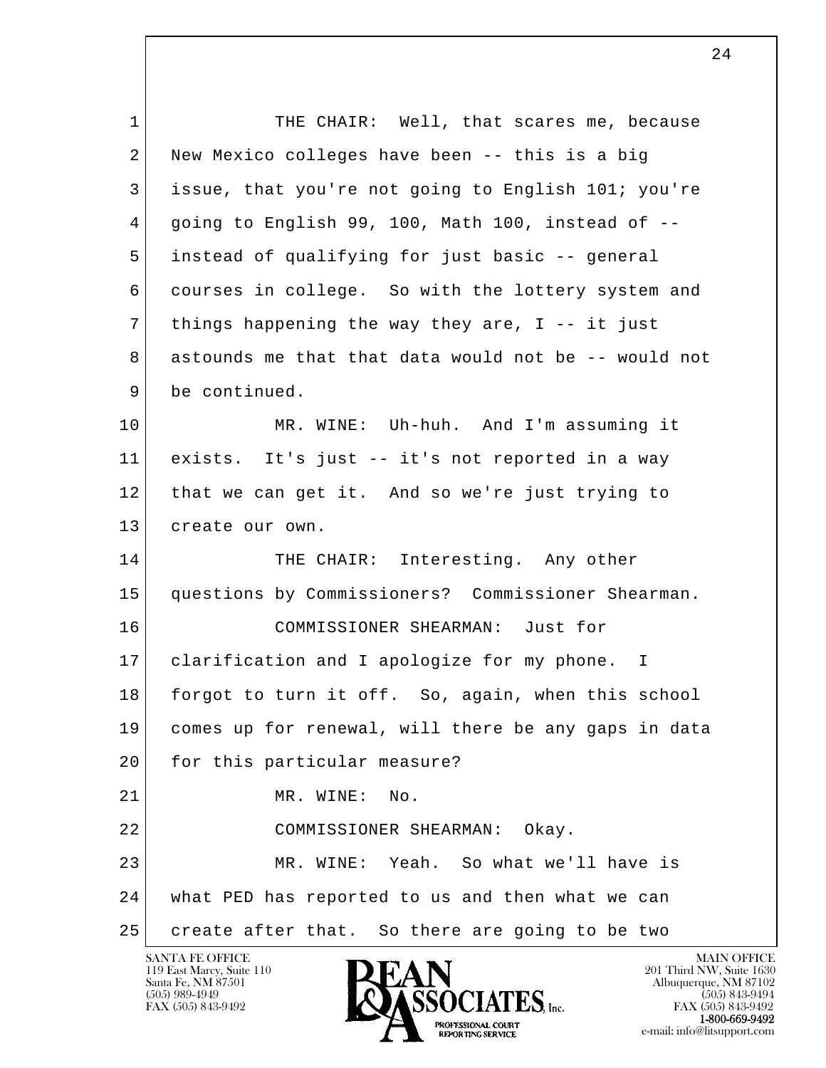1 THE CHAIR: Well, that scares me, because
2 New Mexico colleges have been -- this is a big
3 issue, that you're not going to English 101; you're
4 going to English 99, 100, Math 100, instead of --
5 instead of qualifying for just basic -- general
6 courses in college. So with the lottery system and
7 things happening the way they are, I -- it just
8 astounds me that that data would not be -- would not
9 be continued.

10 MR. WINE: Uh-huh. And I'm assuming it
11 exists. It's just -- it's not reported in a way
12 that we can get it. And so we're just trying to
13 create our own.

14 THE CHAIR: Interesting. Any other
15 questions by Commissioners? Commissioner Shearman.

16 COMMISSIONER SHEARMAN: Just for
17 clarification and I apologize for my phone. I
18 forgot to turn it off. So, again, when this school
19 comes up for renewal, will there be any gaps in data
20 for this particular measure?

21 MR. WINE: No.

22 COMMISSIONER SHEARMAN: Okay.

23 MR. WINE: Yeah. So what we'll have is
24 what PED has reported to us and then what we can
25 create after that. So there are going to be two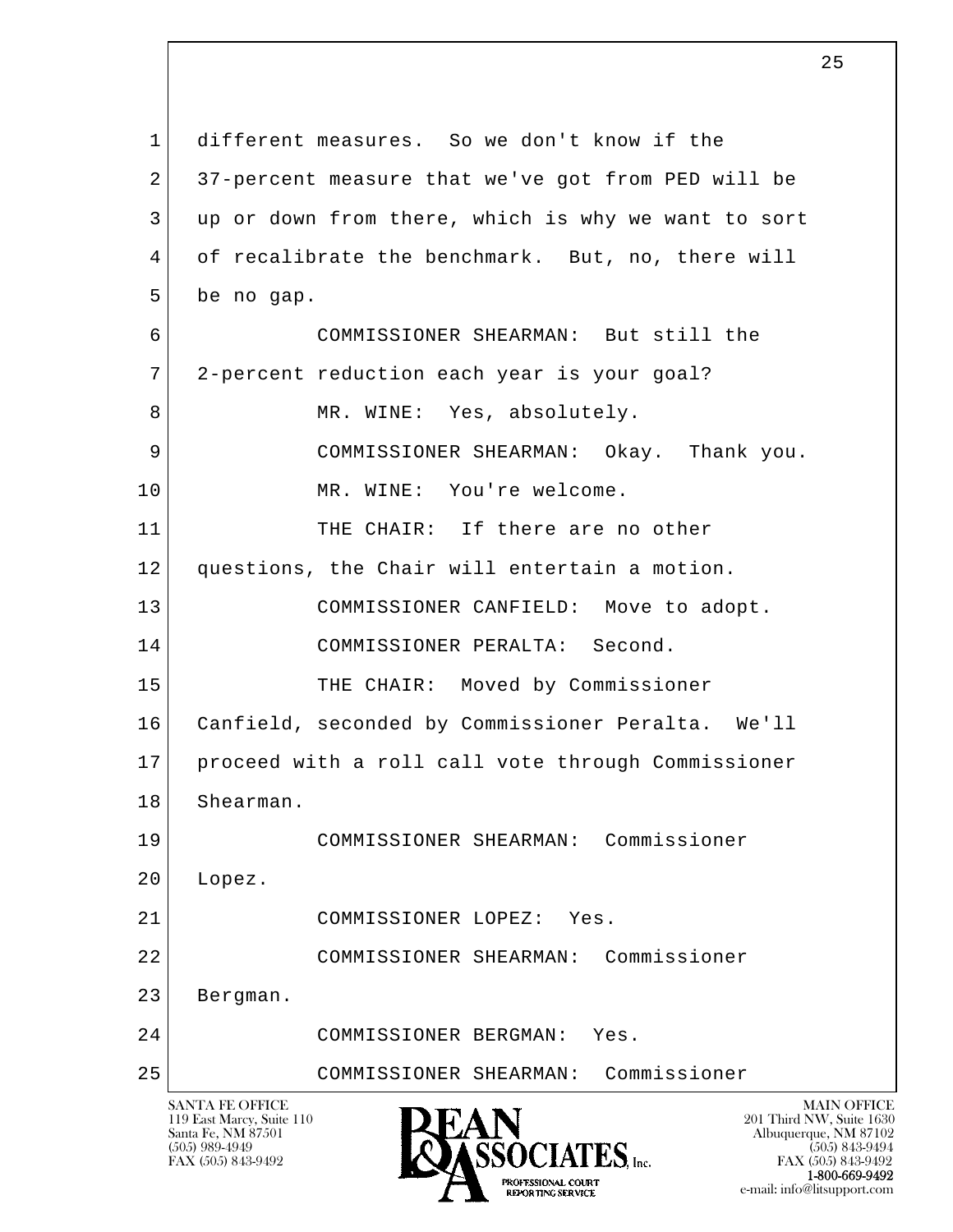different measures. So we don't know if the 37-percent measure that we've got from PED will be up or down from there, which is why we want to sort of recalibrate the benchmark. But, no, there will be no gap.

COMMISSIONER SHEARMAN: But still the 2-percent reduction each year is your goal?

MR. WINE: Yes, absolutely.

COMMISSIONER SHEARMAN: Okay. Thank you.

MR. WINE: You're welcome.

THE CHAIR: If there are no other questions, the Chair will entertain a motion.

COMMISSIONER CANFIELD: Move to adopt.

COMMISSIONER PERALTA: Second.

THE CHAIR: Moved by Commissioner Canfield, seconded by Commissioner Peralta. We'll proceed with a roll call vote through Commissioner Shearman.

COMMISSIONER SHEARMAN: Commissioner Lopez.

COMMISSIONER LOPEZ: Yes.

COMMISSIONER SHEARMAN: Commissioner Bergman.

COMMISSIONER BERGMAN: Yes.

COMMISSIONER SHEARMAN: Commissioner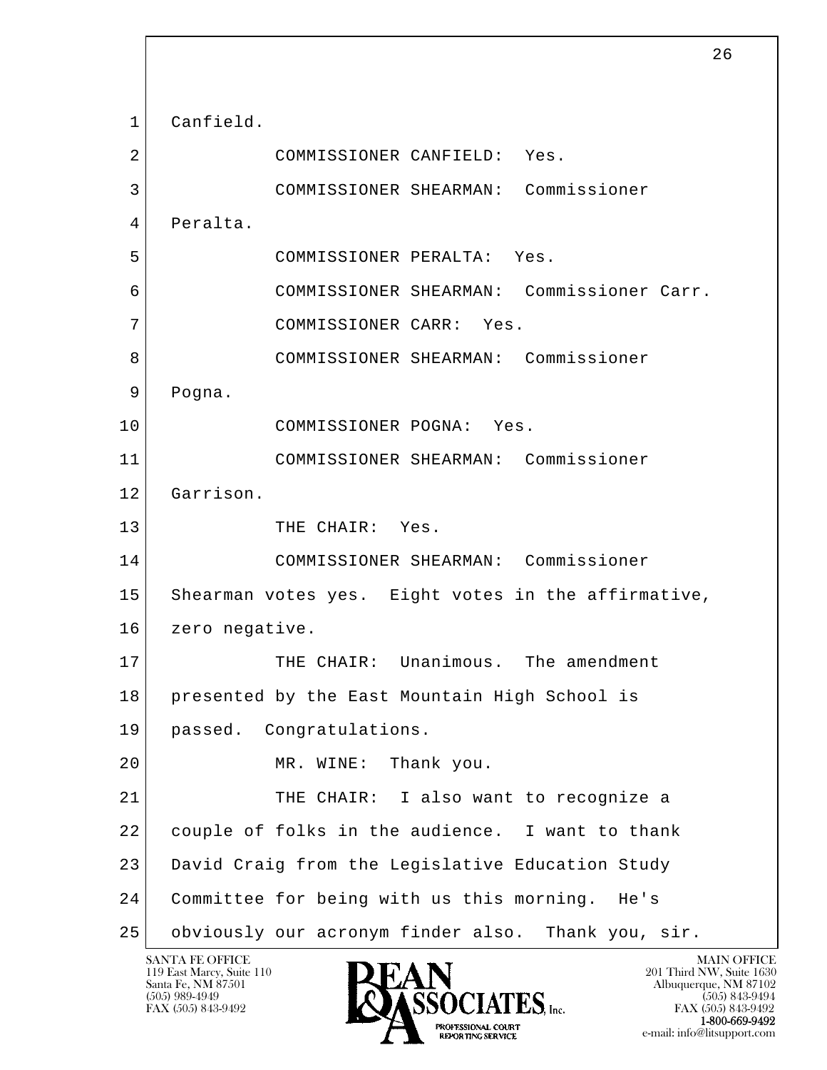1 Canfield.

2 COMMISSIONER CANFIELD: Yes.

3 COMMISSIONER SHEARMAN: Commissioner

4 Peralta.

5 COMMISSIONER PERALTA: Yes.

6 COMMISSIONER SHEARMAN: Commissioner Carr.

7 COMMISSIONER CARR: Yes.

8 COMMISSIONER SHEARMAN: Commissioner

9 Pogna.

10 COMMISSIONER POGNA: Yes.

11 COMMISSIONER SHEARMAN: Commissioner

12 Garrison.

13 THE CHAIR: Yes.

14 COMMISSIONER SHEARMAN: Commissioner

15 Shearman votes yes. Eight votes in the affirmative,

16 zero negative.

17 THE CHAIR: Unanimous. The amendment

18 presented by the East Mountain High School is

19 passed. Congratulations.

20 MR. WINE: Thank you.

21 THE CHAIR: I also want to recognize a

22 couple of folks in the audience. I want to thank

23 David Craig from the Legislative Education Study

24 Committee for being with us this morning. He's

25 obviously our acronym finder also. Thank you, sir.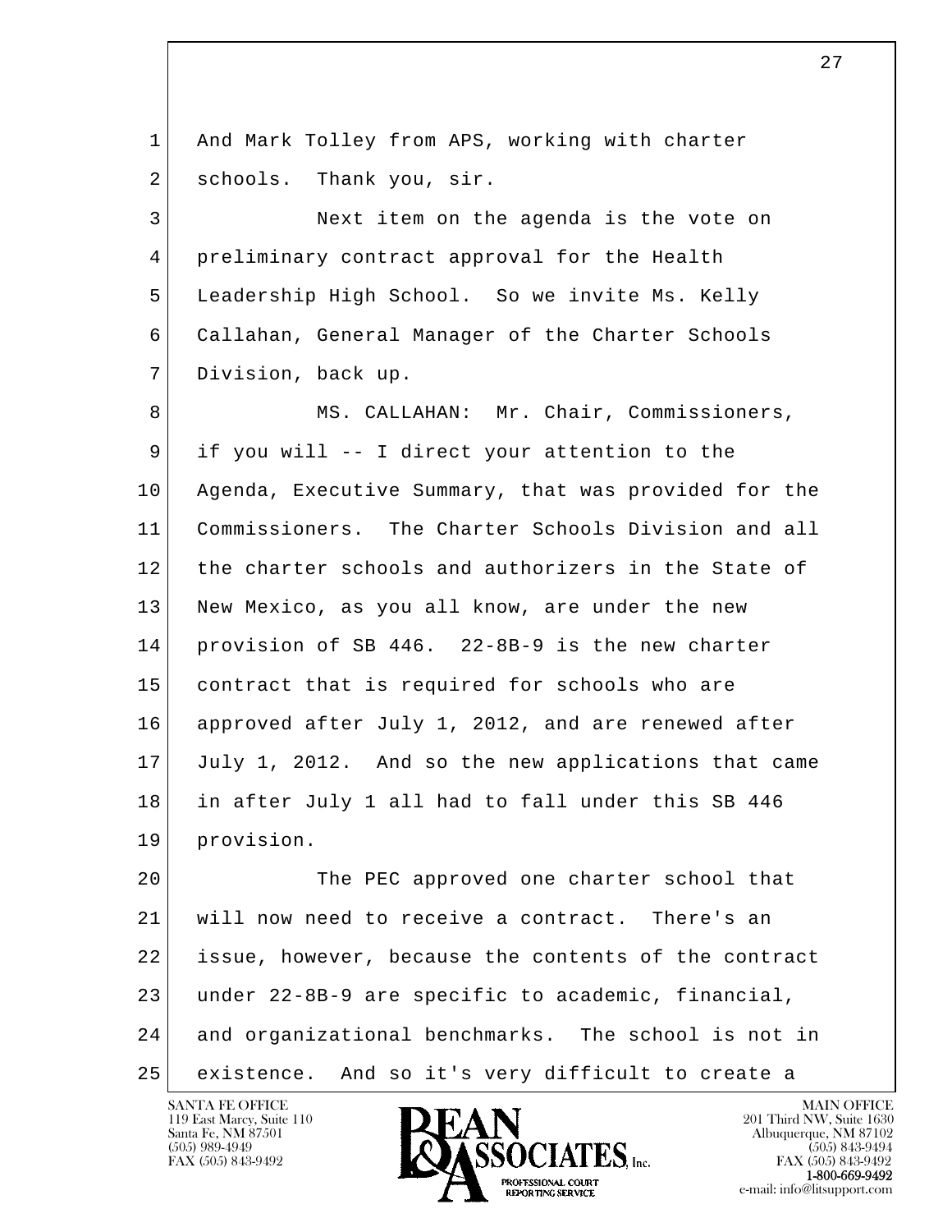And Mark Tolley from APS, working with charter schools. Thank you, sir.

Next item on the agenda is the vote on preliminary contract approval for the Health Leadership High School. So we invite Ms. Kelly Callahan, General Manager of the Charter Schools Division, back up.

MS. CALLAHAN: Mr. Chair, Commissioners, if you will -- I direct your attention to the Agenda, Executive Summary, that was provided for the Commissioners. The Charter Schools Division and all the charter schools and authorizers in the State of New Mexico, as you all know, are under the new provision of SB 446. 22-8B-9 is the new charter contract that is required for schools who are approved after July 1, 2012, and are renewed after July 1, 2012. And so the new applications that came in after July 1 all had to fall under this SB 446 provision.

The PEC approved one charter school that will now need to receive a contract. There's an issue, however, because the contents of the contract under 22-8B-9 are specific to academic, financial, and organizational benchmarks. The school is not in existence. And so it's very difficult to create a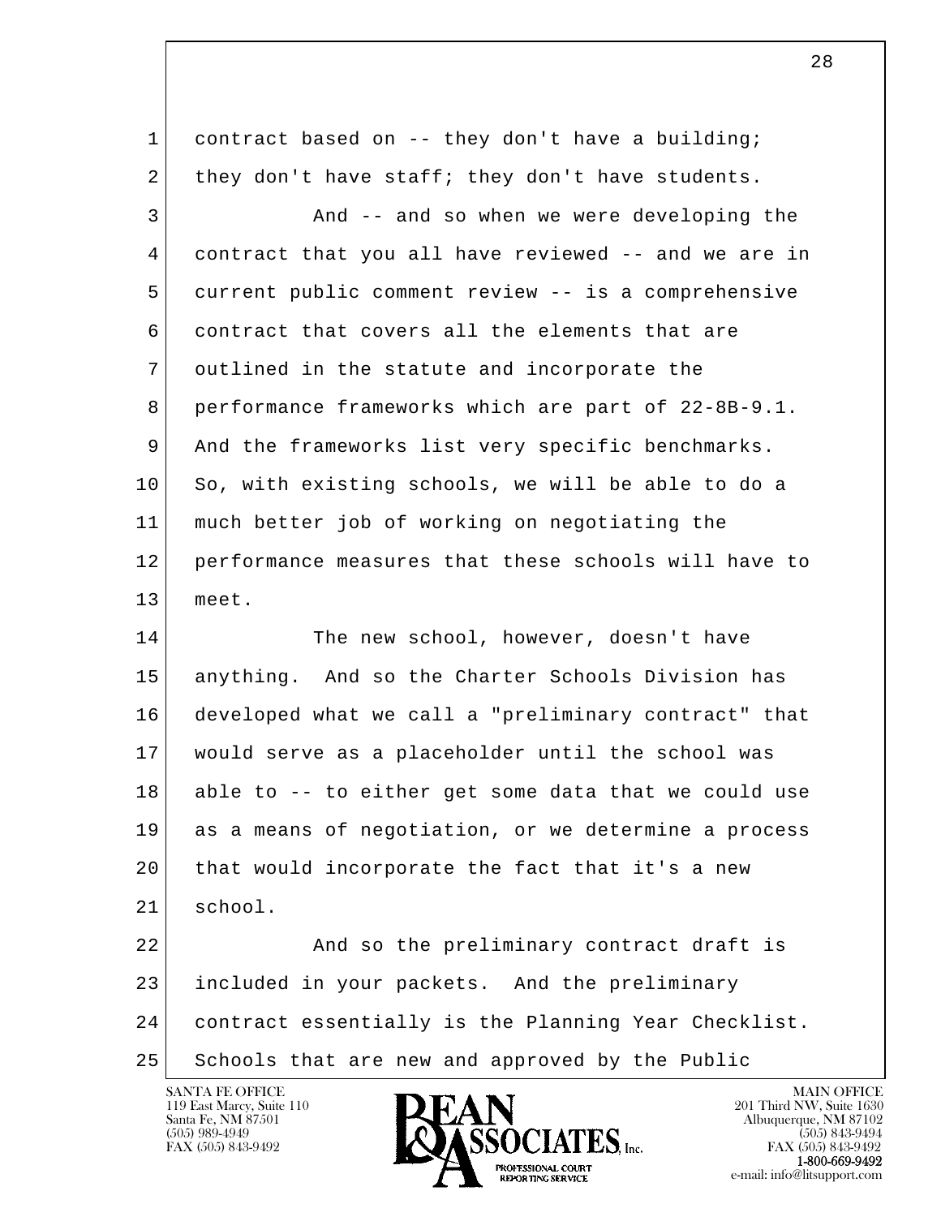contract based on -- they don't have a building; they don't have staff; they don't have students.

And -- and so when we were developing the contract that you all have reviewed -- and we are in current public comment review -- is a comprehensive contract that covers all the elements that are outlined in the statute and incorporate the performance frameworks which are part of 22-8B-9.1. And the frameworks list very specific benchmarks. So, with existing schools, we will be able to do a much better job of working on negotiating the performance measures that these schools will have to meet.

The new school, however, doesn't have anything. And so the Charter Schools Division has developed what we call a "preliminary contract" that would serve as a placeholder until the school was able to -- to either get some data that we could use as a means of negotiation, or we determine a process that would incorporate the fact that it's a new school.

And so the preliminary contract draft is included in your packets. And the preliminary contract essentially is the Planning Year Checklist. Schools that are new and approved by the Public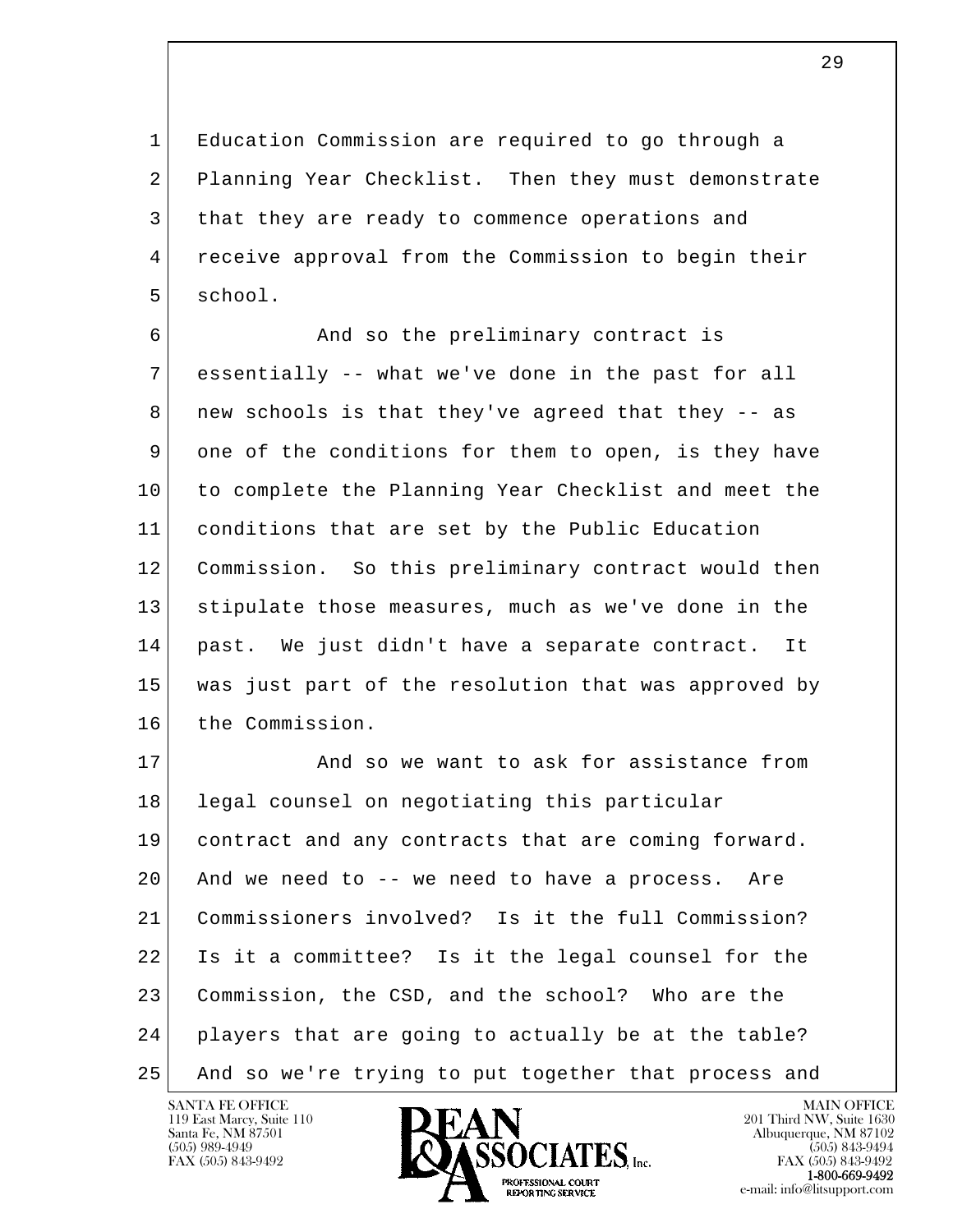Education Commission are required to go through a Planning Year Checklist. Then they must demonstrate that they are ready to commence operations and receive approval from the Commission to begin their school.

And so the preliminary contract is essentially -- what we've done in the past for all new schools is that they've agreed that they -- as one of the conditions for them to open, is they have to complete the Planning Year Checklist and meet the conditions that are set by the Public Education Commission. So this preliminary contract would then stipulate those measures, much as we've done in the past. We just didn't have a separate contract. It was just part of the resolution that was approved by the Commission.

And so we want to ask for assistance from legal counsel on negotiating this particular contract and any contracts that are coming forward. And we need to -- we need to have a process. Are Commissioners involved? Is it the full Commission? Is it a committee? Is it the legal counsel for the Commission, the CSD, and the school? Who are the players that are going to actually be at the table? And so we're trying to put together that process and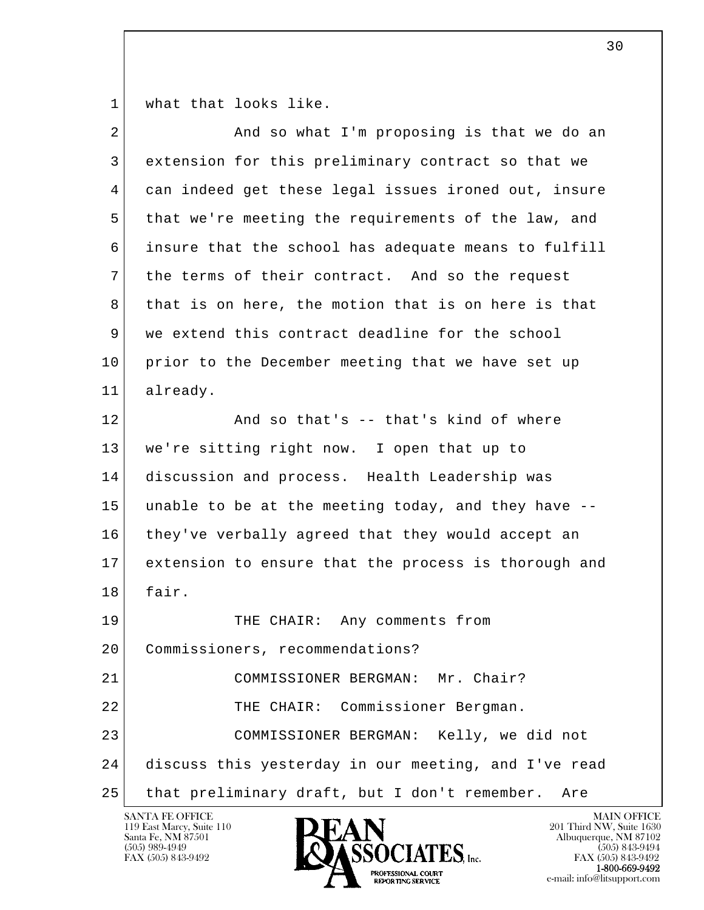what that looks like.

And so what I'm proposing is that we do an extension for this preliminary contract so that we can indeed get these legal issues ironed out, insure that we're meeting the requirements of the law, and insure that the school has adequate means to fulfill the terms of their contract. And so the request that is on here, the motion that is on here is that we extend this contract deadline for the school prior to the December meeting that we have set up already.

And so that's -- that's kind of where we're sitting right now. I open that up to discussion and process. Health Leadership was unable to be at the meeting today, and they have -- they've verbally agreed that they would accept an extension to ensure that the process is thorough and fair.

THE CHAIR: Any comments from Commissioners, recommendations?

COMMISSIONER BERGMAN: Mr. Chair?

THE CHAIR: Commissioner Bergman.

COMMISSIONER BERGMAN: Kelly, we did not discuss this yesterday in our meeting, and I've read that preliminary draft, but I don't remember. Are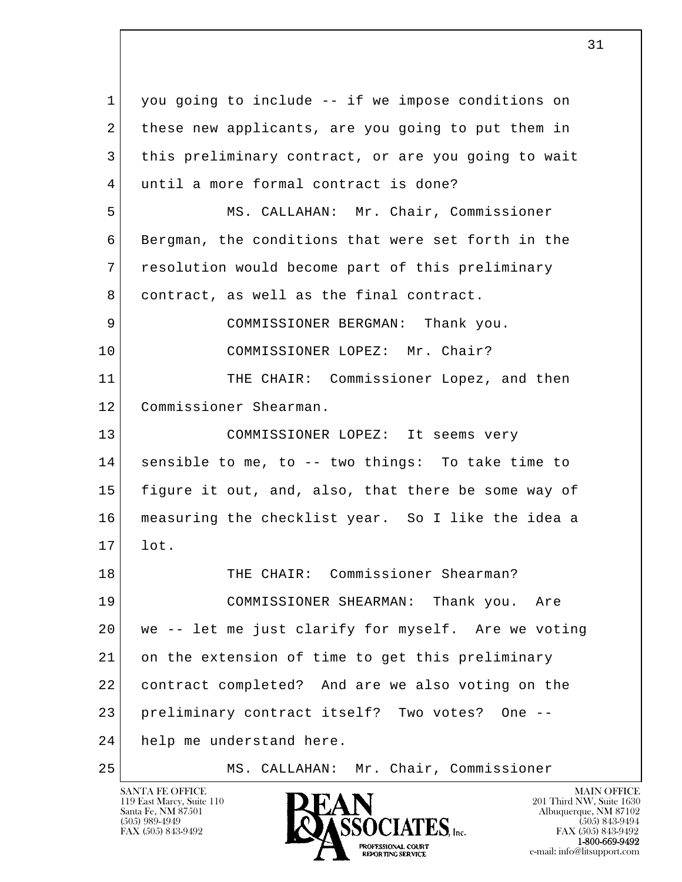1 you going to include -- if we impose conditions on
2 these new applicants, are you going to put them in
3 this preliminary contract, or are you going to wait
4 until a more formal contract is done?

5 MS. CALLAHAN: Mr. Chair, Commissioner
6 Bergman, the conditions that were set forth in the
7 resolution would become part of this preliminary
8 contract, as well as the final contract.

9 COMMISSIONER BERGMAN: Thank you.

10 COMMISSIONER LOPEZ: Mr. Chair?

11 THE CHAIR: Commissioner Lopez, and then
12 Commissioner Shearman.

13 COMMISSIONER LOPEZ: It seems very
14 sensible to me, to -- two things: To take time to
15 figure it out, and, also, that there be some way of
16 measuring the checklist year. So I like the idea a
17 lot.

18 THE CHAIR: Commissioner Shearman?

19 COMMISSIONER SHEARMAN: Thank you. Are
20 we -- let me just clarify for myself. Are we voting
21 on the extension of time to get this preliminary
22 contract completed? And are we also voting on the
23 preliminary contract itself? Two votes? One --
24 help me understand here.

25 MS. CALLAHAN: Mr. Chair, Commissioner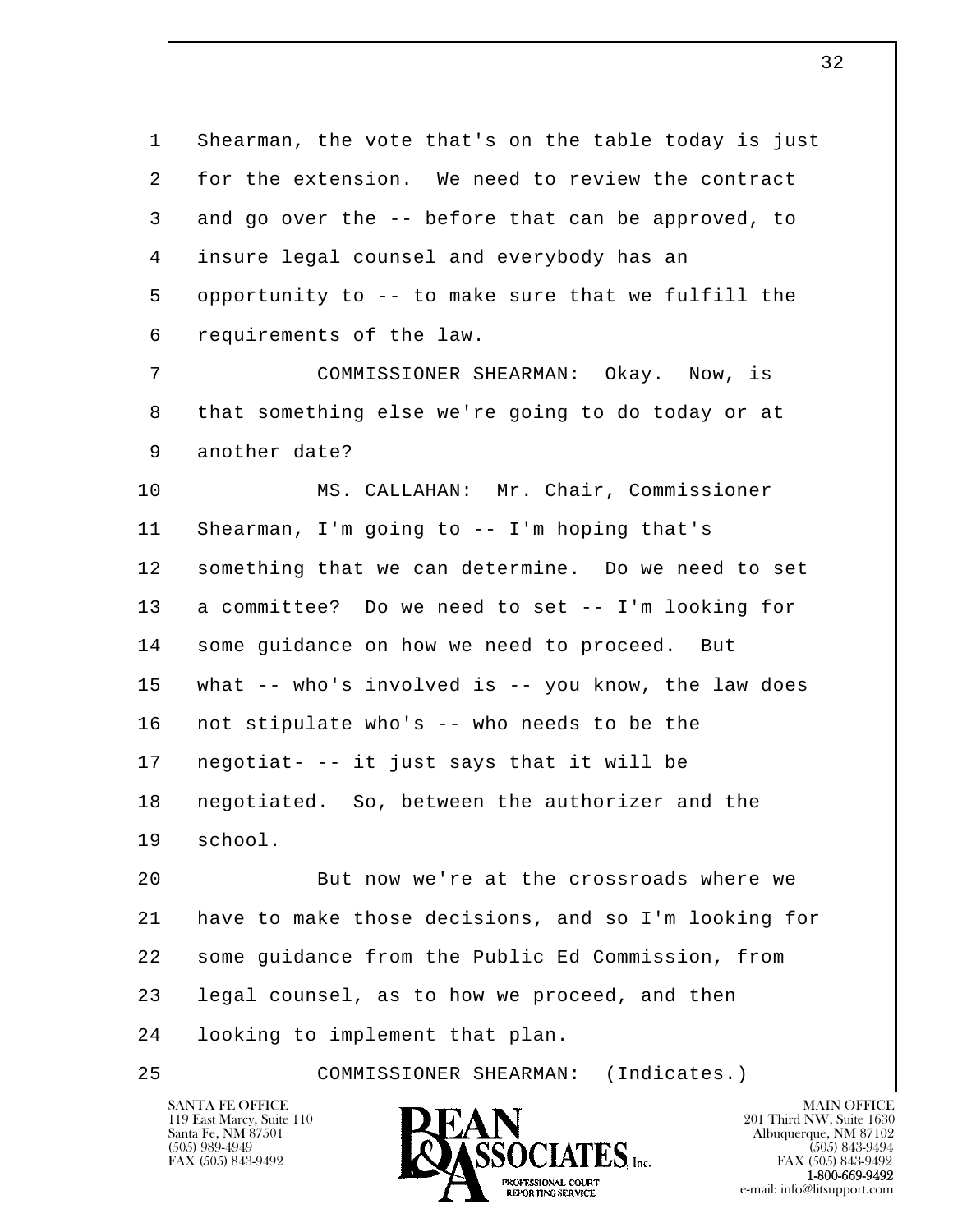1 Shearman, the vote that's on the table today is just
2 for the extension. We need to review the contract
3 and go over the -- before that can be approved, to
4 insure legal counsel and everybody has an
5 opportunity to -- to make sure that we fulfill the
6 requirements of the law.

7 COMMISSIONER SHEARMAN: Okay. Now, is
8 that something else we're going to do today or at
9 another date?

10 MS. CALLAHAN: Mr. Chair, Commissioner
11 Shearman, I'm going to -- I'm hoping that's
12 something that we can determine. Do we need to set
13 a committee? Do we need to set -- I'm looking for
14 some guidance on how we need to proceed. But
15 what -- who's involved is -- you know, the law does
16 not stipulate who's -- who needs to be the
17 negotiat- -- it just says that it will be
18 negotiated. So, between the authorizer and the
19 school.

20 But now we're at the crossroads where we
21 have to make those decisions, and so I'm looking for
22 some guidance from the Public Ed Commission, from
23 legal counsel, as to how we proceed, and then
24 looking to implement that plan.

25 COMMISSIONER SHEARMAN: (Indicates.)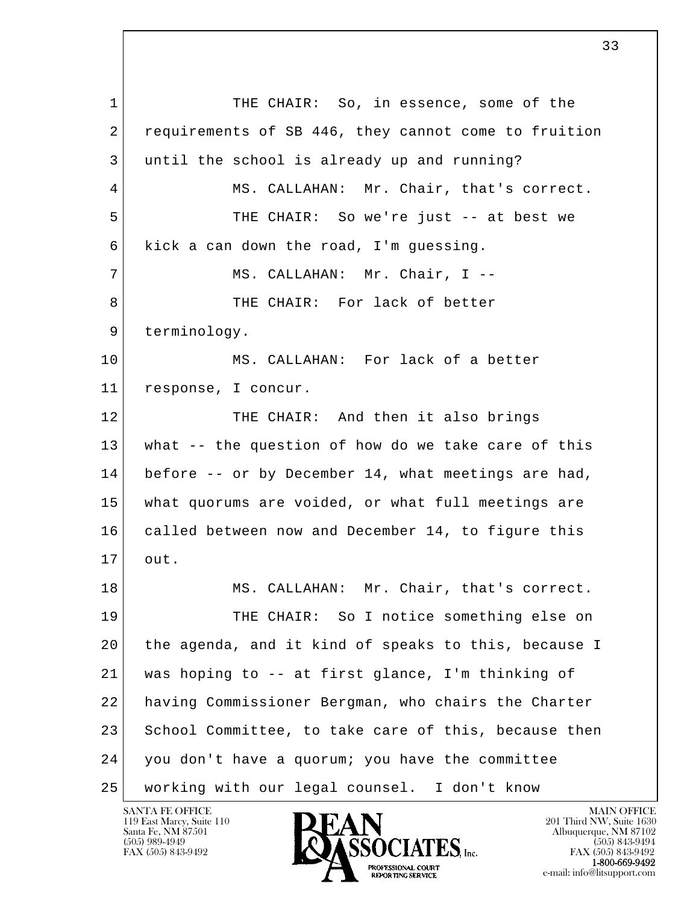THE CHAIR: So, in essence, some of the requirements of SB 446, they cannot come to fruition until the school is already up and running?

MS. CALLAHAN: Mr. Chair, that's correct.

THE CHAIR: So we're just -- at best we kick a can down the road, I'm guessing.

MS. CALLAHAN: Mr. Chair, I --

THE CHAIR: For lack of better terminology.

MS. CALLAHAN: For lack of a better response, I concur.

THE CHAIR: And then it also brings what -- the question of how do we take care of this before -- or by December 14, what meetings are had, what quorums are voided, or what full meetings are called between now and December 14, to figure this out.

MS. CALLAHAN: Mr. Chair, that's correct.

THE CHAIR: So I notice something else on the agenda, and it kind of speaks to this, because I was hoping to -- at first glance, I'm thinking of having Commissioner Bergman, who chairs the Charter School Committee, to take care of this, because then you don't have a quorum; you have the committee working with our legal counsel. I don't know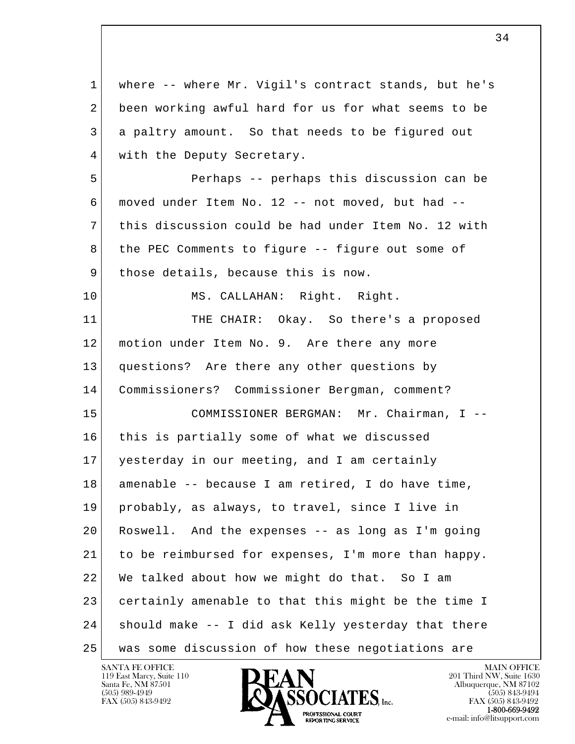where -- where Mr. Vigil's contract stands, but he's been working awful hard for us for what seems to be a paltry amount. So that needs to be figured out with the Deputy Secretary.

Perhaps -- perhaps this discussion can be moved under Item No. 12 -- not moved, but had -- this discussion could be had under Item No. 12 with the PEC Comments to figure -- figure out some of those details, because this is now.

MS. CALLAHAN: Right. Right.

THE CHAIR: Okay. So there's a proposed motion under Item No. 9. Are there any more questions? Are there any other questions by Commissioners? Commissioner Bergman, comment?

COMMISSIONER BERGMAN: Mr. Chairman, I -- this is partially some of what we discussed yesterday in our meeting, and I am certainly amenable -- because I am retired, I do have time, probably, as always, to travel, since I live in Roswell. And the expenses -- as long as I'm going to be reimbursed for expenses, I'm more than happy. We talked about how we might do that. So I am certainly amenable to that this might be the time I should make -- I did ask Kelly yesterday that there was some discussion of how these negotiations are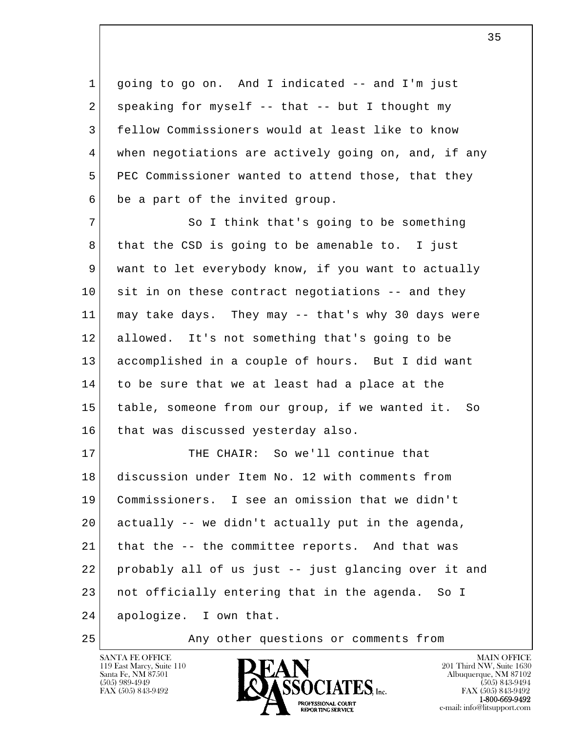going to go on. And I indicated -- and I'm just speaking for myself -- that -- but I thought my fellow Commissioners would at least like to know when negotiations are actively going on, and, if any PEC Commissioner wanted to attend those, that they be a part of the invited group.

So I think that's going to be something that the CSD is going to be amenable to. I just want to let everybody know, if you want to actually sit in on these contract negotiations -- and they may take days. They may -- that's why 30 days were allowed. It's not something that's going to be accomplished in a couple of hours. But I did want to be sure that we at least had a place at the table, someone from our group, if we wanted it. So that was discussed yesterday also.

THE CHAIR: So we'll continue that discussion under Item No. 12 with comments from Commissioners. I see an omission that we didn't actually -- we didn't actually put in the agenda, that the -- the committee reports. And that was probably all of us just -- just glancing over it and not officially entering that in the agenda. So I apologize. I own that.

Any other questions or comments from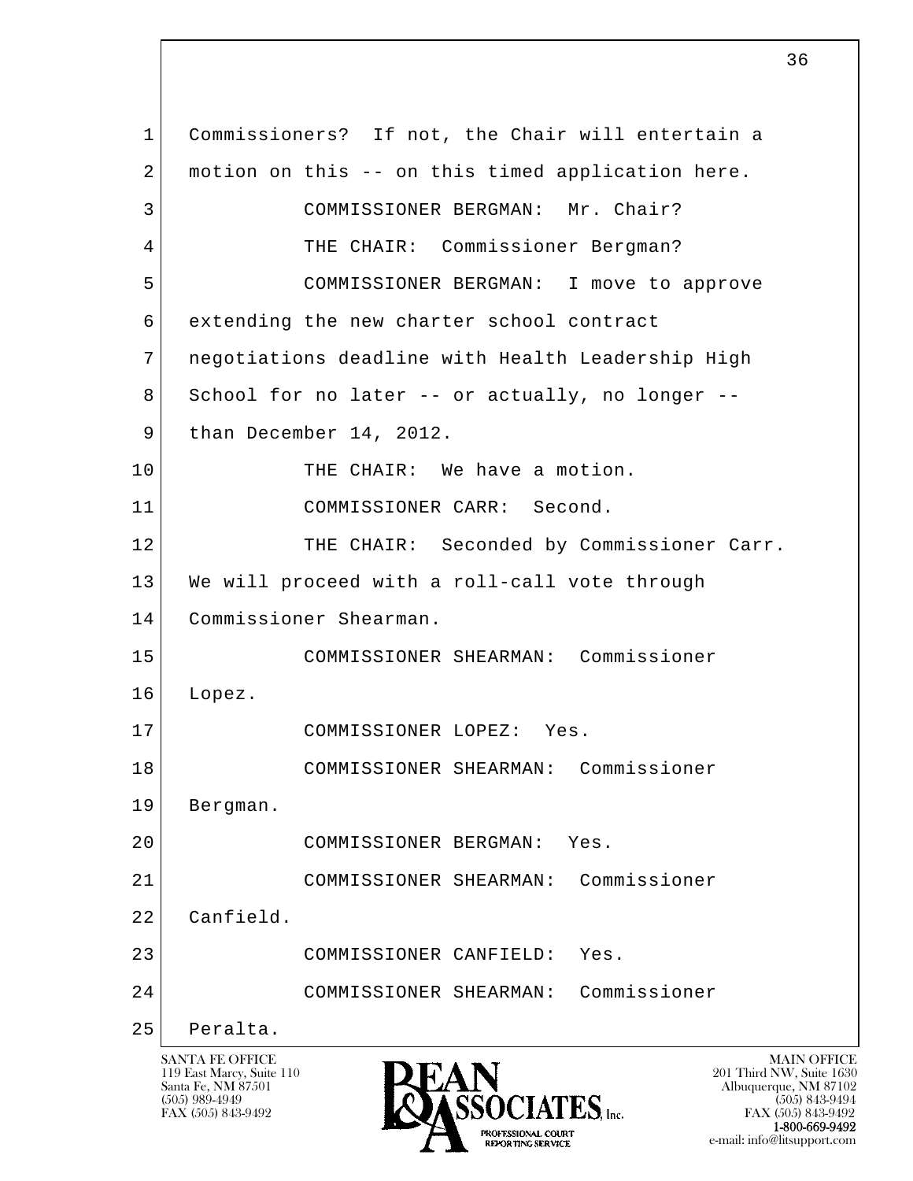Commissioners? If not, the Chair will entertain a motion on this -- on this timed application here.

COMMISSIONER BERGMAN: Mr. Chair?

THE CHAIR: Commissioner Bergman?

COMMISSIONER BERGMAN: I move to approve extending the new charter school contract negotiations deadline with Health Leadership High School for no later -- or actually, no longer -- than December 14, 2012.

THE CHAIR: We have a motion.

COMMISSIONER CARR: Second.

THE CHAIR: Seconded by Commissioner Carr. We will proceed with a roll-call vote through Commissioner Shearman.

COMMISSIONER SHEARMAN: Commissioner Lopez.

COMMISSIONER LOPEZ: Yes.

COMMISSIONER SHEARMAN: Commissioner Bergman.

COMMISSIONER BERGMAN: Yes.

COMMISSIONER SHEARMAN: Commissioner Canfield.

COMMISSIONER CANFIELD: Yes.

COMMISSIONER SHEARMAN: Commissioner Peralta.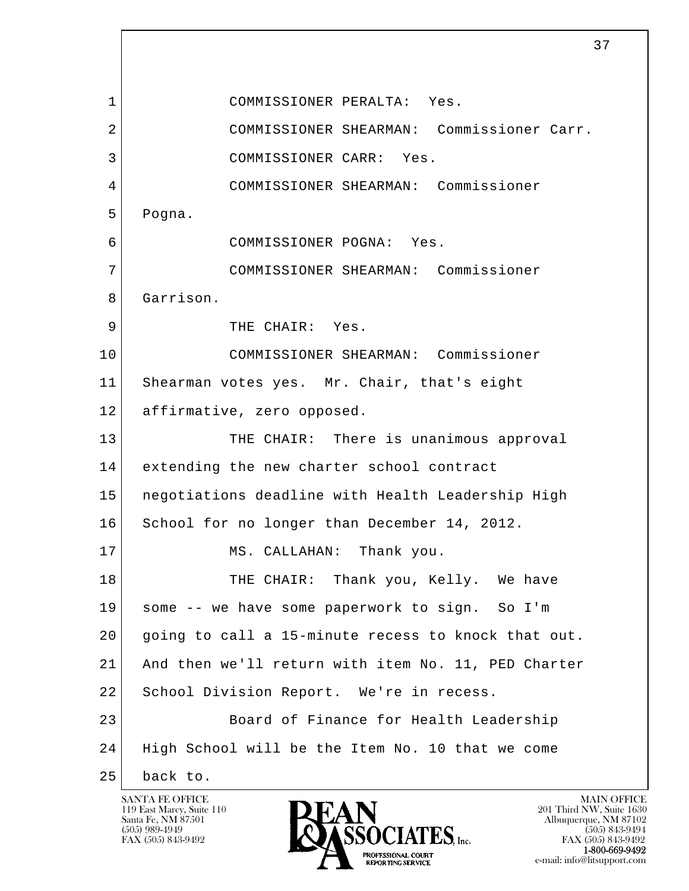COMMISSIONER PERALTA: Yes.

COMMISSIONER SHEARMAN: Commissioner Carr.

COMMISSIONER CARR: Yes.

COMMISSIONER SHEARMAN: Commissioner Pogna.

COMMISSIONER POGNA: Yes.

COMMISSIONER SHEARMAN: Commissioner Garrison.

THE CHAIR: Yes.

COMMISSIONER SHEARMAN: Commissioner Shearman votes yes. Mr. Chair, that's eight affirmative, zero opposed.

THE CHAIR: There is unanimous approval extending the new charter school contract negotiations deadline with Health Leadership High School for no longer than December 14, 2012.

MS. CALLAHAN: Thank you.

THE CHAIR: Thank you, Kelly. We have some -- we have some paperwork to sign. So I'm going to call a 15-minute recess to knock that out. And then we'll return with item No. 11, PED Charter School Division Report. We're in recess.

Board of Finance for Health Leadership High School will be the Item No. 10 that we come back to.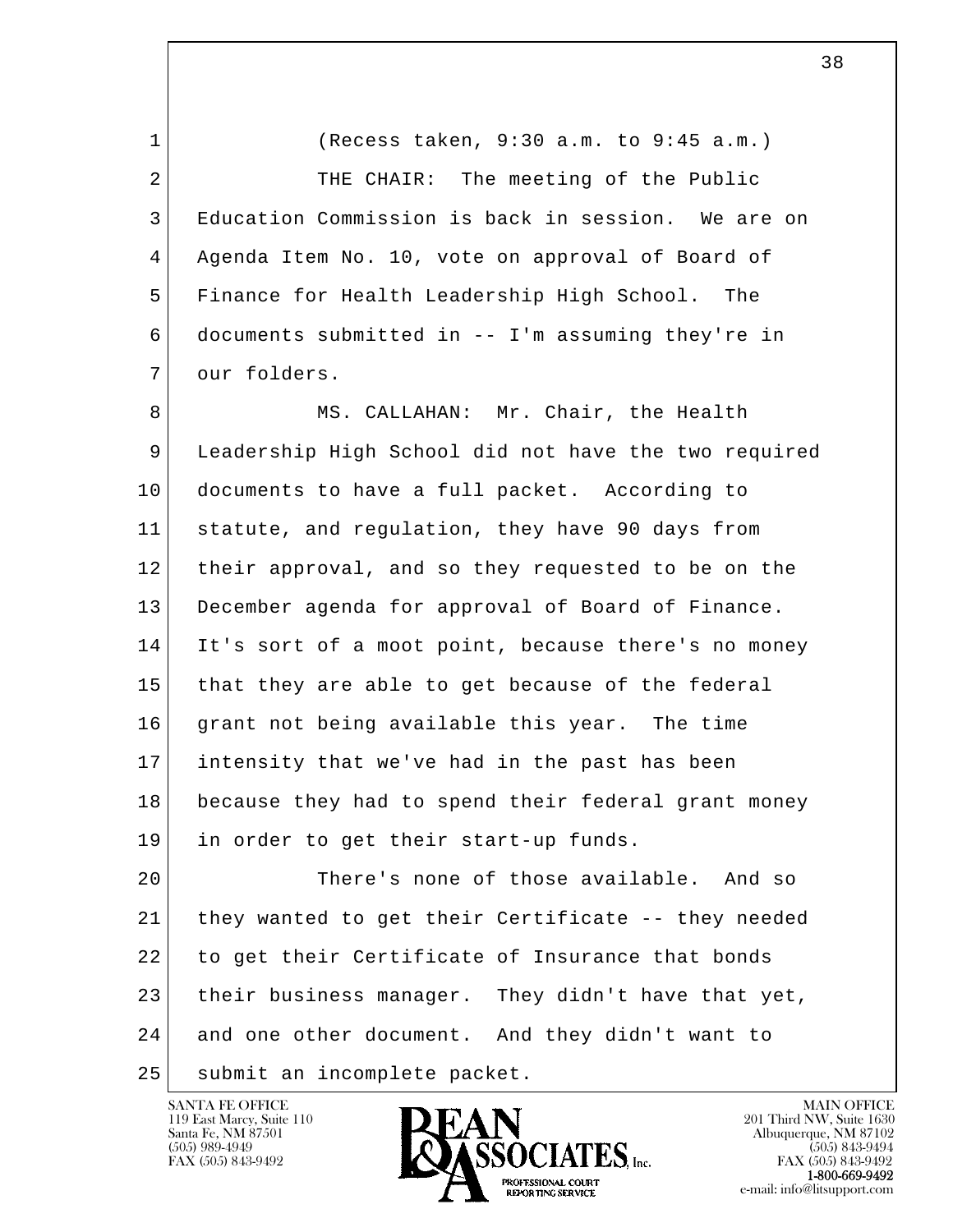(Recess taken, 9:30 a.m. to 9:45 a.m.)

THE CHAIR: The meeting of the Public Education Commission is back in session. We are on Agenda Item No. 10, vote on approval of Board of Finance for Health Leadership High School. The documents submitted in -- I'm assuming they're in our folders.

MS. CALLAHAN: Mr. Chair, the Health Leadership High School did not have the two required documents to have a full packet. According to statute, and regulation, they have 90 days from their approval, and so they requested to be on the December agenda for approval of Board of Finance. It's sort of a moot point, because there's no money that they are able to get because of the federal grant not being available this year. The time intensity that we've had in the past has been because they had to spend their federal grant money in order to get their start-up funds.

There's none of those available. And so they wanted to get their Certificate -- they needed to get their Certificate of Insurance that bonds their business manager. They didn't have that yet, and one other document. And they didn't want to submit an incomplete packet.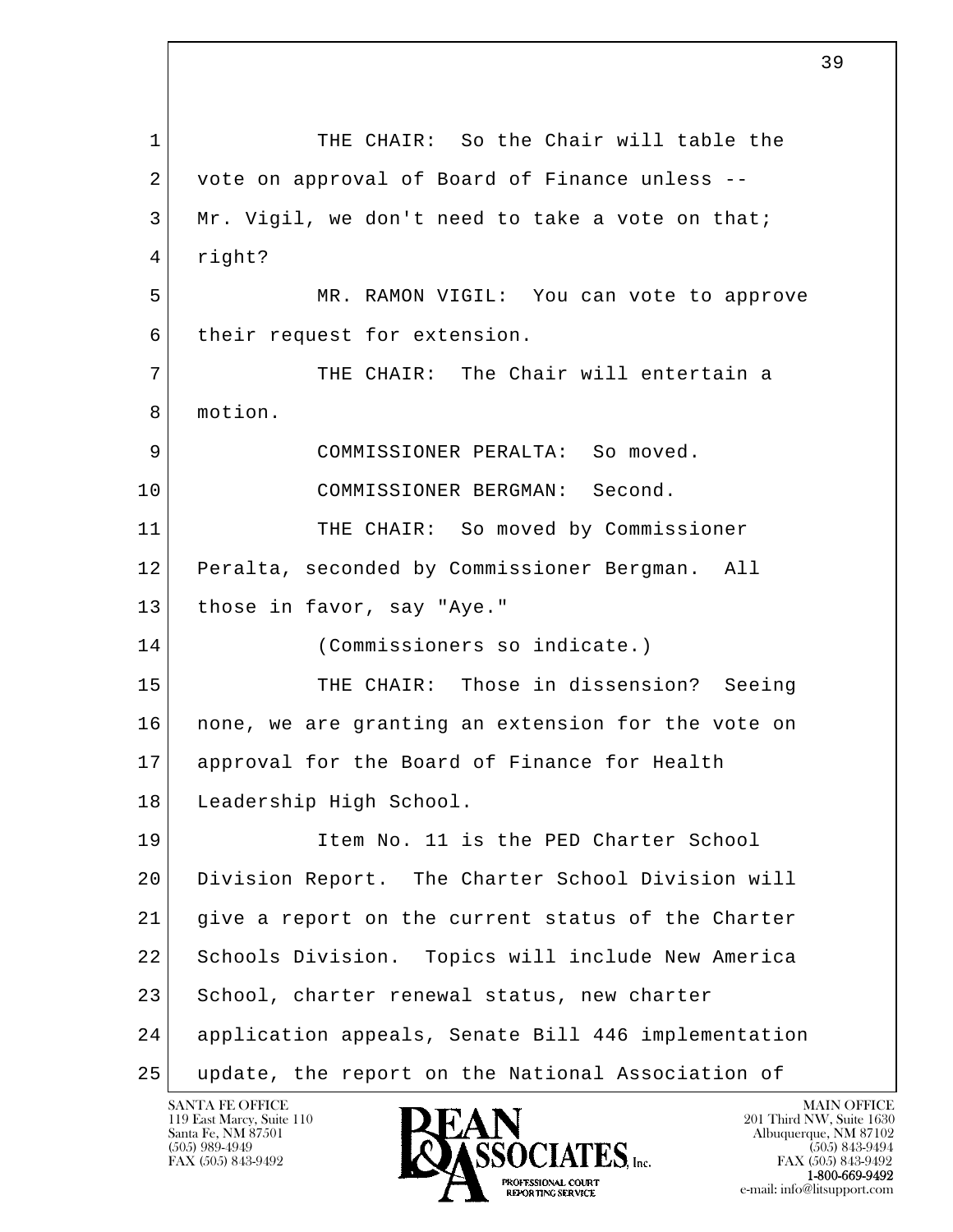THE CHAIR: So the Chair will table the vote on approval of Board of Finance unless -- Mr. Vigil, we don't need to take a vote on that; right?

MR. RAMON VIGIL: You can vote to approve their request for extension.

THE CHAIR: The Chair will entertain a motion.

COMMISSIONER PERALTA: So moved.

COMMISSIONER BERGMAN: Second.

THE CHAIR: So moved by Commissioner Peralta, seconded by Commissioner Bergman. All those in favor, say "Aye."

(Commissioners so indicate.)

THE CHAIR: Those in dissension? Seeing none, we are granting an extension for the vote on approval for the Board of Finance for Health Leadership High School.

Item No. 11 is the PED Charter School Division Report. The Charter School Division will give a report on the current status of the Charter Schools Division. Topics will include New America School, charter renewal status, new charter application appeals, Senate Bill 446 implementation update, the report on the National Association of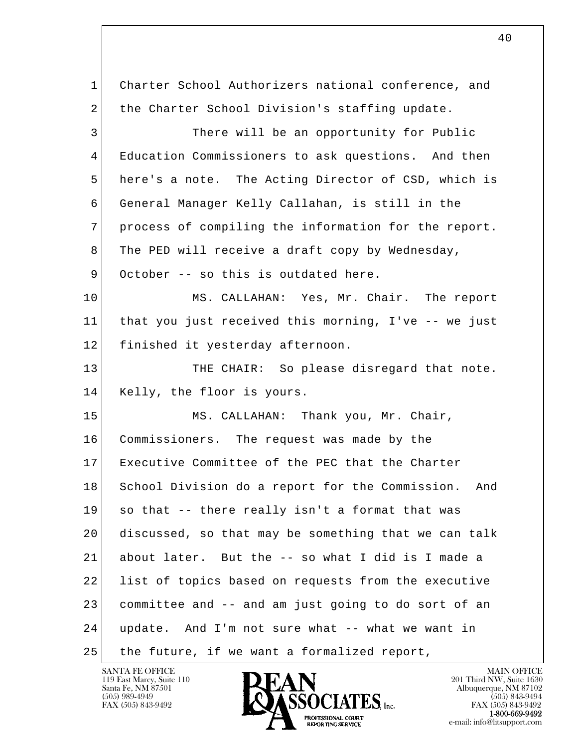Charter School Authorizers national conference, and the Charter School Division's staffing update.

There will be an opportunity for Public Education Commissioners to ask questions. And then here's a note. The Acting Director of CSD, which is General Manager Kelly Callahan, is still in the process of compiling the information for the report. The PED will receive a draft copy by Wednesday, October -- so this is outdated here.

MS. CALLAHAN: Yes, Mr. Chair. The report that you just received this morning, I've -- we just finished it yesterday afternoon.

THE CHAIR: So please disregard that note. Kelly, the floor is yours.

MS. CALLAHAN: Thank you, Mr. Chair, Commissioners. The request was made by the Executive Committee of the PEC that the Charter School Division do a report for the Commission. And so that -- there really isn't a format that was discussed, so that may be something that we can talk about later. But the -- so what I did is I made a list of topics based on requests from the executive committee and -- and am just going to do sort of an update. And I'm not sure what -- what we want in the future, if we want a formalized report,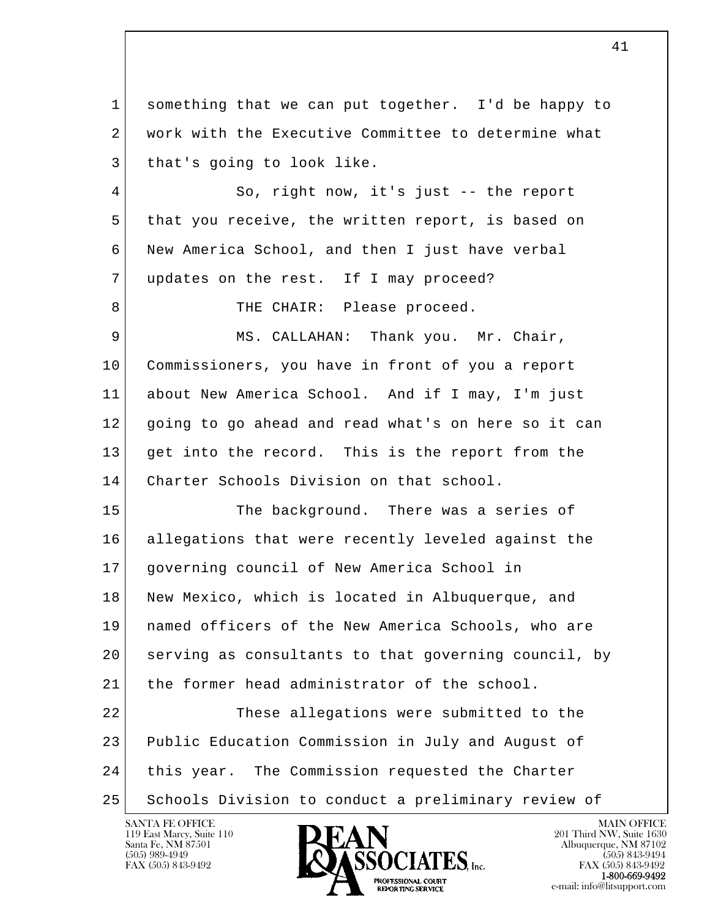something that we can put together. I'd be happy to work with the Executive Committee to determine what that's going to look like.

So, right now, it's just -- the report that you receive, the written report, is based on New America School, and then I just have verbal updates on the rest. If I may proceed?

THE CHAIR: Please proceed.

MS. CALLAHAN: Thank you. Mr. Chair, Commissioners, you have in front of you a report about New America School. And if I may, I'm just going to go ahead and read what's on here so it can get into the record. This is the report from the Charter Schools Division on that school.

The background. There was a series of allegations that were recently leveled against the governing council of New America School in New Mexico, which is located in Albuquerque, and named officers of the New America Schools, who are serving as consultants to that governing council, by the former head administrator of the school.

These allegations were submitted to the Public Education Commission in July and August of this year. The Commission requested the Charter Schools Division to conduct a preliminary review of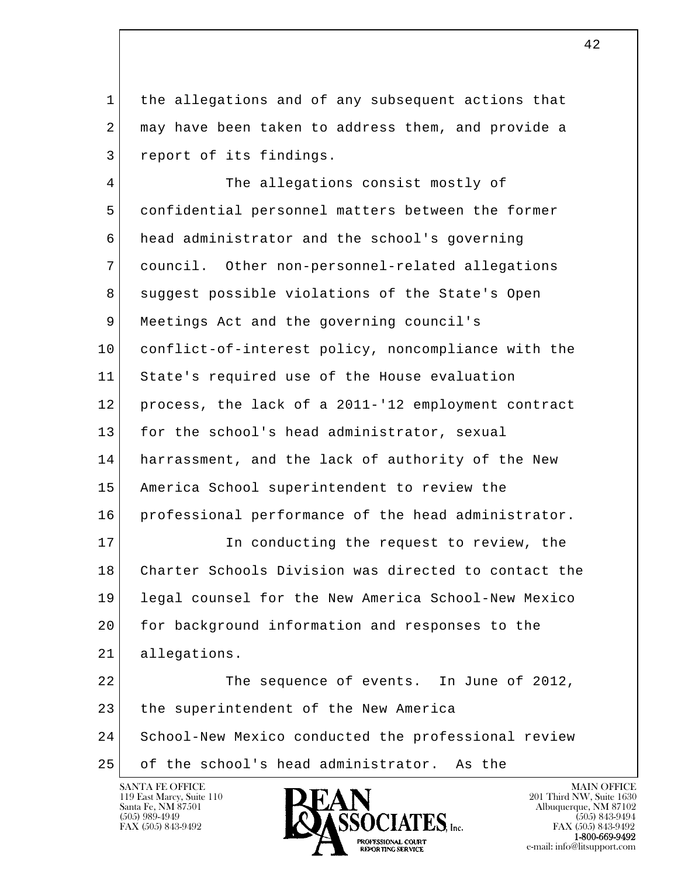the allegations and of any subsequent actions that may have been taken to address them, and provide a report of its findings.

The allegations consist mostly of confidential personnel matters between the former head administrator and the school's governing council. Other non-personnel-related allegations suggest possible violations of the State's Open Meetings Act and the governing council's conflict-of-interest policy, noncompliance with the State's required use of the House evaluation process, the lack of a 2011-'12 employment contract for the school's head administrator, sexual harrassment, and the lack of authority of the New America School superintendent to review the professional performance of the head administrator.

In conducting the request to review, the Charter Schools Division was directed to contact the legal counsel for the New America School-New Mexico for background information and responses to the allegations.

The sequence of events. In June of 2012, the superintendent of the New America School-New Mexico conducted the professional review of the school's head administrator. As the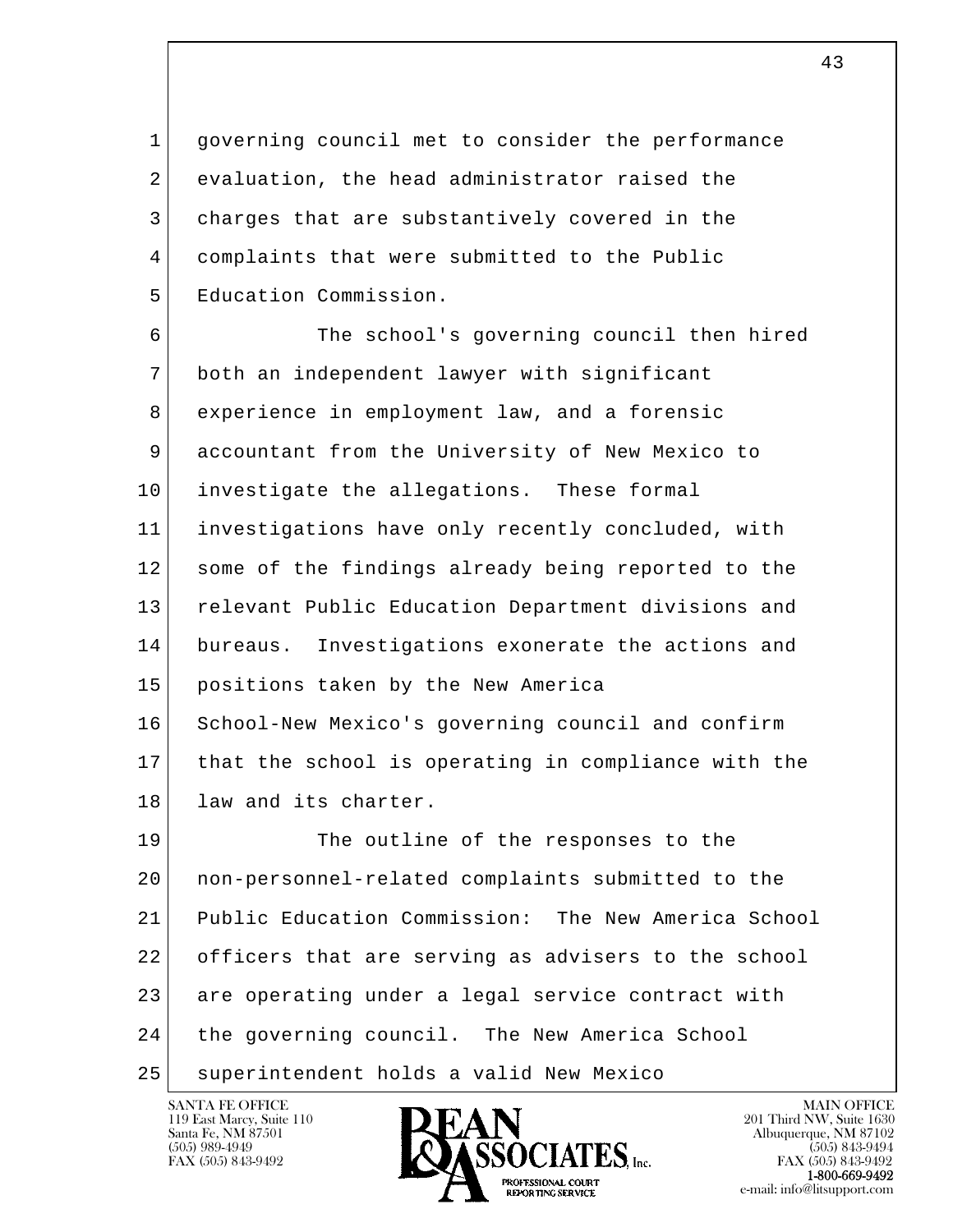governing council met to consider the performance evaluation, the head administrator raised the charges that are substantively covered in the complaints that were submitted to the Public Education Commission.

The school's governing council then hired both an independent lawyer with significant experience in employment law, and a forensic accountant from the University of New Mexico to investigate the allegations. These formal investigations have only recently concluded, with some of the findings already being reported to the relevant Public Education Department divisions and bureaus. Investigations exonerate the actions and positions taken by the New America School-New Mexico's governing council and confirm that the school is operating in compliance with the law and its charter.

The outline of the responses to the non-personnel-related complaints submitted to the Public Education Commission: The New America School officers that are serving as advisers to the school are operating under a legal service contract with the governing council. The New America School superintendent holds a valid New Mexico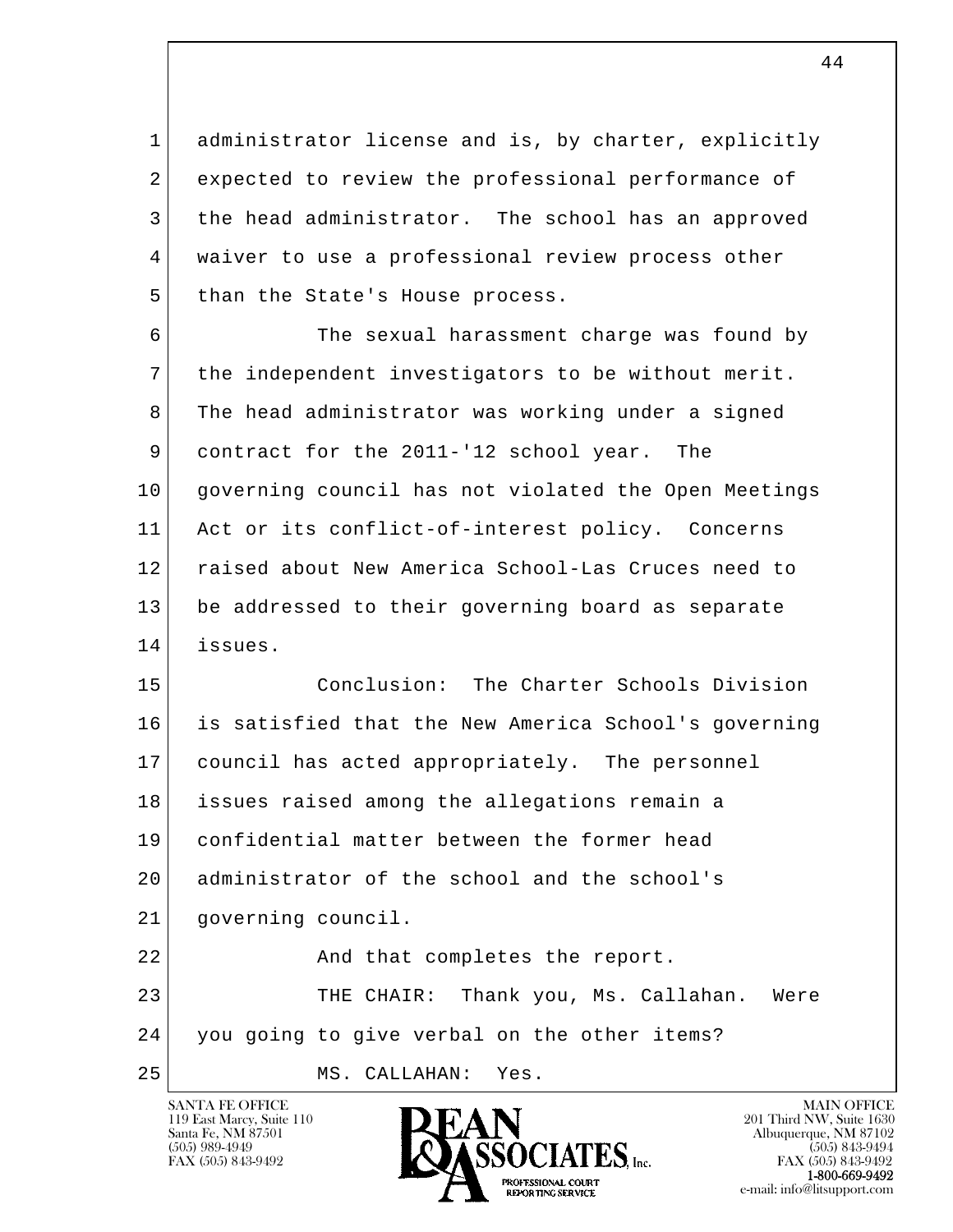administrator license and is, by charter, explicitly expected to review the professional performance of the head administrator. The school has an approved waiver to use a professional review process other than the State's House process.

The sexual harassment charge was found by the independent investigators to be without merit. The head administrator was working under a signed contract for the 2011-'12 school year. The governing council has not violated the Open Meetings Act or its conflict-of-interest policy. Concerns raised about New America School-Las Cruces need to be addressed to their governing board as separate issues.

Conclusion: The Charter Schools Division is satisfied that the New America School's governing council has acted appropriately. The personnel issues raised among the allegations remain a confidential matter between the former head administrator of the school and the school's governing council.

And that completes the report.

THE CHAIR: Thank you, Ms. Callahan. Were you going to give verbal on the other items?

MS. CALLAHAN: Yes.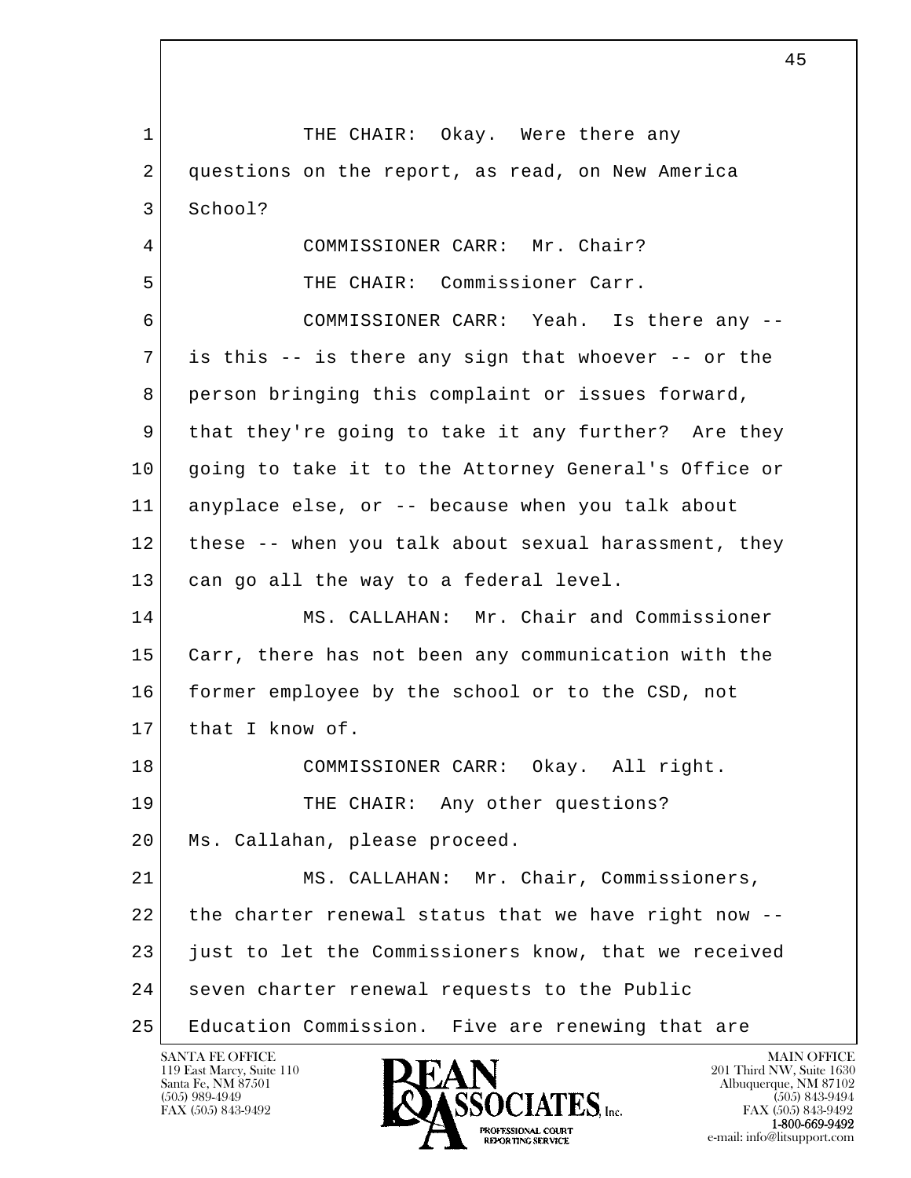THE CHAIR: Okay. Were there any questions on the report, as read, on New America School?

COMMISSIONER CARR: Mr. Chair?

THE CHAIR: Commissioner Carr.

COMMISSIONER CARR: Yeah. Is there any -- is this -- is there any sign that whoever -- or the person bringing this complaint or issues forward, that they're going to take it any further? Are they going to take it to the Attorney General's Office or anyplace else, or -- because when you talk about these -- when you talk about sexual harassment, they can go all the way to a federal level.

MS. CALLAHAN: Mr. Chair and Commissioner Carr, there has not been any communication with the former employee by the school or to the CSD, not that I know of.

COMMISSIONER CARR: Okay. All right.

THE CHAIR: Any other questions? Ms. Callahan, please proceed.

MS. CALLAHAN: Mr. Chair, Commissioners, the charter renewal status that we have right now -- just to let the Commissioners know, that we received seven charter renewal requests to the Public Education Commission. Five are renewing that are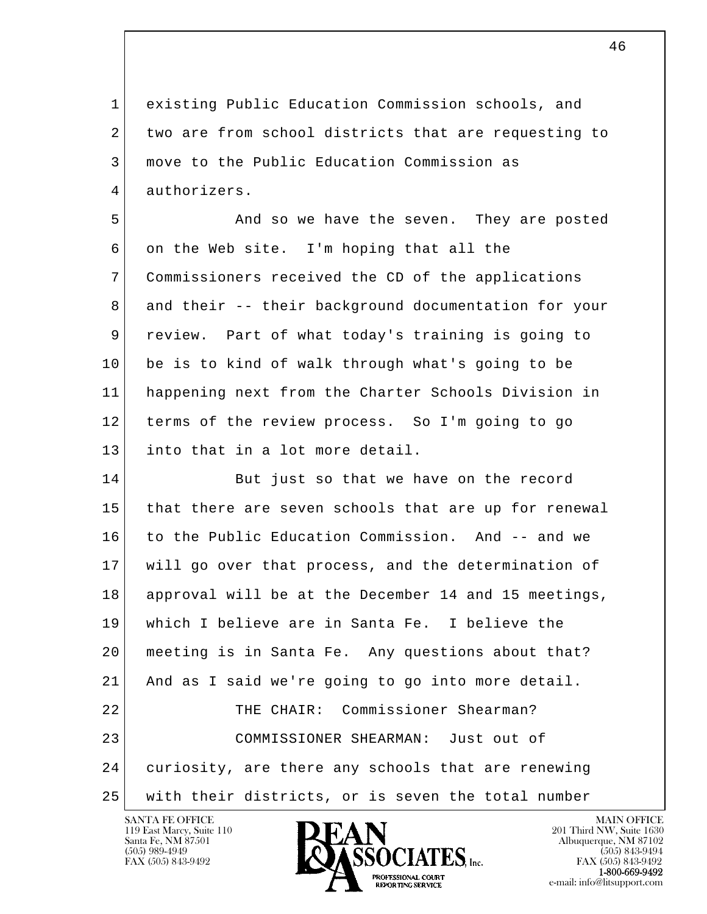existing Public Education Commission schools, and two are from school districts that are requesting to move to the Public Education Commission as authorizers.

And so we have the seven. They are posted on the Web site. I'm hoping that all the Commissioners received the CD of the applications and their -- their background documentation for your review. Part of what today's training is going to be is to kind of walk through what's going to be happening next from the Charter Schools Division in terms of the review process. So I'm going to go into that in a lot more detail.

But just so that we have on the record that there are seven schools that are up for renewal to the Public Education Commission. And -- and we will go over that process, and the determination of approval will be at the December 14 and 15 meetings, which I believe are in Santa Fe. I believe the meeting is in Santa Fe. Any questions about that? And as I said we're going to go into more detail.

THE CHAIR: Commissioner Shearman?

COMMISSIONER SHEARMAN: Just out of curiosity, are there any schools that are renewing with their districts, or is seven the total number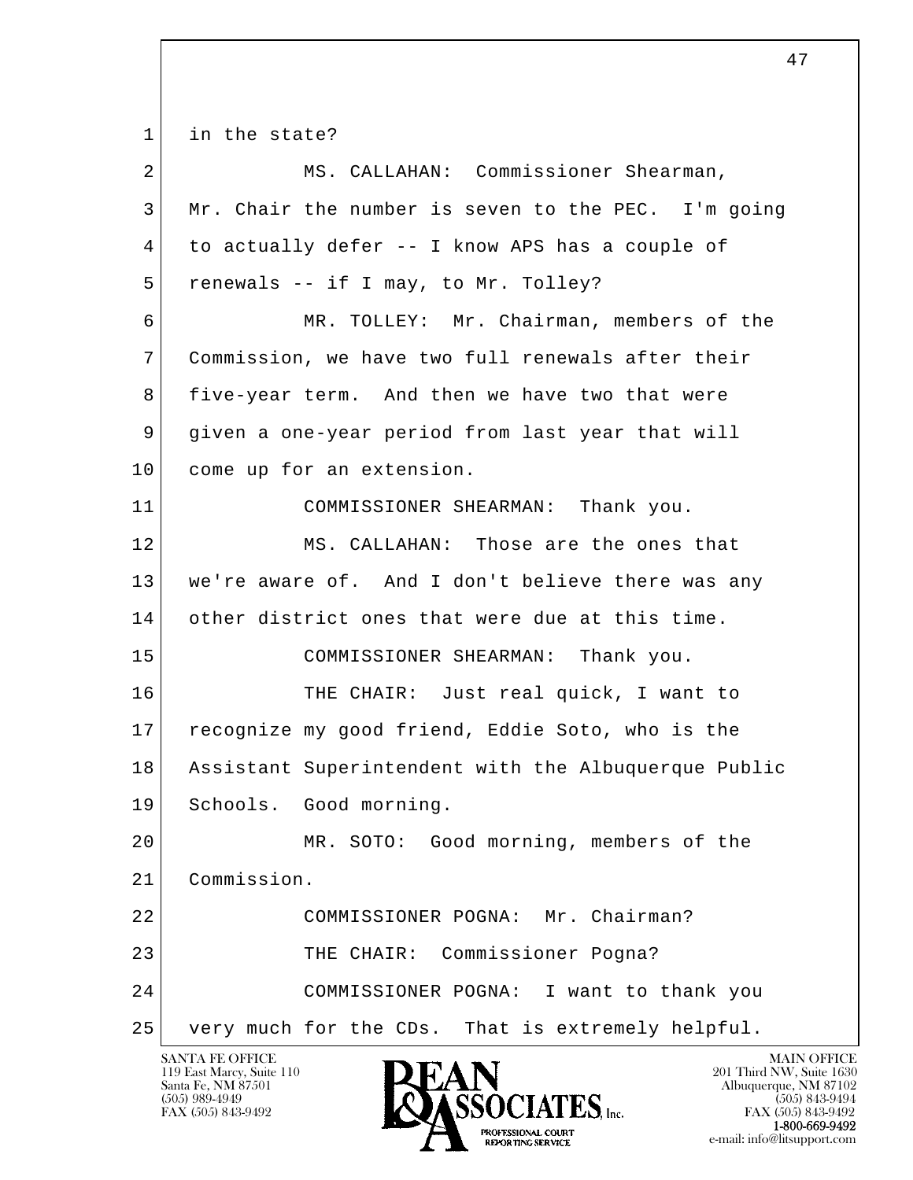in the state?

MS. CALLAHAN: Commissioner Shearman, Mr. Chair the number is seven to the PEC. I'm going to actually defer -- I know APS has a couple of renewals -- if I may, to Mr. Tolley?

MR. TOLLEY: Mr. Chairman, members of the Commission, we have two full renewals after their five-year term. And then we have two that were given a one-year period from last year that will come up for an extension.

COMMISSIONER SHEARMAN: Thank you.

MS. CALLAHAN: Those are the ones that we're aware of. And I don't believe there was any other district ones that were due at this time.

COMMISSIONER SHEARMAN: Thank you.

THE CHAIR: Just real quick, I want to recognize my good friend, Eddie Soto, who is the Assistant Superintendent with the Albuquerque Public Schools. Good morning.

MR. SOTO: Good morning, members of the Commission.

COMMISSIONER POGNA: Mr. Chairman?

THE CHAIR: Commissioner Pogna?

COMMISSIONER POGNA: I want to thank you very much for the CDs. That is extremely helpful.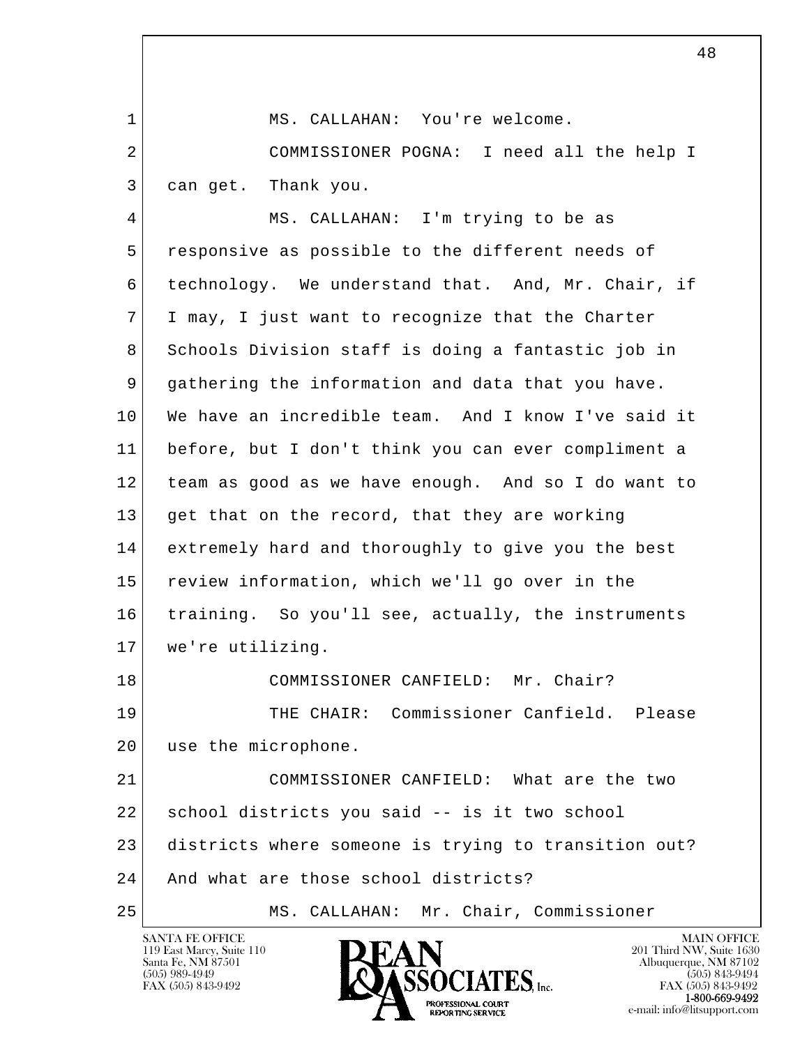MS. CALLAHAN: You're welcome.

COMMISSIONER POGNA: I need all the help I can get. Thank you.

MS. CALLAHAN: I'm trying to be as responsive as possible to the different needs of technology. We understand that. And, Mr. Chair, if I may, I just want to recognize that the Charter Schools Division staff is doing a fantastic job in gathering the information and data that you have. We have an incredible team. And I know I've said it before, but I don't think you can ever compliment a team as good as we have enough. And so I do want to get that on the record, that they are working extremely hard and thoroughly to give you the best review information, which we'll go over in the training. So you'll see, actually, the instruments we're utilizing.

COMMISSIONER CANFIELD: Mr. Chair?

THE CHAIR: Commissioner Canfield. Please use the microphone.

COMMISSIONER CANFIELD: What are the two school districts you said -- is it two school districts where someone is trying to transition out? And what are those school districts?

MS. CALLAHAN: Mr. Chair, Commissioner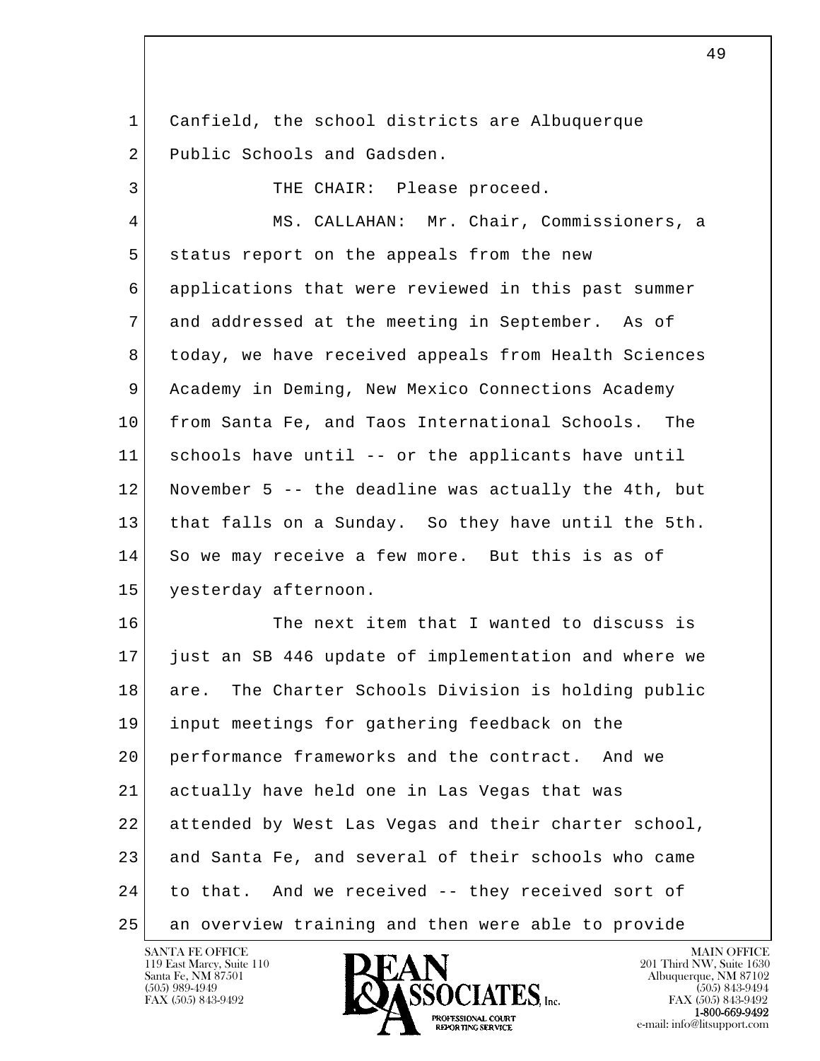Canfield, the school districts are Albuquerque Public Schools and Gadsden.

THE CHAIR: Please proceed.

MS. CALLAHAN: Mr. Chair, Commissioners, a status report on the appeals from the new applications that were reviewed in this past summer and addressed at the meeting in September. As of today, we have received appeals from Health Sciences Academy in Deming, New Mexico Connections Academy from Santa Fe, and Taos International Schools. The schools have until -- or the applicants have until November 5 -- the deadline was actually the 4th, but that falls on a Sunday. So they have until the 5th. So we may receive a few more. But this is as of yesterday afternoon.

The next item that I wanted to discuss is just an SB 446 update of implementation and where we are. The Charter Schools Division is holding public input meetings for gathering feedback on the performance frameworks and the contract. And we actually have held one in Las Vegas that was attended by West Las Vegas and their charter school, and Santa Fe, and several of their schools who came to that. And we received -- they received sort of an overview training and then were able to provide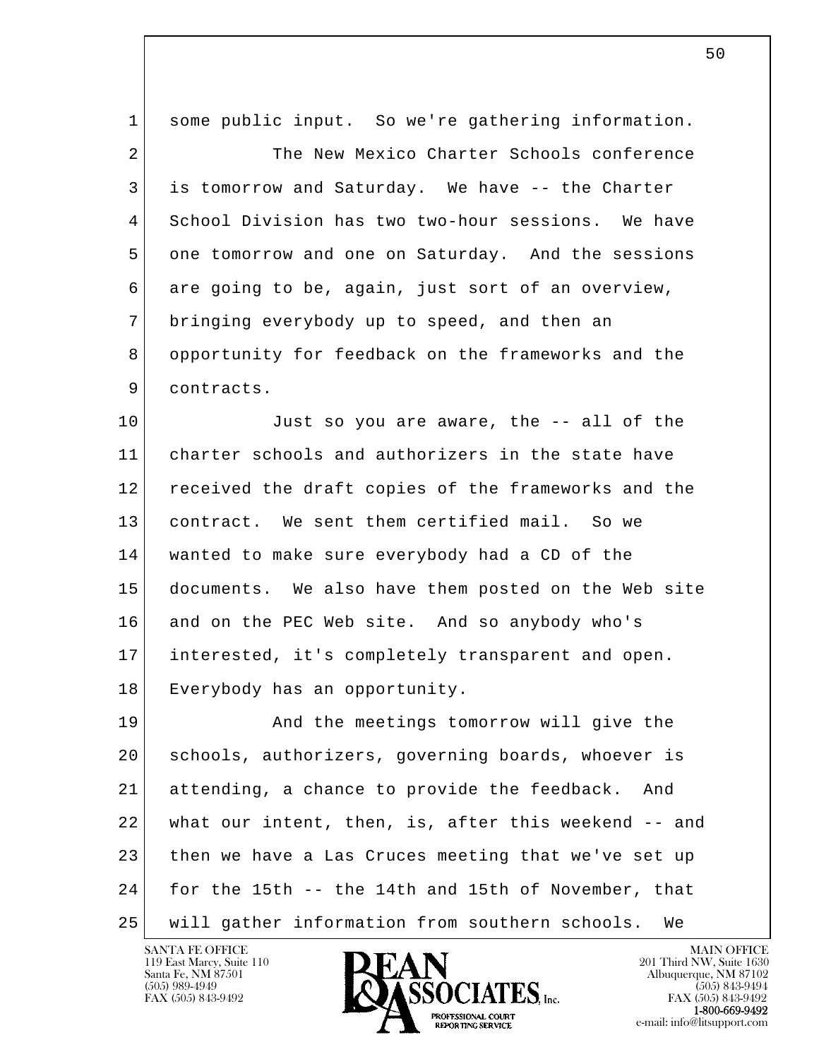some public input. So we're gathering information.

The New Mexico Charter Schools conference is tomorrow and Saturday. We have -- the Charter School Division has two two-hour sessions. We have one tomorrow and one on Saturday. And the sessions are going to be, again, just sort of an overview, bringing everybody up to speed, and then an opportunity for feedback on the frameworks and the contracts.

Just so you are aware, the -- all of the charter schools and authorizers in the state have received the draft copies of the frameworks and the contract. We sent them certified mail. So we wanted to make sure everybody had a CD of the documents. We also have them posted on the Web site and on the PEC Web site. And so anybody who's interested, it's completely transparent and open. Everybody has an opportunity.

And the meetings tomorrow will give the schools, authorizers, governing boards, whoever is attending, a chance to provide the feedback. And what our intent, then, is, after this weekend -- and then we have a Las Cruces meeting that we've set up for the 15th -- the 14th and 15th of November, that will gather information from southern schools. We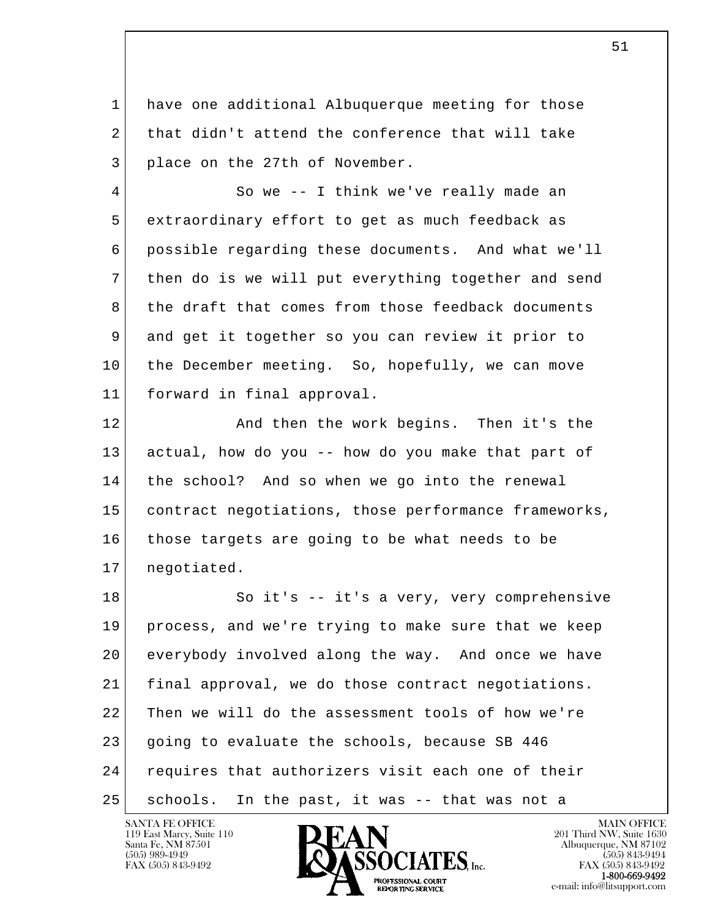have one additional Albuquerque meeting for those that didn't attend the conference that will take place on the 27th of November.

So we -- I think we've really made an extraordinary effort to get as much feedback as possible regarding these documents. And what we'll then do is we will put everything together and send the draft that comes from those feedback documents and get it together so you can review it prior to the December meeting. So, hopefully, we can move forward in final approval.

And then the work begins. Then it's the actual, how do you -- how do you make that part of the school? And so when we go into the renewal contract negotiations, those performance frameworks, those targets are going to be what needs to be negotiated.

So it's -- it's a very, very comprehensive process, and we're trying to make sure that we keep everybody involved along the way. And once we have final approval, we do those contract negotiations. Then we will do the assessment tools of how we're going to evaluate the schools, because SB 446 requires that authorizers visit each one of their schools. In the past, it was -- that was not a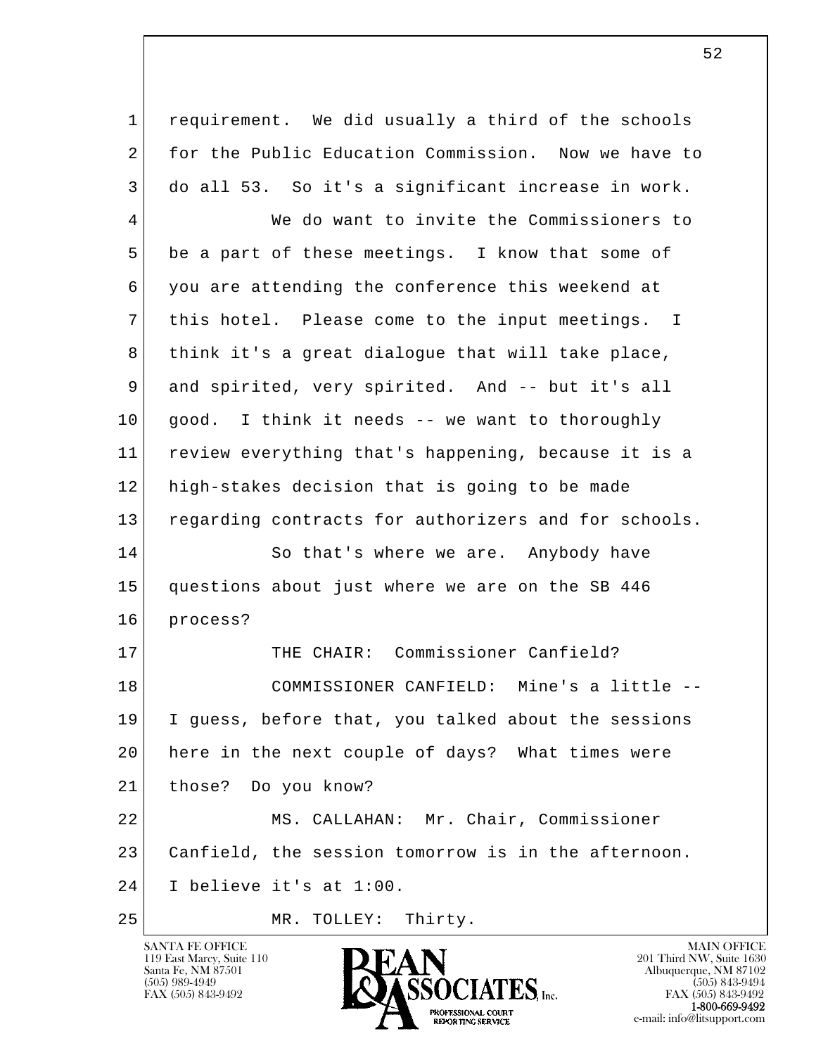requirement. We did usually a third of the schools for the Public Education Commission. Now we have to do all 53. So it's a significant increase in work.

We do want to invite the Commissioners to be a part of these meetings. I know that some of you are attending the conference this weekend at this hotel. Please come to the input meetings. I think it's a great dialogue that will take place, and spirited, very spirited. And -- but it's all good. I think it needs -- we want to thoroughly review everything that's happening, because it is a high-stakes decision that is going to be made regarding contracts for authorizers and for schools.

So that's where we are. Anybody have questions about just where we are on the SB 446 process?

THE CHAIR: Commissioner Canfield?

COMMISSIONER CANFIELD: Mine's a little -- I guess, before that, you talked about the sessions here in the next couple of days? What times were those? Do you know?

MS. CALLAHAN: Mr. Chair, Commissioner Canfield, the session tomorrow is in the afternoon. I believe it's at 1:00.

MR. TOLLEY: Thirty.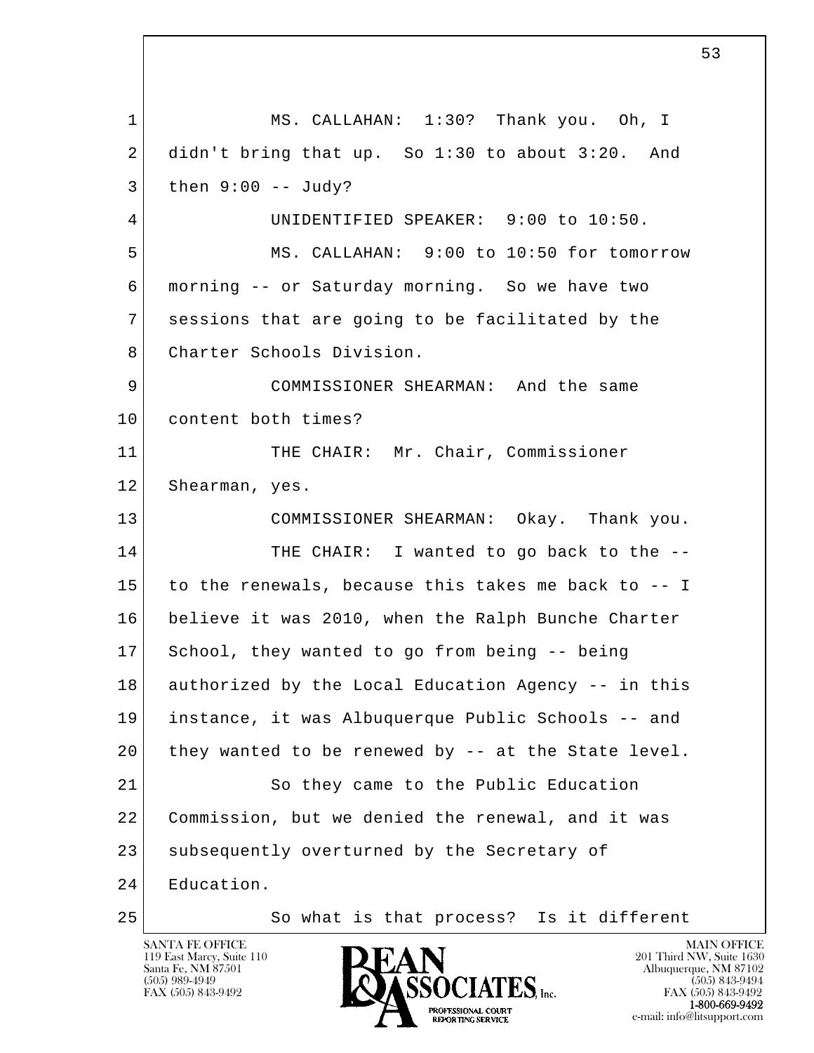MS. CALLAHAN: 1:30? Thank you. Oh, I didn't bring that up. So 1:30 to about 3:20. And then 9:00 -- Judy?

UNIDENTIFIED SPEAKER: 9:00 to 10:50.

MS. CALLAHAN: 9:00 to 10:50 for tomorrow morning -- or Saturday morning. So we have two sessions that are going to be facilitated by the Charter Schools Division.

COMMISSIONER SHEARMAN: And the same content both times?

THE CHAIR: Mr. Chair, Commissioner Shearman, yes.

COMMISSIONER SHEARMAN: Okay. Thank you.

THE CHAIR: I wanted to go back to the -- to the renewals, because this takes me back to -- I believe it was 2010, when the Ralph Bunche Charter School, they wanted to go from being -- being authorized by the Local Education Agency -- in this instance, it was Albuquerque Public Schools -- and they wanted to be renewed by -- at the State level.

So they came to the Public Education Commission, but we denied the renewal, and it was subsequently overturned by the Secretary of Education.

So what is that process? Is it different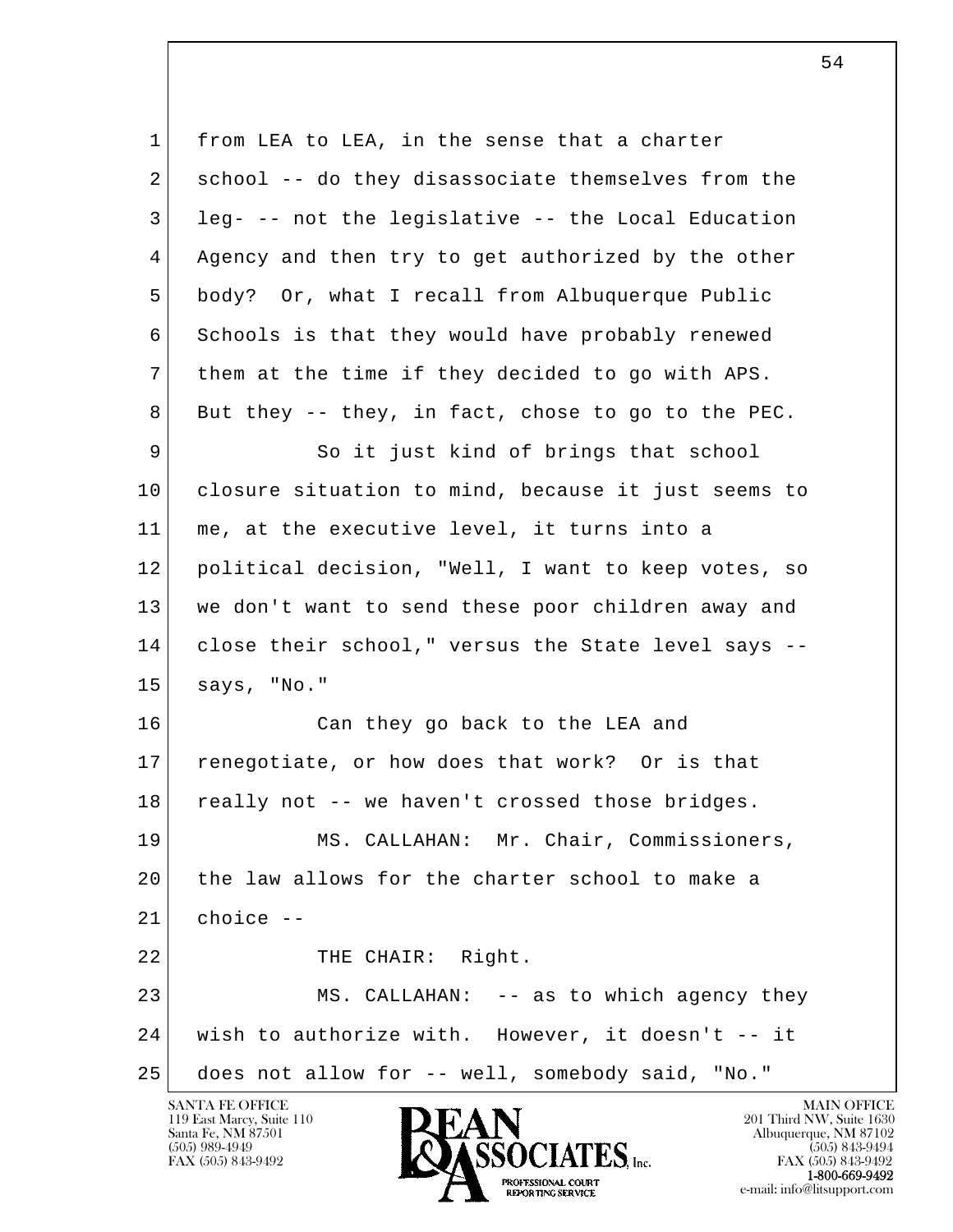from LEA to LEA, in the sense that a charter school -- do they disassociate themselves from the leg- -- not the legislative -- the Local Education Agency and then try to get authorized by the other body? Or, what I recall from Albuquerque Public Schools is that they would have probably renewed them at the time if they decided to go with APS. But they -- they, in fact, chose to go to the PEC.

So it just kind of brings that school closure situation to mind, because it just seems to me, at the executive level, it turns into a political decision, "Well, I want to keep votes, so we don't want to send these poor children away and close their school," versus the State level says -- says, "No."

Can they go back to the LEA and renegotiate, or how does that work? Or is that really not -- we haven't crossed those bridges.

MS. CALLAHAN: Mr. Chair, Commissioners, the law allows for the charter school to make a choice --

THE CHAIR: Right.

MS. CALLAHAN: -- as to which agency they wish to authorize with. However, it doesn't -- it does not allow for -- well, somebody said, "No."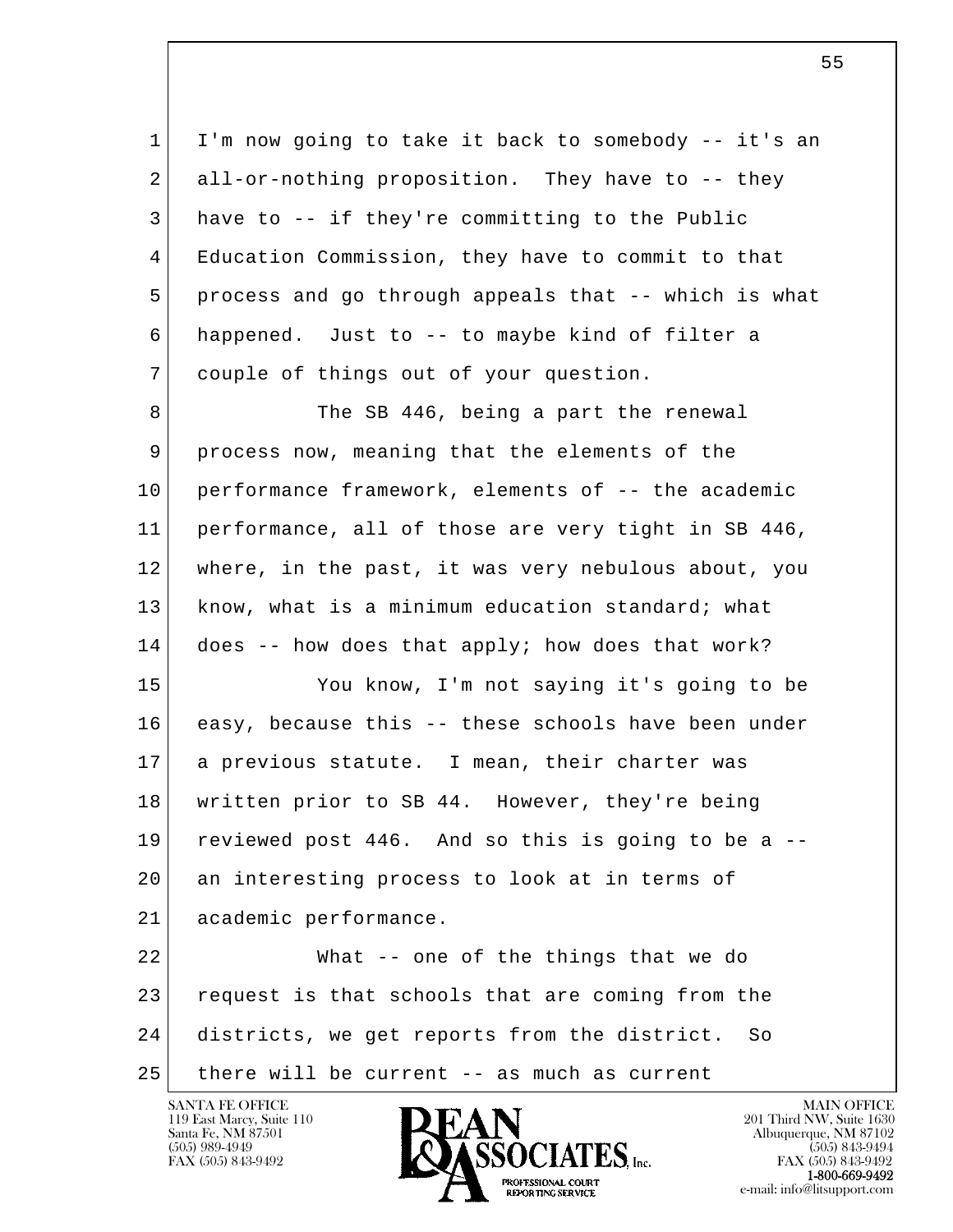I'm now going to take it back to somebody -- it's an all-or-nothing proposition. They have to -- they have to -- if they're committing to the Public Education Commission, they have to commit to that process and go through appeals that -- which is what happened. Just to -- to maybe kind of filter a couple of things out of your question.

The SB 446, being a part the renewal process now, meaning that the elements of the performance framework, elements of -- the academic performance, all of those are very tight in SB 446, where, in the past, it was very nebulous about, you know, what is a minimum education standard; what does -- how does that apply; how does that work?

You know, I'm not saying it's going to be easy, because this -- these schools have been under a previous statute. I mean, their charter was written prior to SB 44. However, they're being reviewed post 446. And so this is going to be a -- an interesting process to look at in terms of academic performance.

What -- one of the things that we do request is that schools that are coming from the districts, we get reports from the district. So there will be current -- as much as current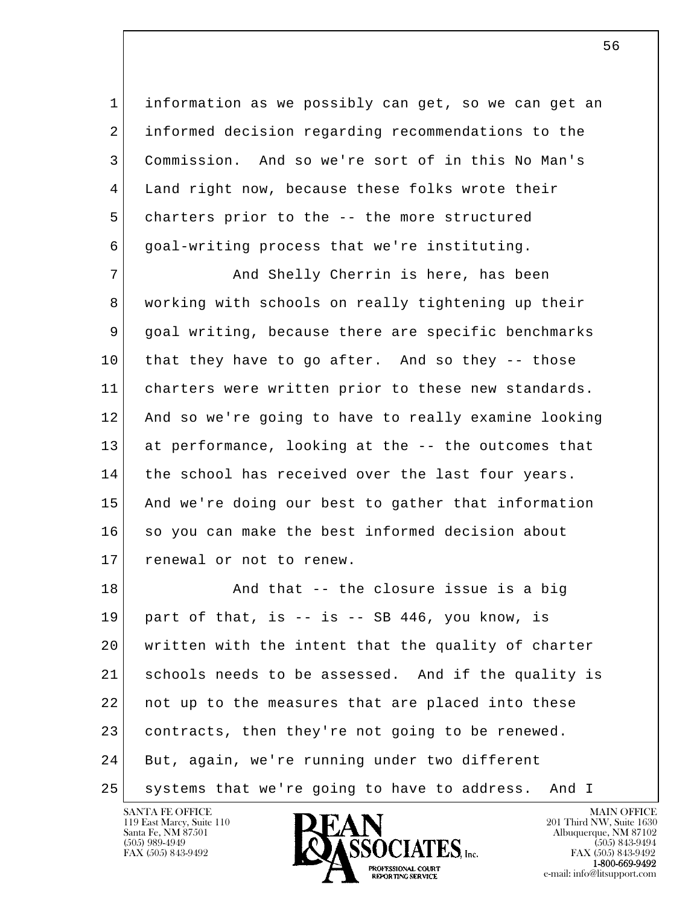1 information as we possibly can get, so we can get an
2 informed decision regarding recommendations to the
3 Commission. And so we're sort of in this No Man's
4 Land right now, because these folks wrote their
5 charters prior to the -- the more structured
6 goal-writing process that we're instituting.

7 And Shelly Cherrin is here, has been
8 working with schools on really tightening up their
9 goal writing, because there are specific benchmarks
10 that they have to go after. And so they -- those
11 charters were written prior to these new standards.
12 And so we're going to have to really examine looking
13 at performance, looking at the -- the outcomes that
14 the school has received over the last four years.
15 And we're doing our best to gather that information
16 so you can make the best informed decision about
17 renewal or not to renew.

18 And that -- the closure issue is a big
19 part of that, is -- is -- SB 446, you know, is
20 written with the intent that the quality of charter
21 schools needs to be assessed. And if the quality is
22 not up to the measures that are placed into these
23 contracts, then they're not going to be renewed.
24 But, again, we're running under two different
25 systems that we're going to have to address. And I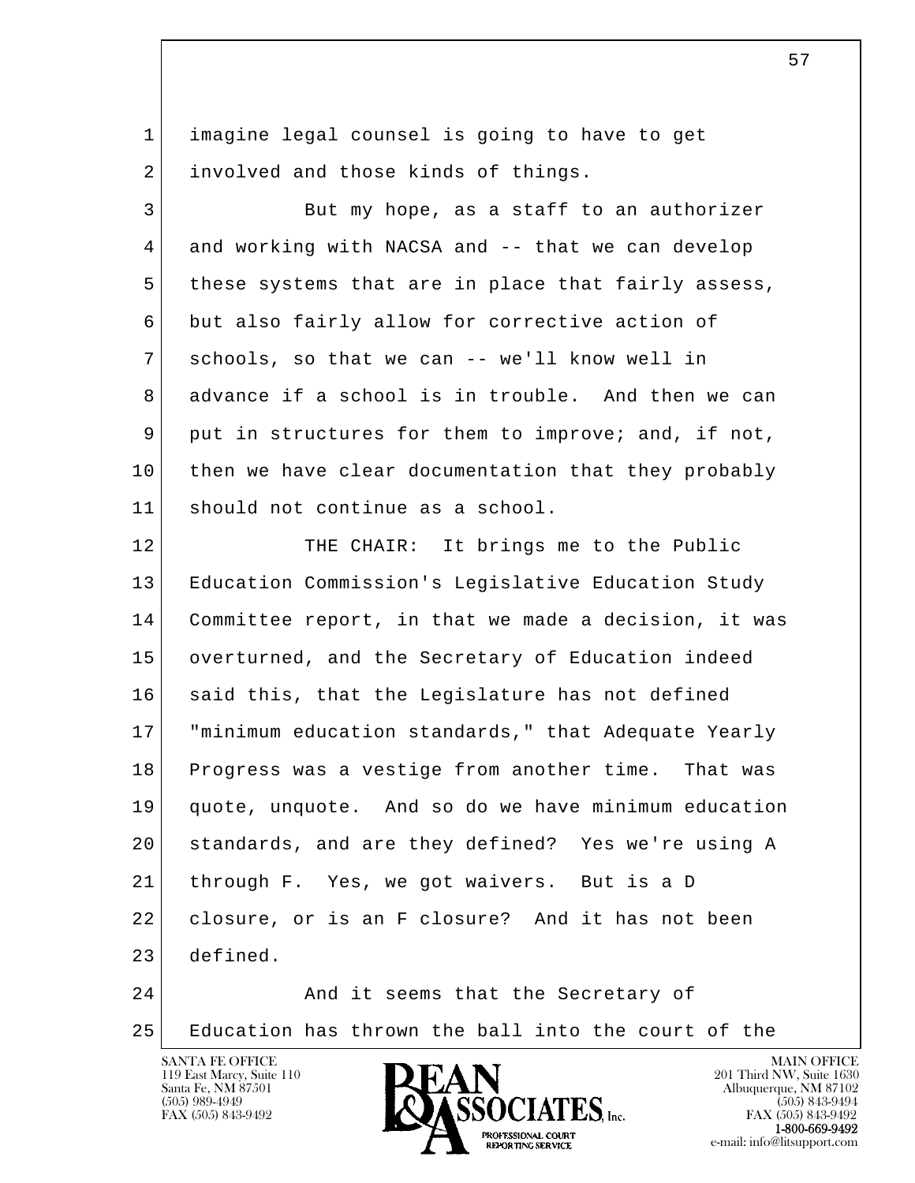imagine legal counsel is going to have to get involved and those kinds of things.

But my hope, as a staff to an authorizer and working with NACSA and -- that we can develop these systems that are in place that fairly assess, but also fairly allow for corrective action of schools, so that we can -- we'll know well in advance if a school is in trouble. And then we can put in structures for them to improve; and, if not, then we have clear documentation that they probably should not continue as a school.

THE CHAIR: It brings me to the Public Education Commission's Legislative Education Study Committee report, in that we made a decision, it was overturned, and the Secretary of Education indeed said this, that the Legislature has not defined "minimum education standards," that Adequate Yearly Progress was a vestige from another time. That was quote, unquote. And so do we have minimum education standards, and are they defined? Yes we're using A through F. Yes, we got waivers. But is a D closure, or is an F closure? And it has not been defined.

And it seems that the Secretary of Education has thrown the ball into the court of the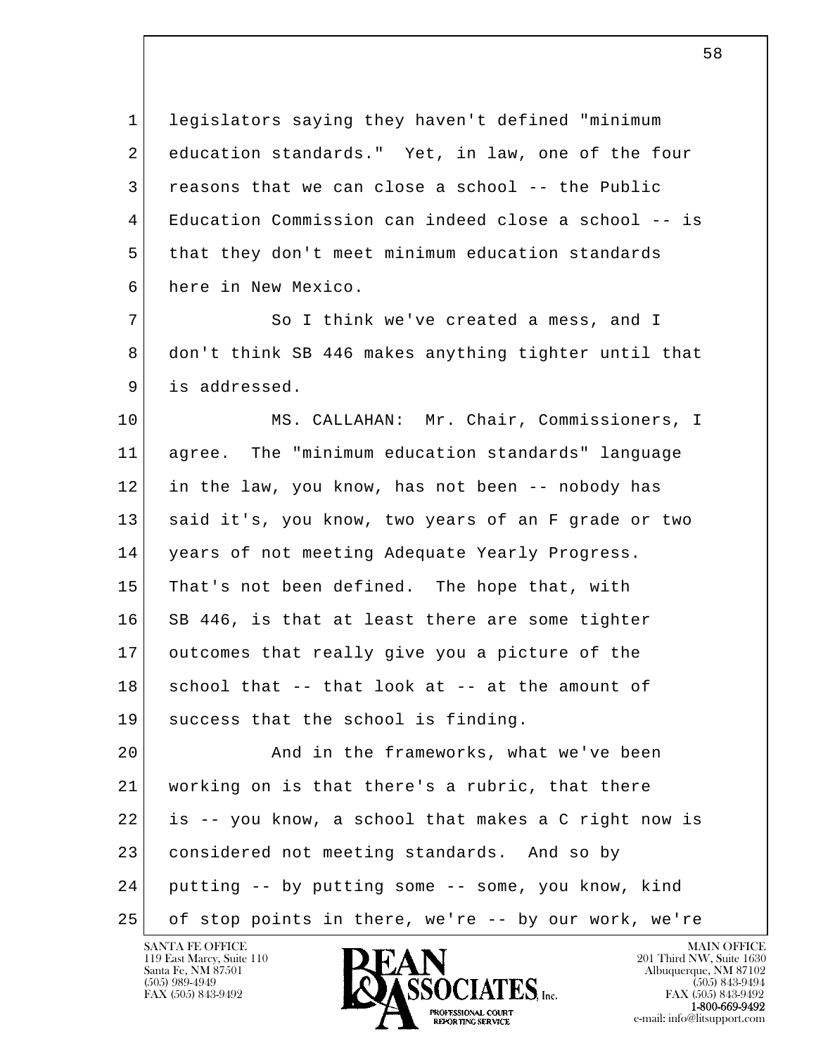legislators saying they haven't defined "minimum education standards." Yet, in law, one of the four reasons that we can close a school -- the Public Education Commission can indeed close a school -- is that they don't meet minimum education standards here in New Mexico.

So I think we've created a mess, and I don't think SB 446 makes anything tighter until that is addressed.

MS. CALLAHAN: Mr. Chair, Commissioners, I agree. The "minimum education standards" language in the law, you know, has not been -- nobody has said it's, you know, two years of an F grade or two years of not meeting Adequate Yearly Progress. That's not been defined. The hope that, with SB 446, is that at least there are some tighter outcomes that really give you a picture of the school that -- that look at -- at the amount of success that the school is finding.

And in the frameworks, what we've been working on is that there's a rubric, that there is -- you know, a school that makes a C right now is considered not meeting standards. And so by putting -- by putting some -- some, you know, kind of stop points in there, we're -- by our work, we're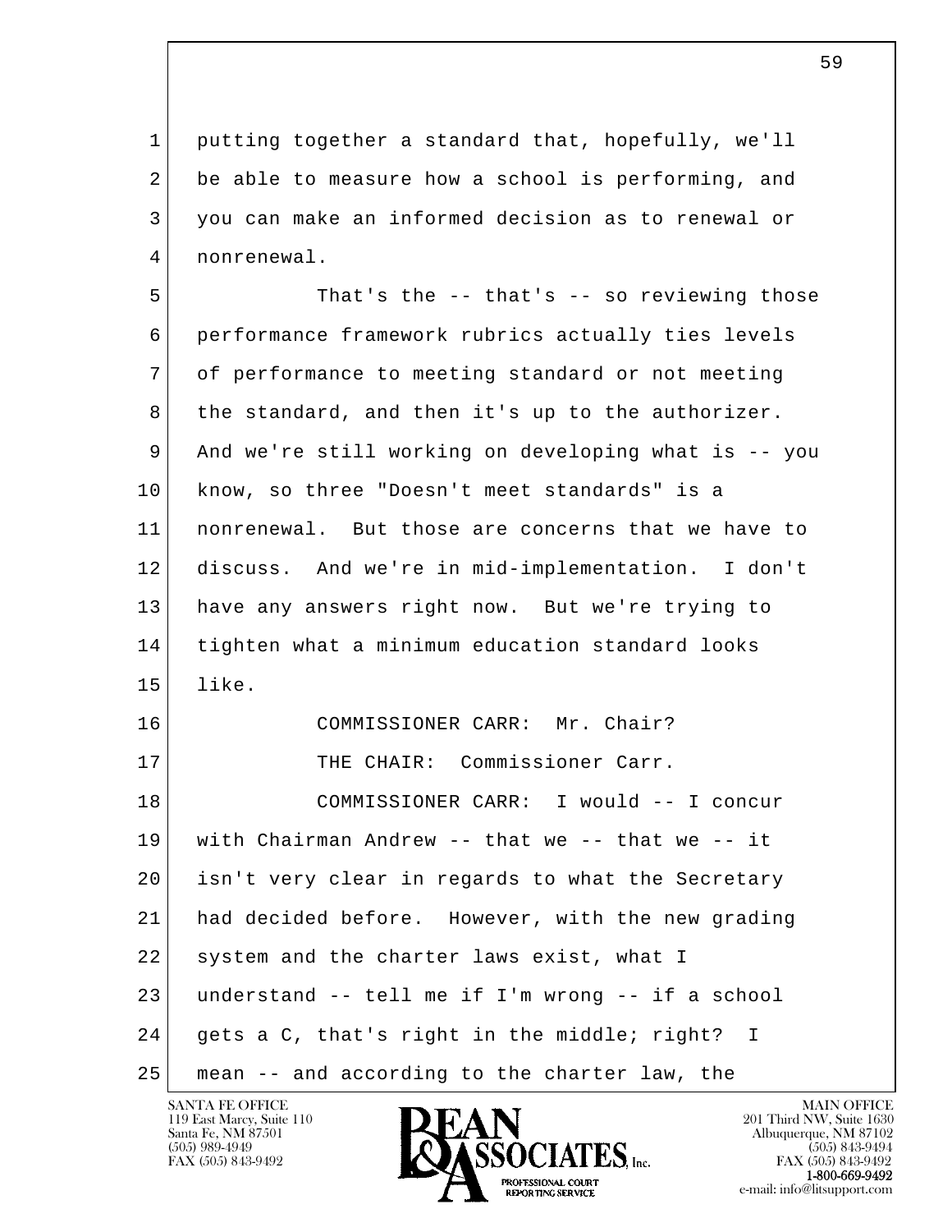putting together a standard that, hopefully, we'll be able to measure how a school is performing, and you can make an informed decision as to renewal or nonrenewal.

That's the -- that's -- so reviewing those performance framework rubrics actually ties levels of performance to meeting standard or not meeting the standard, and then it's up to the authorizer. And we're still working on developing what is -- you know, so three "Doesn't meet standards" is a nonrenewal. But those are concerns that we have to discuss. And we're in mid-implementation. I don't have any answers right now. But we're trying to tighten what a minimum education standard looks like.

COMMISSIONER CARR: Mr. Chair?

THE CHAIR: Commissioner Carr.

COMMISSIONER CARR: I would -- I concur with Chairman Andrew -- that we -- that we -- it isn't very clear in regards to what the Secretary had decided before. However, with the new grading system and the charter laws exist, what I understand -- tell me if I'm wrong -- if a school gets a C, that's right in the middle; right? I mean -- and according to the charter law, the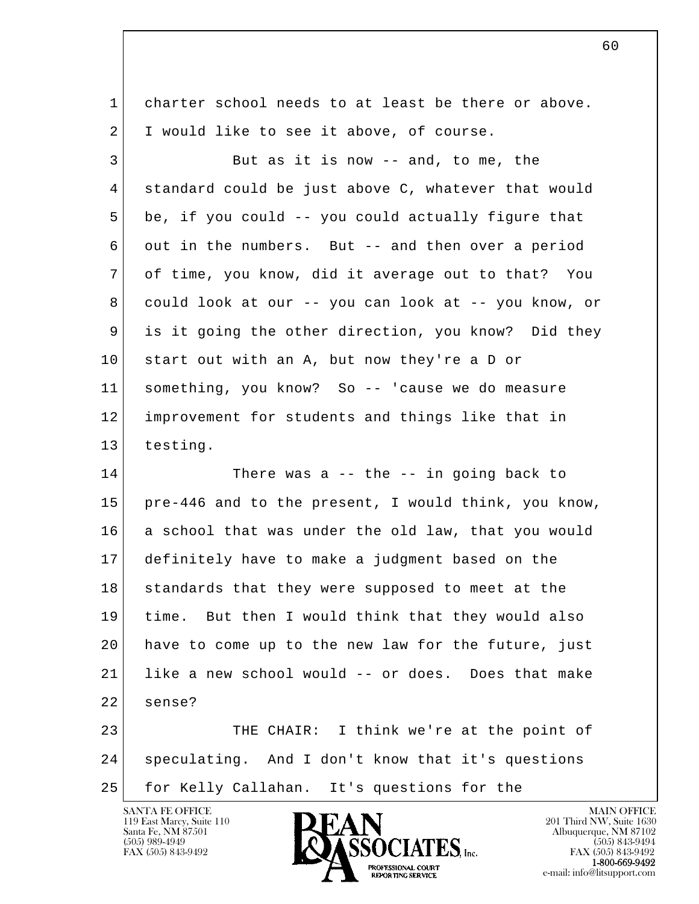charter school needs to at least be there or above. I would like to see it above, of course.

But as it is now -- and, to me, the standard could be just above C, whatever that would be, if you could -- you could actually figure that out in the numbers. But -- and then over a period of time, you know, did it average out to that? You could look at our -- you can look at -- you know, or is it going the other direction, you know? Did they start out with an A, but now they're a D or something, you know? So -- 'cause we do measure improvement for students and things like that in testing.

There was a -- the -- in going back to pre-446 and to the present, I would think, you know, a school that was under the old law, that you would definitely have to make a judgment based on the standards that they were supposed to meet at the time. But then I would think that they would also have to come up to the new law for the future, just like a new school would -- or does. Does that make sense?

THE CHAIR: I think we're at the point of speculating. And I don't know that it's questions for Kelly Callahan. It's questions for the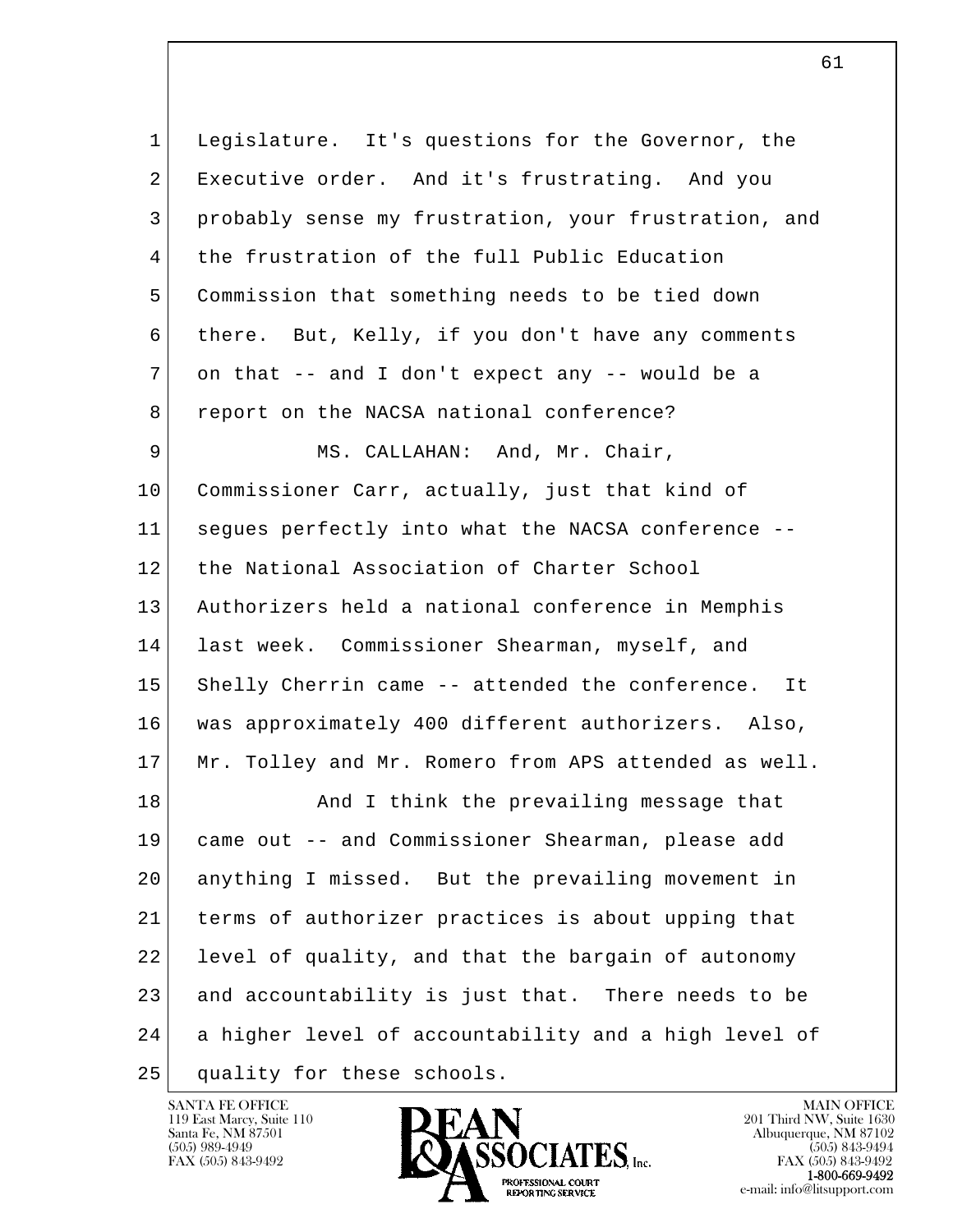1 Legislature. It's questions for the Governor, the
2 Executive order. And it's frustrating. And you
3 probably sense my frustration, your frustration, and
4 the frustration of the full Public Education
5 Commission that something needs to be tied down
6 there. But, Kelly, if you don't have any comments
7 on that -- and I don't expect any -- would be a
8 report on the NACSA national conference?

9 MS. CALLAHAN: And, Mr. Chair,
10 Commissioner Carr, actually, just that kind of
11 segues perfectly into what the NACSA conference --
12 the National Association of Charter School
13 Authorizers held a national conference in Memphis
14 last week. Commissioner Shearman, myself, and
15 Shelly Cherrin came -- attended the conference. It
16 was approximately 400 different authorizers. Also,
17 Mr. Tolley and Mr. Romero from APS attended as well.

18 And I think the prevailing message that
19 came out -- and Commissioner Shearman, please add
20 anything I missed. But the prevailing movement in
21 terms of authorizer practices is about upping that
22 level of quality, and that the bargain of autonomy
23 and accountability is just that. There needs to be
24 a higher level of accountability and a high level of
25 quality for these schools.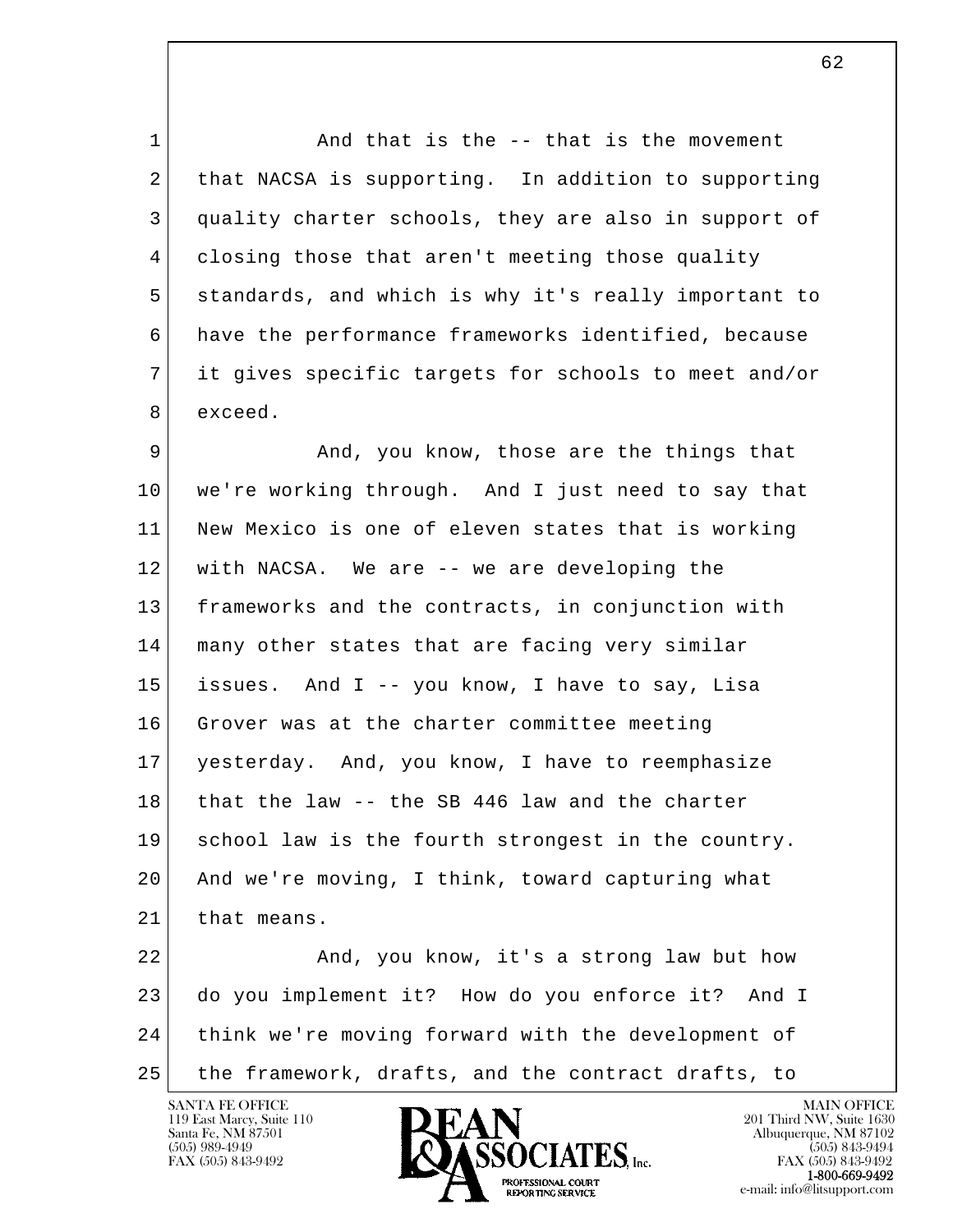And that is the -- that is the movement that NACSA is supporting. In addition to supporting quality charter schools, they are also in support of closing those that aren't meeting those quality standards, and which is why it's really important to have the performance frameworks identified, because it gives specific targets for schools to meet and/or exceed.

And, you know, those are the things that we're working through. And I just need to say that New Mexico is one of eleven states that is working with NACSA. We are -- we are developing the frameworks and the contracts, in conjunction with many other states that are facing very similar issues. And I -- you know, I have to say, Lisa Grover was at the charter committee meeting yesterday. And, you know, I have to reemphasize that the law -- the SB 446 law and the charter school law is the fourth strongest in the country. And we're moving, I think, toward capturing what that means.

And, you know, it's a strong law but how do you implement it? How do you enforce it? And I think we're moving forward with the development of the framework, drafts, and the contract drafts, to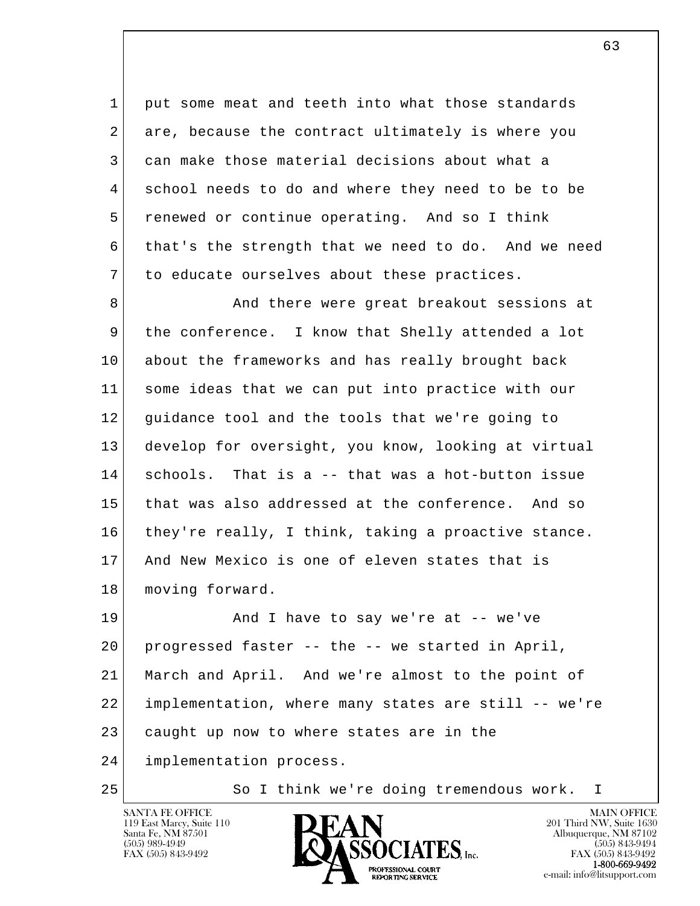1 put some meat and teeth into what those standards
2 are, because the contract ultimately is where you
3 can make those material decisions about what a
4 school needs to do and where they need to be to be
5 renewed or continue operating. And so I think
6 that's the strength that we need to do. And we need
7 to educate ourselves about these practices.

8 And there were great breakout sessions at
9 the conference. I know that Shelly attended a lot
10 about the frameworks and has really brought back
11 some ideas that we can put into practice with our
12 guidance tool and the tools that we're going to
13 develop for oversight, you know, looking at virtual
14 schools. That is a -- that was a hot-button issue
15 that was also addressed at the conference. And so
16 they're really, I think, taking a proactive stance.
17 And New Mexico is one of eleven states that is
18 moving forward.

19 And I have to say we're at -- we've
20 progressed faster -- the -- we started in April,
21 March and April. And we're almost to the point of
22 implementation, where many states are still -- we're
23 caught up now to where states are in the
24 implementation process.

25 So I think we're doing tremendous work. I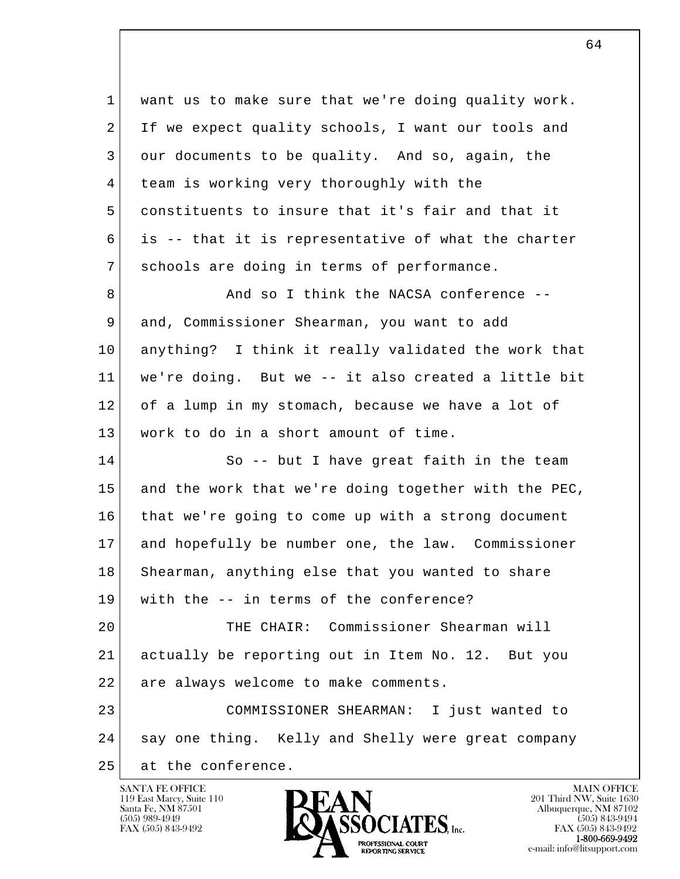1 want us to make sure that we're doing quality work.
2 If we expect quality schools, I want our tools and
3 our documents to be quality. And so, again, the
4 team is working very thoroughly with the
5 constituents to insure that it's fair and that it
6 is -- that it is representative of what the charter
7 schools are doing in terms of performance.

8 And so I think the NACSA conference --
9 and, Commissioner Shearman, you want to add
10 anything? I think it really validated the work that
11 we're doing. But we -- it also created a little bit
12 of a lump in my stomach, because we have a lot of
13 work to do in a short amount of time.

14 So -- but I have great faith in the team
15 and the work that we're doing together with the PEC,
16 that we're going to come up with a strong document
17 and hopefully be number one, the law. Commissioner
18 Shearman, anything else that you wanted to share
19 with the -- in terms of the conference?

20 THE CHAIR: Commissioner Shearman will
21 actually be reporting out in Item No. 12. But you
22 are always welcome to make comments.

23 COMMISSIONER SHEARMAN: I just wanted to
24 say one thing. Kelly and Shelly were great company
25 at the conference.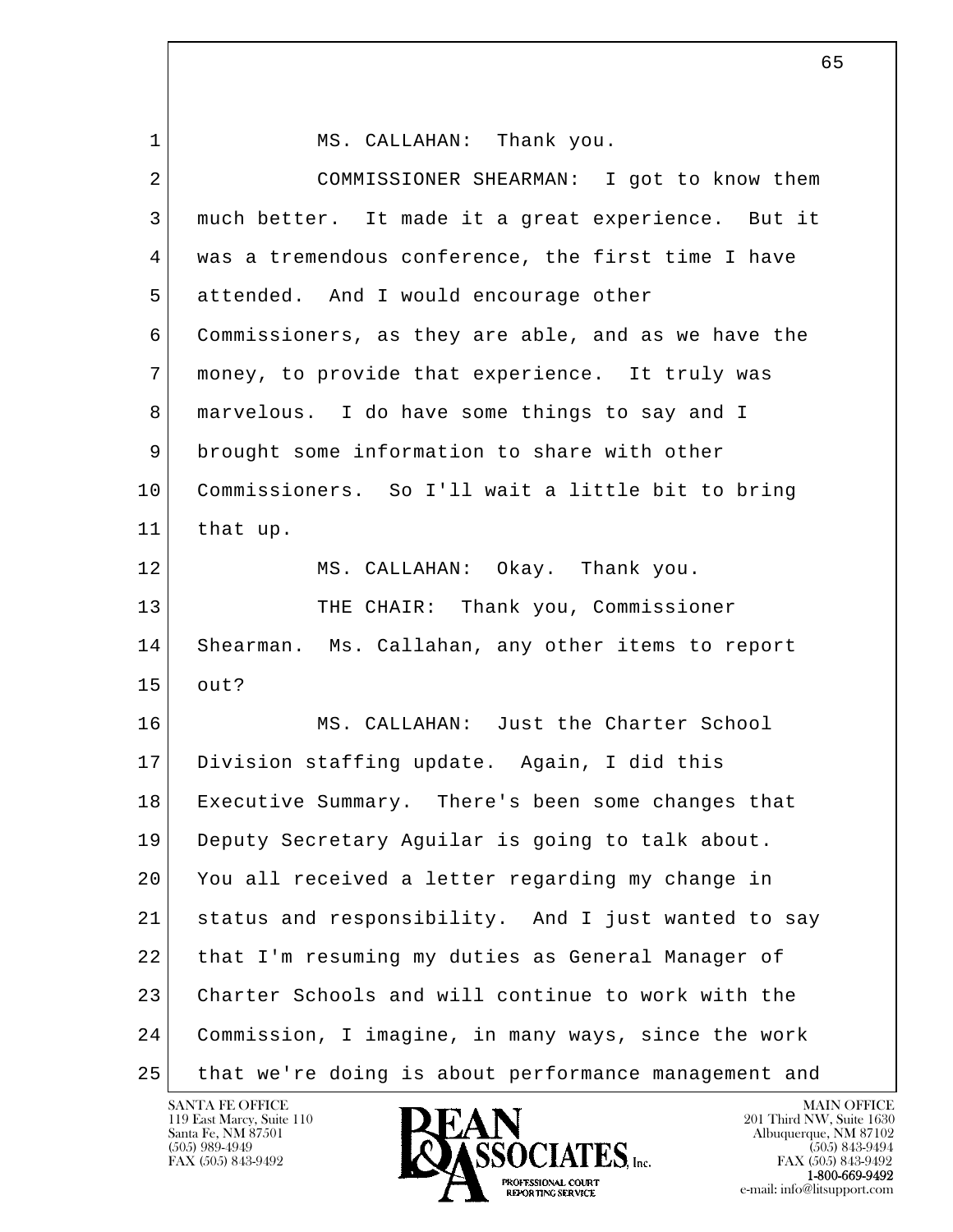MS. CALLAHAN: Thank you.

COMMISSIONER SHEARMAN: I got to know them much better. It made it a great experience. But it was a tremendous conference, the first time I have attended. And I would encourage other Commissioners, as they are able, and as we have the money, to provide that experience. It truly was marvelous. I do have some things to say and I brought some information to share with other Commissioners. So I'll wait a little bit to bring that up.

MS. CALLAHAN: Okay. Thank you.

THE CHAIR: Thank you, Commissioner Shearman. Ms. Callahan, any other items to report out?

MS. CALLAHAN: Just the Charter School Division staffing update. Again, I did this Executive Summary. There's been some changes that Deputy Secretary Aguilar is going to talk about. You all received a letter regarding my change in status and responsibility. And I just wanted to say that I'm resuming my duties as General Manager of Charter Schools and will continue to work with the Commission, I imagine, in many ways, since the work that we're doing is about performance management and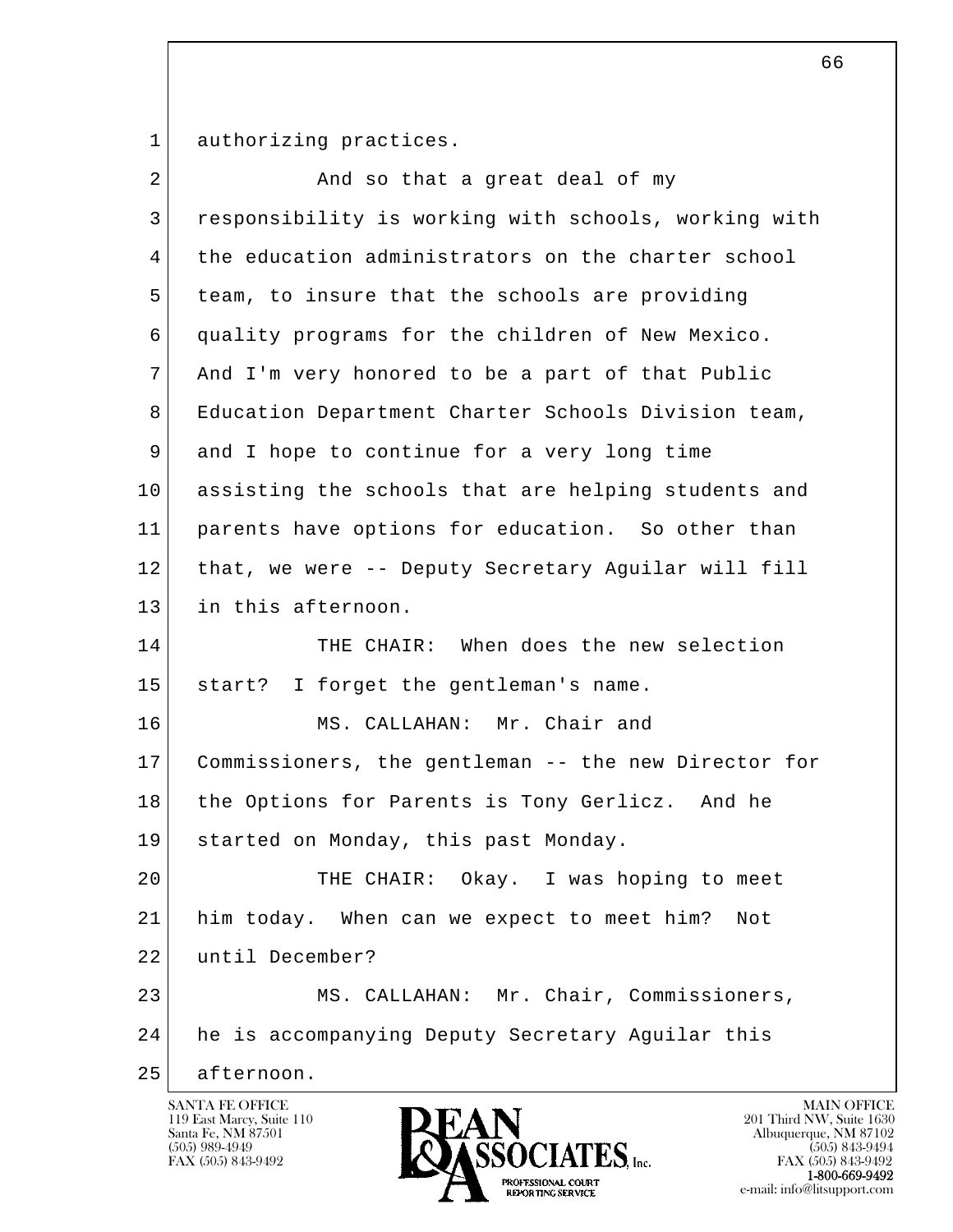1 authorizing practices.

2 And so that a great deal of my

3 responsibility is working with schools, working with

4 the education administrators on the charter school

5 team, to insure that the schools are providing

6 quality programs for the children of New Mexico.

7 And I'm very honored to be a part of that Public

8 Education Department Charter Schools Division team,

9 and I hope to continue for a very long time

10 assisting the schools that are helping students and

11 parents have options for education. So other than

12 that, we were -- Deputy Secretary Aguilar will fill

13 in this afternoon.

14 THE CHAIR: When does the new selection

15 start? I forget the gentleman's name.

16 MS. CALLAHAN: Mr. Chair and

17 Commissioners, the gentleman -- the new Director for

18 the Options for Parents is Tony Gerlicz. And he

19 started on Monday, this past Monday.

20 THE CHAIR: Okay. I was hoping to meet

21 him today. When can we expect to meet him? Not

22 until December?

23 MS. CALLAHAN: Mr. Chair, Commissioners,

24 he is accompanying Deputy Secretary Aguilar this

25 afternoon.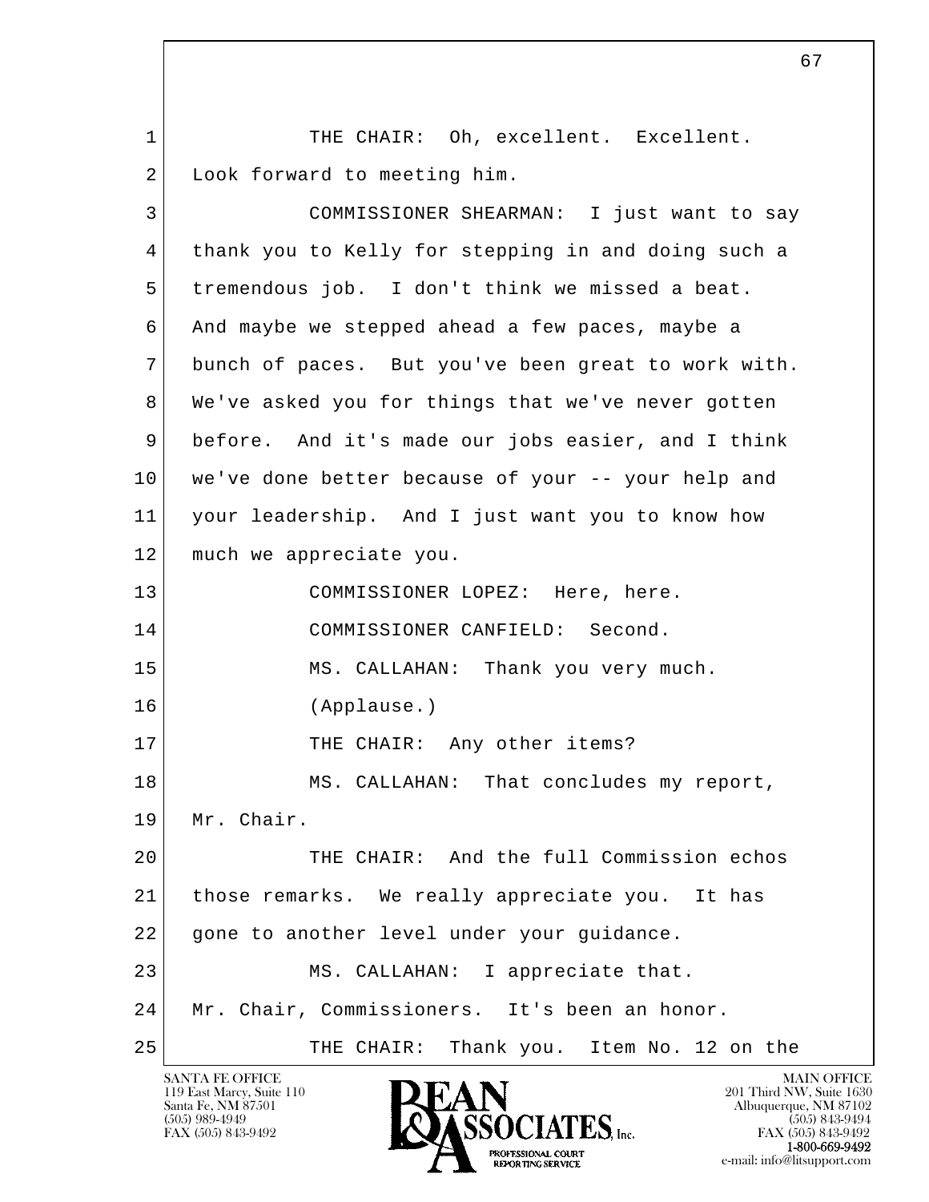1 THE CHAIR: Oh, excellent. Excellent.
2 Look forward to meeting him.
3 COMMISSIONER SHEARMAN: I just want to say
4 thank you to Kelly for stepping in and doing such a
5 tremendous job. I don't think we missed a beat.
6 And maybe we stepped ahead a few paces, maybe a
7 bunch of paces. But you've been great to work with.
8 We've asked you for things that we've never gotten
9 before. And it's made our jobs easier, and I think
10 we've done better because of your -- your help and
11 your leadership. And I just want you to know how
12 much we appreciate you.
13 COMMISSIONER LOPEZ: Here, here.
14 COMMISSIONER CANFIELD: Second.
15 MS. CALLAHAN: Thank you very much.
16 (Applause.)
17 THE CHAIR: Any other items?
18 MS. CALLAHAN: That concludes my report,
19 Mr. Chair.
20 THE CHAIR: And the full Commission echos
21 those remarks. We really appreciate you. It has
22 gone to another level under your guidance.
23 MS. CALLAHAN: I appreciate that.
24 Mr. Chair, Commissioners. It's been an honor.
25 THE CHAIR: Thank you. Item No. 12 on the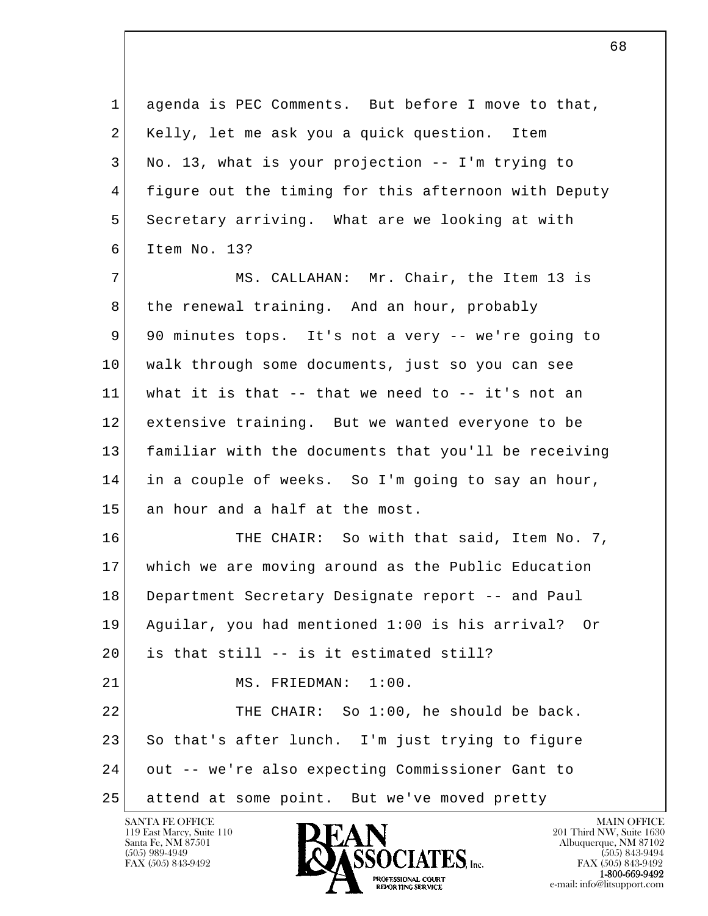1 agenda is PEC Comments. But before I move to that,
2 Kelly, let me ask you a quick question. Item
3 No. 13, what is your projection -- I'm trying to
4 figure out the timing for this afternoon with Deputy
5 Secretary arriving. What are we looking at with
6 Item No. 13?

7 MS. CALLAHAN: Mr. Chair, the Item 13 is
8 the renewal training. And an hour, probably
9 90 minutes tops. It's not a very -- we're going to
10 walk through some documents, just so you can see
11 what it is that -- that we need to -- it's not an
12 extensive training. But we wanted everyone to be
13 familiar with the documents that you'll be receiving
14 in a couple of weeks. So I'm going to say an hour,
15 an hour and a half at the most.

16 THE CHAIR: So with that said, Item No. 7,
17 which we are moving around as the Public Education
18 Department Secretary Designate report -- and Paul
19 Aguilar, you had mentioned 1:00 is his arrival? Or
20 is that still -- is it estimated still?

21 MS. FRIEDMAN: 1:00.

22 THE CHAIR: So 1:00, he should be back.
23 So that's after lunch. I'm just trying to figure
24 out -- we're also expecting Commissioner Gant to
25 attend at some point. But we've moved pretty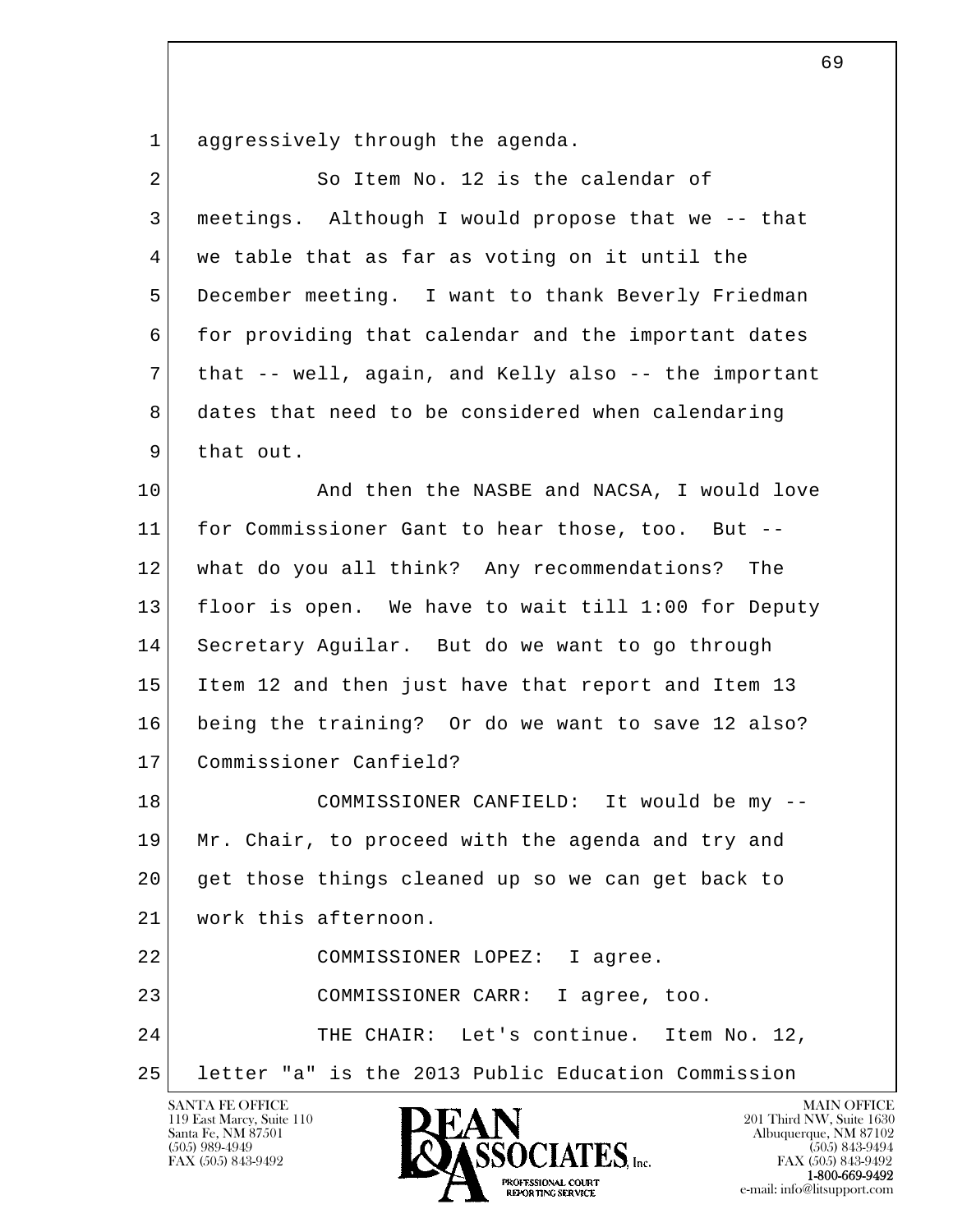aggressively through the agenda.

So Item No. 12 is the calendar of meetings. Although I would propose that we -- that we table that as far as voting on it until the December meeting. I want to thank Beverly Friedman for providing that calendar and the important dates that -- well, again, and Kelly also -- the important dates that need to be considered when calendaring that out.

And then the NASBE and NACSA, I would love for Commissioner Gant to hear those, too. But -- what do you all think? Any recommendations? The floor is open. We have to wait till 1:00 for Deputy Secretary Aguilar. But do we want to go through Item 12 and then just have that report and Item 13 being the training? Or do we want to save 12 also? Commissioner Canfield?

COMMISSIONER CANFIELD: It would be my -- Mr. Chair, to proceed with the agenda and try and get those things cleaned up so we can get back to work this afternoon.

COMMISSIONER LOPEZ: I agree.

COMMISSIONER CARR: I agree, too.

THE CHAIR: Let's continue. Item No. 12, letter "a" is the 2013 Public Education Commission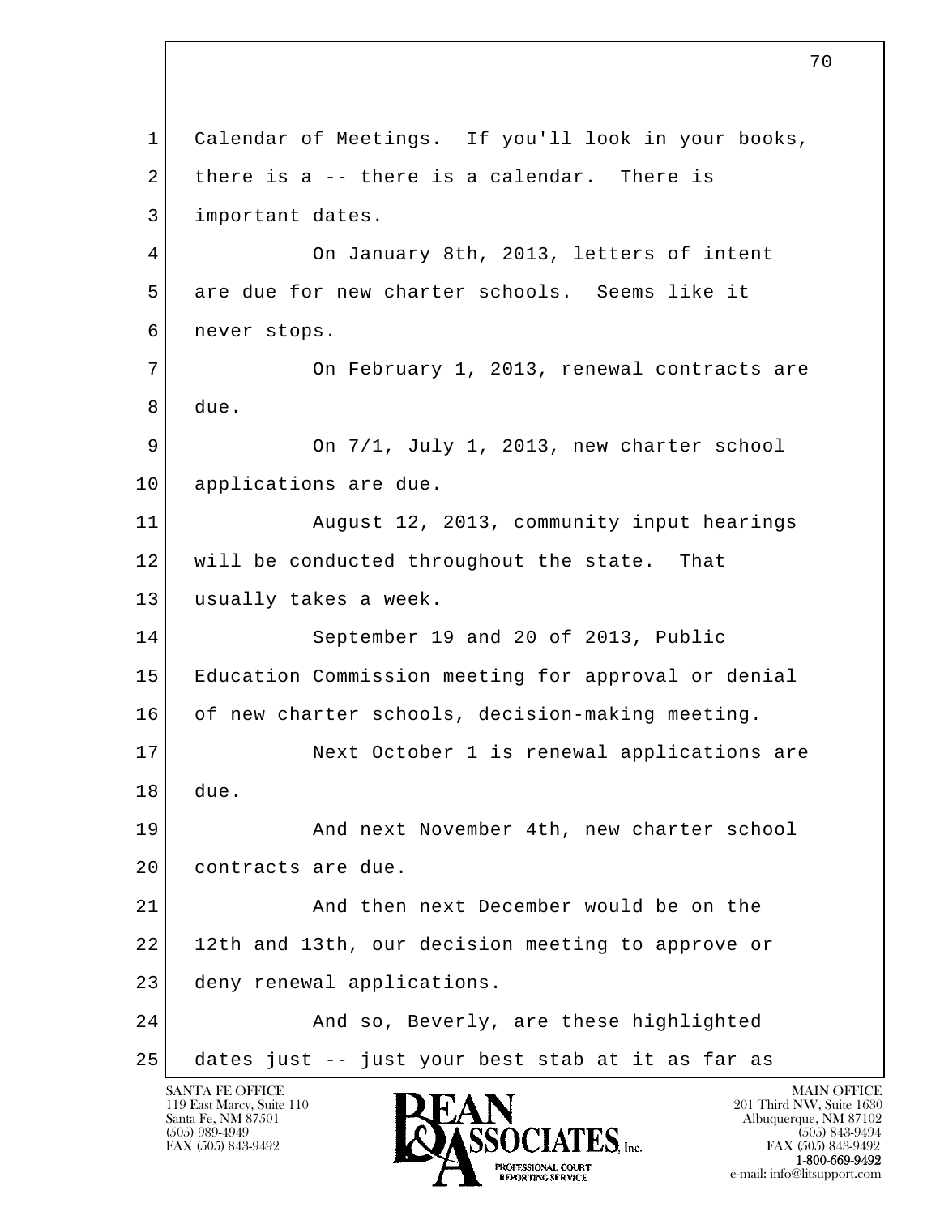Calendar of Meetings. If you'll look in your books, there is a -- there is a calendar. There is important dates.

On January 8th, 2013, letters of intent are due for new charter schools. Seems like it never stops.

On February 1, 2013, renewal contracts are due.

On 7/1, July 1, 2013, new charter school applications are due.

August 12, 2013, community input hearings will be conducted throughout the state. That usually takes a week.

September 19 and 20 of 2013, Public Education Commission meeting for approval or denial of new charter schools, decision-making meeting.

Next October 1 is renewal applications are due.

And next November 4th, new charter school contracts are due.

And then next December would be on the 12th and 13th, our decision meeting to approve or deny renewal applications.

And so, Beverly, are these highlighted dates just -- just your best stab at it as far as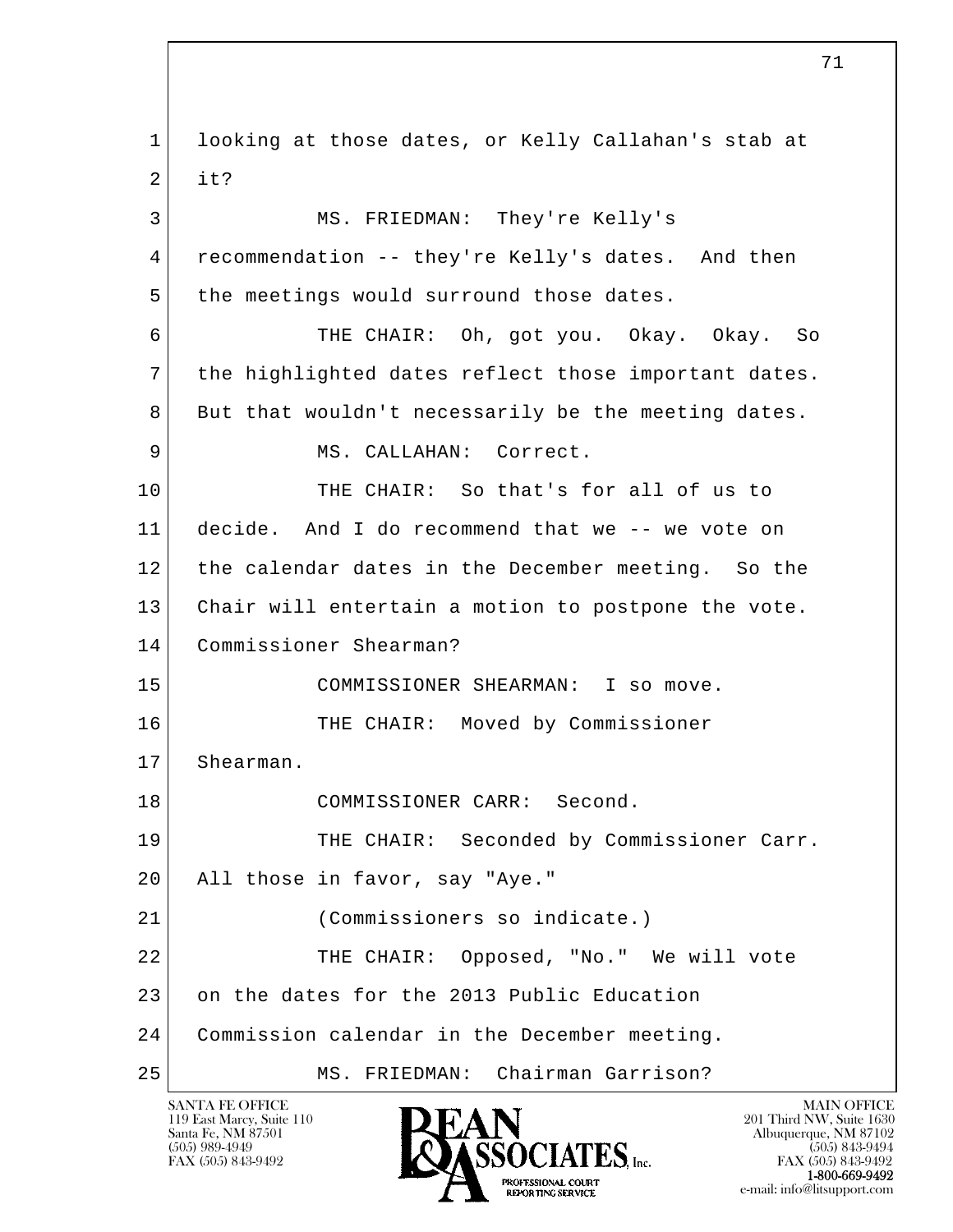looking at those dates, or Kelly Callahan's stab at it?

MS. FRIEDMAN: They're Kelly's recommendation -- they're Kelly's dates. And then the meetings would surround those dates.

THE CHAIR: Oh, got you. Okay. Okay. So the highlighted dates reflect those important dates. But that wouldn't necessarily be the meeting dates.

MS. CALLAHAN: Correct.

THE CHAIR: So that's for all of us to decide. And I do recommend that we -- we vote on the calendar dates in the December meeting. So the Chair will entertain a motion to postpone the vote. Commissioner Shearman?

COMMISSIONER SHEARMAN: I so move.

THE CHAIR: Moved by Commissioner Shearman.

COMMISSIONER CARR: Second.

THE CHAIR: Seconded by Commissioner Carr. All those in favor, say "Aye."

(Commissioners so indicate.)

THE CHAIR: Opposed, "No." We will vote on the dates for the 2013 Public Education Commission calendar in the December meeting.

MS. FRIEDMAN: Chairman Garrison?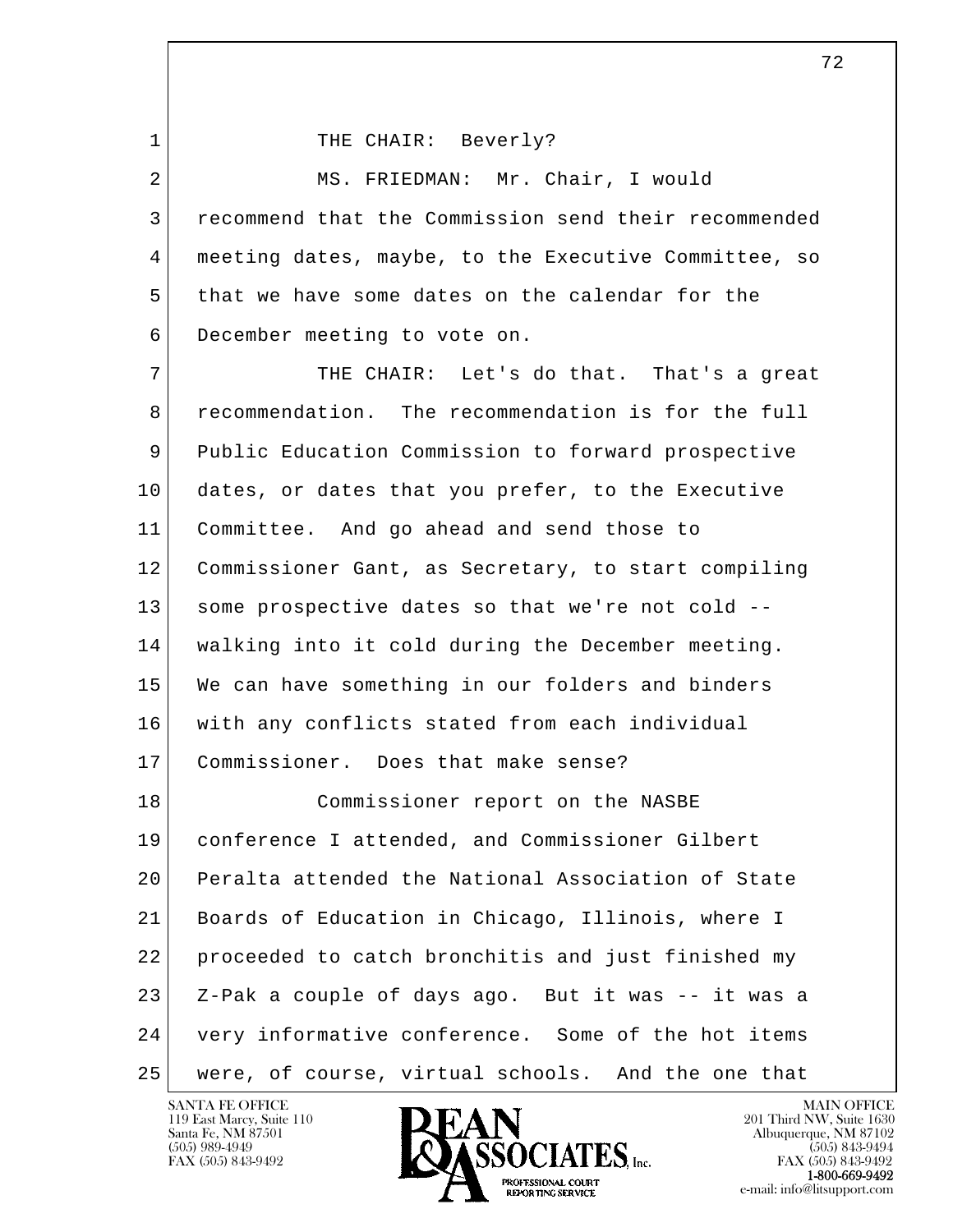1 THE CHAIR: Beverly?

2 MS. FRIEDMAN: Mr. Chair, I would
3 recommend that the Commission send their recommended
4 meeting dates, maybe, to the Executive Committee, so
5 that we have some dates on the calendar for the
6 December meeting to vote on.

7 THE CHAIR: Let's do that. That's a great
8 recommendation. The recommendation is for the full
9 Public Education Commission to forward prospective
10 dates, or dates that you prefer, to the Executive
11 Committee. And go ahead and send those to
12 Commissioner Gant, as Secretary, to start compiling
13 some prospective dates so that we're not cold --
14 walking into it cold during the December meeting.
15 We can have something in our folders and binders
16 with any conflicts stated from each individual
17 Commissioner. Does that make sense?

18 Commissioner report on the NASBE
19 conference I attended, and Commissioner Gilbert
20 Peralta attended the National Association of State
21 Boards of Education in Chicago, Illinois, where I
22 proceeded to catch bronchitis and just finished my
23 Z-Pak a couple of days ago. But it was -- it was a
24 very informative conference. Some of the hot items
25 were, of course, virtual schools. And the one that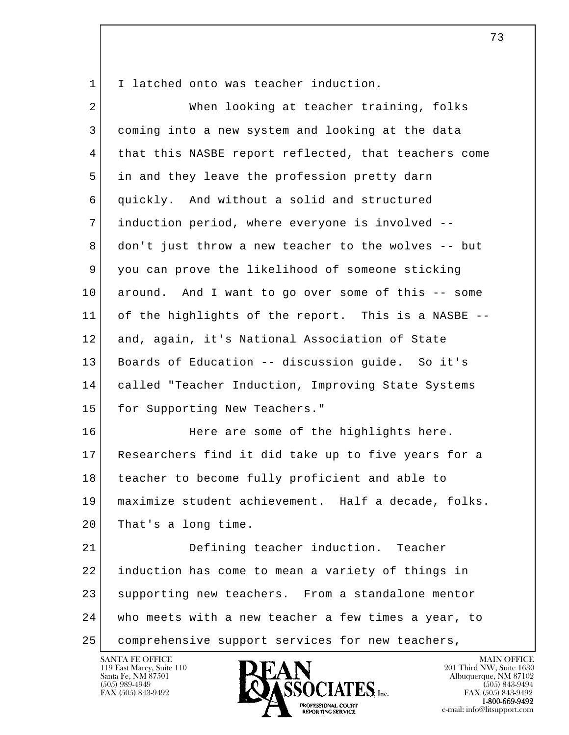I latched onto was teacher induction.

When looking at teacher training, folks coming into a new system and looking at the data that this NASBE report reflected, that teachers come in and they leave the profession pretty darn quickly. And without a solid and structured induction period, where everyone is involved -- don't just throw a new teacher to the wolves -- but you can prove the likelihood of someone sticking around. And I want to go over some of this -- some of the highlights of the report. This is a NASBE -- and, again, it's National Association of State Boards of Education -- discussion guide. So it's called "Teacher Induction, Improving State Systems for Supporting New Teachers."

Here are some of the highlights here. Researchers find it did take up to five years for a teacher to become fully proficient and able to maximize student achievement. Half a decade, folks. That's a long time.

Defining teacher induction. Teacher induction has come to mean a variety of things in supporting new teachers. From a standalone mentor who meets with a new teacher a few times a year, to comprehensive support services for new teachers,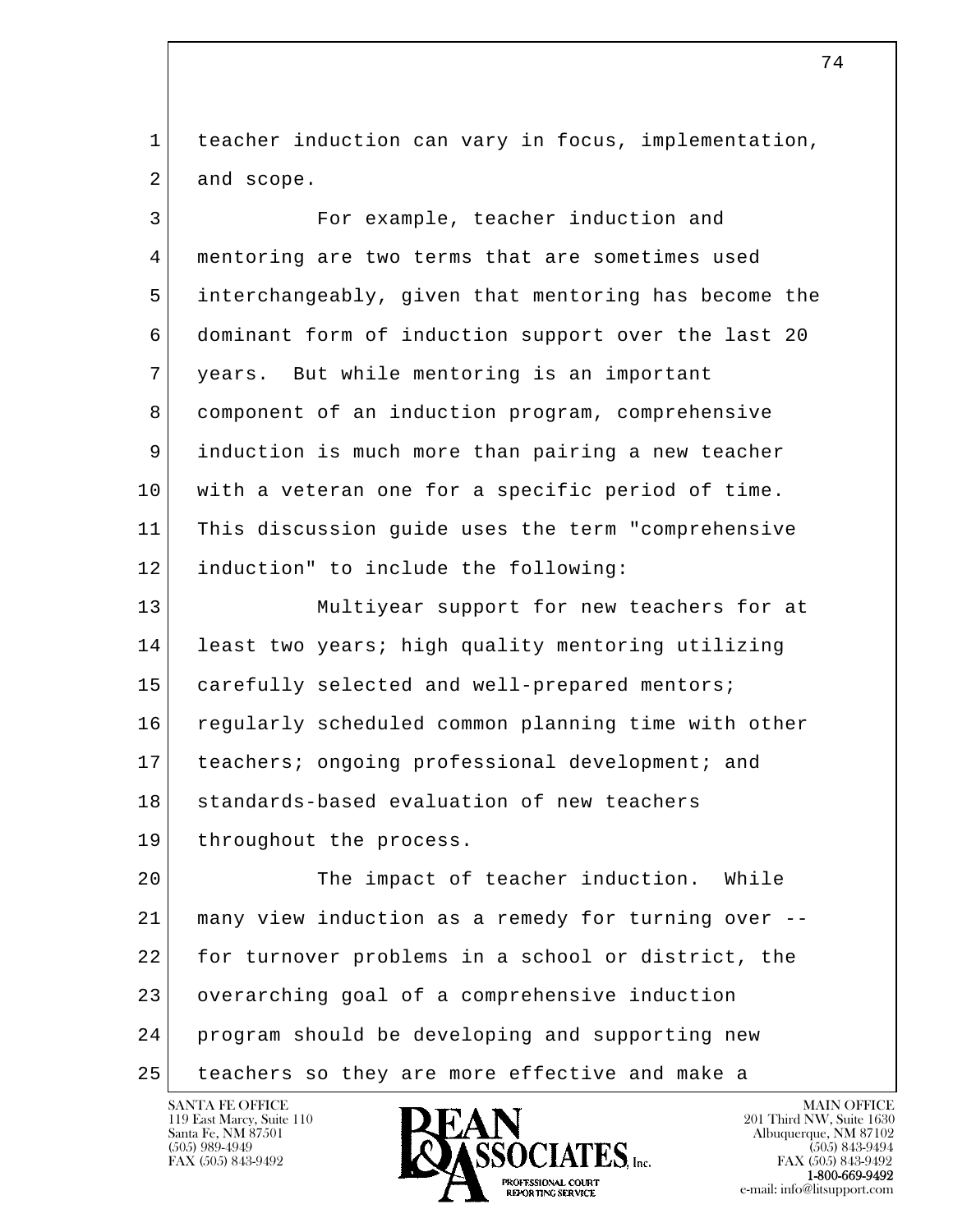teacher induction can vary in focus, implementation, and scope.

For example, teacher induction and mentoring are two terms that are sometimes used interchangeably, given that mentoring has become the dominant form of induction support over the last 20 years. But while mentoring is an important component of an induction program, comprehensive induction is much more than pairing a new teacher with a veteran one for a specific period of time. This discussion guide uses the term "comprehensive induction" to include the following:

Multiyear support for new teachers for at least two years; high quality mentoring utilizing carefully selected and well-prepared mentors; regularly scheduled common planning time with other teachers; ongoing professional development; and standards-based evaluation of new teachers throughout the process.

The impact of teacher induction. While many view induction as a remedy for turning over -- for turnover problems in a school or district, the overarching goal of a comprehensive induction program should be developing and supporting new teachers so they are more effective and make a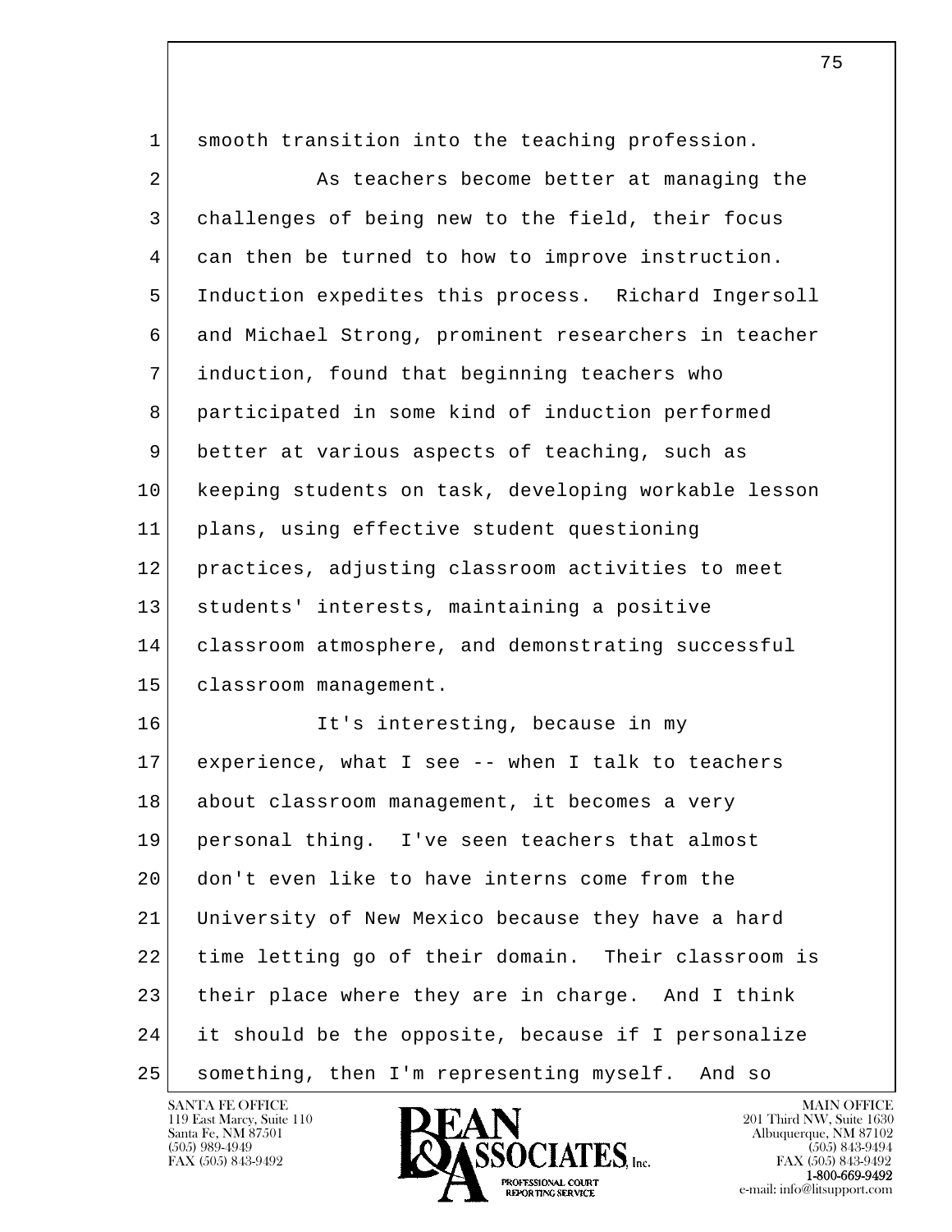smooth transition into the teaching profession.

As teachers become better at managing the challenges of being new to the field, their focus can then be turned to how to improve instruction. Induction expedites this process. Richard Ingersoll and Michael Strong, prominent researchers in teacher induction, found that beginning teachers who participated in some kind of induction performed better at various aspects of teaching, such as keeping students on task, developing workable lesson plans, using effective student questioning practices, adjusting classroom activities to meet students' interests, maintaining a positive classroom atmosphere, and demonstrating successful classroom management.

It's interesting, because in my experience, what I see -- when I talk to teachers about classroom management, it becomes a very personal thing. I've seen teachers that almost don't even like to have interns come from the University of New Mexico because they have a hard time letting go of their domain. Their classroom is their place where they are in charge. And I think it should be the opposite, because if I personalize something, then I'm representing myself. And so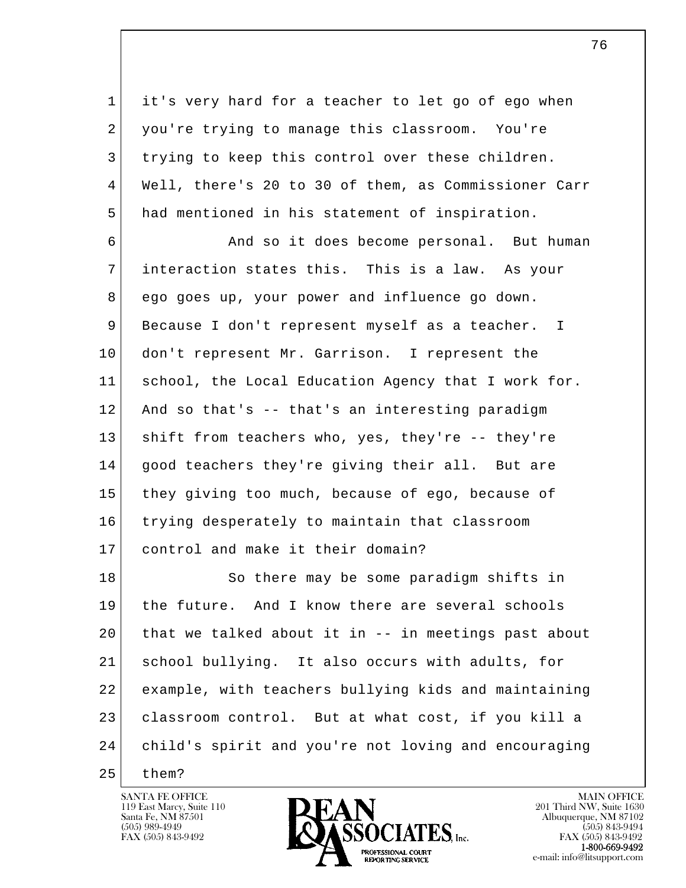it's very hard for a teacher to let go of ego when you're trying to manage this classroom. You're trying to keep this control over these children. Well, there's 20 to 30 of them, as Commissioner Carr had mentioned in his statement of inspiration.

And so it does become personal. But human interaction states this. This is a law. As your ego goes up, your power and influence go down. Because I don't represent myself as a teacher. I don't represent Mr. Garrison. I represent the school, the Local Education Agency that I work for. And so that's -- that's an interesting paradigm shift from teachers who, yes, they're -- they're good teachers they're giving their all. But are they giving too much, because of ego, because of trying desperately to maintain that classroom control and make it their domain?

So there may be some paradigm shifts in the future. And I know there are several schools that we talked about it in -- in meetings past about school bullying. It also occurs with adults, for example, with teachers bullying kids and maintaining classroom control. But at what cost, if you kill a child's spirit and you're not loving and encouraging them?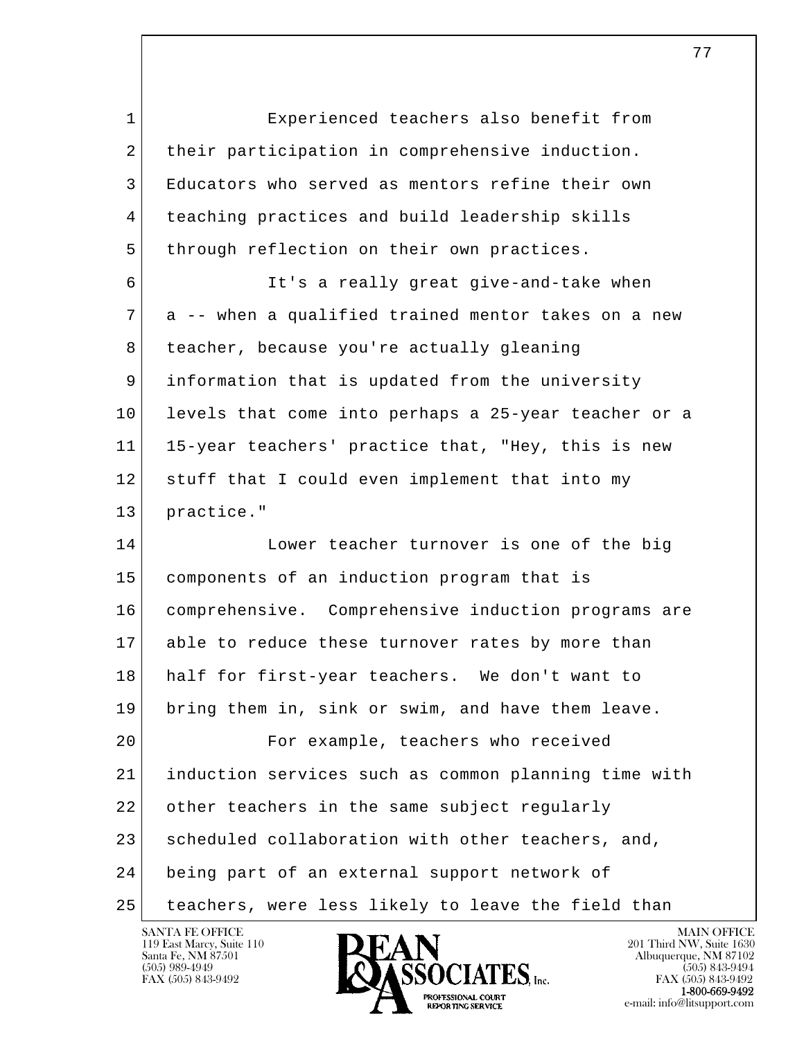Experienced teachers also benefit from their participation in comprehensive induction. Educators who served as mentors refine their own teaching practices and build leadership skills through reflection on their own practices.

It's a really great give-and-take when a -- when a qualified trained mentor takes on a new teacher, because you're actually gleaning information that is updated from the university levels that come into perhaps a 25-year teacher or a 15-year teachers' practice that, "Hey, this is new stuff that I could even implement that into my practice."

Lower teacher turnover is one of the big components of an induction program that is comprehensive. Comprehensive induction programs are able to reduce these turnover rates by more than half for first-year teachers. We don't want to bring them in, sink or swim, and have them leave.

For example, teachers who received induction services such as common planning time with other teachers in the same subject regularly scheduled collaboration with other teachers, and, being part of an external support network of teachers, were less likely to leave the field than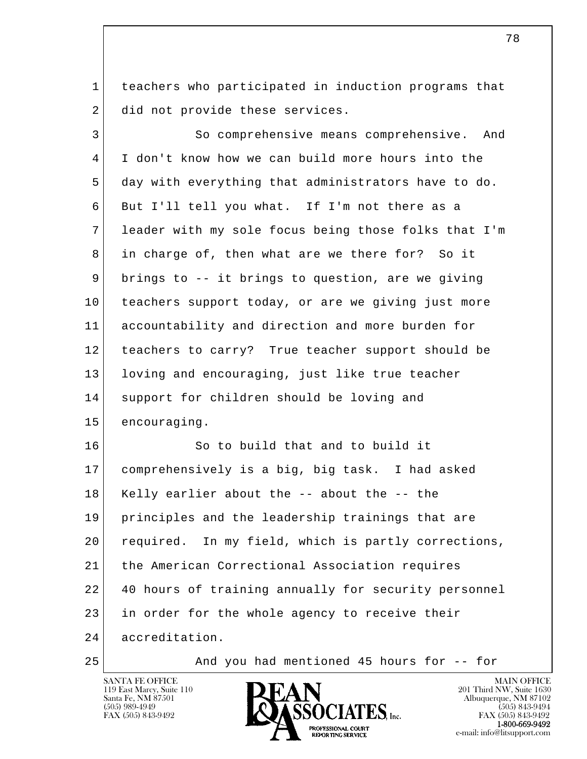teachers who participated in induction programs that did not provide these services.

So comprehensive means comprehensive. And I don't know how we can build more hours into the day with everything that administrators have to do. But I'll tell you what. If I'm not there as a leader with my sole focus being those folks that I'm in charge of, then what are we there for? So it brings to -- it brings to question, are we giving teachers support today, or are we giving just more accountability and direction and more burden for teachers to carry? True teacher support should be loving and encouraging, just like true teacher support for children should be loving and encouraging.

So to build that and to build it comprehensively is a big, big task. I had asked Kelly earlier about the -- about the -- the principles and the leadership trainings that are required. In my field, which is partly corrections, the American Correctional Association requires 40 hours of training annually for security personnel in order for the whole agency to receive their accreditation.

And you had mentioned 45 hours for -- for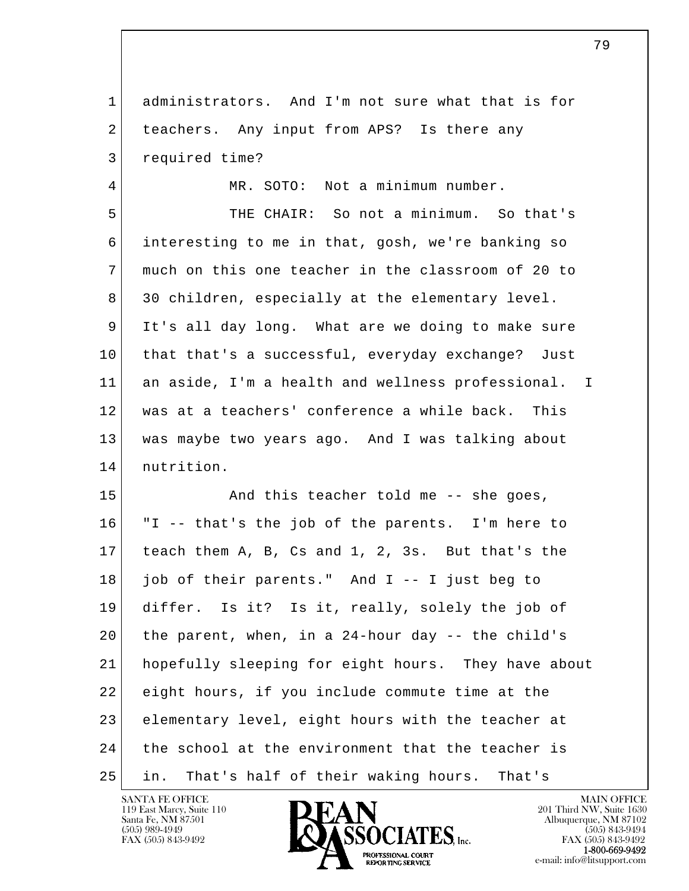administrators. And I'm not sure what that is for teachers. Any input from APS? Is there any required time?

MR. SOTO: Not a minimum number.

THE CHAIR: So not a minimum. So that's interesting to me in that, gosh, we're banking so much on this one teacher in the classroom of 20 to 30 children, especially at the elementary level. It's all day long. What are we doing to make sure that that's a successful, everyday exchange? Just an aside, I'm a health and wellness professional. I was at a teachers' conference a while back. This was maybe two years ago. And I was talking about nutrition.

And this teacher told me -- she goes, "I -- that's the job of the parents. I'm here to teach them A, B, Cs and 1, 2, 3s. But that's the job of their parents." And I -- I just beg to differ. Is it? Is it, really, solely the job of the parent, when, in a 24-hour day -- the child's hopefully sleeping for eight hours. They have about eight hours, if you include commute time at the elementary level, eight hours with the teacher at the school at the environment that the teacher is in. That's half of their waking hours. That's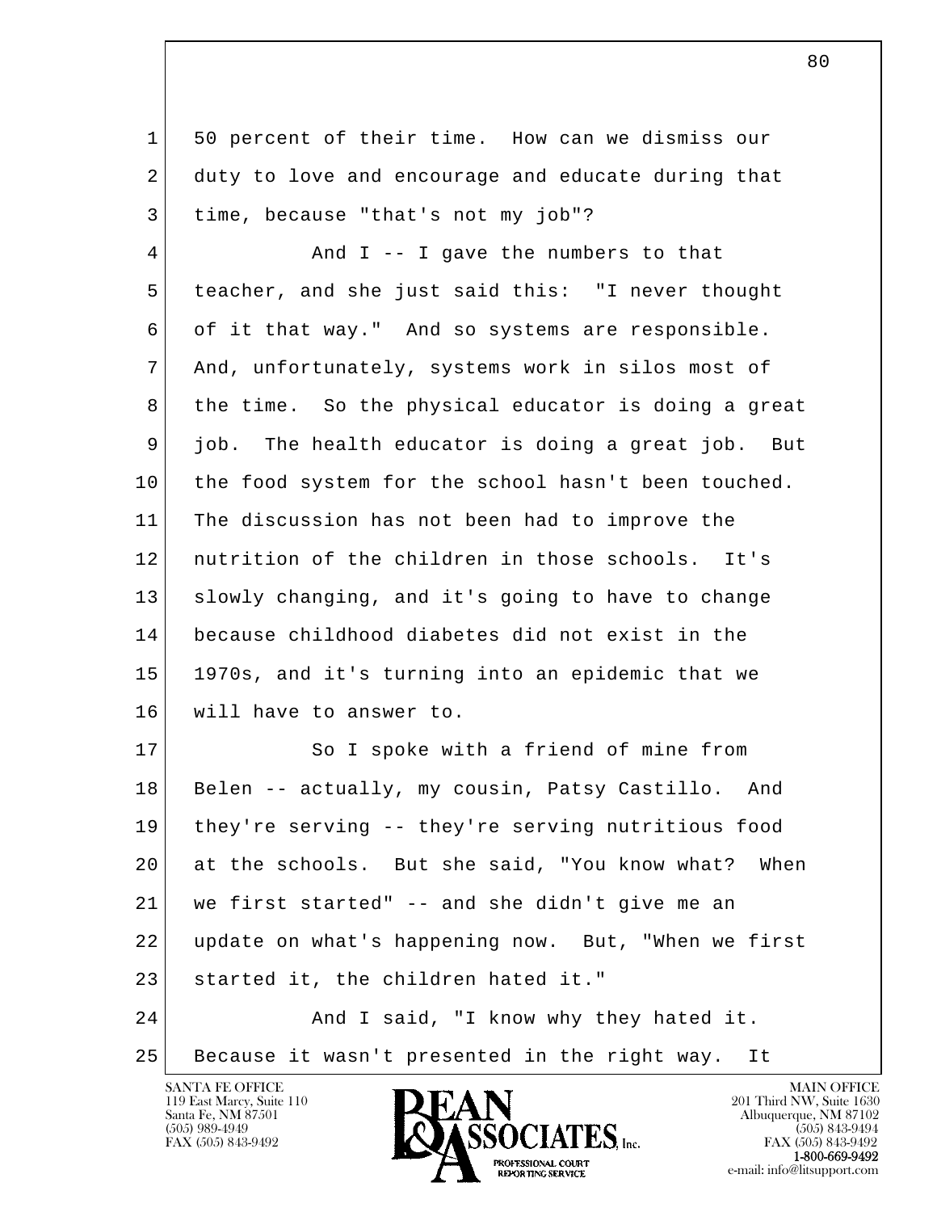50 percent of their time. How can we dismiss our duty to love and encourage and educate during that time, because "that's not my job"?

And I -- I gave the numbers to that teacher, and she just said this: "I never thought of it that way." And so systems are responsible. And, unfortunately, systems work in silos most of the time. So the physical educator is doing a great job. The health educator is doing a great job. But the food system for the school hasn't been touched. The discussion has not been had to improve the nutrition of the children in those schools. It's slowly changing, and it's going to have to change because childhood diabetes did not exist in the 1970s, and it's turning into an epidemic that we will have to answer to.

So I spoke with a friend of mine from Belen -- actually, my cousin, Patsy Castillo. And they're serving -- they're serving nutritious food at the schools. But she said, "You know what? When we first started" -- and she didn't give me an update on what's happening now. But, "When we first started it, the children hated it."

And I said, "I know why they hated it. Because it wasn't presented in the right way. It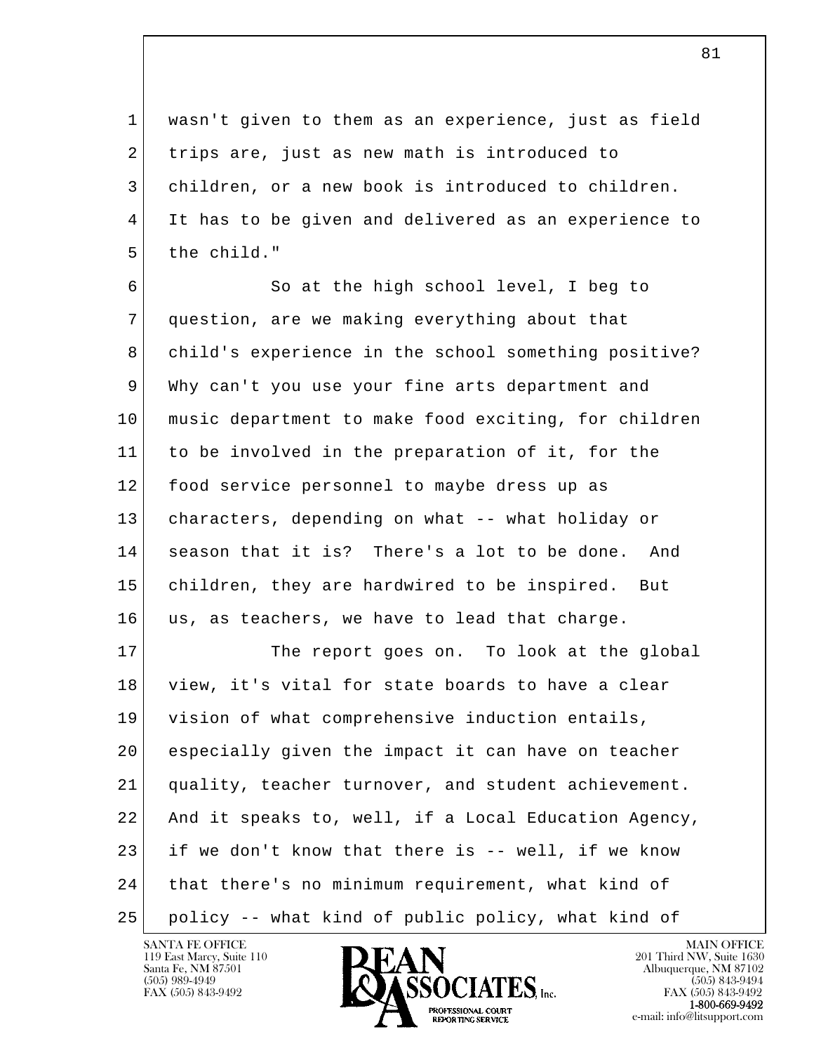wasn't given to them as an experience, just as field trips are, just as new math is introduced to children, or a new book is introduced to children. It has to be given and delivered as an experience to the child."

So at the high school level, I beg to question, are we making everything about that child's experience in the school something positive? Why can't you use your fine arts department and music department to make food exciting, for children to be involved in the preparation of it, for the food service personnel to maybe dress up as characters, depending on what -- what holiday or season that it is? There's a lot to be done. And children, they are hardwired to be inspired. But us, as teachers, we have to lead that charge.

The report goes on. To look at the global view, it's vital for state boards to have a clear vision of what comprehensive induction entails, especially given the impact it can have on teacher quality, teacher turnover, and student achievement. And it speaks to, well, if a Local Education Agency, if we don't know that there is -- well, if we know that there's no minimum requirement, what kind of policy -- what kind of public policy, what kind of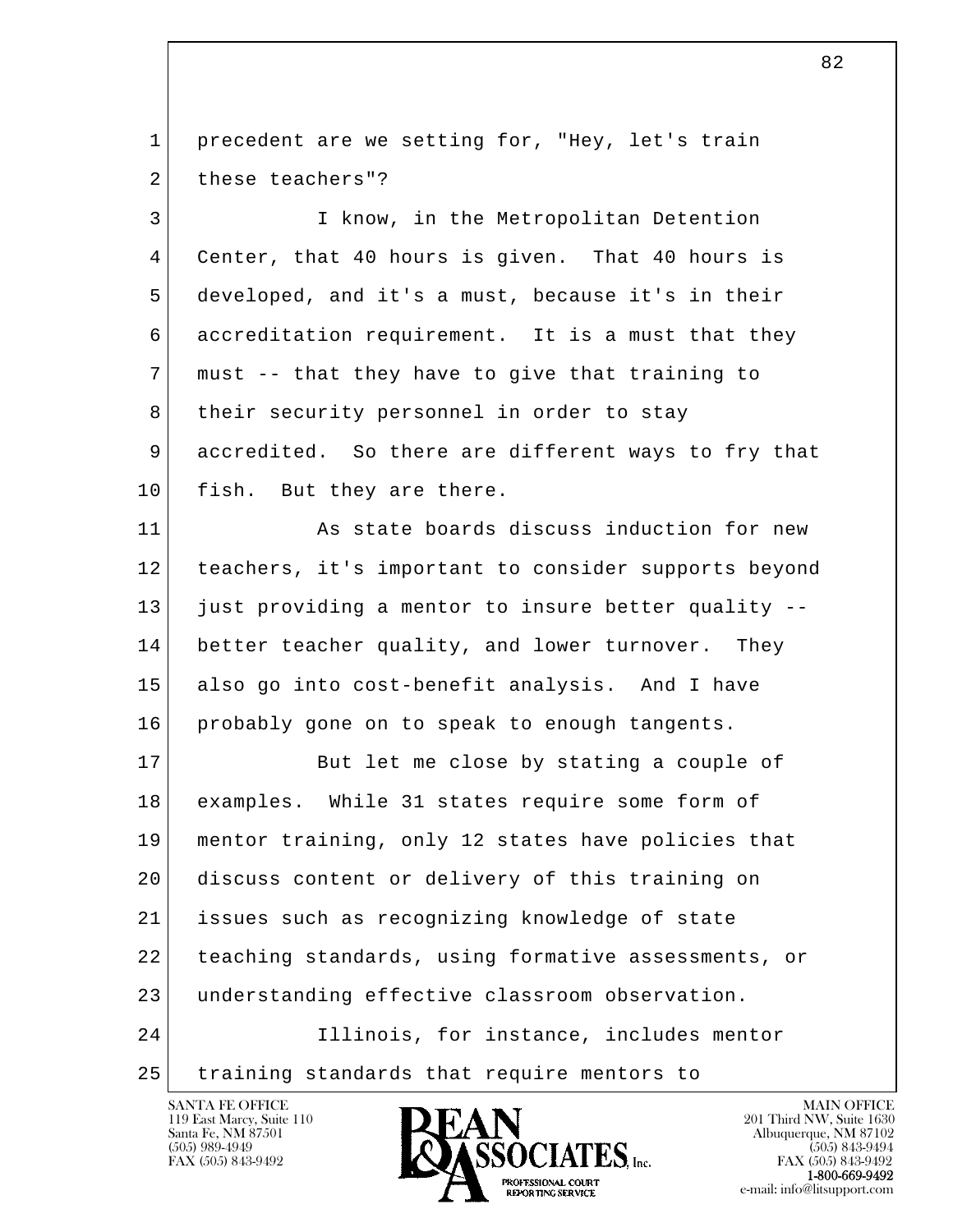precedent are we setting for, "Hey, let's train these teachers"?

I know, in the Metropolitan Detention Center, that 40 hours is given. That 40 hours is developed, and it's a must, because it's in their accreditation requirement. It is a must that they must -- that they have to give that training to their security personnel in order to stay accredited. So there are different ways to fry that fish. But they are there.

As state boards discuss induction for new teachers, it's important to consider supports beyond just providing a mentor to insure better quality -- better teacher quality, and lower turnover. They also go into cost-benefit analysis. And I have probably gone on to speak to enough tangents.

But let me close by stating a couple of examples. While 31 states require some form of mentor training, only 12 states have policies that discuss content or delivery of this training on issues such as recognizing knowledge of state teaching standards, using formative assessments, or understanding effective classroom observation.

Illinois, for instance, includes mentor training standards that require mentors to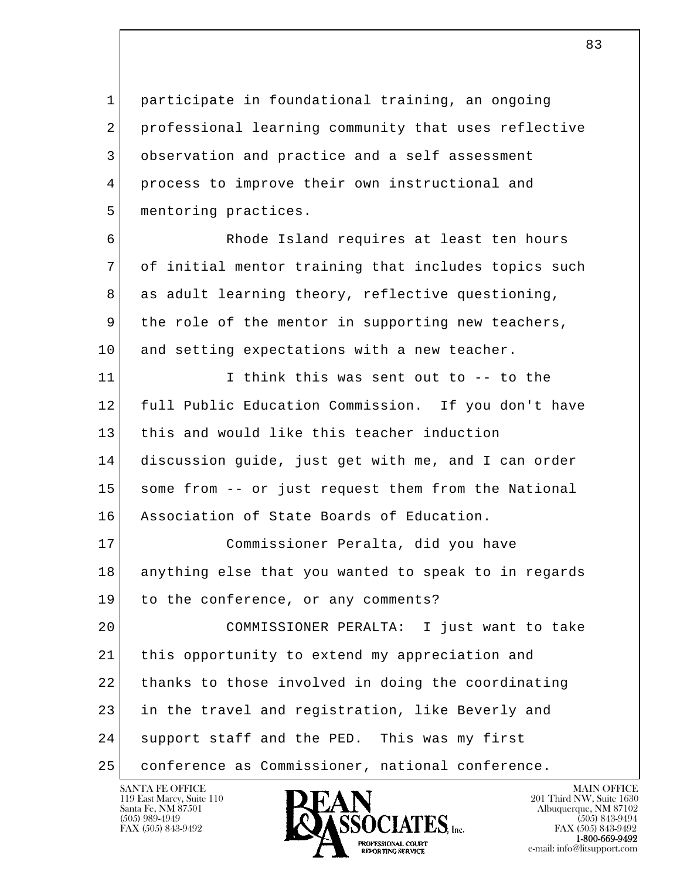participate in foundational training, an ongoing professional learning community that uses reflective observation and practice and a self assessment process to improve their own instructional and mentoring practices.

Rhode Island requires at least ten hours of initial mentor training that includes topics such as adult learning theory, reflective questioning, the role of the mentor in supporting new teachers, and setting expectations with a new teacher.

I think this was sent out to -- to the full Public Education Commission. If you don't have this and would like this teacher induction discussion guide, just get with me, and I can order some from -- or just request them from the National Association of State Boards of Education.

Commissioner Peralta, did you have anything else that you wanted to speak to in regards to the conference, or any comments?

COMMISSIONER PERALTA: I just want to take this opportunity to extend my appreciation and thanks to those involved in doing the coordinating in the travel and registration, like Beverly and support staff and the PED. This was my first conference as Commissioner, national conference.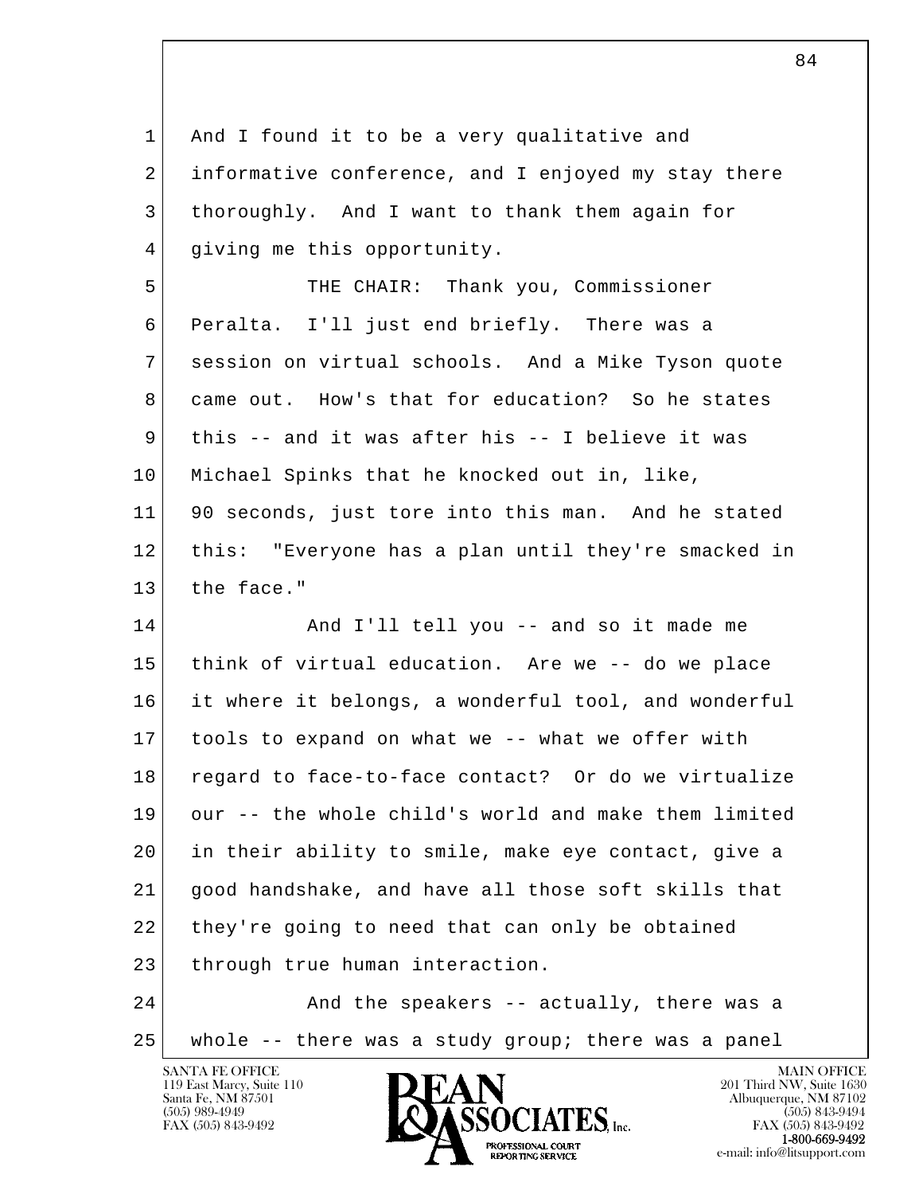1 And I found it to be a very qualitative and
2 informative conference, and I enjoyed my stay there
3 thoroughly. And I want to thank them again for
4 giving me this opportunity.

5 THE CHAIR: Thank you, Commissioner
6 Peralta. I'll just end briefly. There was a
7 session on virtual schools. And a Mike Tyson quote
8 came out. How's that for education? So he states
9 this -- and it was after his -- I believe it was
10 Michael Spinks that he knocked out in, like,
11 90 seconds, just tore into this man. And he stated
12 this: "Everyone has a plan until they're smacked in
13 the face."

14 And I'll tell you -- and so it made me
15 think of virtual education. Are we -- do we place
16 it where it belongs, a wonderful tool, and wonderful
17 tools to expand on what we -- what we offer with
18 regard to face-to-face contact? Or do we virtualize
19 our -- the whole child's world and make them limited
20 in their ability to smile, make eye contact, give a
21 good handshake, and have all those soft skills that
22 they're going to need that can only be obtained
23 through true human interaction.

24 And the speakers -- actually, there was a
25 whole -- there was a study group; there was a panel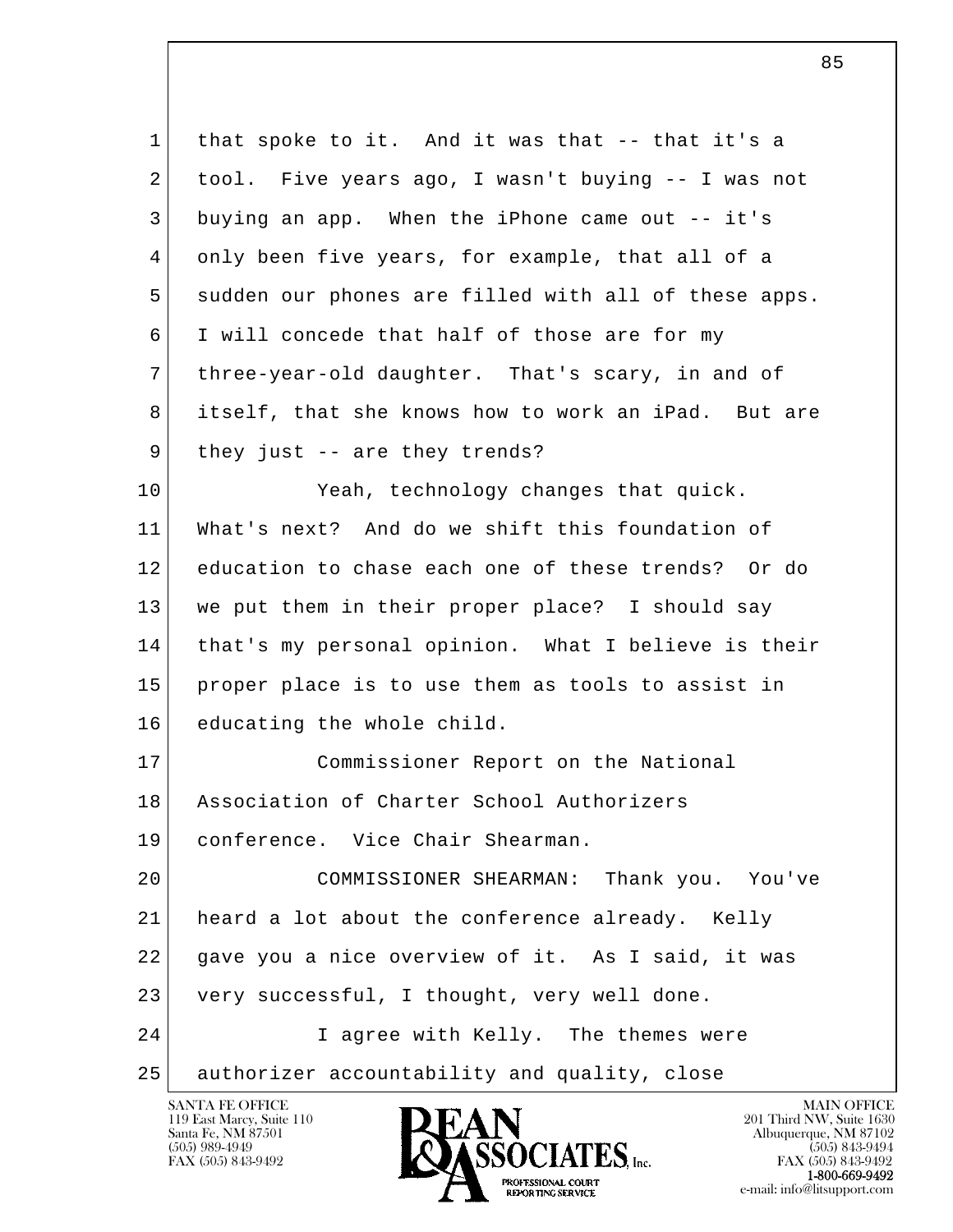that spoke to it. And it was that -- that it's a tool. Five years ago, I wasn't buying -- I was not buying an app. When the iPhone came out -- it's only been five years, for example, that all of a sudden our phones are filled with all of these apps. I will concede that half of those are for my three-year-old daughter. That's scary, in and of itself, that she knows how to work an iPad. But are they just -- are they trends?

Yeah, technology changes that quick. What's next? And do we shift this foundation of education to chase each one of these trends? Or do we put them in their proper place? I should say that's my personal opinion. What I believe is their proper place is to use them as tools to assist in educating the whole child.

Commissioner Report on the National Association of Charter School Authorizers conference. Vice Chair Shearman.

COMMISSIONER SHEARMAN: Thank you. You've heard a lot about the conference already. Kelly gave you a nice overview of it. As I said, it was very successful, I thought, very well done.

I agree with Kelly. The themes were authorizer accountability and quality, close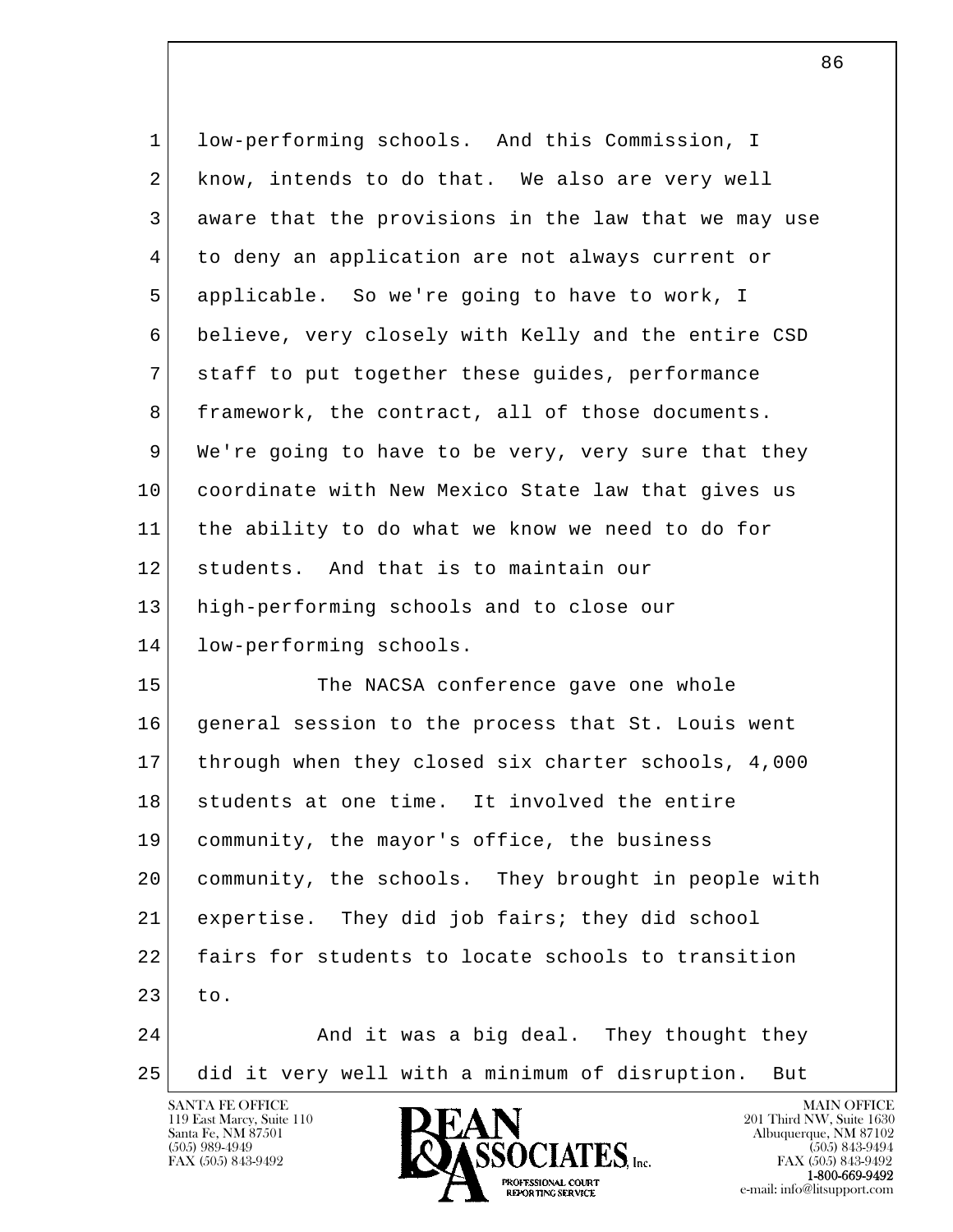1 low-performing schools. And this Commission, I
2 know, intends to do that. We also are very well
3 aware that the provisions in the law that we may use
4 to deny an application are not always current or
5 applicable. So we're going to have to work, I
6 believe, very closely with Kelly and the entire CSD
7 staff to put together these guides, performance
8 framework, the contract, all of those documents.
9 We're going to have to be very, very sure that they
10 coordinate with New Mexico State law that gives us
11 the ability to do what we know we need to do for
12 students. And that is to maintain our
13 high-performing schools and to close our
14 low-performing schools.
15 The NACSA conference gave one whole
16 general session to the process that St. Louis went
17 through when they closed six charter schools, 4,000
18 students at one time. It involved the entire
19 community, the mayor's office, the business
20 community, the schools. They brought in people with
21 expertise. They did job fairs; they did school
22 fairs for students to locate schools to transition
23 to.
24 And it was a big deal. They thought they
25 did it very well with a minimum of disruption. But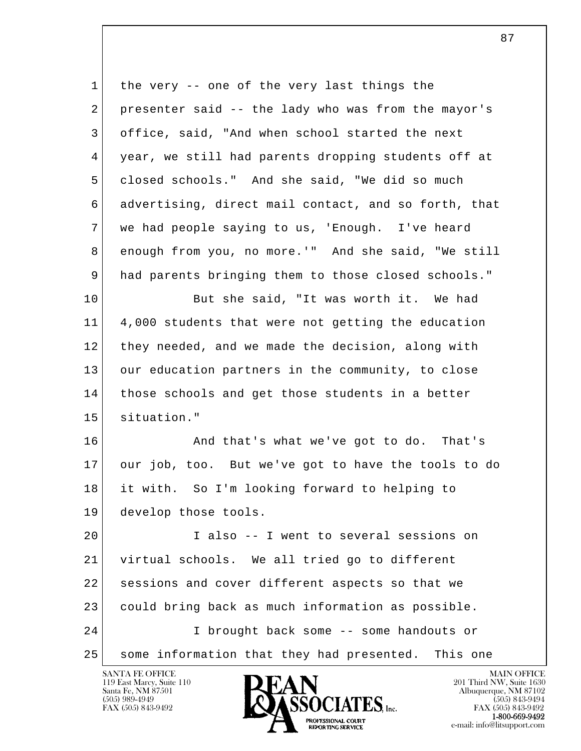1 the very -- one of the very last things the
2 presenter said -- the lady who was from the mayor's
3 office, said, "And when school started the next
4 year, we still had parents dropping students off at
5 closed schools." And she said, "We did so much
6 advertising, direct mail contact, and so forth, that
7 we had people saying to us, 'Enough. I've heard
8 enough from you, no more.'" And she said, "We still
9 had parents bringing them to those closed schools."
10 But she said, "It was worth it. We had
11 4,000 students that were not getting the education
12 they needed, and we made the decision, along with
13 our education partners in the community, to close
14 those schools and get those students in a better
15 situation."
16 And that's what we've got to do. That's
17 our job, too. But we've got to have the tools to do
18 it with. So I'm looking forward to helping to
19 develop those tools.
20 I also -- I went to several sessions on
21 virtual schools. We all tried go to different
22 sessions and cover different aspects so that we
23 could bring back as much information as possible.
24 I brought back some -- some handouts or
25 some information that they had presented. This one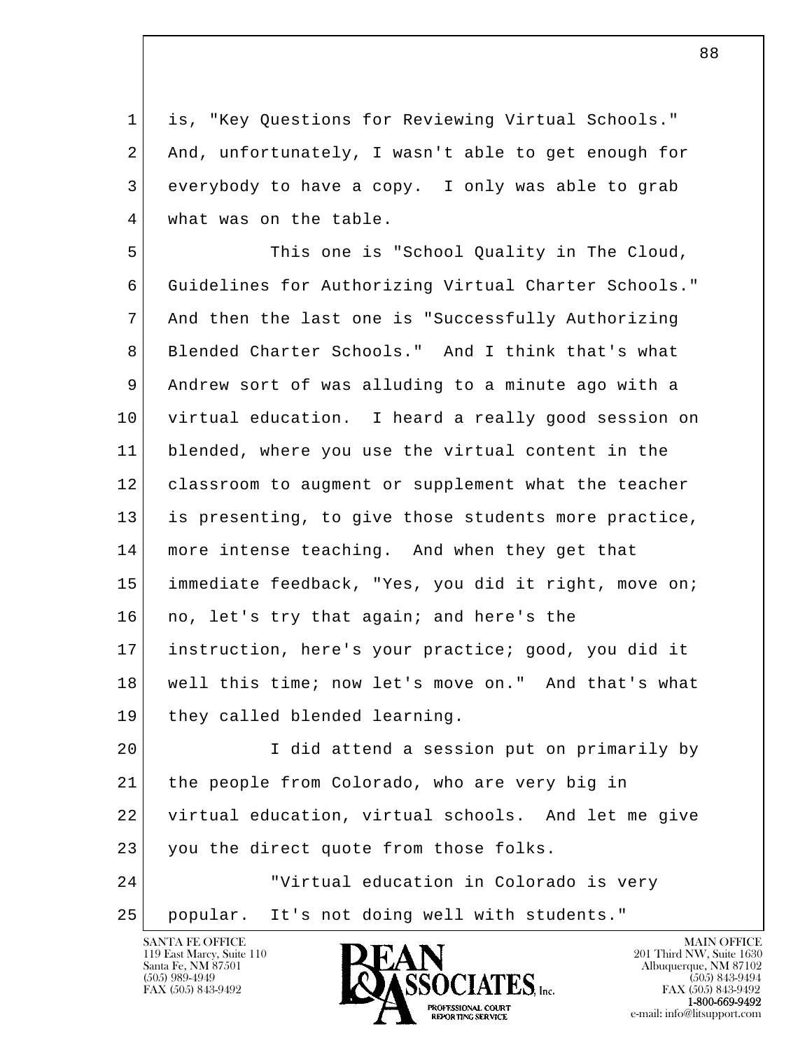is, "Key Questions for Reviewing Virtual Schools." And, unfortunately, I wasn't able to get enough for everybody to have a copy. I only was able to grab what was on the table.

This one is "School Quality in The Cloud, Guidelines for Authorizing Virtual Charter Schools." And then the last one is "Successfully Authorizing Blended Charter Schools." And I think that's what Andrew sort of was alluding to a minute ago with a virtual education. I heard a really good session on blended, where you use the virtual content in the classroom to augment or supplement what the teacher is presenting, to give those students more practice, more intense teaching. And when they get that immediate feedback, "Yes, you did it right, move on; no, let's try that again; and here's the instruction, here's your practice; good, you did it well this time; now let's move on." And that's what they called blended learning.

I did attend a session put on primarily by the people from Colorado, who are very big in virtual education, virtual schools. And let me give you the direct quote from those folks.

"Virtual education in Colorado is very popular. It's not doing well with students."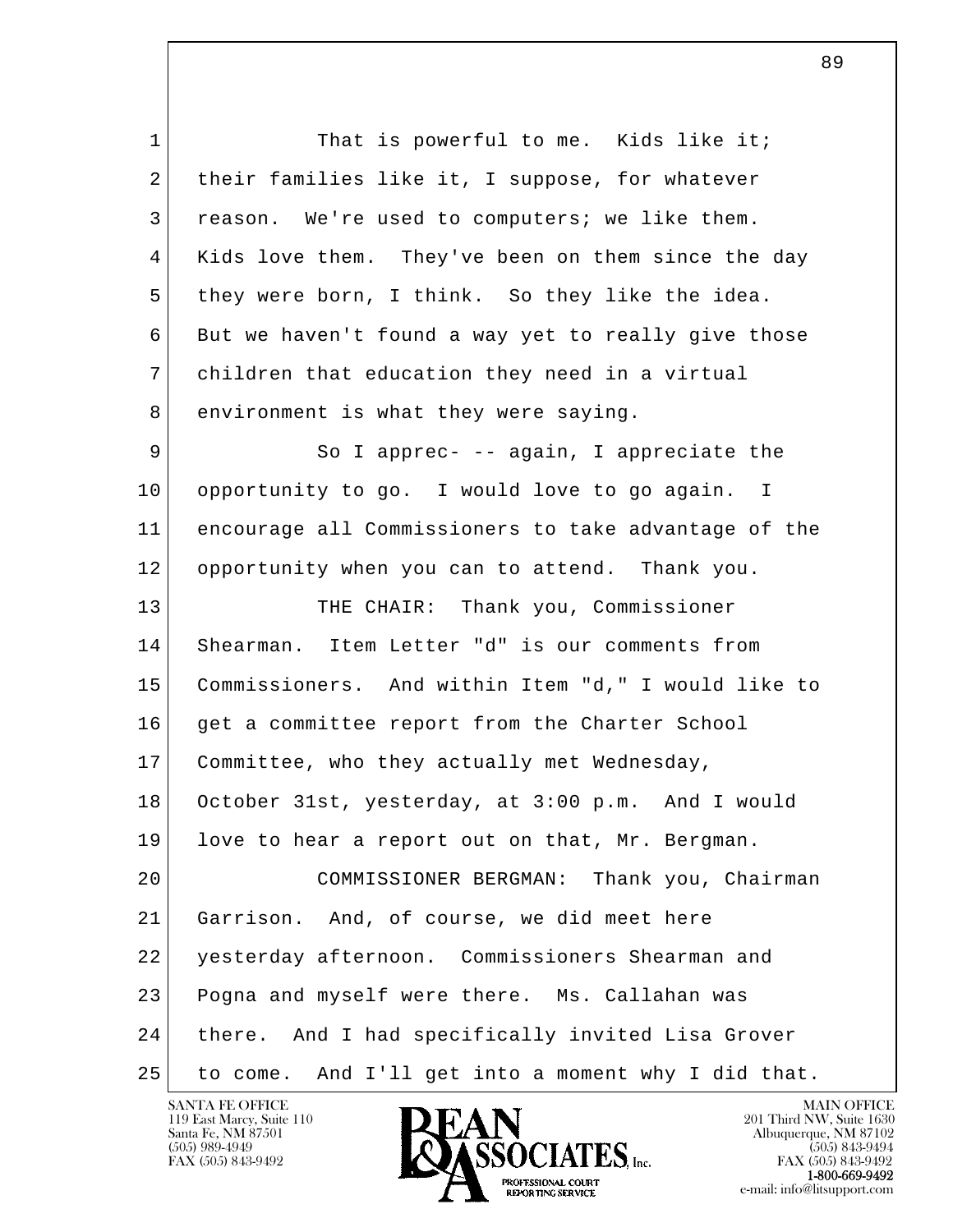That is powerful to me. Kids like it; their families like it, I suppose, for whatever reason. We're used to computers; we like them. Kids love them. They've been on them since the day they were born, I think. So they like the idea. But we haven't found a way yet to really give those children that education they need in a virtual environment is what they were saying.

So I apprec- -- again, I appreciate the opportunity to go. I would love to go again. I encourage all Commissioners to take advantage of the opportunity when you can to attend. Thank you.

THE CHAIR: Thank you, Commissioner Shearman. Item Letter "d" is our comments from Commissioners. And within Item "d," I would like to get a committee report from the Charter School Committee, who they actually met Wednesday, October 31st, yesterday, at 3:00 p.m. And I would love to hear a report out on that, Mr. Bergman.

COMMISSIONER BERGMAN: Thank you, Chairman Garrison. And, of course, we did meet here yesterday afternoon. Commissioners Shearman and Pogna and myself were there. Ms. Callahan was there. And I had specifically invited Lisa Grover to come. And I'll get into a moment why I did that.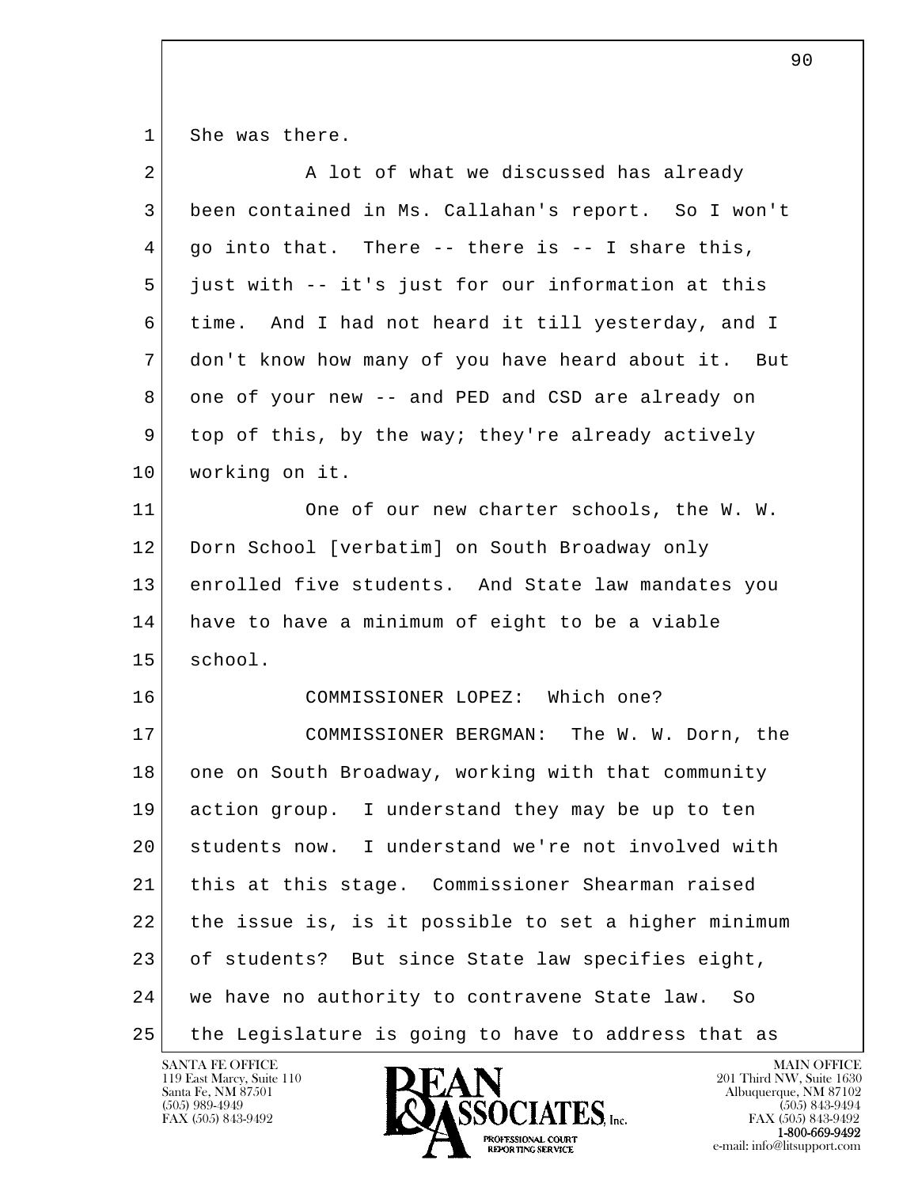She was there.

A lot of what we discussed has already been contained in Ms. Callahan's report. So I won't go into that. There -- there is -- I share this, just with -- it's just for our information at this time. And I had not heard it till yesterday, and I don't know how many of you have heard about it. But one of your new -- and PED and CSD are already on top of this, by the way; they're already actively working on it.

One of our new charter schools, the W. W. Dorn School [verbatim] on South Broadway only enrolled five students. And State law mandates you have to have a minimum of eight to be a viable school.

COMMISSIONER LOPEZ: Which one?

COMMISSIONER BERGMAN: The W. W. Dorn, the one on South Broadway, working with that community action group. I understand they may be up to ten students now. I understand we're not involved with this at this stage. Commissioner Shearman raised the issue is, is it possible to set a higher minimum of students? But since State law specifies eight, we have no authority to contravene State law. So the Legislature is going to have to address that as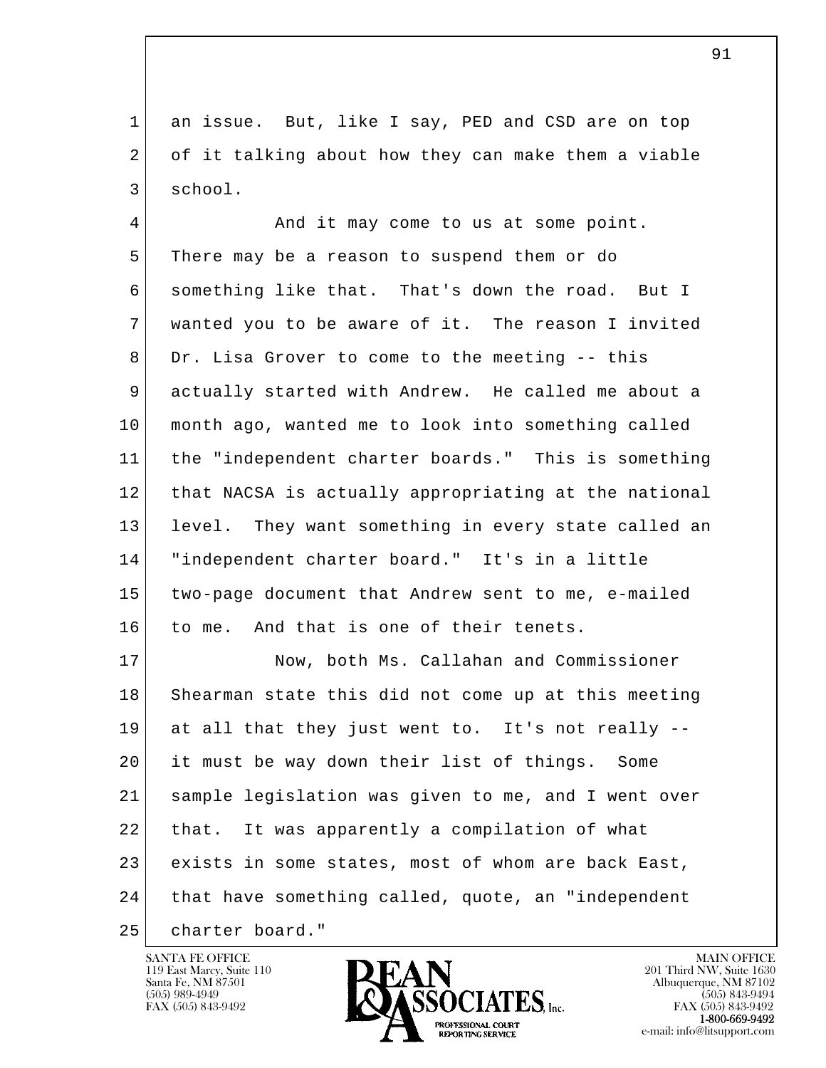an issue. But, like I say, PED and CSD are on top of it talking about how they can make them a viable school.

And it may come to us at some point. There may be a reason to suspend them or do something like that. That's down the road. But I wanted you to be aware of it. The reason I invited Dr. Lisa Grover to come to the meeting -- this actually started with Andrew. He called me about a month ago, wanted me to look into something called the "independent charter boards." This is something that NACSA is actually appropriating at the national level. They want something in every state called an "independent charter board." It's in a little two-page document that Andrew sent to me, e-mailed to me. And that is one of their tenets.

Now, both Ms. Callahan and Commissioner Shearman state this did not come up at this meeting at all that they just went to. It's not really -- it must be way down their list of things. Some sample legislation was given to me, and I went over that. It was apparently a compilation of what exists in some states, most of whom are back East, that have something called, quote, an "independent charter board."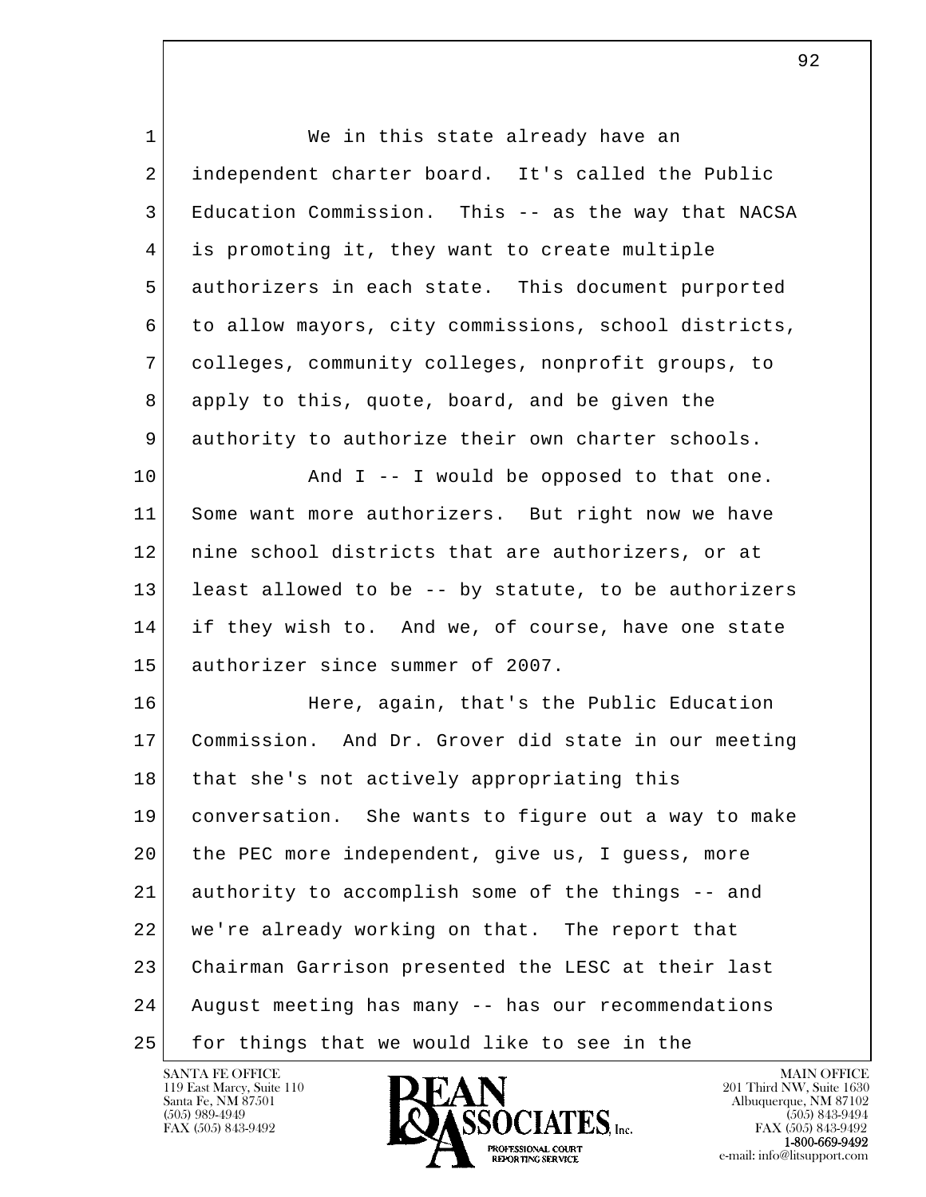We in this state already have an independent charter board. It's called the Public Education Commission. This -- as the way that NACSA is promoting it, they want to create multiple authorizers in each state. This document purported to allow mayors, city commissions, school districts, colleges, community colleges, nonprofit groups, to apply to this, quote, board, and be given the authority to authorize their own charter schools.

And I -- I would be opposed to that one. Some want more authorizers. But right now we have nine school districts that are authorizers, or at least allowed to be -- by statute, to be authorizers if they wish to. And we, of course, have one state authorizer since summer of 2007.

Here, again, that's the Public Education Commission. And Dr. Grover did state in our meeting that she's not actively appropriating this conversation. She wants to figure out a way to make the PEC more independent, give us, I guess, more authority to accomplish some of the things -- and we're already working on that. The report that Chairman Garrison presented the LESC at their last August meeting has many -- has our recommendations for things that we would like to see in the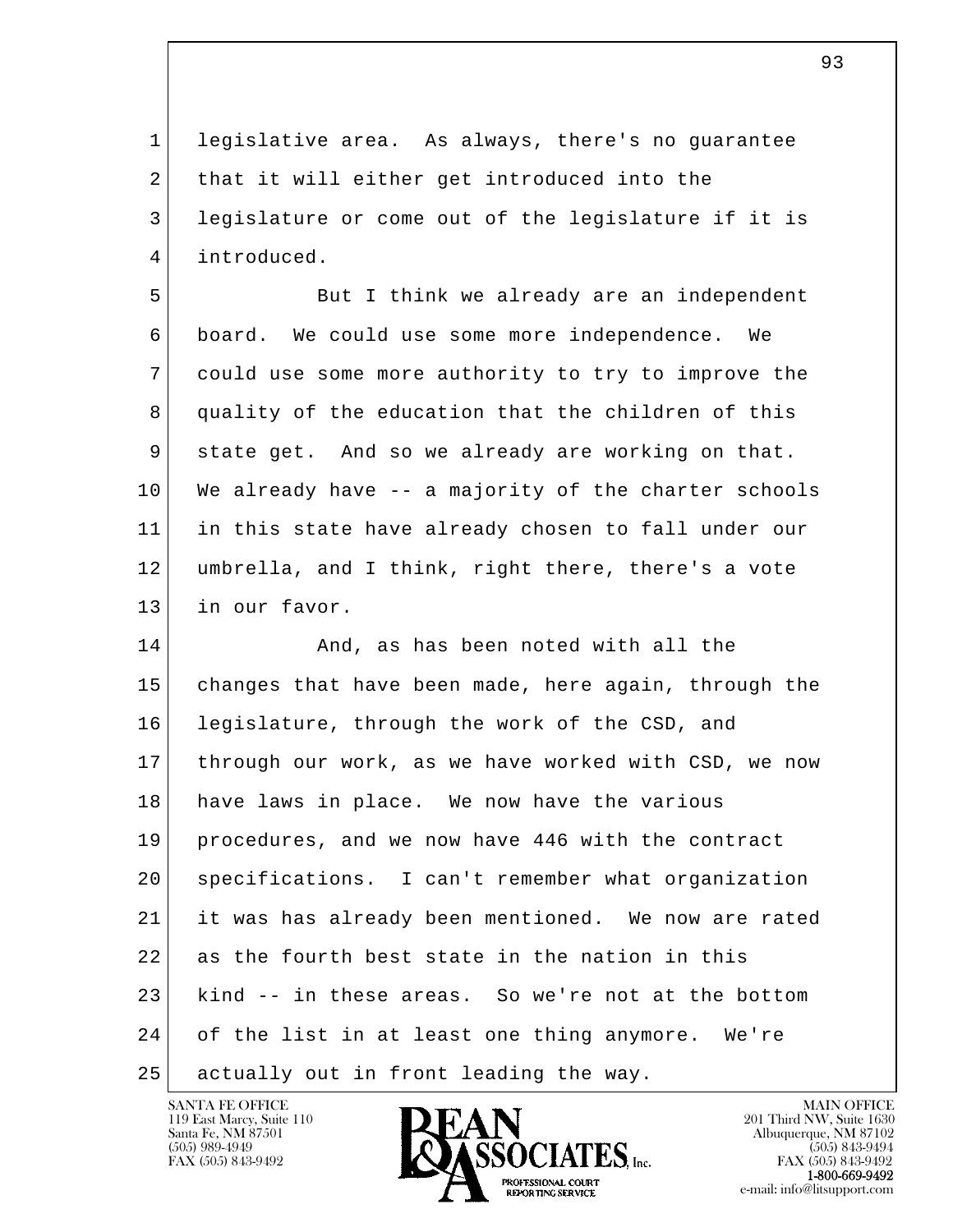legislative area. As always, there's no guarantee that it will either get introduced into the legislature or come out of the legislature if it is introduced.

But I think we already are an independent board. We could use some more independence. We could use some more authority to try to improve the quality of the education that the children of this state get. And so we already are working on that. We already have -- a majority of the charter schools in this state have already chosen to fall under our umbrella, and I think, right there, there's a vote in our favor.

And, as has been noted with all the changes that have been made, here again, through the legislature, through the work of the CSD, and through our work, as we have worked with CSD, we now have laws in place. We now have the various procedures, and we now have 446 with the contract specifications. I can't remember what organization it was has already been mentioned. We now are rated as the fourth best state in the nation in this kind -- in these areas. So we're not at the bottom of the list in at least one thing anymore. We're actually out in front leading the way.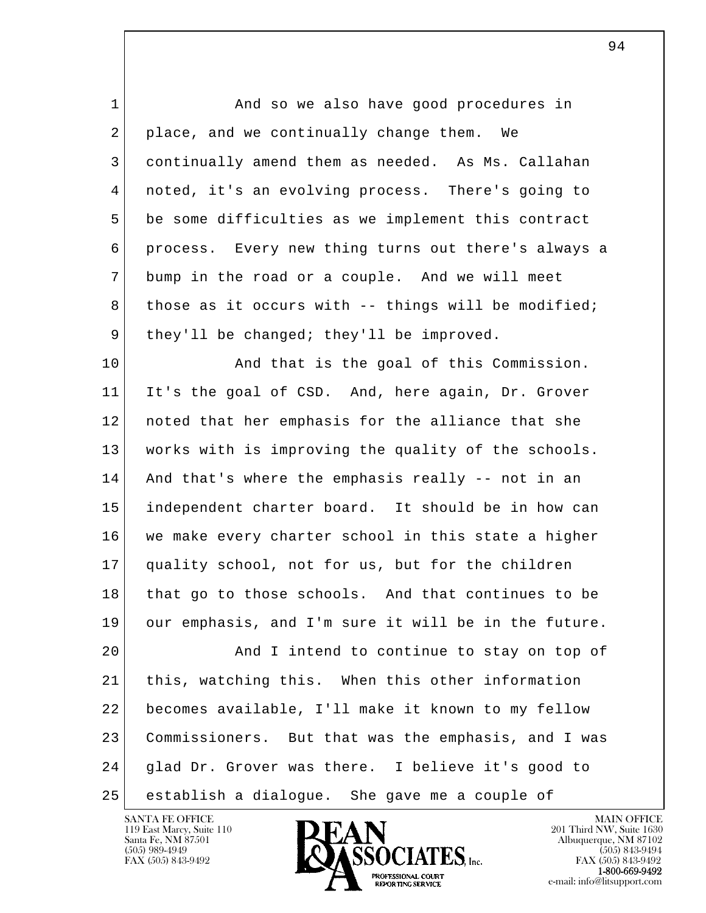And so we also have good procedures in place, and we continually change them. We continually amend them as needed. As Ms. Callahan noted, it's an evolving process. There's going to be some difficulties as we implement this contract process. Every new thing turns out there's always a bump in the road or a couple. And we will meet those as it occurs with -- things will be modified; they'll be changed; they'll be improved.

And that is the goal of this Commission. It's the goal of CSD. And, here again, Dr. Grover noted that her emphasis for the alliance that she works with is improving the quality of the schools. And that's where the emphasis really -- not in an independent charter board. It should be in how can we make every charter school in this state a higher quality school, not for us, but for the children that go to those schools. And that continues to be our emphasis, and I'm sure it will be in the future.

And I intend to continue to stay on top of this, watching this. When this other information becomes available, I'll make it known to my fellow Commissioners. But that was the emphasis, and I was glad Dr. Grover was there. I believe it's good to establish a dialogue. She gave me a couple of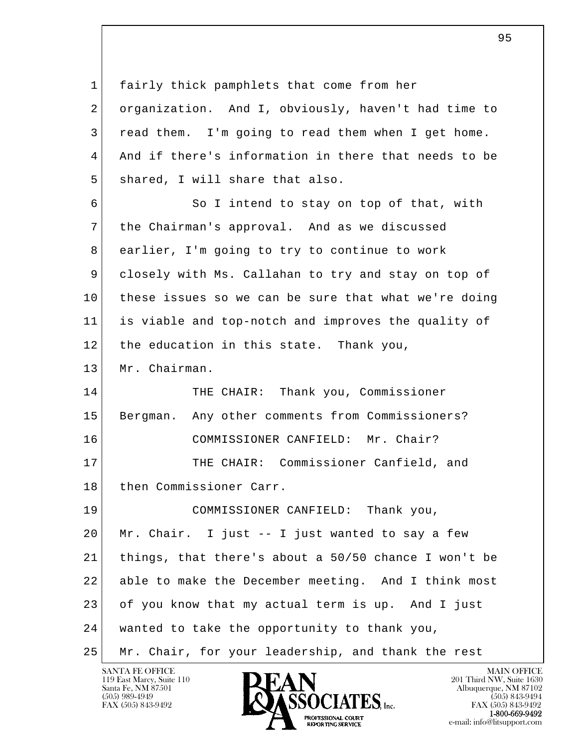1 fairly thick pamphlets that come from her
2 organization. And I, obviously, haven't had time to
3 read them. I'm going to read them when I get home.
4 And if there's information in there that needs to be
5 shared, I will share that also.

6 So I intend to stay on top of that, with
7 the Chairman's approval. And as we discussed
8 earlier, I'm going to try to continue to work
9 closely with Ms. Callahan to try and stay on top of
10 these issues so we can be sure that what we're doing
11 is viable and top-notch and improves the quality of
12 the education in this state. Thank you,
13 Mr. Chairman.

14 THE CHAIR: Thank you, Commissioner
15 Bergman. Any other comments from Commissioners?

16 COMMISSIONER CANFIELD: Mr. Chair?

17 THE CHAIR: Commissioner Canfield, and
18 then Commissioner Carr.

19 COMMISSIONER CANFIELD: Thank you,
20 Mr. Chair. I just -- I just wanted to say a few
21 things, that there's about a 50/50 chance I won't be
22 able to make the December meeting. And I think most
23 of you know that my actual term is up. And I just
24 wanted to take the opportunity to thank you,
25 Mr. Chair, for your leadership, and thank the rest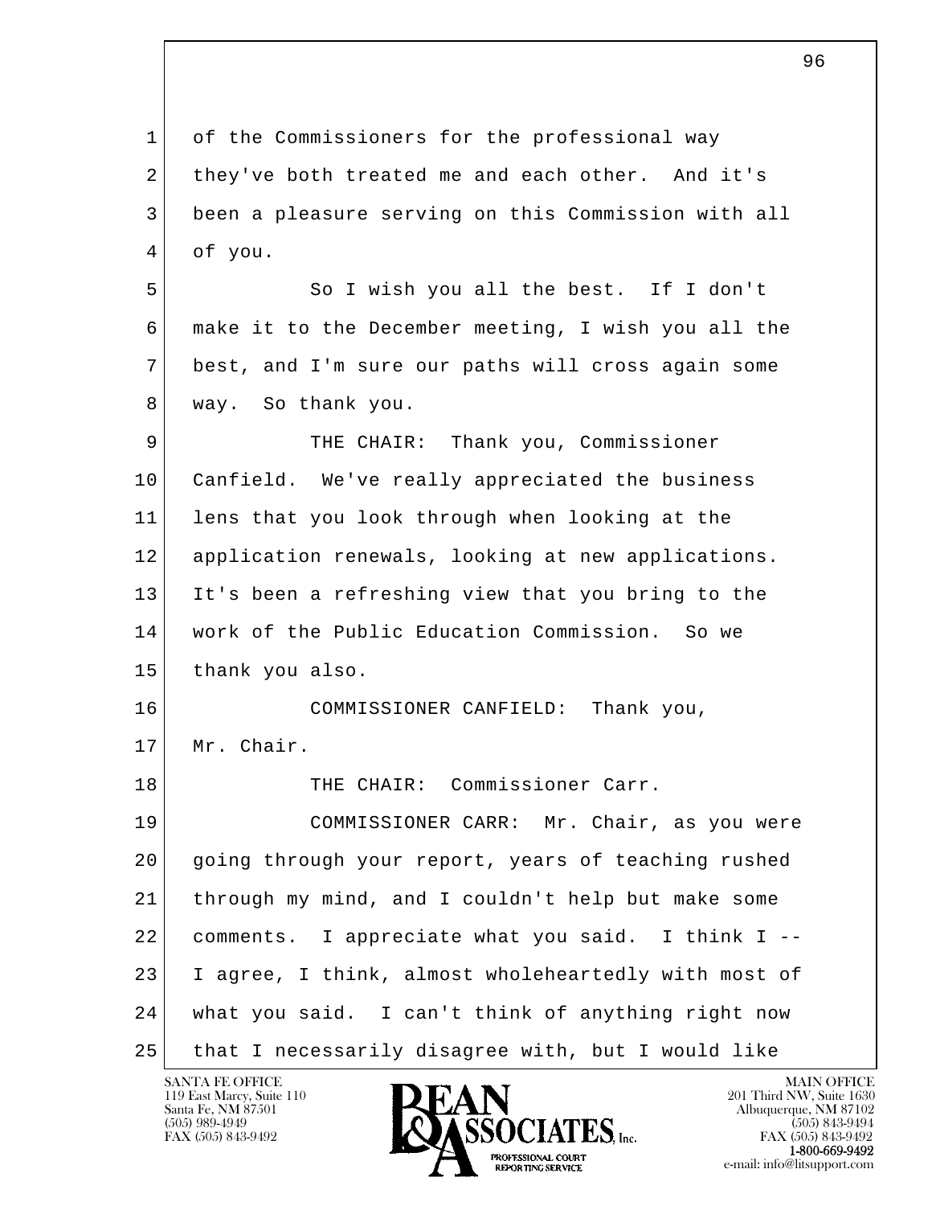of the Commissioners for the professional way they've both treated me and each other. And it's been a pleasure serving on this Commission with all of you.

So I wish you all the best. If I don't make it to the December meeting, I wish you all the best, and I'm sure our paths will cross again some way. So thank you.

THE CHAIR: Thank you, Commissioner Canfield. We've really appreciated the business lens that you look through when looking at the application renewals, looking at new applications. It's been a refreshing view that you bring to the work of the Public Education Commission. So we thank you also.

COMMISSIONER CANFIELD: Thank you, Mr. Chair.

THE CHAIR: Commissioner Carr.

COMMISSIONER CARR: Mr. Chair, as you were going through your report, years of teaching rushed through my mind, and I couldn't help but make some comments. I appreciate what you said. I think I -- I agree, I think, almost wholeheartedly with most of what you said. I can't think of anything right now that I necessarily disagree with, but I would like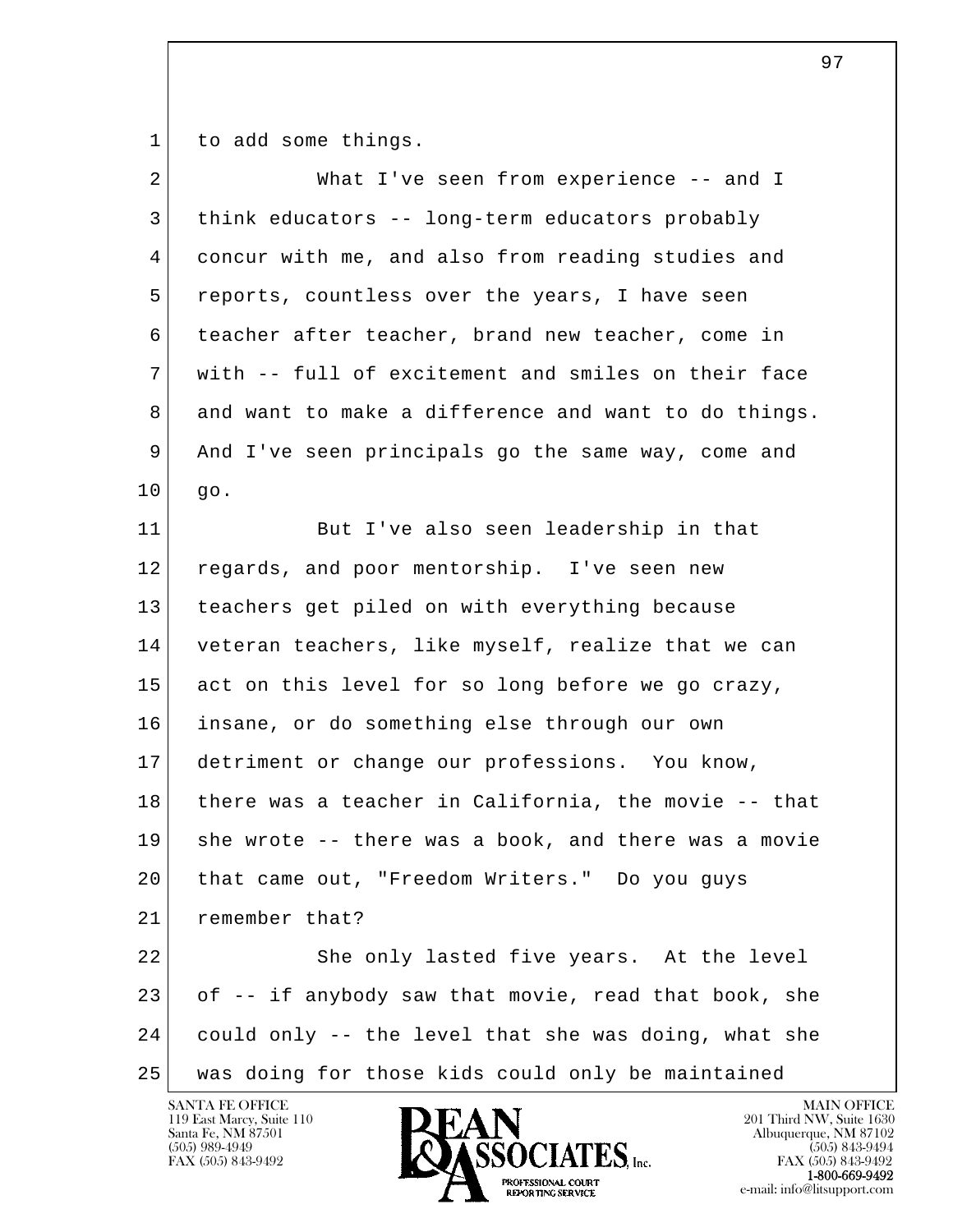to add some things.

What I've seen from experience -- and I think educators -- long-term educators probably concur with me, and also from reading studies and reports, countless over the years, I have seen teacher after teacher, brand new teacher, come in with -- full of excitement and smiles on their face and want to make a difference and want to do things. And I've seen principals go the same way, come and go.

But I've also seen leadership in that regards, and poor mentorship. I've seen new teachers get piled on with everything because veteran teachers, like myself, realize that we can act on this level for so long before we go crazy, insane, or do something else through our own detriment or change our professions. You know, there was a teacher in California, the movie -- that she wrote -- there was a book, and there was a movie that came out, "Freedom Writers." Do you guys remember that?

She only lasted five years. At the level of -- if anybody saw that movie, read that book, she could only -- the level that she was doing, what she was doing for those kids could only be maintained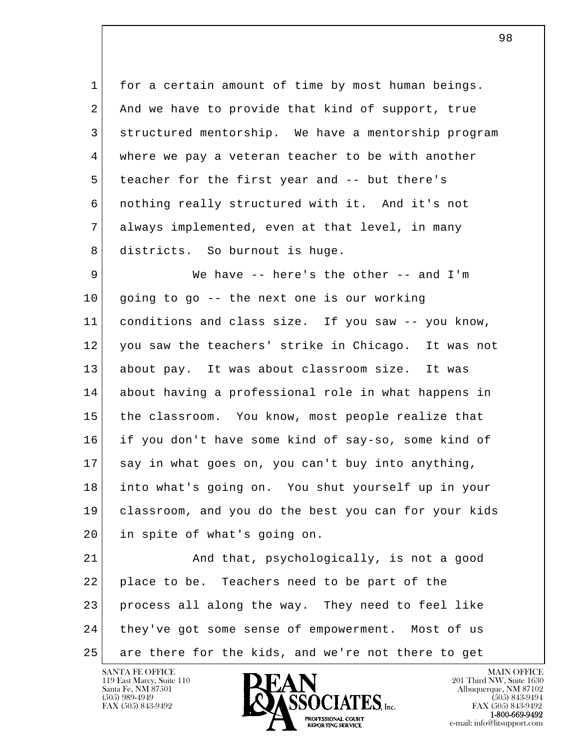for a certain amount of time by most human beings. And we have to provide that kind of support, true structured mentorship. We have a mentorship program where we pay a veteran teacher to be with another teacher for the first year and -- but there's nothing really structured with it. And it's not always implemented, even at that level, in many districts. So burnout is huge.

We have -- here's the other -- and I'm going to go -- the next one is our working conditions and class size. If you saw -- you know, you saw the teachers' strike in Chicago. It was not about pay. It was about classroom size. It was about having a professional role in what happens in the classroom. You know, most people realize that if you don't have some kind of say-so, some kind of say in what goes on, you can't buy into anything, into what's going on. You shut yourself up in your classroom, and you do the best you can for your kids in spite of what's going on.

And that, psychologically, is not a good place to be. Teachers need to be part of the process all along the way. They need to feel like they've got some sense of empowerment. Most of us are there for the kids, and we're not there to get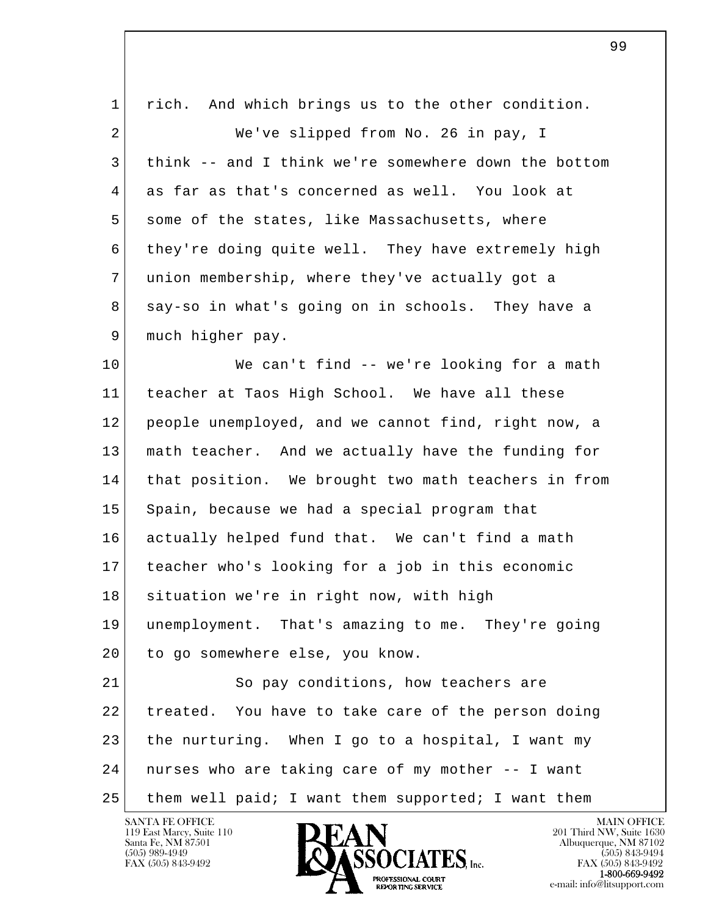rich. And which brings us to the other condition.

We've slipped from No. 26 in pay, I think -- and I think we're somewhere down the bottom as far as that's concerned as well. You look at some of the states, like Massachusetts, where they're doing quite well. They have extremely high union membership, where they've actually got a say-so in what's going on in schools. They have a much higher pay.

We can't find -- we're looking for a math teacher at Taos High School. We have all these people unemployed, and we cannot find, right now, a math teacher. And we actually have the funding for that position. We brought two math teachers in from Spain, because we had a special program that actually helped fund that. We can't find a math teacher who's looking for a job in this economic situation we're in right now, with high unemployment. That's amazing to me. They're going to go somewhere else, you know.

So pay conditions, how teachers are treated. You have to take care of the person doing the nurturing. When I go to a hospital, I want my nurses who are taking care of my mother -- I want them well paid; I want them supported; I want them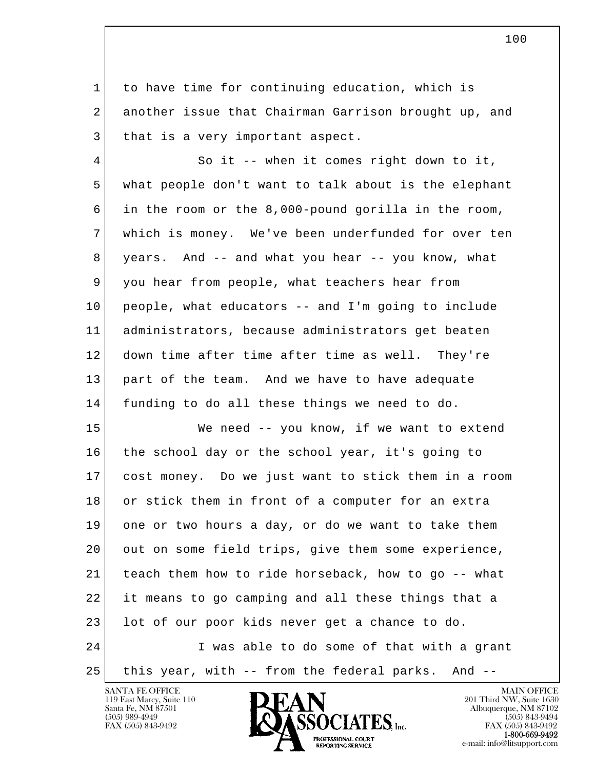to have time for continuing education, which is another issue that Chairman Garrison brought up, and that is a very important aspect.

So it -- when it comes right down to it, what people don't want to talk about is the elephant in the room or the 8,000-pound gorilla in the room, which is money. We've been underfunded for over ten years. And -- and what you hear -- you know, what you hear from people, what teachers hear from people, what educators -- and I'm going to include administrators, because administrators get beaten down time after time after time as well. They're part of the team. And we have to have adequate funding to do all these things we need to do.

We need -- you know, if we want to extend the school day or the school year, it's going to cost money. Do we just want to stick them in a room or stick them in front of a computer for an extra one or two hours a day, or do we want to take them out on some field trips, give them some experience, teach them how to ride horseback, how to go -- what it means to go camping and all these things that a lot of our poor kids never get a chance to do.

I was able to do some of that with a grant this year, with -- from the federal parks. And --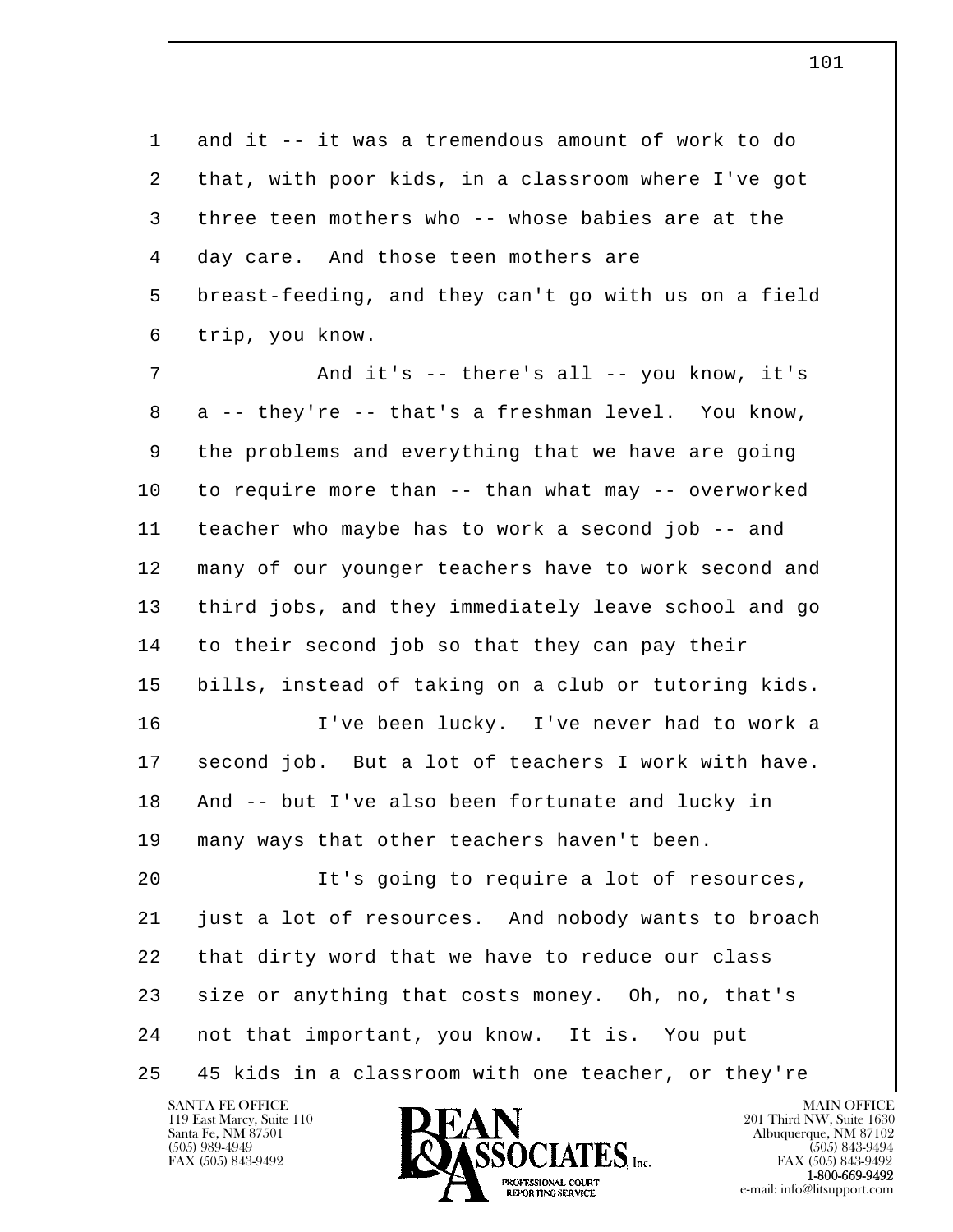and it -- it was a tremendous amount of work to do that, with poor kids, in a classroom where I've got three teen mothers who -- whose babies are at the day care. And those teen mothers are breast-feeding, and they can't go with us on a field trip, you know.

And it's -- there's all -- you know, it's a -- they're -- that's a freshman level. You know, the problems and everything that we have are going to require more than -- than what may -- overworked teacher who maybe has to work a second job -- and many of our younger teachers have to work second and third jobs, and they immediately leave school and go to their second job so that they can pay their bills, instead of taking on a club or tutoring kids.

I've been lucky. I've never had to work a second job. But a lot of teachers I work with have. And -- but I've also been fortunate and lucky in many ways that other teachers haven't been.

It's going to require a lot of resources, just a lot of resources. And nobody wants to broach that dirty word that we have to reduce our class size or anything that costs money. Oh, no, that's not that important, you know. It is. You put 45 kids in a classroom with one teacher, or they're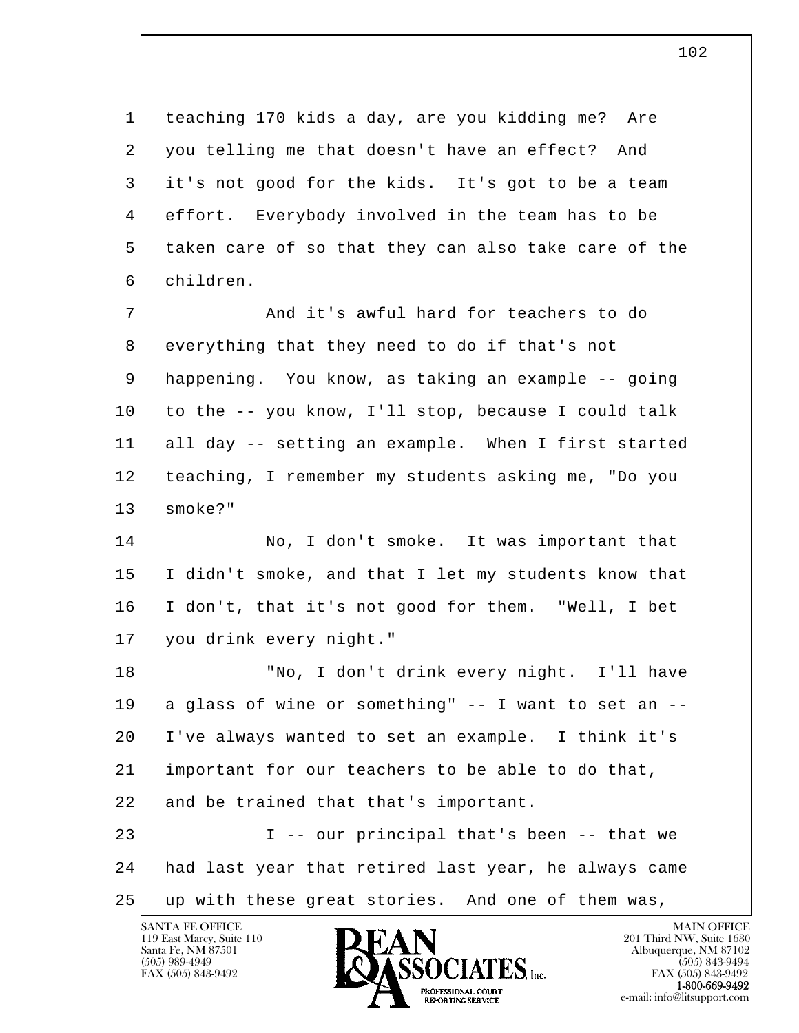teaching 170 kids a day, are you kidding me? Are you telling me that doesn't have an effect? And it's not good for the kids. It's got to be a team effort. Everybody involved in the team has to be taken care of so that they can also take care of the children.

And it's awful hard for teachers to do everything that they need to do if that's not happening. You know, as taking an example -- going to the -- you know, I'll stop, because I could talk all day -- setting an example. When I first started teaching, I remember my students asking me, "Do you smoke?"

No, I don't smoke. It was important that I didn't smoke, and that I let my students know that I don't, that it's not good for them. "Well, I bet you drink every night."

"No, I don't drink every night. I'll have a glass of wine or something" -- I want to set an -- I've always wanted to set an example. I think it's important for our teachers to be able to do that, and be trained that that's important.

I -- our principal that's been -- that we had last year that retired last year, he always came up with these great stories. And one of them was,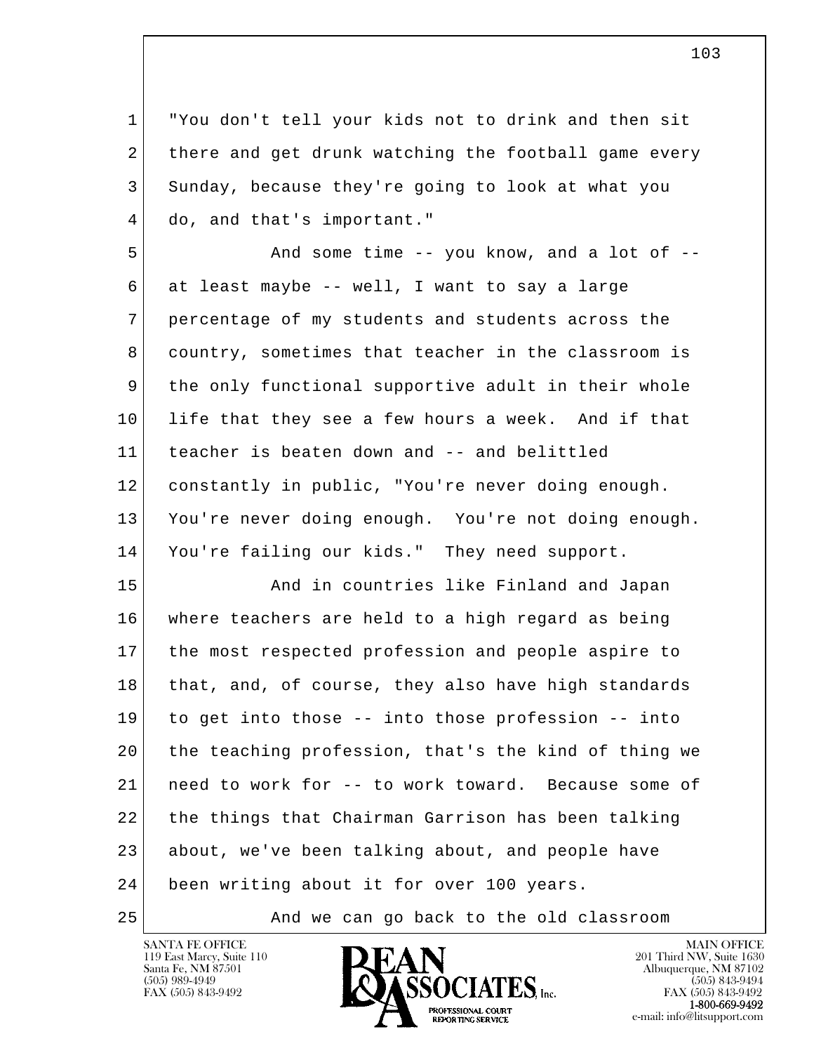"You don't tell your kids not to drink and then sit there and get drunk watching the football game every Sunday, because they're going to look at what you do, and that's important."

And some time -- you know, and a lot of -- at least maybe -- well, I want to say a large percentage of my students and students across the country, sometimes that teacher in the classroom is the only functional supportive adult in their whole life that they see a few hours a week. And if that teacher is beaten down and -- and belittled constantly in public, "You're never doing enough. You're never doing enough. You're not doing enough. You're failing our kids." They need support.

And in countries like Finland and Japan where teachers are held to a high regard as being the most respected profession and people aspire to that, and, of course, they also have high standards to get into those -- into those profession -- into the teaching profession, that's the kind of thing we need to work for -- to work toward. Because some of the things that Chairman Garrison has been talking about, we've been talking about, and people have been writing about it for over 100 years.

And we can go back to the old classroom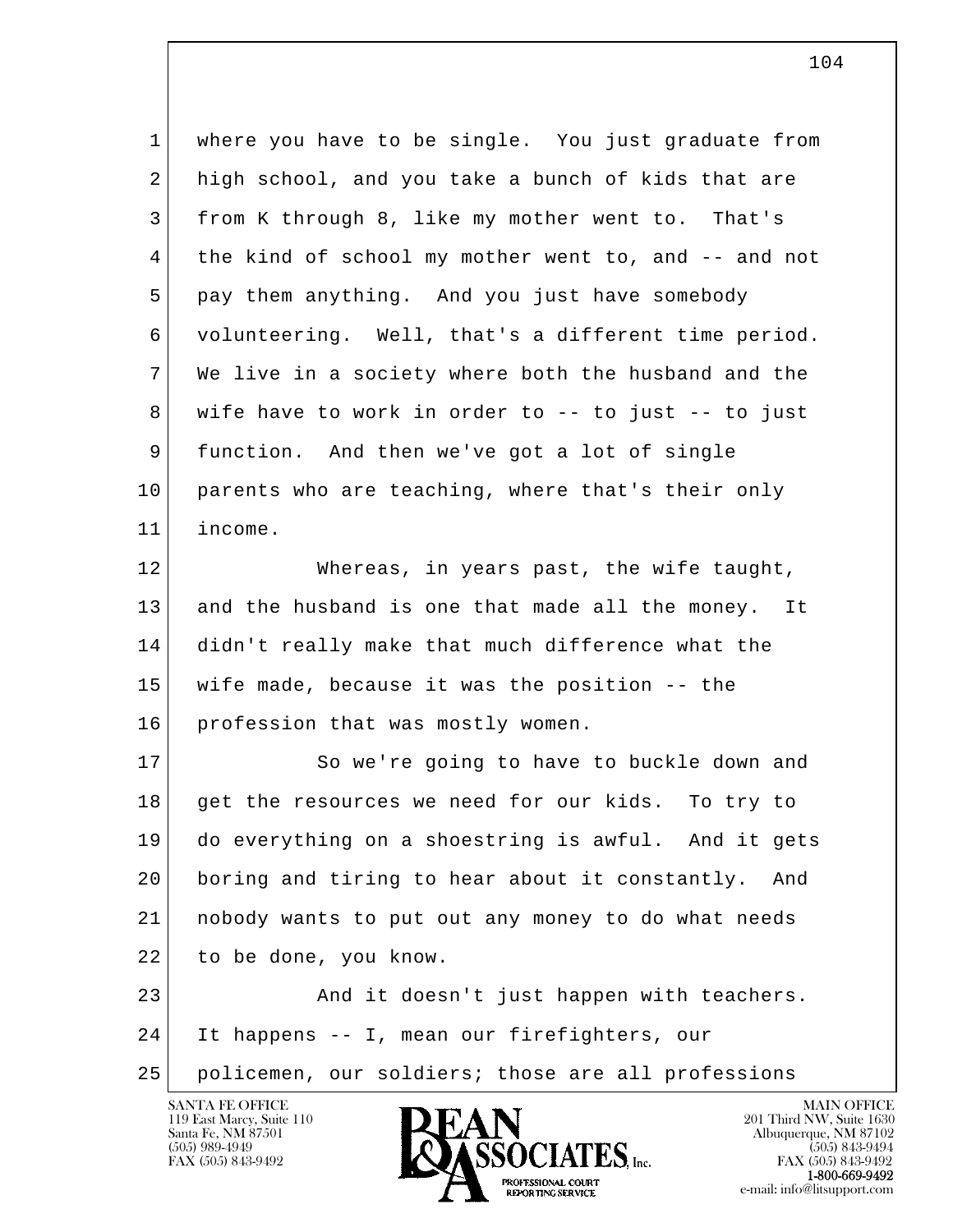where you have to be single. You just graduate from high school, and you take a bunch of kids that are from K through 8, like my mother went to. That's the kind of school my mother went to, and -- and not pay them anything. And you just have somebody volunteering. Well, that's a different time period. We live in a society where both the husband and the wife have to work in order to -- to just -- to just function. And then we've got a lot of single parents who are teaching, where that's their only income.

Whereas, in years past, the wife taught, and the husband is one that made all the money. It didn't really make that much difference what the wife made, because it was the position -- the profession that was mostly women.

So we're going to have to buckle down and get the resources we need for our kids. To try to do everything on a shoestring is awful. And it gets boring and tiring to hear about it constantly. And nobody wants to put out any money to do what needs to be done, you know.

And it doesn't just happen with teachers. It happens -- I, mean our firefighters, our policemen, our soldiers; those are all professions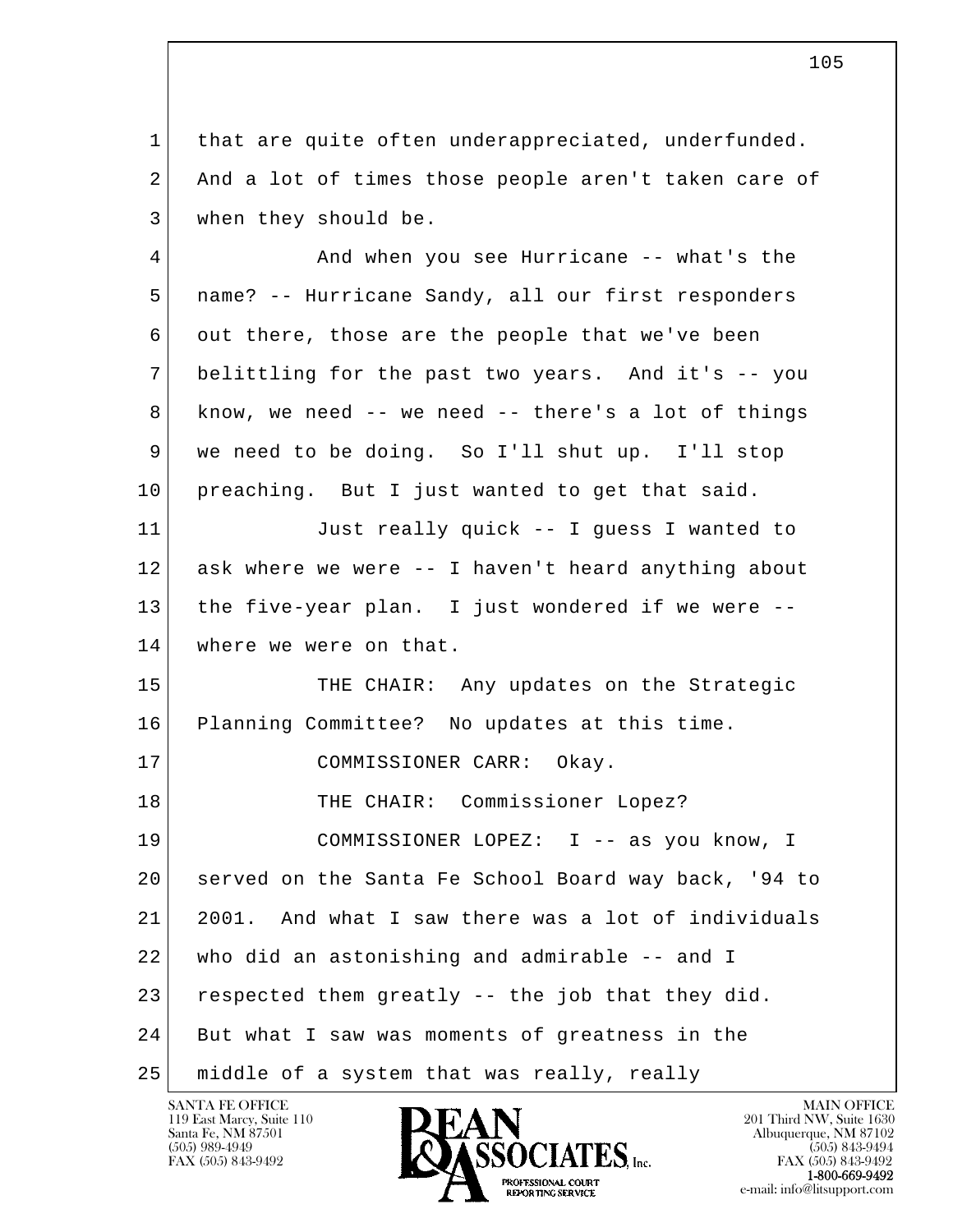that are quite often underappreciated, underfunded. And a lot of times those people aren't taken care of when they should be.

And when you see Hurricane -- what's the name? -- Hurricane Sandy, all our first responders out there, those are the people that we've been belittling for the past two years. And it's -- you know, we need -- we need -- there's a lot of things we need to be doing. So I'll shut up. I'll stop preaching. But I just wanted to get that said.

Just really quick -- I guess I wanted to ask where we were -- I haven't heard anything about the five-year plan. I just wondered if we were -- where we were on that.

THE CHAIR: Any updates on the Strategic Planning Committee? No updates at this time.

COMMISSIONER CARR: Okay.

THE CHAIR: Commissioner Lopez?

COMMISSIONER LOPEZ: I -- as you know, I served on the Santa Fe School Board way back, '94 to 2001. And what I saw there was a lot of individuals who did an astonishing and admirable -- and I respected them greatly -- the job that they did. But what I saw was moments of greatness in the middle of a system that was really, really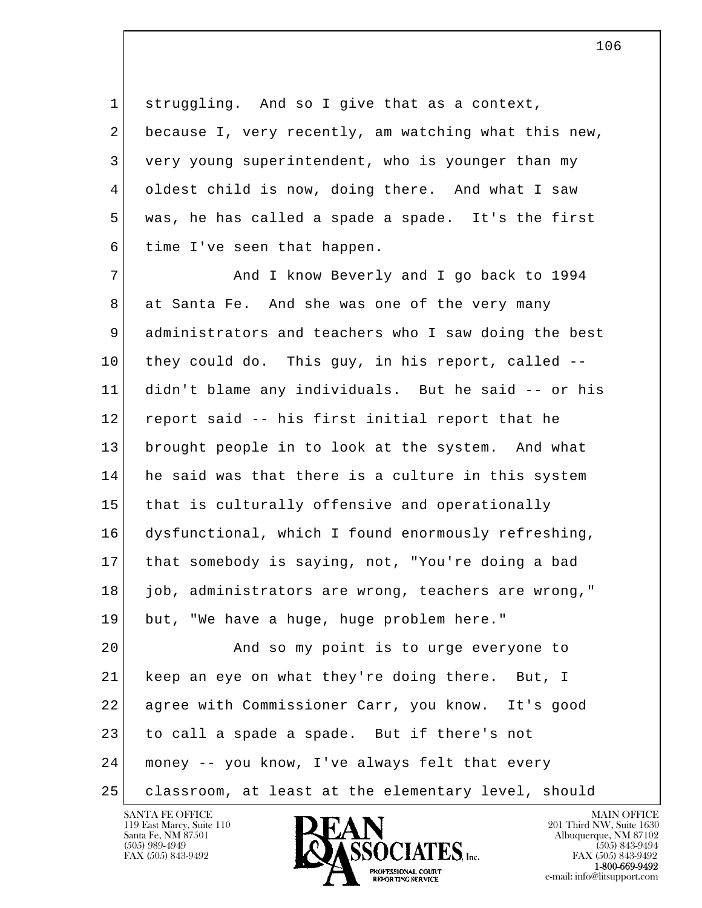struggling. And so I give that as a context, because I, very recently, am watching what this new, very young superintendent, who is younger than my oldest child is now, doing there. And what I saw was, he has called a spade a spade. It's the first time I've seen that happen.

And I know Beverly and I go back to 1994 at Santa Fe. And she was one of the very many administrators and teachers who I saw doing the best they could do. This guy, in his report, called -- didn't blame any individuals. But he said -- or his report said -- his first initial report that he brought people in to look at the system. And what he said was that there is a culture in this system that is culturally offensive and operationally dysfunctional, which I found enormously refreshing, that somebody is saying, not, "You're doing a bad job, administrators are wrong, teachers are wrong," but, "We have a huge, huge problem here."

And so my point is to urge everyone to keep an eye on what they're doing there. But, I agree with Commissioner Carr, you know. It's good to call a spade a spade. But if there's not money -- you know, I've always felt that every classroom, at least at the elementary level, should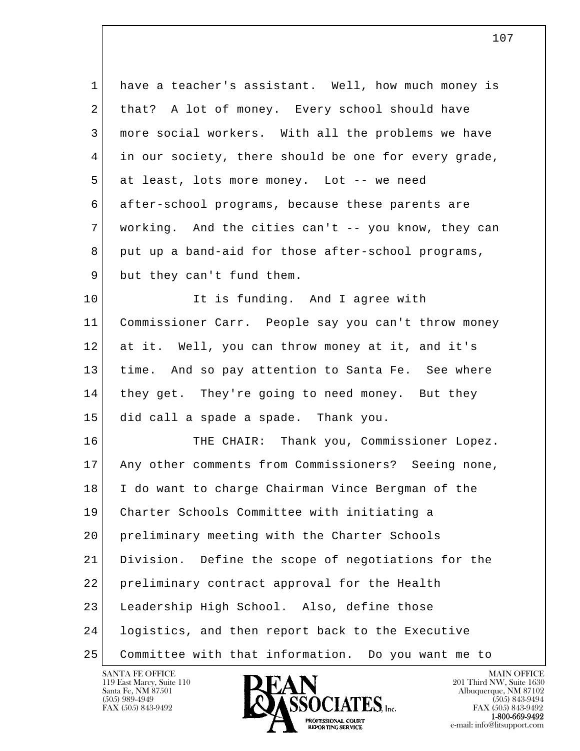have a teacher's assistant. Well, how much money is that? A lot of money. Every school should have more social workers. With all the problems we have in our society, there should be one for every grade, at least, lots more money. Lot -- we need after-school programs, because these parents are working. And the cities can't -- you know, they can put up a band-aid for those after-school programs, but they can't fund them.

It is funding. And I agree with Commissioner Carr. People say you can't throw money at it. Well, you can throw money at it, and it's time. And so pay attention to Santa Fe. See where they get. They're going to need money. But they did call a spade a spade. Thank you.

THE CHAIR: Thank you, Commissioner Lopez. Any other comments from Commissioners? Seeing none, I do want to charge Chairman Vince Bergman of the Charter Schools Committee with initiating a preliminary meeting with the Charter Schools Division. Define the scope of negotiations for the preliminary contract approval for the Health Leadership High School. Also, define those logistics, and then report back to the Executive Committee with that information. Do you want me to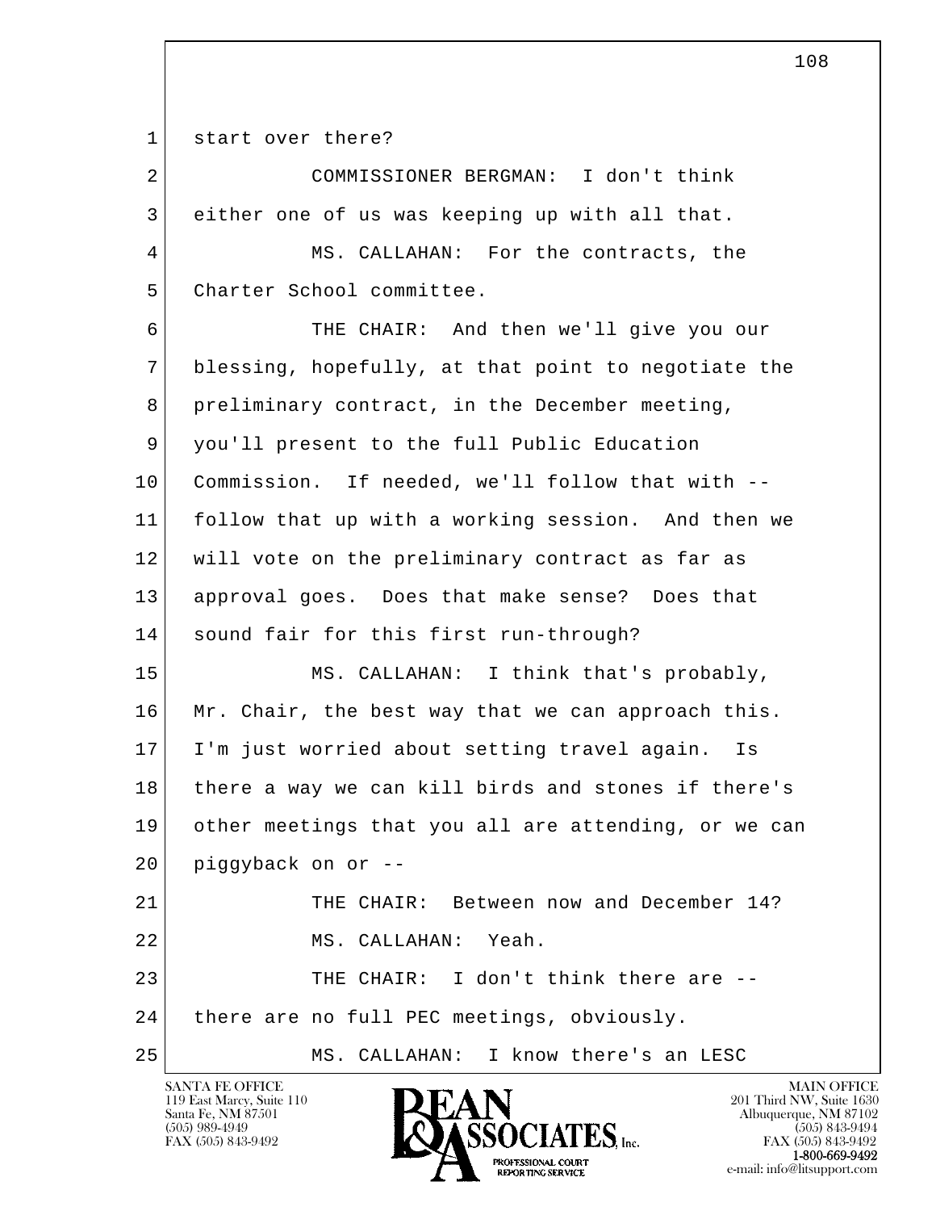1 start over there?

2 COMMISSIONER BERGMAN: I don't think

3 either one of us was keeping up with all that.

4 MS. CALLAHAN: For the contracts, the

5 Charter School committee.

6 THE CHAIR: And then we'll give you our

7 blessing, hopefully, at that point to negotiate the

8 preliminary contract, in the December meeting,

9 you'll present to the full Public Education

10 Commission. If needed, we'll follow that with --

11 follow that up with a working session. And then we

12 will vote on the preliminary contract as far as

13 approval goes. Does that make sense? Does that

14 sound fair for this first run-through?

15 MS. CALLAHAN: I think that's probably,

16 Mr. Chair, the best way that we can approach this.

17 I'm just worried about setting travel again. Is

18 there a way we can kill birds and stones if there's

19 other meetings that you all are attending, or we can

20 piggyback on or --

21 THE CHAIR: Between now and December 14?

22 MS. CALLAHAN: Yeah.

23 THE CHAIR: I don't think there are --

24 there are no full PEC meetings, obviously.

25 MS. CALLAHAN: I know there's an LESC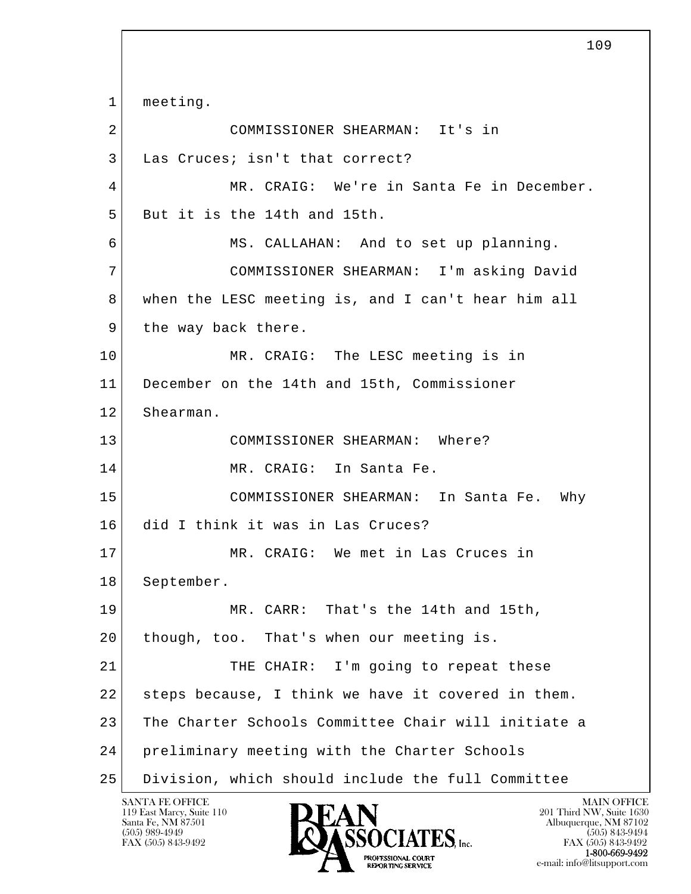1 meeting.

2 COMMISSIONER SHEARMAN: It's in

3 Las Cruces; isn't that correct?

4 MR. CRAIG: We're in Santa Fe in December.

5 But it is the 14th and 15th.

6 MS. CALLAHAN: And to set up planning.

7 COMMISSIONER SHEARMAN: I'm asking David

8 when the LESC meeting is, and I can't hear him all

9 the way back there.

10 MR. CRAIG: The LESC meeting is in

11 December on the 14th and 15th, Commissioner

12 Shearman.

13 COMMISSIONER SHEARMAN: Where?

14 MR. CRAIG: In Santa Fe.

15 COMMISSIONER SHEARMAN: In Santa Fe. Why

16 did I think it was in Las Cruces?

17 MR. CRAIG: We met in Las Cruces in

18 September.

19 MR. CARR: That's the 14th and 15th,

20 though, too. That's when our meeting is.

21 THE CHAIR: I'm going to repeat these

22 steps because, I think we have it covered in them.

23 The Charter Schools Committee Chair will initiate a

24 preliminary meeting with the Charter Schools

25 Division, which should include the full Committee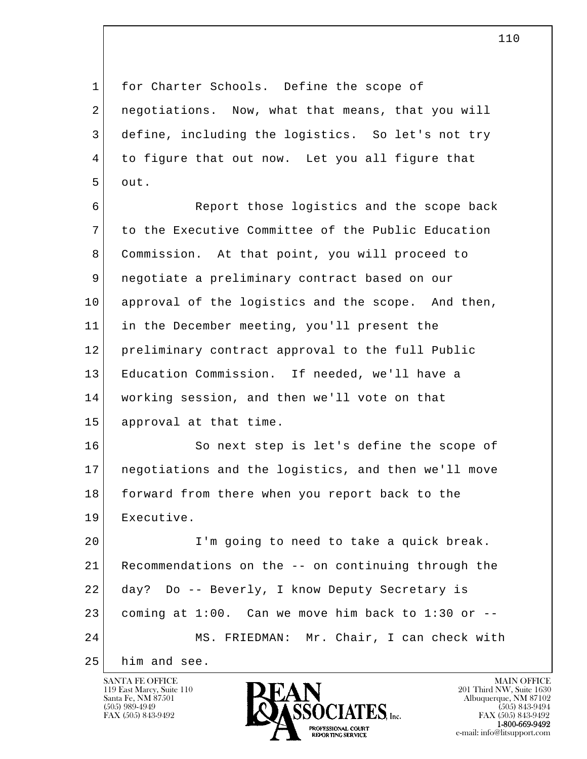for Charter Schools. Define the scope of negotiations. Now, what that means, that you will define, including the logistics. So let's not try to figure that out now. Let you all figure that out.

Report those logistics and the scope back to the Executive Committee of the Public Education Commission. At that point, you will proceed to negotiate a preliminary contract based on our approval of the logistics and the scope. And then, in the December meeting, you'll present the preliminary contract approval to the full Public Education Commission. If needed, we'll have a working session, and then we'll vote on that approval at that time.

So next step is let's define the scope of negotiations and the logistics, and then we'll move forward from there when you report back to the Executive.

I'm going to need to take a quick break. Recommendations on the -- on continuing through the day? Do -- Beverly, I know Deputy Secretary is coming at 1:00. Can we move him back to 1:30 or --

MS. FRIEDMAN: Mr. Chair, I can check with him and see.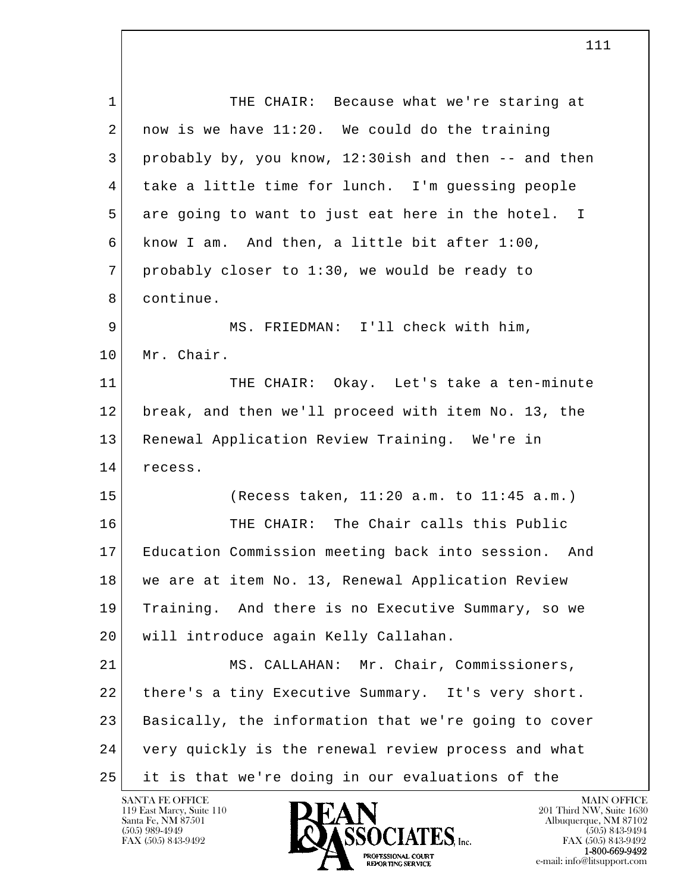THE CHAIR: Because what we're staring at now is we have 11:20. We could do the training probably by, you know, 12:30ish and then -- and then take a little time for lunch. I'm guessing people are going to want to just eat here in the hotel. I know I am. And then, a little bit after 1:00, probably closer to 1:30, we would be ready to continue.

MS. FRIEDMAN: I'll check with him, Mr. Chair.

THE CHAIR: Okay. Let's take a ten-minute break, and then we'll proceed with item No. 13, the Renewal Application Review Training. We're in recess.

(Recess taken, 11:20 a.m. to 11:45 a.m.)

THE CHAIR: The Chair calls this Public Education Commission meeting back into session. And we are at item No. 13, Renewal Application Review Training. And there is no Executive Summary, so we will introduce again Kelly Callahan.

MS. CALLAHAN: Mr. Chair, Commissioners, there's a tiny Executive Summary. It's very short. Basically, the information that we're going to cover very quickly is the renewal review process and what it is that we're doing in our evaluations of the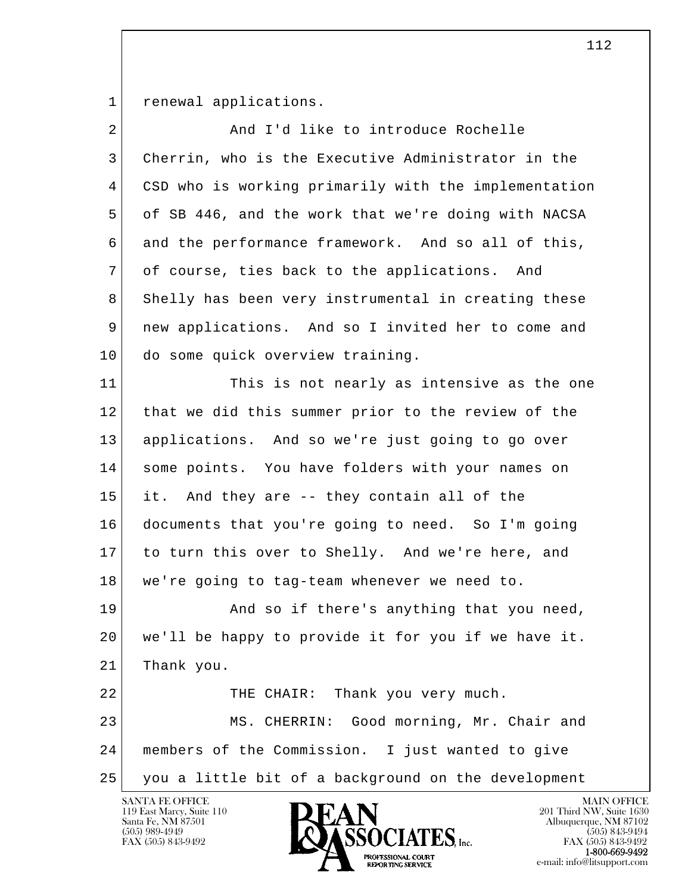renewal applications.

And I'd like to introduce Rochelle Cherrin, who is the Executive Administrator in the CSD who is working primarily with the implementation of SB 446, and the work that we're doing with NACSA and the performance framework. And so all of this, of course, ties back to the applications. And Shelly has been very instrumental in creating these new applications. And so I invited her to come and do some quick overview training.

This is not nearly as intensive as the one that we did this summer prior to the review of the applications. And so we're just going to go over some points. You have folders with your names on it. And they are -- they contain all of the documents that you're going to need. So I'm going to turn this over to Shelly. And we're here, and we're going to tag-team whenever we need to.

And so if there's anything that you need, we'll be happy to provide it for you if we have it. Thank you.

THE CHAIR: Thank you very much.

MS. CHERRIN: Good morning, Mr. Chair and members of the Commission. I just wanted to give you a little bit of a background on the development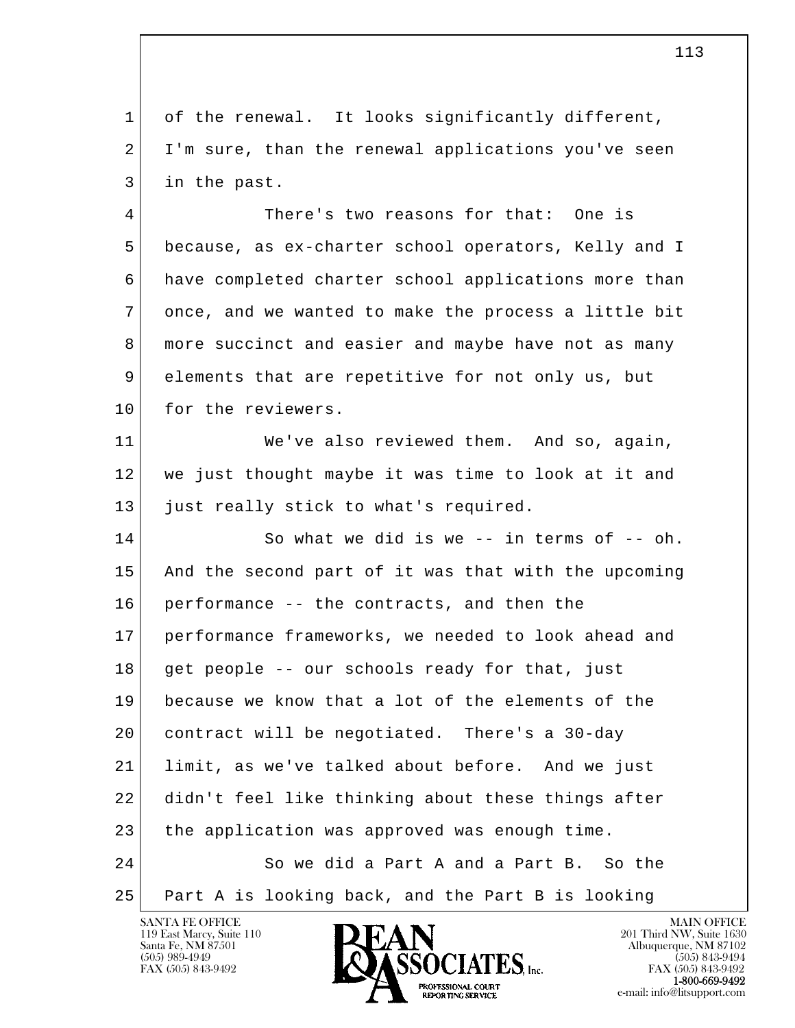of the renewal. It looks significantly different, I'm sure, than the renewal applications you've seen in the past.

There's two reasons for that: One is because, as ex-charter school operators, Kelly and I have completed charter school applications more than once, and we wanted to make the process a little bit more succinct and easier and maybe have not as many elements that are repetitive for not only us, but for the reviewers.

We've also reviewed them. And so, again, we just thought maybe it was time to look at it and just really stick to what's required.

So what we did is we -- in terms of -- oh. And the second part of it was that with the upcoming performance -- the contracts, and then the performance frameworks, we needed to look ahead and get people -- our schools ready for that, just because we know that a lot of the elements of the contract will be negotiated. There's a 30-day limit, as we've talked about before. And we just didn't feel like thinking about these things after the application was approved was enough time.

So we did a Part A and a Part B. So the Part A is looking back, and the Part B is looking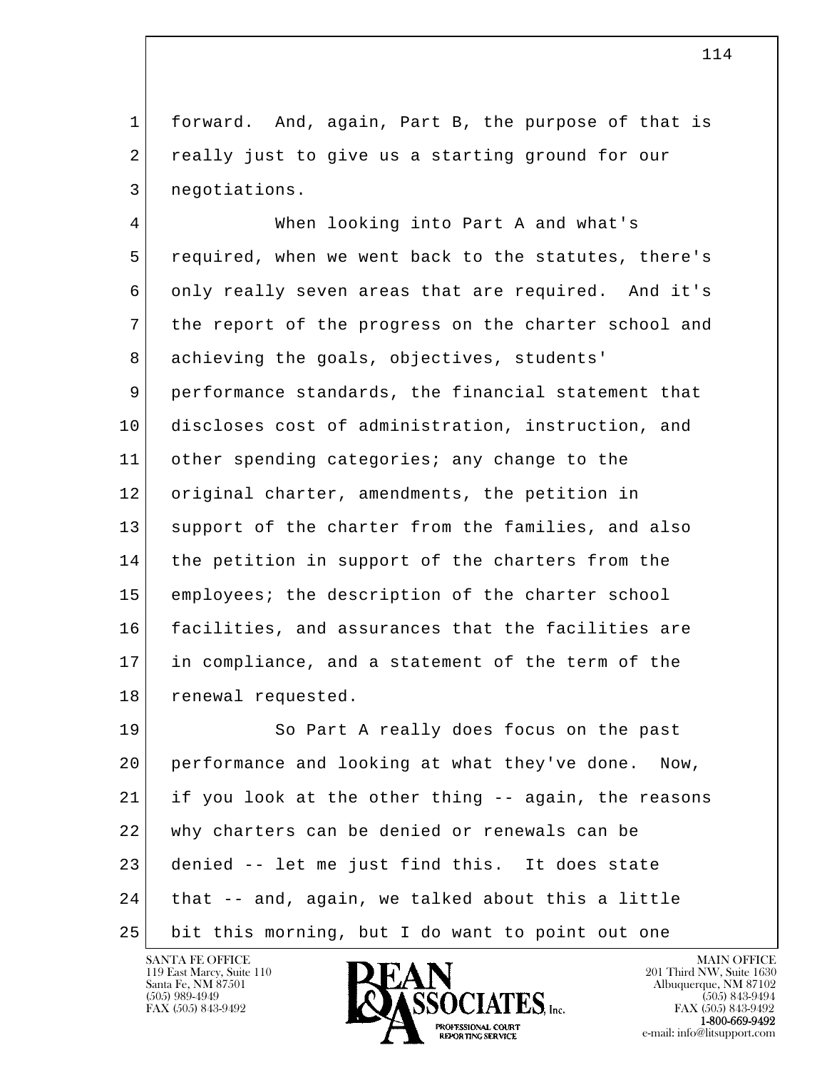forward. And, again, Part B, the purpose of that is really just to give us a starting ground for our negotiations.

When looking into Part A and what's required, when we went back to the statutes, there's only really seven areas that are required. And it's the report of the progress on the charter school and achieving the goals, objectives, students' performance standards, the financial statement that discloses cost of administration, instruction, and other spending categories; any change to the original charter, amendments, the petition in support of the charter from the families, and also the petition in support of the charters from the employees; the description of the charter school facilities, and assurances that the facilities are in compliance, and a statement of the term of the renewal requested.

So Part A really does focus on the past performance and looking at what they've done. Now, if you look at the other thing -- again, the reasons why charters can be denied or renewals can be denied -- let me just find this. It does state that -- and, again, we talked about this a little bit this morning, but I do want to point out one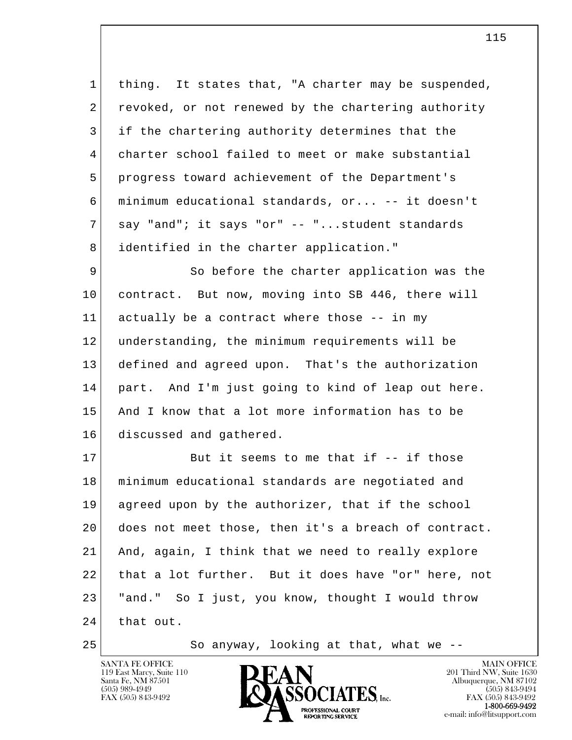thing. It states that, "A charter may be suspended, revoked, or not renewed by the chartering authority if the chartering authority determines that the charter school failed to meet or make substantial progress toward achievement of the Department's minimum educational standards, or... -- it doesn't say "and"; it says "or" -- "...student standards identified in the charter application."

So before the charter application was the contract. But now, moving into SB 446, there will actually be a contract where those -- in my understanding, the minimum requirements will be defined and agreed upon. That's the authorization part. And I'm just going to kind of leap out here. And I know that a lot more information has to be discussed and gathered.

But it seems to me that if -- if those minimum educational standards are negotiated and agreed upon by the authorizer, that if the school does not meet those, then it's a breach of contract. And, again, I think that we need to really explore that a lot further. But it does have "or" here, not "and." So I just, you know, thought I would throw that out.

So anyway, looking at that, what we --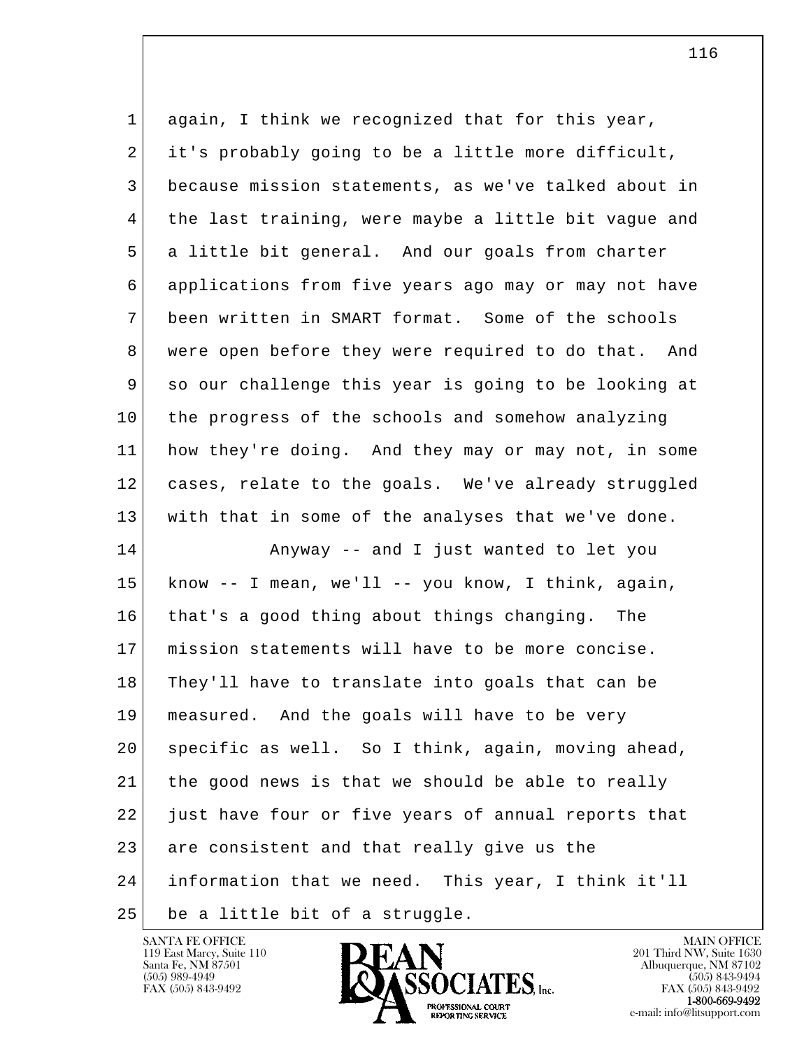again, I think we recognized that for this year, it's probably going to be a little more difficult, because mission statements, as we've talked about in the last training, were maybe a little bit vague and a little bit general. And our goals from charter applications from five years ago may or may not have been written in SMART format. Some of the schools were open before they were required to do that. And so our challenge this year is going to be looking at the progress of the schools and somehow analyzing how they're doing. And they may or may not, in some cases, relate to the goals. We've already struggled with that in some of the analyses that we've done.

Anyway -- and I just wanted to let you know -- I mean, we'll -- you know, I think, again, that's a good thing about things changing. The mission statements will have to be more concise. They'll have to translate into goals that can be measured. And the goals will have to be very specific as well. So I think, again, moving ahead, the good news is that we should be able to really just have four or five years of annual reports that are consistent and that really give us the information that we need. This year, I think it'll be a little bit of a struggle.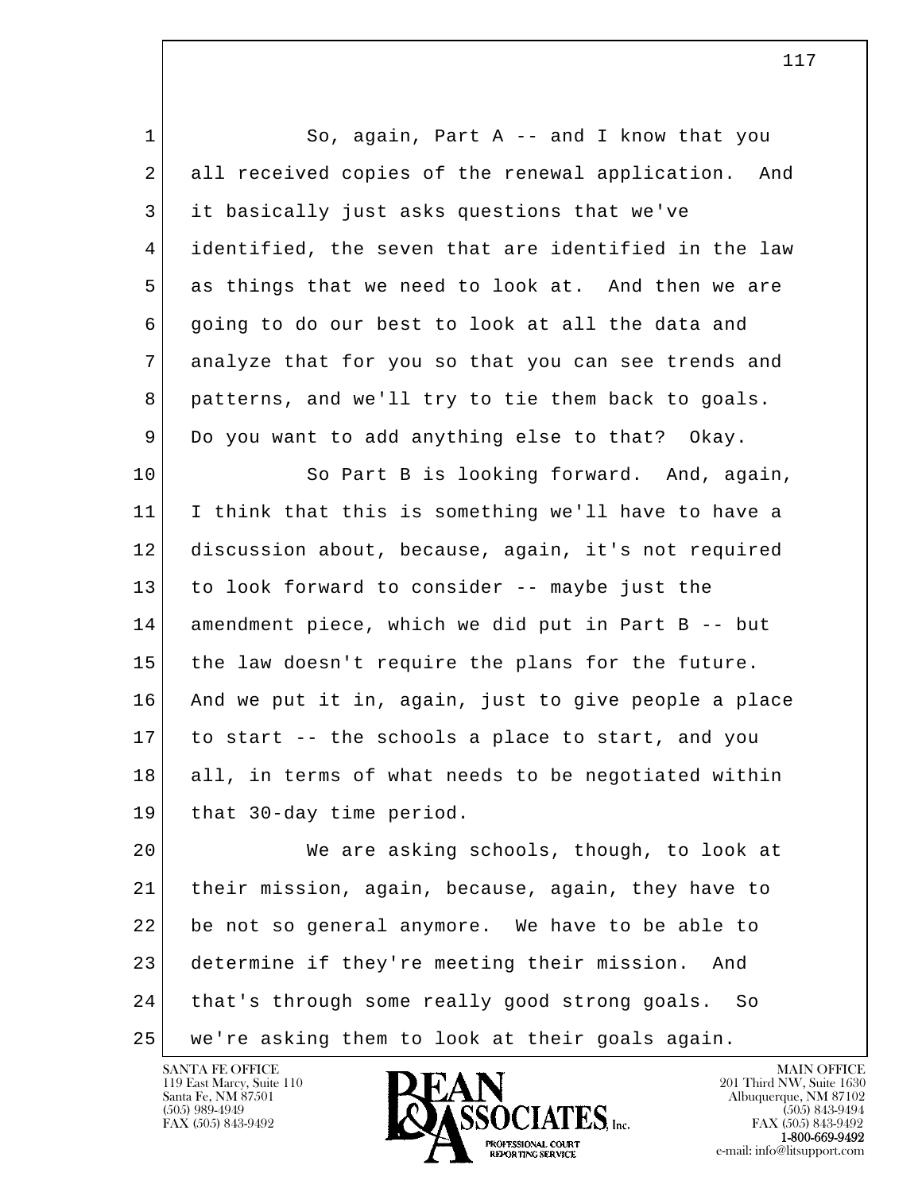So, again, Part A -- and I know that you all received copies of the renewal application. And it basically just asks questions that we've identified, the seven that are identified in the law as things that we need to look at. And then we are going to do our best to look at all the data and analyze that for you so that you can see trends and patterns, and we'll try to tie them back to goals. Do you want to add anything else to that? Okay.

So Part B is looking forward. And, again, I think that this is something we'll have to have a discussion about, because, again, it's not required to look forward to consider -- maybe just the amendment piece, which we did put in Part B -- but the law doesn't require the plans for the future. And we put it in, again, just to give people a place to start -- the schools a place to start, and you all, in terms of what needs to be negotiated within that 30-day time period.

We are asking schools, though, to look at their mission, again, because, again, they have to be not so general anymore. We have to be able to determine if they're meeting their mission. And that's through some really good strong goals. So we're asking them to look at their goals again.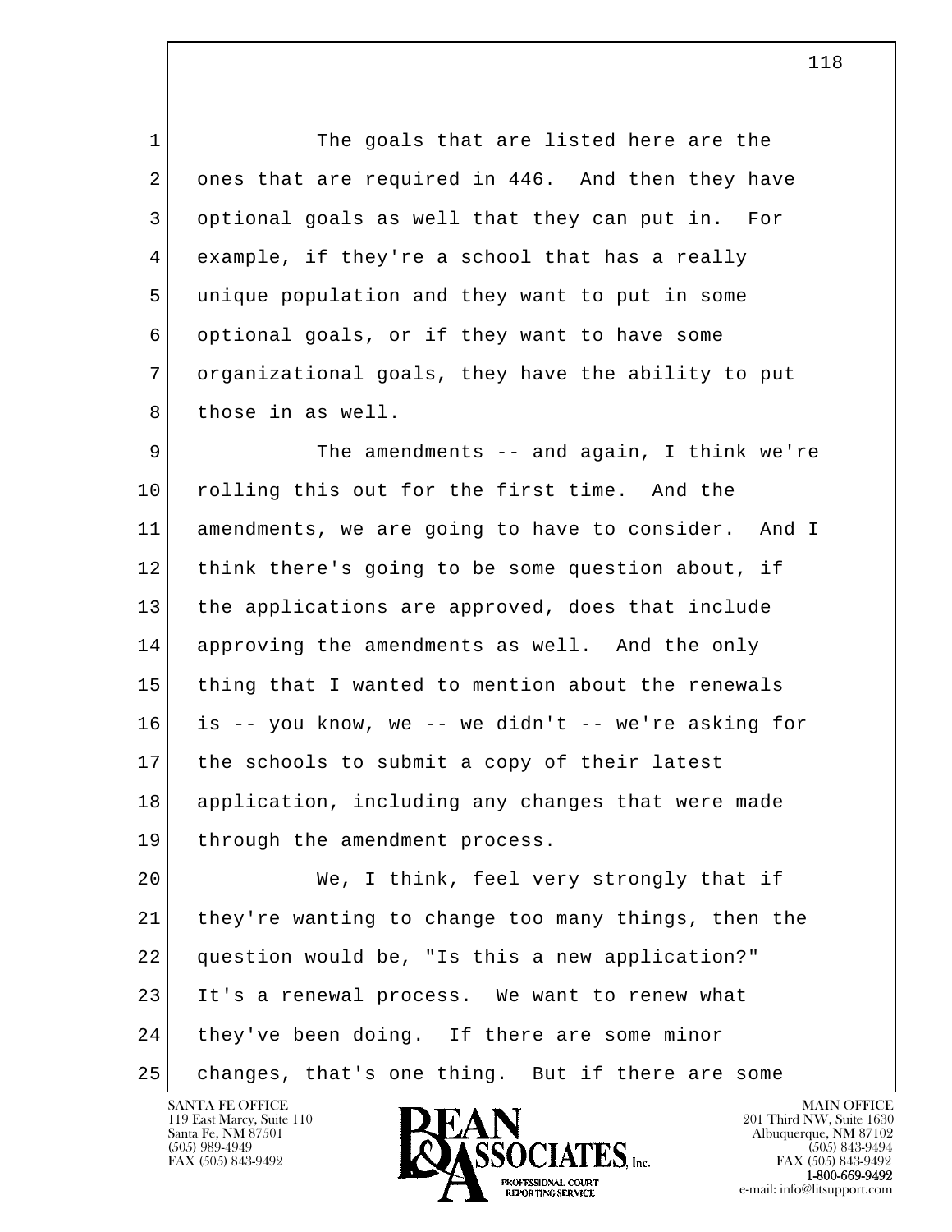The goals that are listed here are the ones that are required in 446. And then they have optional goals as well that they can put in. For example, if they're a school that has a really unique population and they want to put in some optional goals, or if they want to have some organizational goals, they have the ability to put those in as well.

The amendments -- and again, I think we're rolling this out for the first time. And the amendments, we are going to have to consider. And I think there's going to be some question about, if the applications are approved, does that include approving the amendments as well. And the only thing that I wanted to mention about the renewals is -- you know, we -- we didn't -- we're asking for the schools to submit a copy of their latest application, including any changes that were made through the amendment process.

We, I think, feel very strongly that if they're wanting to change too many things, then the question would be, "Is this a new application?" It's a renewal process. We want to renew what they've been doing. If there are some minor changes, that's one thing. But if there are some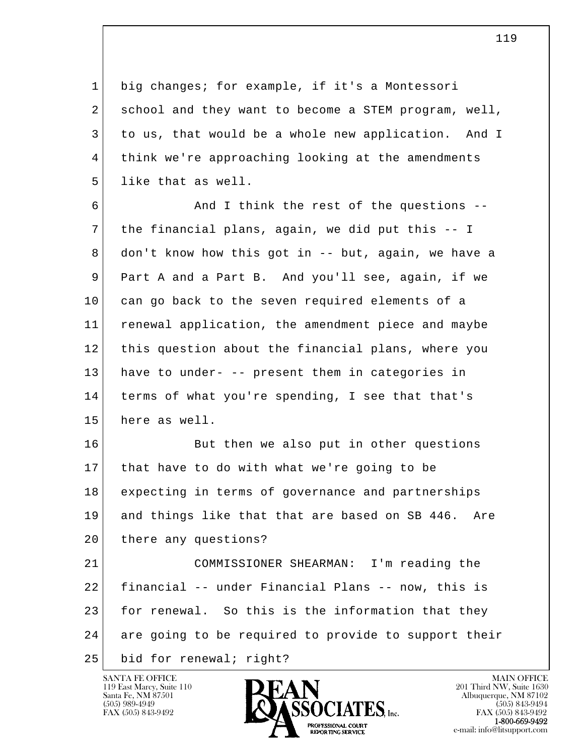1 big changes; for example, if it's a Montessori
2 school and they want to become a STEM program, well,
3 to us, that would be a whole new application. And I
4 think we're approaching looking at the amendments
5 like that as well.

6 And I think the rest of the questions --
7 the financial plans, again, we did put this -- I
8 don't know how this got in -- but, again, we have a
9 Part A and a Part B. And you'll see, again, if we
10 can go back to the seven required elements of a
11 renewal application, the amendment piece and maybe
12 this question about the financial plans, where you
13 have to under- -- present them in categories in
14 terms of what you're spending, I see that that's
15 here as well.

16 But then we also put in other questions
17 that have to do with what we're going to be
18 expecting in terms of governance and partnerships
19 and things like that that are based on SB 446. Are
20 there any questions?

21 COMMISSIONER SHEARMAN: I'm reading the
22 financial -- under Financial Plans -- now, this is
23 for renewal. So this is the information that they
24 are going to be required to provide to support their
25 bid for renewal; right?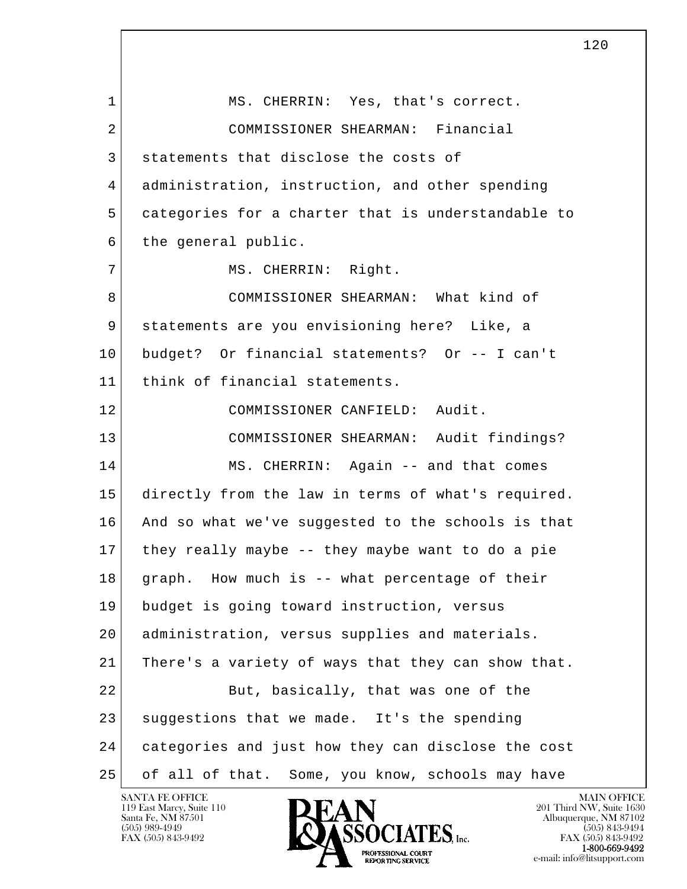MS. CHERRIN: Yes, that's correct.

COMMISSIONER SHEARMAN: Financial statements that disclose the costs of administration, instruction, and other spending categories for a charter that is understandable to the general public.

MS. CHERRIN: Right.

COMMISSIONER SHEARMAN: What kind of statements are you envisioning here? Like, a budget? Or financial statements? Or -- I can't think of financial statements.

COMMISSIONER CANFIELD: Audit.

COMMISSIONER SHEARMAN: Audit findings?

MS. CHERRIN: Again -- and that comes directly from the law in terms of what's required. And so what we've suggested to the schools is that they really maybe -- they maybe want to do a pie graph. How much is -- what percentage of their budget is going toward instruction, versus administration, versus supplies and materials. There's a variety of ways that they can show that.

But, basically, that was one of the suggestions that we made. It's the spending categories and just how they can disclose the cost of all of that. Some, you know, schools may have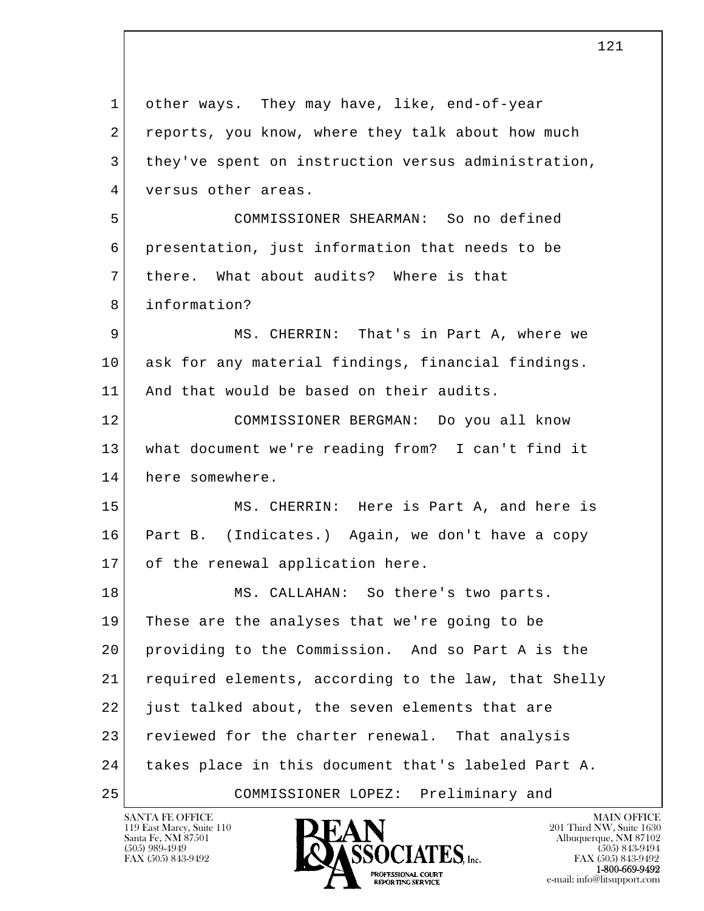other ways. They may have, like, end-of-year reports, you know, where they talk about how much they've spent on instruction versus administration, versus other areas.

COMMISSIONER SHEARMAN: So no defined presentation, just information that needs to be there. What about audits? Where is that information?

MS. CHERRIN: That's in Part A, where we ask for any material findings, financial findings. And that would be based on their audits.

COMMISSIONER BERGMAN: Do you all know what document we're reading from? I can't find it here somewhere.

MS. CHERRIN: Here is Part A, and here is Part B. (Indicates.) Again, we don't have a copy of the renewal application here.

MS. CALLAHAN: So there's two parts. These are the analyses that we're going to be providing to the Commission. And so Part A is the required elements, according to the law, that Shelly just talked about, the seven elements that are reviewed for the charter renewal. That analysis takes place in this document that's labeled Part A.

COMMISSIONER LOPEZ: Preliminary and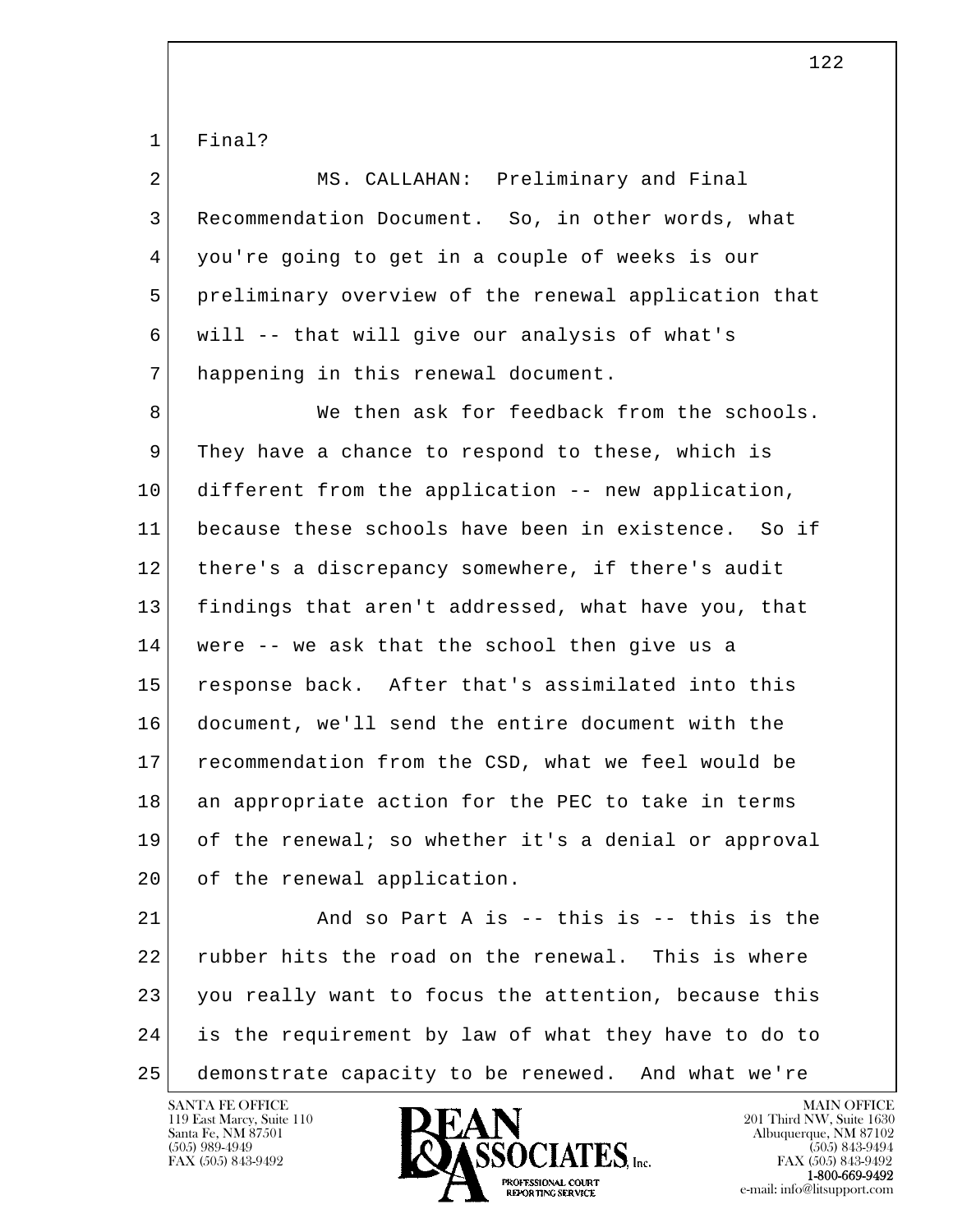Final?

MS. CALLAHAN: Preliminary and Final Recommendation Document. So, in other words, what you're going to get in a couple of weeks is our preliminary overview of the renewal application that will -- that will give our analysis of what's happening in this renewal document.

We then ask for feedback from the schools. They have a chance to respond to these, which is different from the application -- new application, because these schools have been in existence. So if there's a discrepancy somewhere, if there's audit findings that aren't addressed, what have you, that were -- we ask that the school then give us a response back. After that's assimilated into this document, we'll send the entire document with the recommendation from the CSD, what we feel would be an appropriate action for the PEC to take in terms of the renewal; so whether it's a denial or approval of the renewal application.

And so Part A is -- this is -- this is the rubber hits the road on the renewal. This is where you really want to focus the attention, because this is the requirement by law of what they have to do to demonstrate capacity to be renewed. And what we're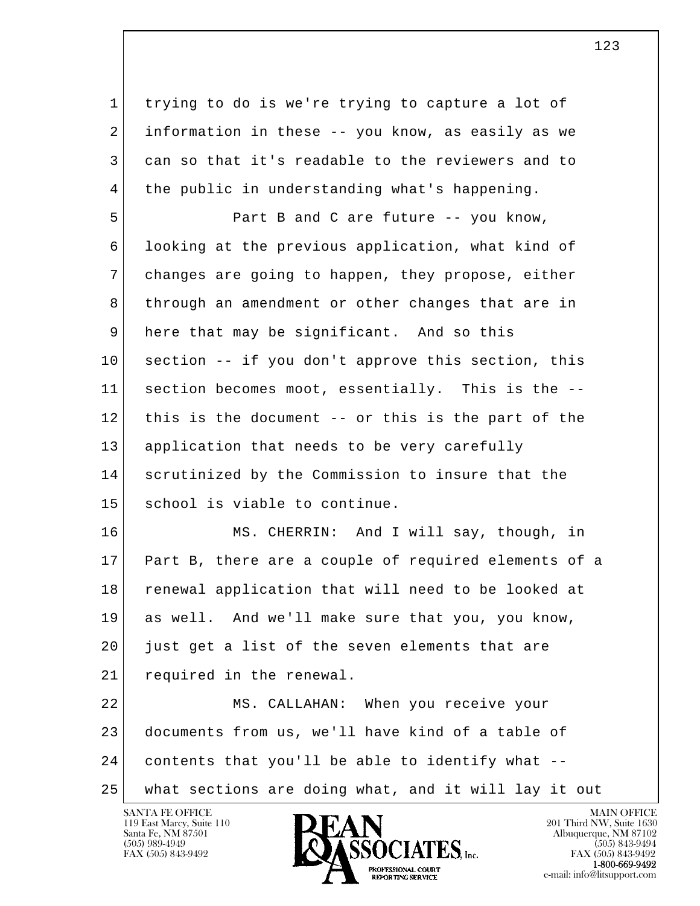trying to do is we're trying to capture a lot of information in these -- you know, as easily as we can so that it's readable to the reviewers and to the public in understanding what's happening.

Part B and C are future -- you know, looking at the previous application, what kind of changes are going to happen, they propose, either through an amendment or other changes that are in here that may be significant. And so this section -- if you don't approve this section, this section becomes moot, essentially. This is the -- this is the document -- or this is the part of the application that needs to be very carefully scrutinized by the Commission to insure that the school is viable to continue.

MS. CHERRIN: And I will say, though, in Part B, there are a couple of required elements of a renewal application that will need to be looked at as well. And we'll make sure that you, you know, just get a list of the seven elements that are required in the renewal.

MS. CALLAHAN: When you receive your documents from us, we'll have kind of a table of contents that you'll be able to identify what -- what sections are doing what, and it will lay it out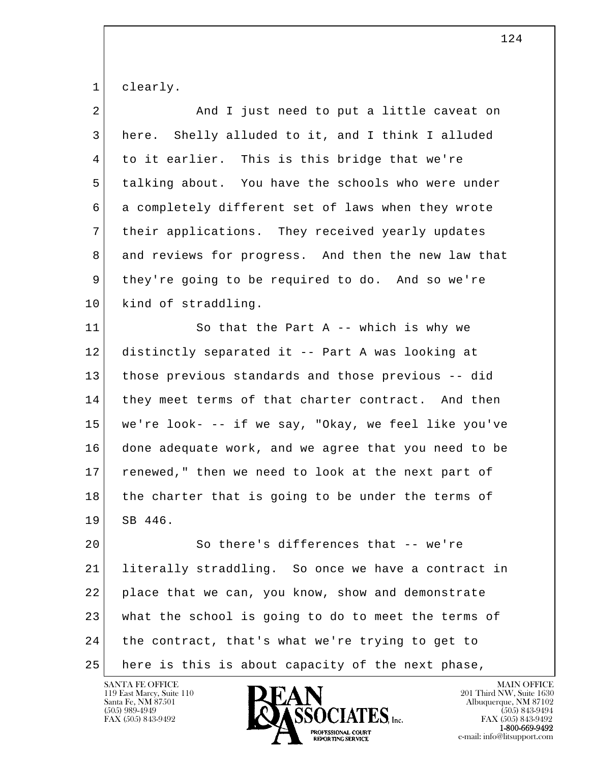clearly.

And I just need to put a little caveat on here. Shelly alluded to it, and I think I alluded to it earlier. This is this bridge that we're talking about. You have the schools who were under a completely different set of laws when they wrote their applications. They received yearly updates and reviews for progress. And then the new law that they're going to be required to do. And so we're kind of straddling.

So that the Part A -- which is why we distinctly separated it -- Part A was looking at those previous standards and those previous -- did they meet terms of that charter contract. And then we're look- -- if we say, "Okay, we feel like you've done adequate work, and we agree that you need to be renewed," then we need to look at the next part of the charter that is going to be under the terms of SB 446.

So there's differences that -- we're literally straddling. So once we have a contract in place that we can, you know, show and demonstrate what the school is going to do to meet the terms of the contract, that's what we're trying to get to here is this is about capacity of the next phase,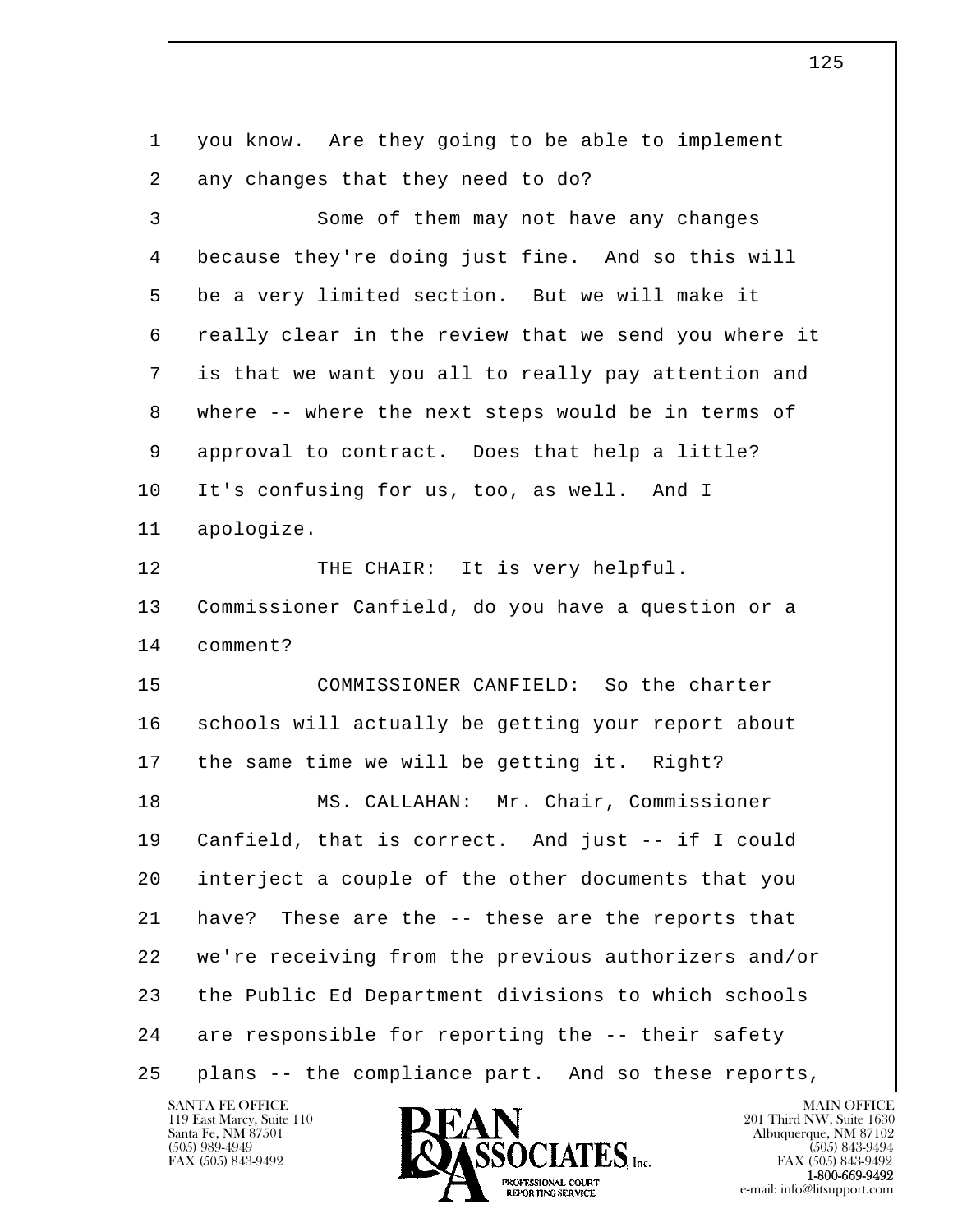1 you know. Are they going to be able to implement
2 any changes that they need to do?
3 Some of them may not have any changes
4 because they're doing just fine. And so this will
5 be a very limited section. But we will make it
6 really clear in the review that we send you where it
7 is that we want you all to really pay attention and
8 where -- where the next steps would be in terms of
9 approval to contract. Does that help a little?
10 It's confusing for us, too, as well. And I
11 apologize.
12 THE CHAIR: It is very helpful.
13 Commissioner Canfield, do you have a question or a
14 comment?
15 COMMISSIONER CANFIELD: So the charter
16 schools will actually be getting your report about
17 the same time we will be getting it. Right?
18 MS. CALLAHAN: Mr. Chair, Commissioner
19 Canfield, that is correct. And just -- if I could
20 interject a couple of the other documents that you
21 have? These are the -- these are the reports that
22 we're receiving from the previous authorizers and/or
23 the Public Ed Department divisions to which schools
24 are responsible for reporting the -- their safety
25 plans -- the compliance part. And so these reports,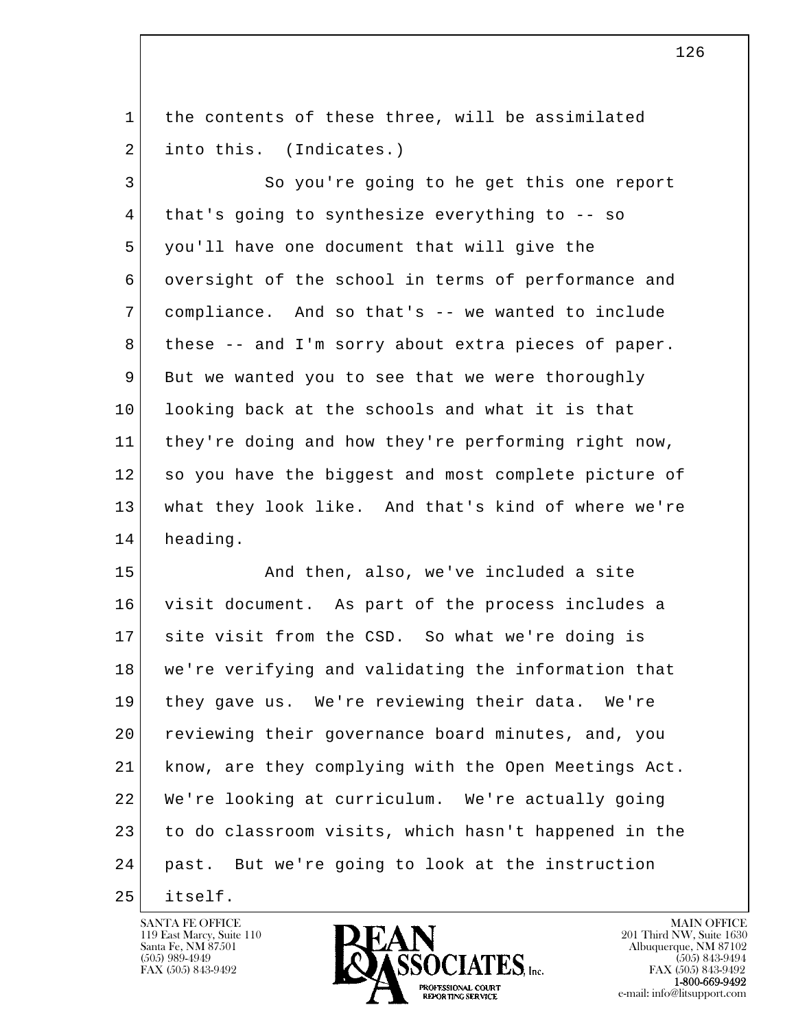the contents of these three, will be assimilated into this. (Indicates.)

So you're going to he get this one report that's going to synthesize everything to -- so you'll have one document that will give the oversight of the school in terms of performance and compliance. And so that's -- we wanted to include these -- and I'm sorry about extra pieces of paper. But we wanted you to see that we were thoroughly looking back at the schools and what it is that they're doing and how they're performing right now, so you have the biggest and most complete picture of what they look like. And that's kind of where we're heading.

And then, also, we've included a site visit document. As part of the process includes a site visit from the CSD. So what we're doing is we're verifying and validating the information that they gave us. We're reviewing their data. We're reviewing their governance board minutes, and, you know, are they complying with the Open Meetings Act. We're looking at curriculum. We're actually going to do classroom visits, which hasn't happened in the past. But we're going to look at the instruction itself.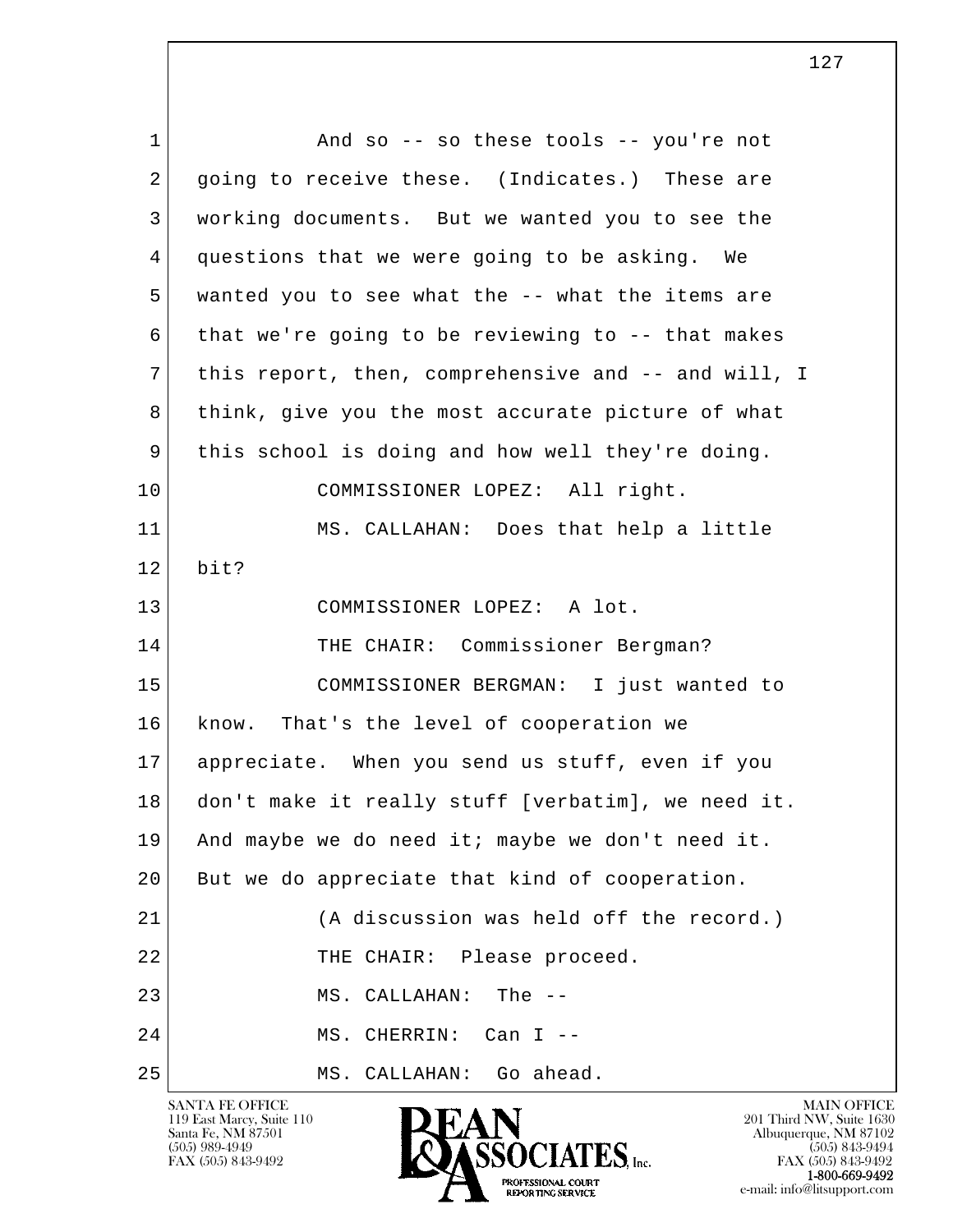And so -- so these tools -- you're not going to receive these. (Indicates.) These are working documents. But we wanted you to see the questions that we were going to be asking. We wanted you to see what the -- what the items are that we're going to be reviewing to -- that makes this report, then, comprehensive and -- and will, I think, give you the most accurate picture of what this school is doing and how well they're doing.

COMMISSIONER LOPEZ: All right.

MS. CALLAHAN: Does that help a little bit?

COMMISSIONER LOPEZ: A lot.

THE CHAIR: Commissioner Bergman?

COMMISSIONER BERGMAN: I just wanted to know. That's the level of cooperation we appreciate. When you send us stuff, even if you don't make it really stuff [verbatim], we need it. And maybe we do need it; maybe we don't need it. But we do appreciate that kind of cooperation.

(A discussion was held off the record.)

THE CHAIR: Please proceed.

MS. CALLAHAN: The --

MS. CHERRIN: Can I --

MS. CALLAHAN: Go ahead.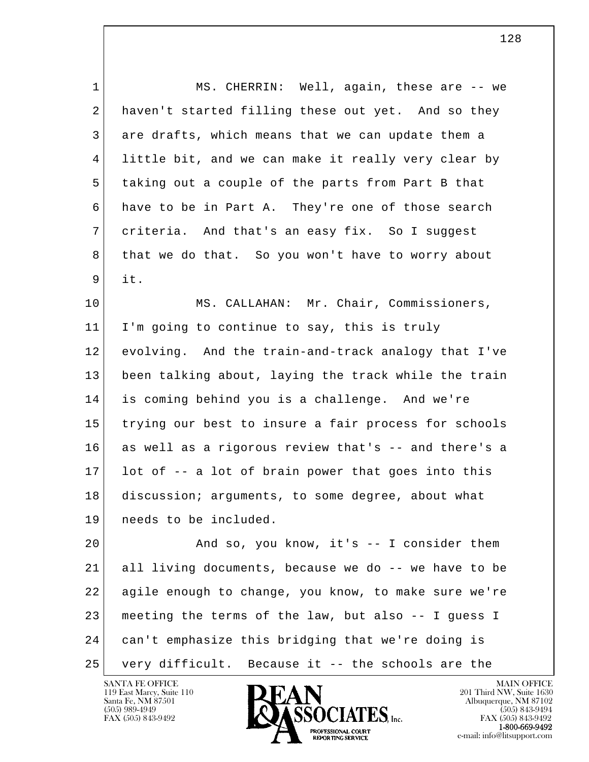MS. CHERRIN: Well, again, these are -- we haven't started filling these out yet. And so they are drafts, which means that we can update them a little bit, and we can make it really very clear by taking out a couple of the parts from Part B that have to be in Part A. They're one of those search criteria. And that's an easy fix. So I suggest that we do that. So you won't have to worry about it.

MS. CALLAHAN: Mr. Chair, Commissioners, I'm going to continue to say, this is truly evolving. And the train-and-track analogy that I've been talking about, laying the track while the train is coming behind you is a challenge. And we're trying our best to insure a fair process for schools as well as a rigorous review that's -- and there's a lot of -- a lot of brain power that goes into this discussion; arguments, to some degree, about what needs to be included.

And so, you know, it's -- I consider them all living documents, because we do -- we have to be agile enough to change, you know, to make sure we're meeting the terms of the law, but also -- I guess I can't emphasize this bridging that we're doing is very difficult. Because it -- the schools are the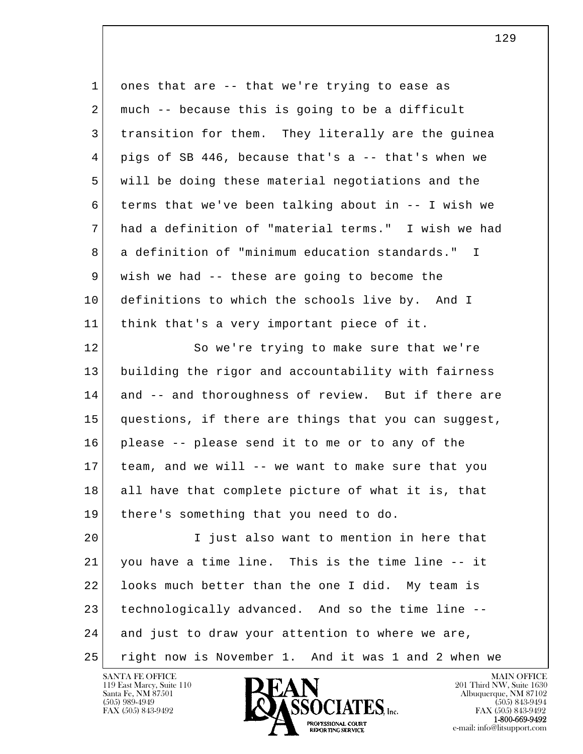1 ones that are -- that we're trying to ease as
2 much -- because this is going to be a difficult
3 transition for them. They literally are the guinea
4 pigs of SB 446, because that's a -- that's when we
5 will be doing these material negotiations and the
6 terms that we've been talking about in -- I wish we
7 had a definition of "material terms." I wish we had
8 a definition of "minimum education standards." I
9 wish we had -- these are going to become the
10 definitions to which the schools live by. And I
11 think that's a very important piece of it.
12 So we're trying to make sure that we're
13 building the rigor and accountability with fairness
14 and -- and thoroughness of review. But if there are
15 questions, if there are things that you can suggest,
16 please -- please send it to me or to any of the
17 team, and we will -- we want to make sure that you
18 all have that complete picture of what it is, that
19 there's something that you need to do.
20 I just also want to mention in here that
21 you have a time line. This is the time line -- it
22 looks much better than the one I did. My team is
23 technologically advanced. And so the time line --
24 and just to draw your attention to where we are,
25 right now is November 1. And it was 1 and 2 when we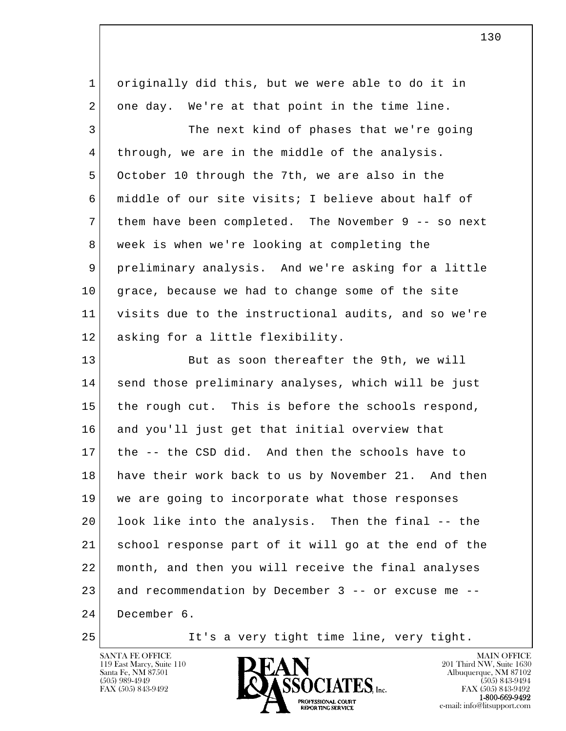originally did this, but we were able to do it in one day. We're at that point in the time line.

The next kind of phases that we're going through, we are in the middle of the analysis. October 10 through the 7th, we are also in the middle of our site visits; I believe about half of them have been completed. The November 9 -- so next week is when we're looking at completing the preliminary analysis. And we're asking for a little grace, because we had to change some of the site visits due to the instructional audits, and so we're asking for a little flexibility.

But as soon thereafter the 9th, we will send those preliminary analyses, which will be just the rough cut. This is before the schools respond, and you'll just get that initial overview that the -- the CSD did. And then the schools have to have their work back to us by November 21. And then we are going to incorporate what those responses look like into the analysis. Then the final -- the school response part of it will go at the end of the month, and then you will receive the final analyses and recommendation by December 3 -- or excuse me -- December 6.

It's a very tight time line, very tight.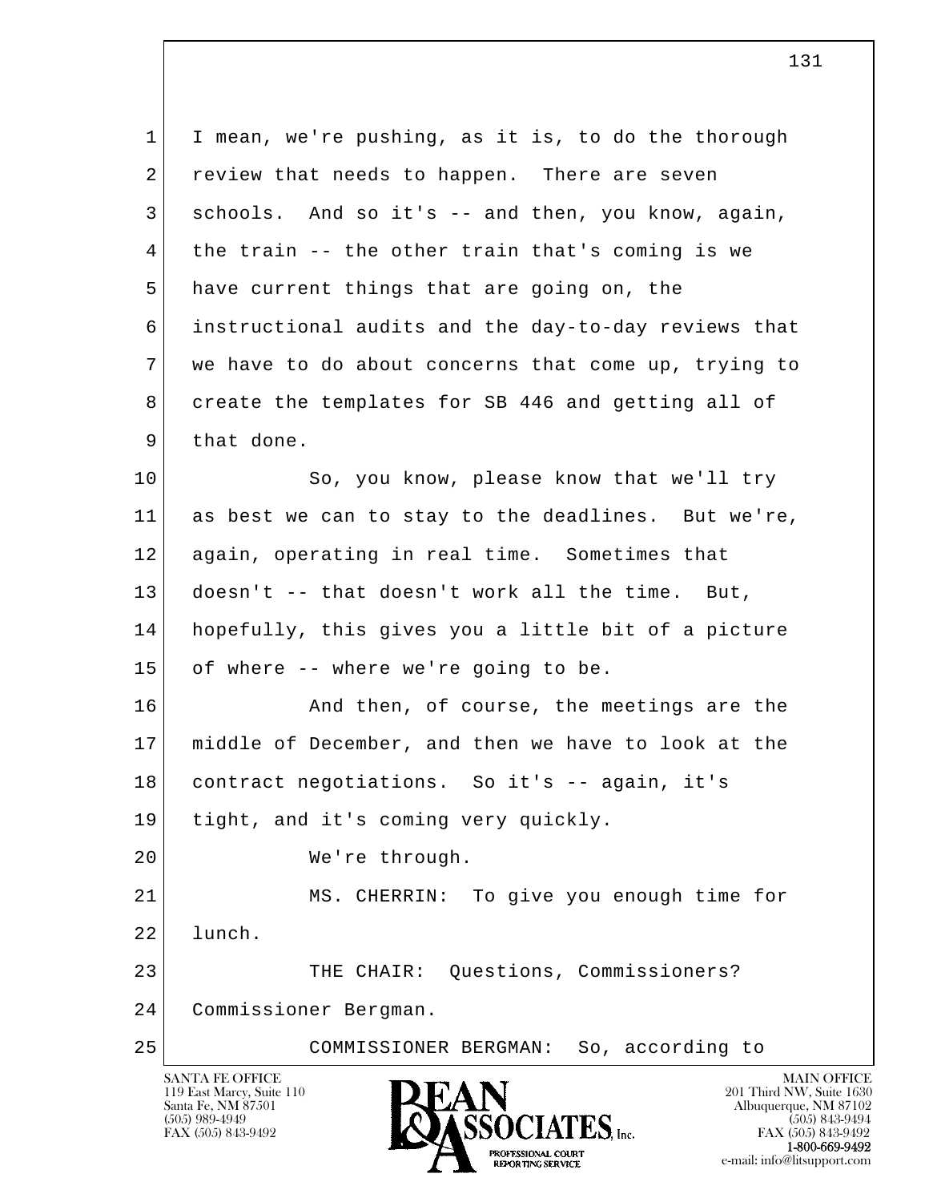I mean, we're pushing, as it is, to do the thorough review that needs to happen. There are seven schools. And so it's -- and then, you know, again, the train -- the other train that's coming is we have current things that are going on, the instructional audits and the day-to-day reviews that we have to do about concerns that come up, trying to create the templates for SB 446 and getting all of that done.

So, you know, please know that we'll try as best we can to stay to the deadlines. But we're, again, operating in real time. Sometimes that doesn't -- that doesn't work all the time. But, hopefully, this gives you a little bit of a picture of where -- where we're going to be.

And then, of course, the meetings are the middle of December, and then we have to look at the contract negotiations. So it's -- again, it's tight, and it's coming very quickly.

We're through.

MS. CHERRIN: To give you enough time for lunch.

THE CHAIR: Questions, Commissioners? Commissioner Bergman.

COMMISSIONER BERGMAN: So, according to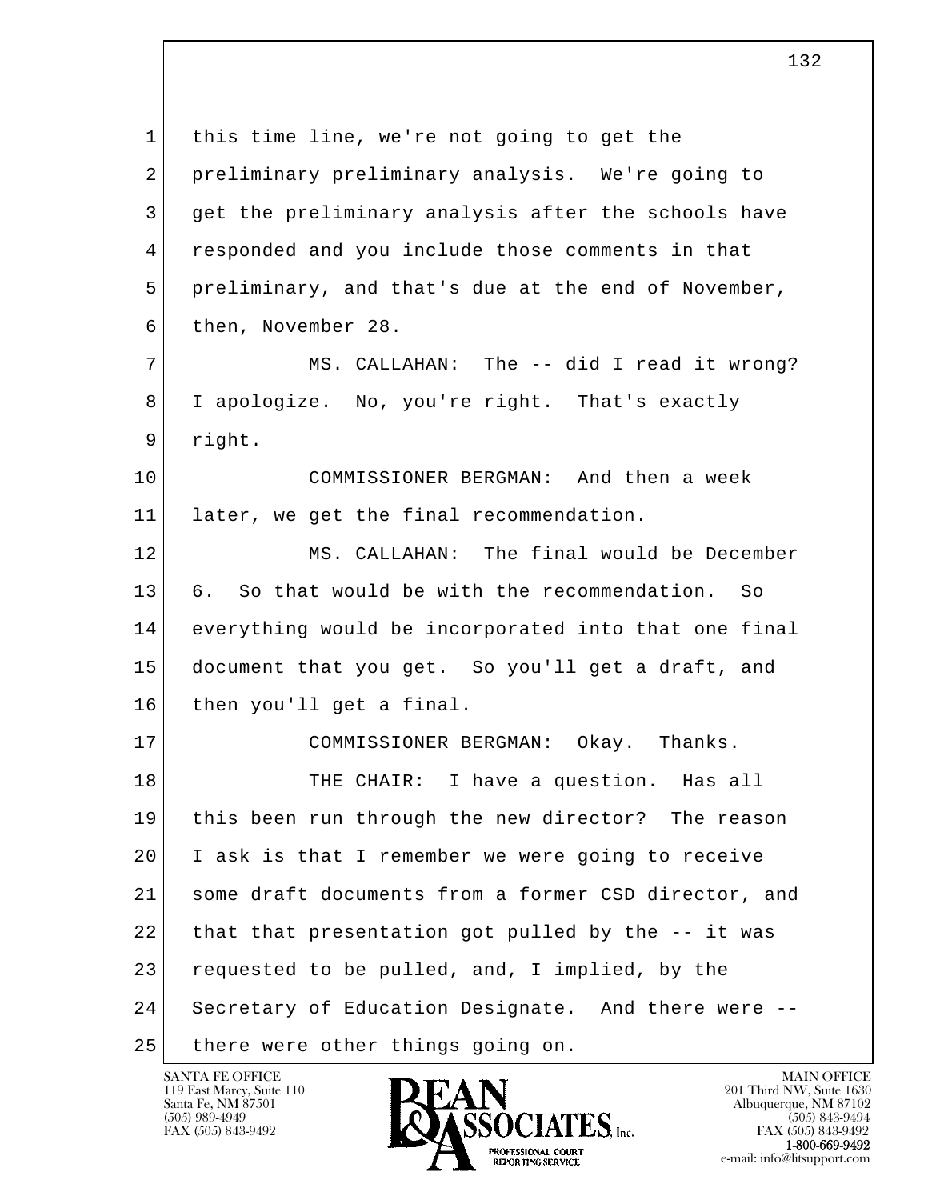this time line, we're not going to get the preliminary preliminary analysis. We're going to get the preliminary analysis after the schools have responded and you include those comments in that preliminary, and that's due at the end of November, then, November 28.

MS. CALLAHAN: The -- did I read it wrong? I apologize. No, you're right. That's exactly right.

COMMISSIONER BERGMAN: And then a week later, we get the final recommendation.

MS. CALLAHAN: The final would be December 6. So that would be with the recommendation. So everything would be incorporated into that one final document that you get. So you'll get a draft, and then you'll get a final.

COMMISSIONER BERGMAN: Okay. Thanks.

THE CHAIR: I have a question. Has all this been run through the new director? The reason I ask is that I remember we were going to receive some draft documents from a former CSD director, and that that presentation got pulled by the -- it was requested to be pulled, and, I implied, by the Secretary of Education Designate. And there were -- there were other things going on.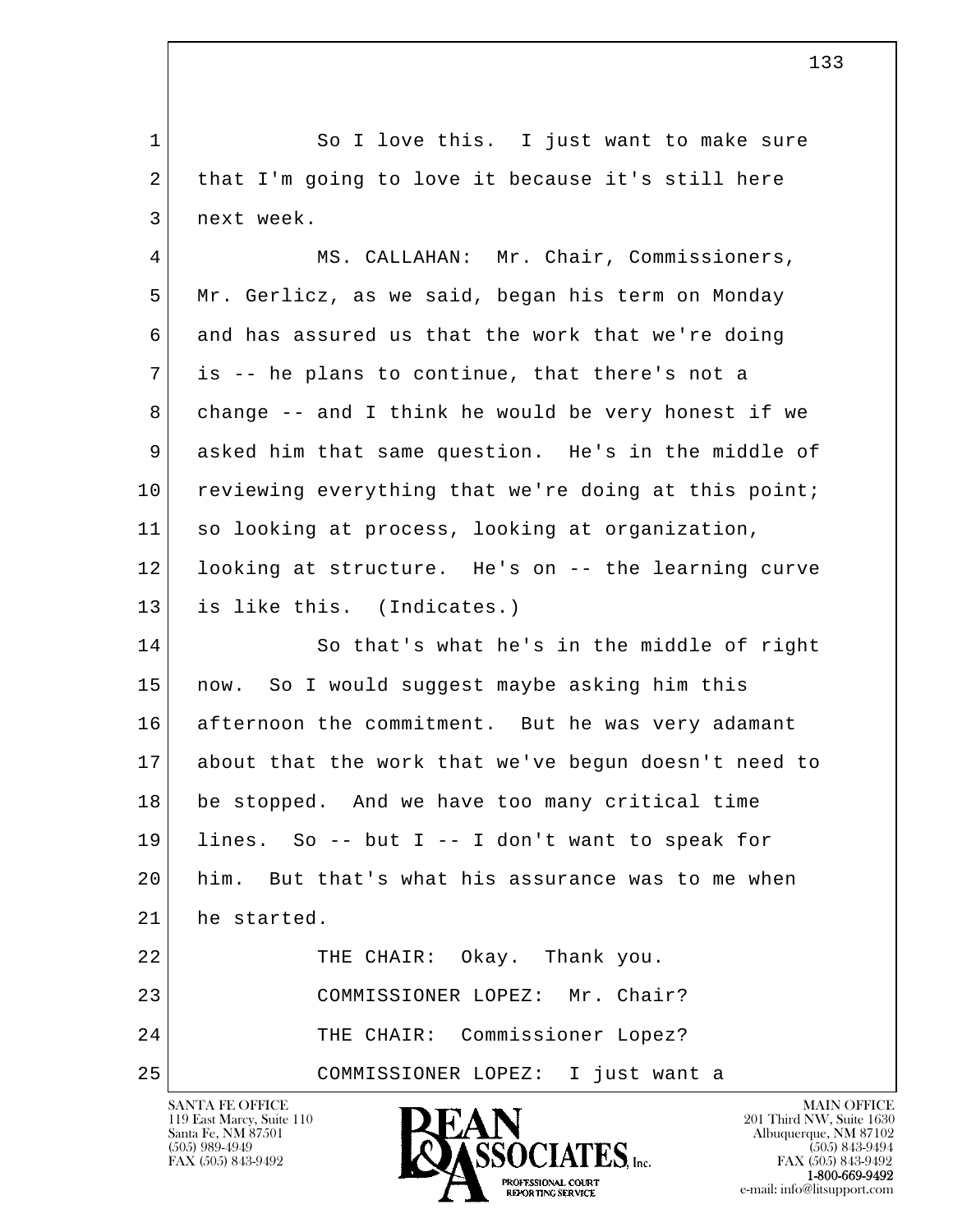So I love this. I just want to make sure that I'm going to love it because it's still here next week.

MS. CALLAHAN: Mr. Chair, Commissioners, Mr. Gerlicz, as we said, began his term on Monday and has assured us that the work that we're doing is -- he plans to continue, that there's not a change -- and I think he would be very honest if we asked him that same question. He's in the middle of reviewing everything that we're doing at this point; so looking at process, looking at organization, looking at structure. He's on -- the learning curve is like this. (Indicates.)

So that's what he's in the middle of right now. So I would suggest maybe asking him this afternoon the commitment. But he was very adamant about that the work that we've begun doesn't need to be stopped. And we have too many critical time lines. So -- but I -- I don't want to speak for him. But that's what his assurance was to me when he started.

THE CHAIR: Okay. Thank you.

COMMISSIONER LOPEZ: Mr. Chair?

THE CHAIR: Commissioner Lopez?

COMMISSIONER LOPEZ: I just want a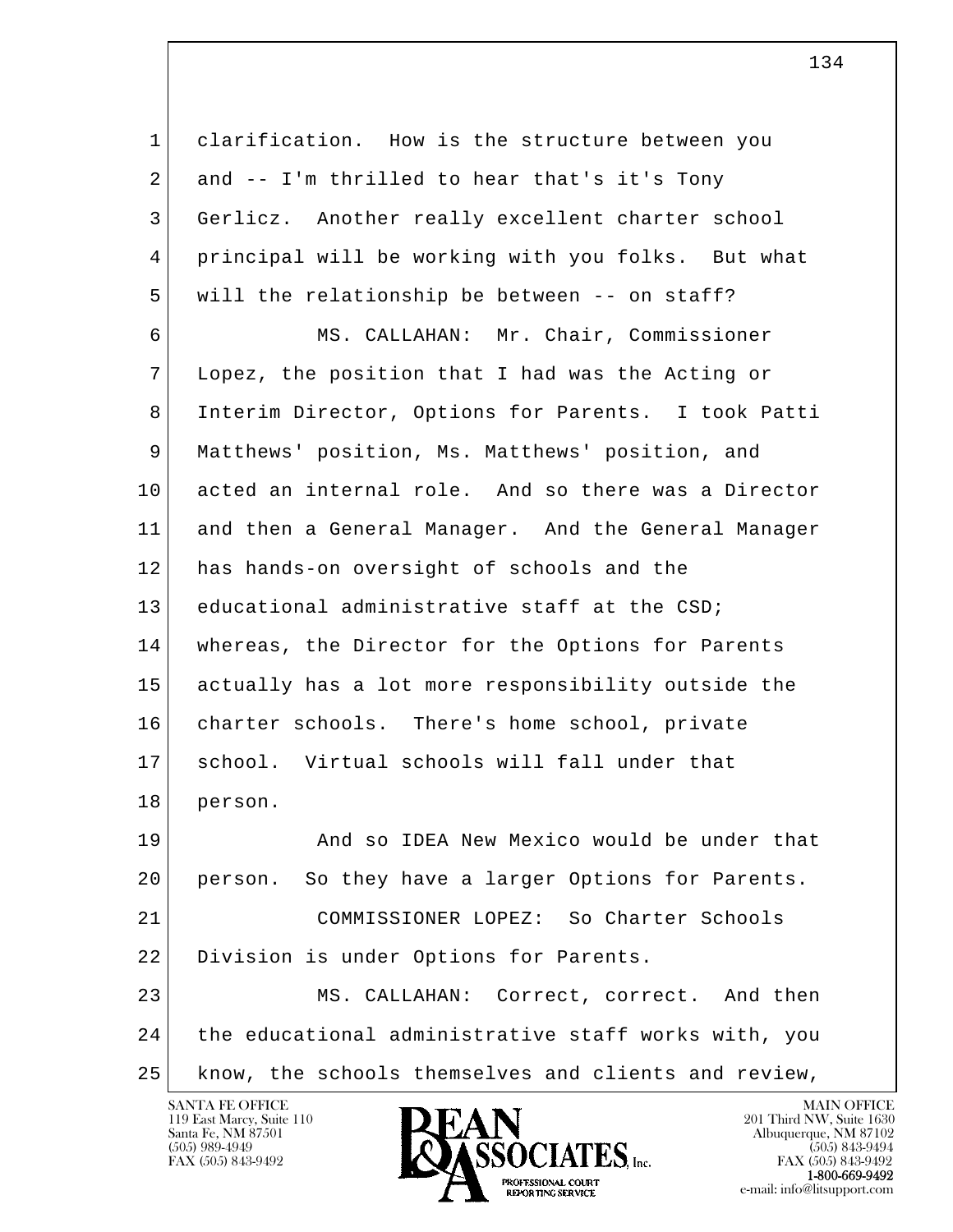clarification. How is the structure between you and -- I'm thrilled to hear that's it's Tony Gerlicz. Another really excellent charter school principal will be working with you folks. But what will the relationship be between -- on staff?

MS. CALLAHAN: Mr. Chair, Commissioner Lopez, the position that I had was the Acting or Interim Director, Options for Parents. I took Patti Matthews' position, Ms. Matthews' position, and acted an internal role. And so there was a Director and then a General Manager. And the General Manager has hands-on oversight of schools and the educational administrative staff at the CSD; whereas, the Director for the Options for Parents actually has a lot more responsibility outside the charter schools. There's home school, private school. Virtual schools will fall under that person.

And so IDEA New Mexico would be under that person. So they have a larger Options for Parents.

COMMISSIONER LOPEZ: So Charter Schools Division is under Options for Parents.

MS. CALLAHAN: Correct, correct. And then the educational administrative staff works with, you know, the schools themselves and clients and review,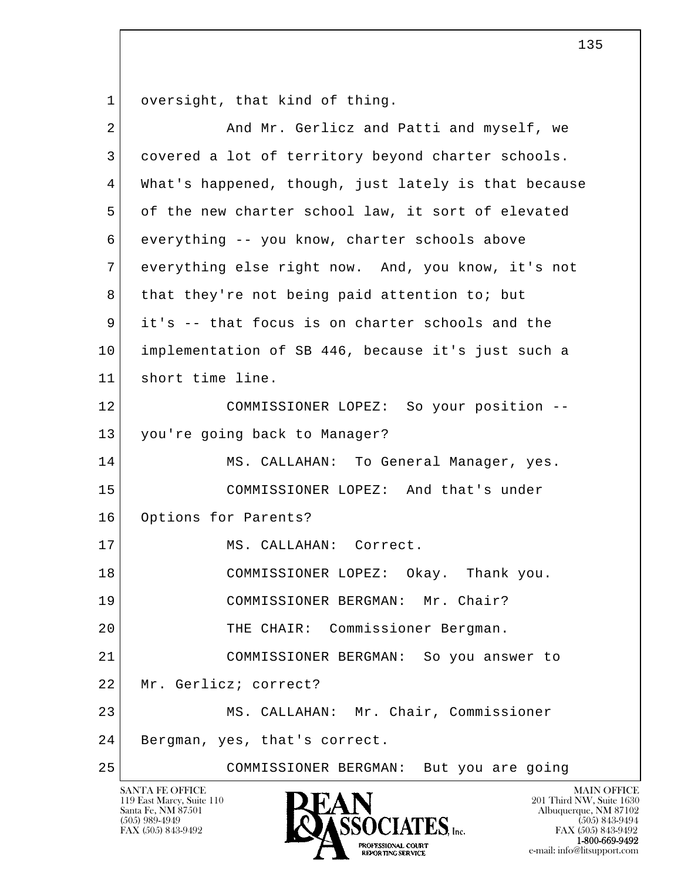1 oversight, that kind of thing.

2 And Mr. Gerlicz and Patti and myself, we

3 covered a lot of territory beyond charter schools.

4 What's happened, though, just lately is that because

5 of the new charter school law, it sort of elevated

6 everything -- you know, charter schools above

7 everything else right now. And, you know, it's not

8 that they're not being paid attention to; but

9 it's -- that focus is on charter schools and the

10 implementation of SB 446, because it's just such a

11 short time line.

12 COMMISSIONER LOPEZ: So your position --

13 you're going back to Manager?

14 MS. CALLAHAN: To General Manager, yes.

15 COMMISSIONER LOPEZ: And that's under

16 Options for Parents?

17 MS. CALLAHAN: Correct.

18 COMMISSIONER LOPEZ: Okay. Thank you.

19 COMMISSIONER BERGMAN: Mr. Chair?

20 THE CHAIR: Commissioner Bergman.

21 COMMISSIONER BERGMAN: So you answer to

22 Mr. Gerlicz; correct?

23 MS. CALLAHAN: Mr. Chair, Commissioner

24 Bergman, yes, that's correct.

25 COMMISSIONER BERGMAN: But you are going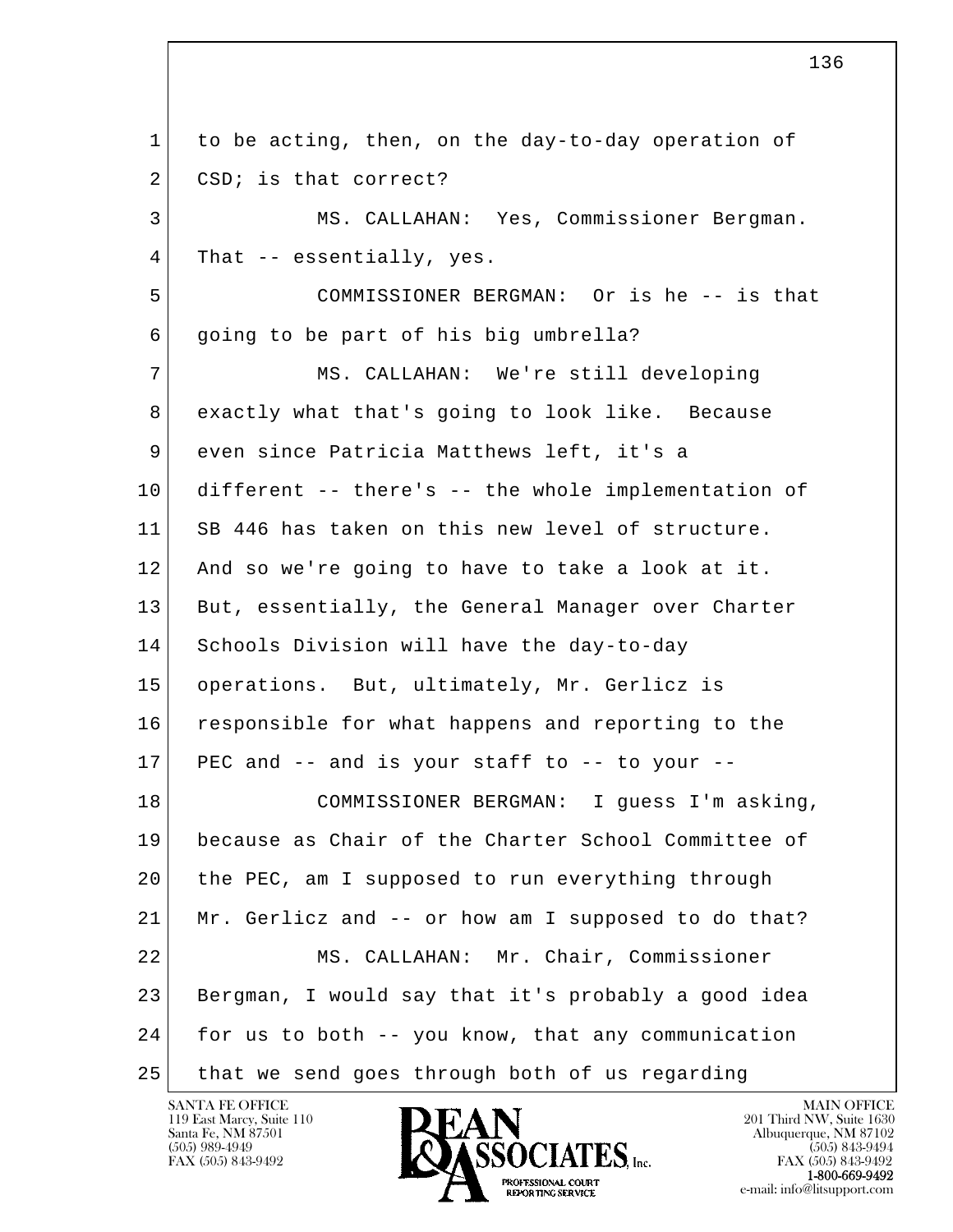1 to be acting, then, on the day-to-day operation of
2 CSD; is that correct?

3 MS. CALLAHAN: Yes, Commissioner Bergman.
4 That -- essentially, yes.

5 COMMISSIONER BERGMAN: Or is he -- is that
6 going to be part of his big umbrella?

7 MS. CALLAHAN: We're still developing
8 exactly what that's going to look like. Because
9 even since Patricia Matthews left, it's a
10 different -- there's -- the whole implementation of
11 SB 446 has taken on this new level of structure.
12 And so we're going to have to take a look at it.
13 But, essentially, the General Manager over Charter
14 Schools Division will have the day-to-day
15 operations. But, ultimately, Mr. Gerlicz is
16 responsible for what happens and reporting to the
17 PEC and -- and is your staff to -- to your --

18 COMMISSIONER BERGMAN: I guess I'm asking,
19 because as Chair of the Charter School Committee of
20 the PEC, am I supposed to run everything through
21 Mr. Gerlicz and -- or how am I supposed to do that?

22 MS. CALLAHAN: Mr. Chair, Commissioner
23 Bergman, I would say that it's probably a good idea
24 for us to both -- you know, that any communication
25 that we send goes through both of us regarding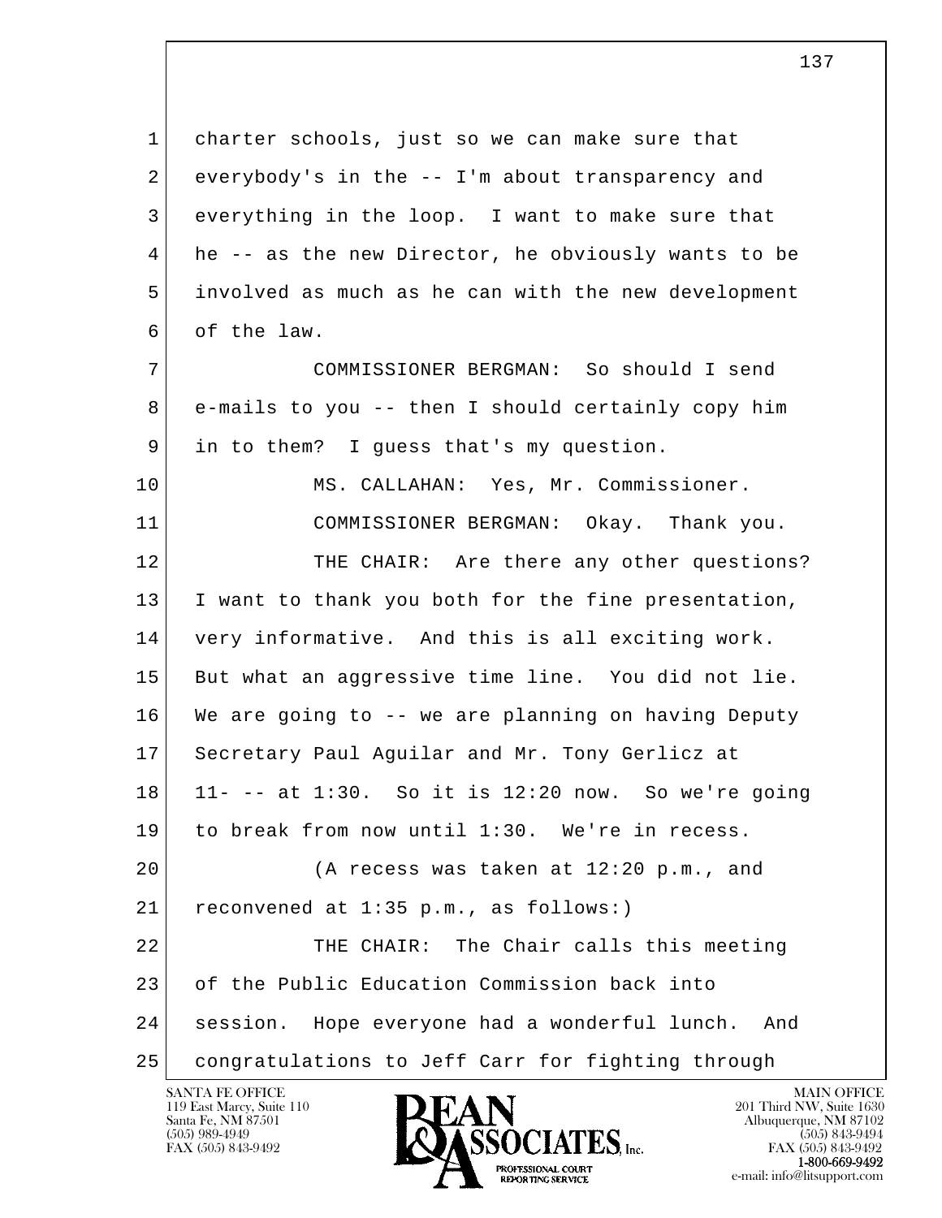1 charter schools, just so we can make sure that
2 everybody's in the -- I'm about transparency and
3 everything in the loop. I want to make sure that
4 he -- as the new Director, he obviously wants to be
5 involved as much as he can with the new development
6 of the law.

7 COMMISSIONER BERGMAN: So should I send
8 e-mails to you -- then I should certainly copy him
9 in to them? I guess that's my question.

10 MS. CALLAHAN: Yes, Mr. Commissioner.

11 COMMISSIONER BERGMAN: Okay. Thank you.

12 THE CHAIR: Are there any other questions?
13 I want to thank you both for the fine presentation,
14 very informative. And this is all exciting work.
15 But what an aggressive time line. You did not lie.
16 We are going to -- we are planning on having Deputy
17 Secretary Paul Aguilar and Mr. Tony Gerlicz at
18 11- -- at 1:30. So it is 12:20 now. So we're going
19 to break from now until 1:30. We're in recess.

20 (A recess was taken at 12:20 p.m., and
21 reconvened at 1:35 p.m., as follows:)

22 THE CHAIR: The Chair calls this meeting
23 of the Public Education Commission back into
24 session. Hope everyone had a wonderful lunch. And
25 congratulations to Jeff Carr for fighting through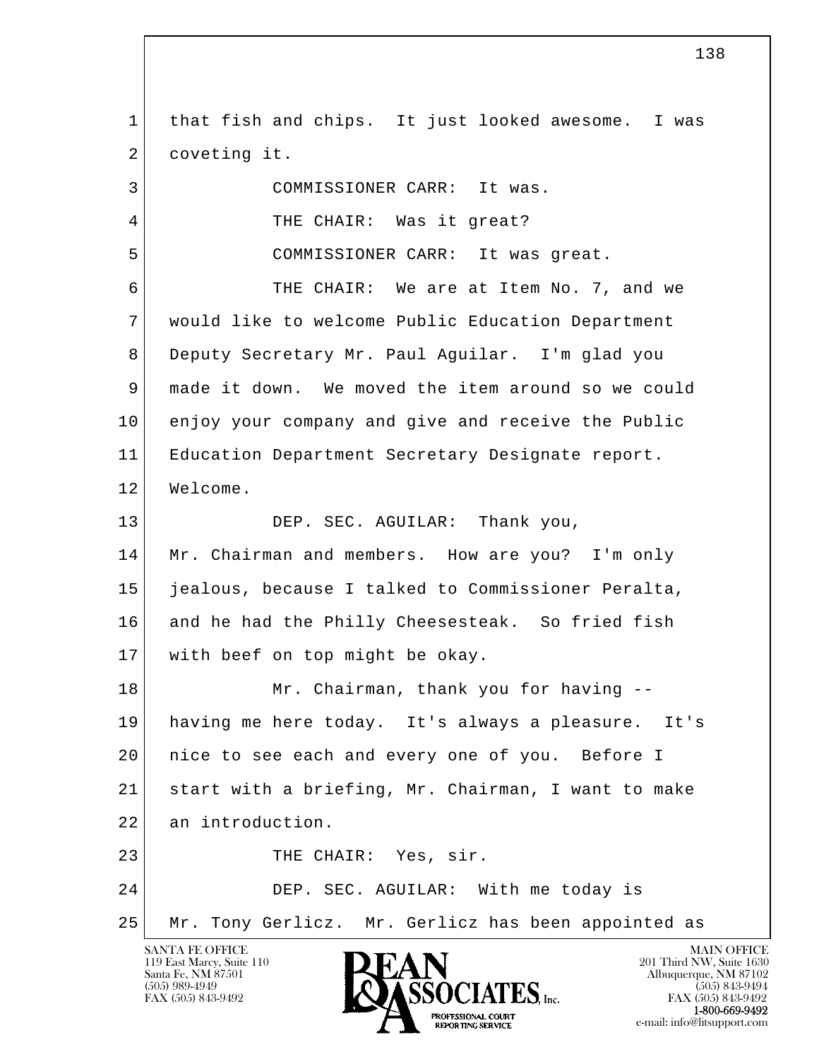that fish and chips. It just looked awesome. I was coveting it.

COMMISSIONER CARR: It was.

THE CHAIR: Was it great?

COMMISSIONER CARR: It was great.

THE CHAIR: We are at Item No. 7, and we would like to welcome Public Education Department Deputy Secretary Mr. Paul Aguilar. I'm glad you made it down. We moved the item around so we could enjoy your company and give and receive the Public Education Department Secretary Designate report. Welcome.

DEP. SEC. AGUILAR: Thank you, Mr. Chairman and members. How are you? I'm only jealous, because I talked to Commissioner Peralta, and he had the Philly Cheesesteak. So fried fish with beef on top might be okay.

Mr. Chairman, thank you for having -- having me here today. It's always a pleasure. It's nice to see each and every one of you. Before I start with a briefing, Mr. Chairman, I want to make an introduction.

THE CHAIR: Yes, sir.

DEP. SEC. AGUILAR: With me today is Mr. Tony Gerlicz. Mr. Gerlicz has been appointed as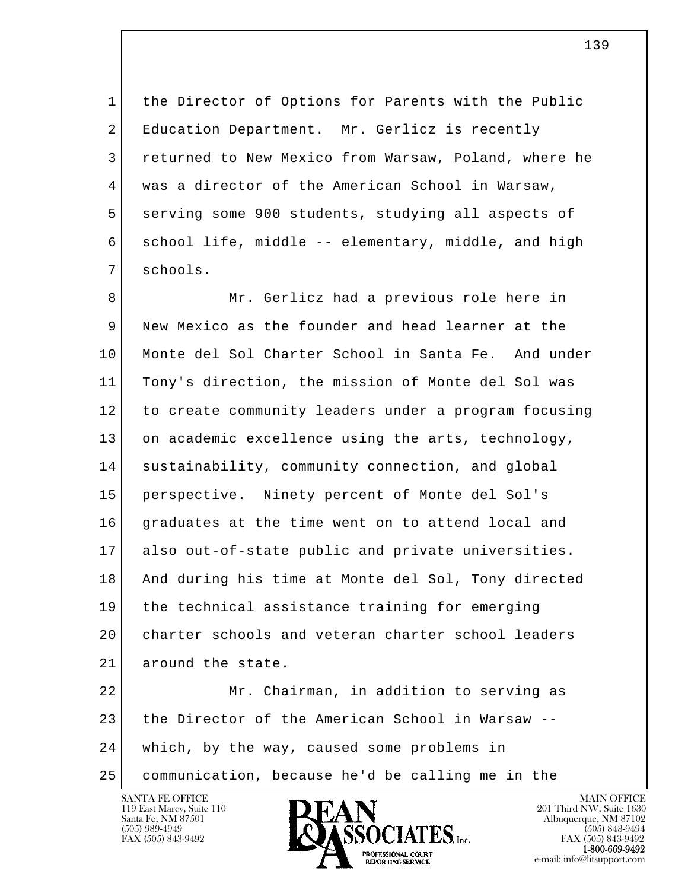the Director of Options for Parents with the Public Education Department. Mr. Gerlicz is recently returned to New Mexico from Warsaw, Poland, where he was a director of the American School in Warsaw, serving some 900 students, studying all aspects of school life, middle -- elementary, middle, and high schools.

Mr. Gerlicz had a previous role here in New Mexico as the founder and head learner at the Monte del Sol Charter School in Santa Fe. And under Tony's direction, the mission of Monte del Sol was to create community leaders under a program focusing on academic excellence using the arts, technology, sustainability, community connection, and global perspective. Ninety percent of Monte del Sol's graduates at the time went on to attend local and also out-of-state public and private universities. And during his time at Monte del Sol, Tony directed the technical assistance training for emerging charter schools and veteran charter school leaders around the state.

Mr. Chairman, in addition to serving as the Director of the American School in Warsaw -- which, by the way, caused some problems in communication, because he'd be calling me in the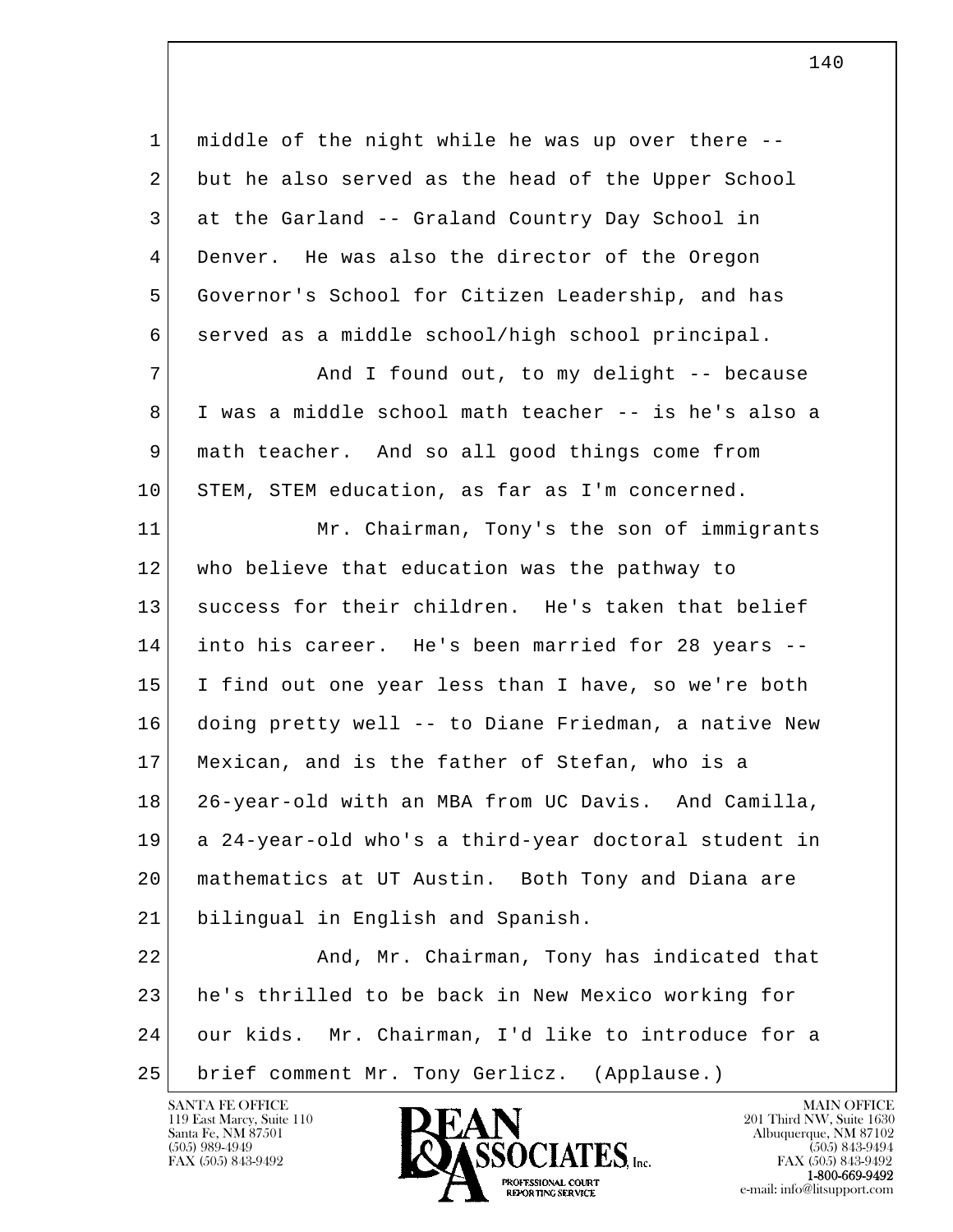middle of the night while he was up over there -- but he also served as the head of the Upper School at the Garland -- Graland Country Day School in Denver. He was also the director of the Oregon Governor's School for Citizen Leadership, and has served as a middle school/high school principal.

And I found out, to my delight -- because I was a middle school math teacher -- is he's also a math teacher. And so all good things come from STEM, STEM education, as far as I'm concerned.

Mr. Chairman, Tony's the son of immigrants who believe that education was the pathway to success for their children. He's taken that belief into his career. He's been married for 28 years -- I find out one year less than I have, so we're both doing pretty well -- to Diane Friedman, a native New Mexican, and is the father of Stefan, who is a 26-year-old with an MBA from UC Davis. And Camilla, a 24-year-old who's a third-year doctoral student in mathematics at UT Austin. Both Tony and Diana are bilingual in English and Spanish.

And, Mr. Chairman, Tony has indicated that he's thrilled to be back in New Mexico working for our kids. Mr. Chairman, I'd like to introduce for a brief comment Mr. Tony Gerlicz. (Applause.)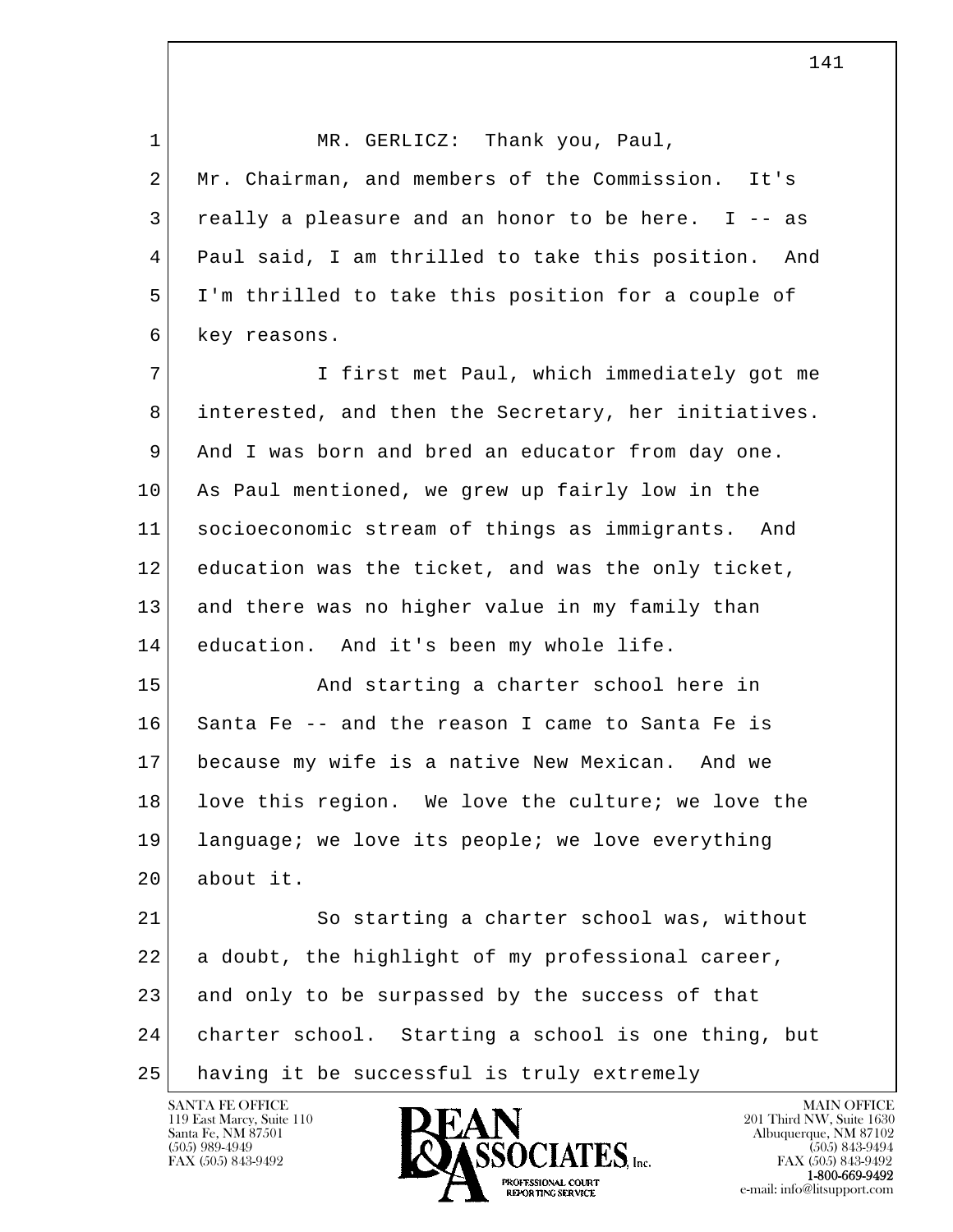MR. GERLICZ: Thank you, Paul, Mr. Chairman, and members of the Commission. It's really a pleasure and an honor to be here. I -- as Paul said, I am thrilled to take this position. And I'm thrilled to take this position for a couple of key reasons.

I first met Paul, which immediately got me interested, and then the Secretary, her initiatives. And I was born and bred an educator from day one. As Paul mentioned, we grew up fairly low in the socioeconomic stream of things as immigrants. And education was the ticket, and was the only ticket, and there was no higher value in my family than education. And it's been my whole life.

And starting a charter school here in Santa Fe -- and the reason I came to Santa Fe is because my wife is a native New Mexican. And we love this region. We love the culture; we love the language; we love its people; we love everything about it.

So starting a charter school was, without a doubt, the highlight of my professional career, and only to be surpassed by the success of that charter school. Starting a school is one thing, but having it be successful is truly extremely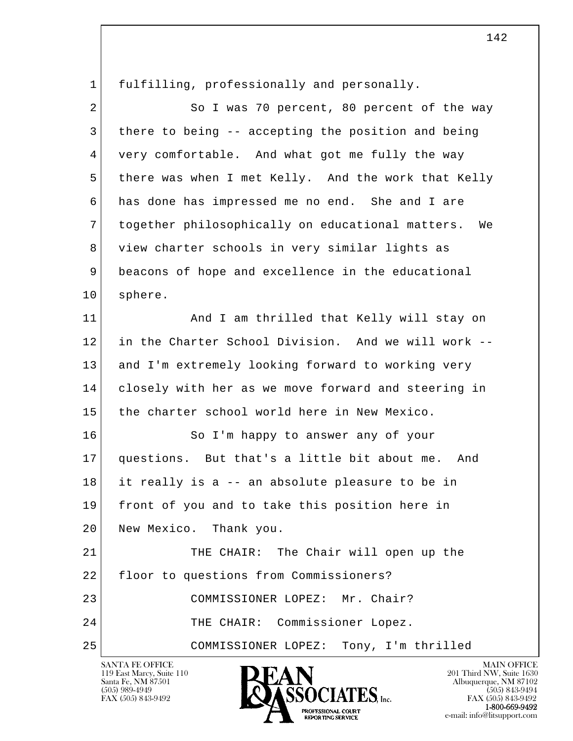fulfilling, professionally and personally.

So I was 70 percent, 80 percent of the way there to being -- accepting the position and being very comfortable. And what got me fully the way there was when I met Kelly. And the work that Kelly has done has impressed me no end. She and I are together philosophically on educational matters. We view charter schools in very similar lights as beacons of hope and excellence in the educational sphere.

And I am thrilled that Kelly will stay on in the Charter School Division. And we will work -- and I'm extremely looking forward to working very closely with her as we move forward and steering in the charter school world here in New Mexico.

So I'm happy to answer any of your questions. But that's a little bit about me. And it really is a -- an absolute pleasure to be in front of you and to take this position here in New Mexico. Thank you.

THE CHAIR: The Chair will open up the floor to questions from Commissioners?

COMMISSIONER LOPEZ: Mr. Chair?

THE CHAIR: Commissioner Lopez.

COMMISSIONER LOPEZ: Tony, I'm thrilled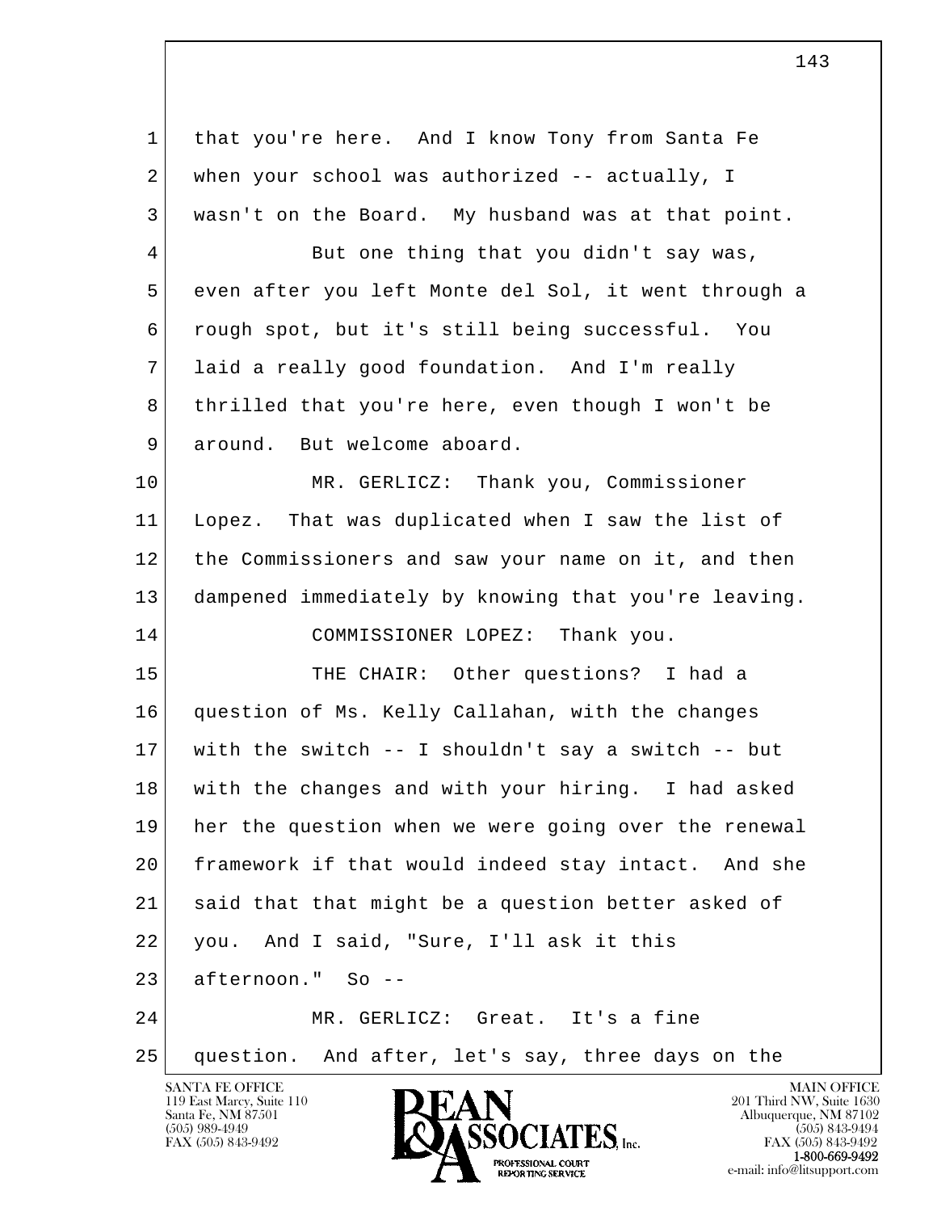1 that you're here. And I know Tony from Santa Fe
2 when your school was authorized -- actually, I
3 wasn't on the Board. My husband was at that point.
4 But one thing that you didn't say was,
5 even after you left Monte del Sol, it went through a
6 rough spot, but it's still being successful. You
7 laid a really good foundation. And I'm really
8 thrilled that you're here, even though I won't be
9 around. But welcome aboard.
10 MR. GERLICZ: Thank you, Commissioner
11 Lopez. That was duplicated when I saw the list of
12 the Commissioners and saw your name on it, and then
13 dampened immediately by knowing that you're leaving.
14 COMMISSIONER LOPEZ: Thank you.
15 THE CHAIR: Other questions? I had a
16 question of Ms. Kelly Callahan, with the changes
17 with the switch -- I shouldn't say a switch -- but
18 with the changes and with your hiring. I had asked
19 her the question when we were going over the renewal
20 framework if that would indeed stay intact. And she
21 said that that might be a question better asked of
22 you. And I said, "Sure, I'll ask it this
23 afternoon." So --
24 MR. GERLICZ: Great. It's a fine
25 question. And after, let's say, three days on the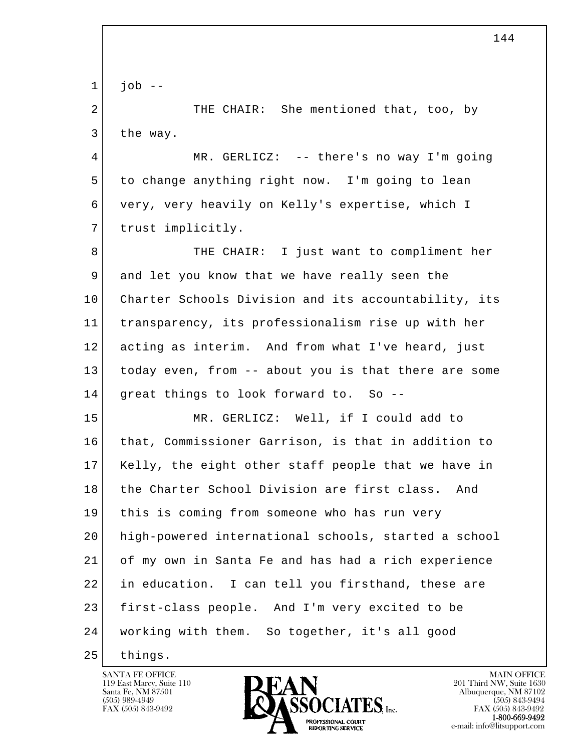job --

THE CHAIR: She mentioned that, too, by the way.

MR. GERLICZ: -- there's no way I'm going to change anything right now. I'm going to lean very, very heavily on Kelly's expertise, which I trust implicitly.

THE CHAIR: I just want to compliment her and let you know that we have really seen the Charter Schools Division and its accountability, its transparency, its professionalism rise up with her acting as interim. And from what I've heard, just today even, from -- about you is that there are some great things to look forward to. So --

MR. GERLICZ: Well, if I could add to that, Commissioner Garrison, is that in addition to Kelly, the eight other staff people that we have in the Charter School Division are first class. And this is coming from someone who has run very high-powered international schools, started a school of my own in Santa Fe and has had a rich experience in education. I can tell you firsthand, these are first-class people. And I'm very excited to be working with them. So together, it's all good things.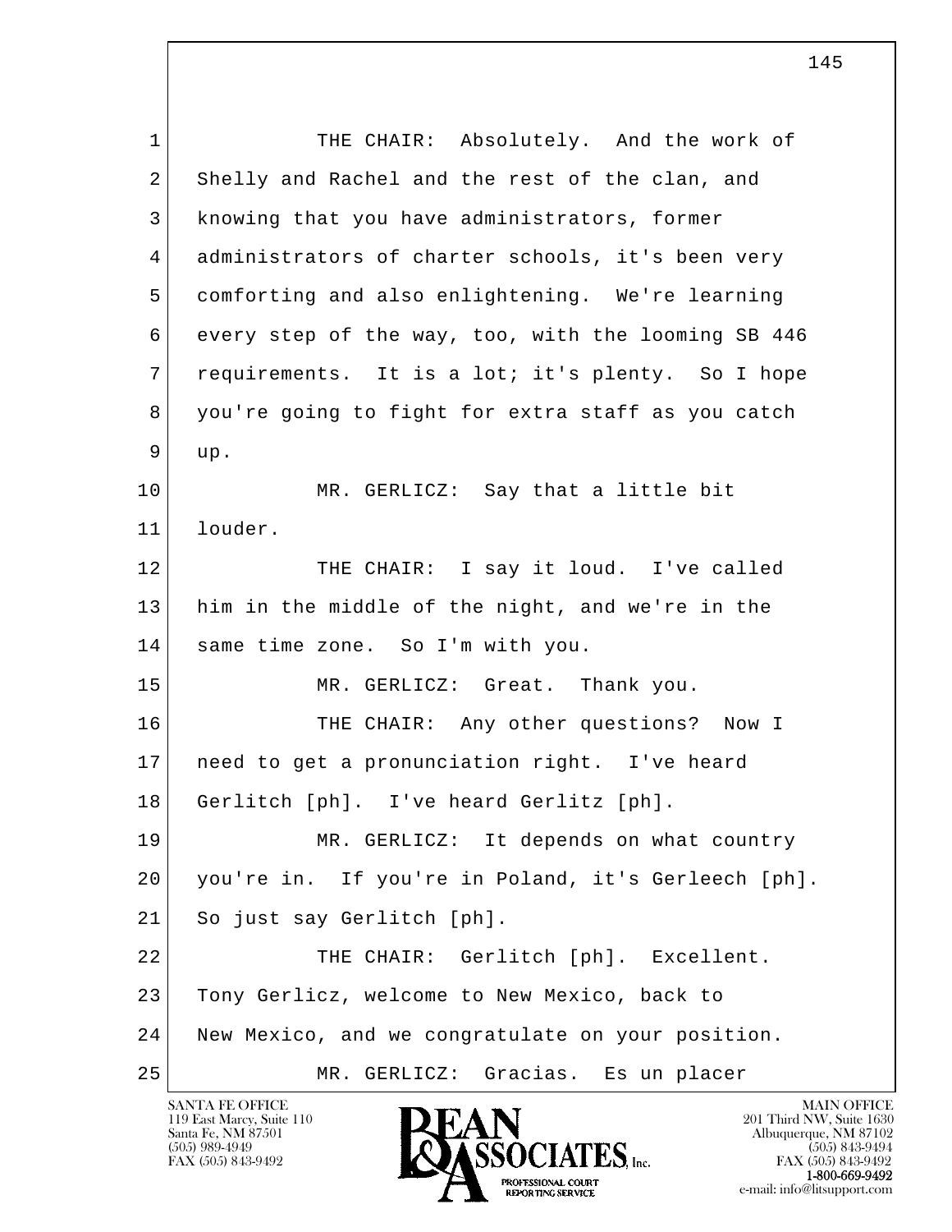1 THE CHAIR: Absolutely. And the work of
2 Shelly and Rachel and the rest of the clan, and
3 knowing that you have administrators, former
4 administrators of charter schools, it's been very
5 comforting and also enlightening. We're learning
6 every step of the way, too, with the looming SB 446
7 requirements. It is a lot; it's plenty. So I hope
8 you're going to fight for extra staff as you catch
9 up.
10 MR. GERLICZ: Say that a little bit
11 louder.
12 THE CHAIR: I say it loud. I've called
13 him in the middle of the night, and we're in the
14 same time zone. So I'm with you.
15 MR. GERLICZ: Great. Thank you.
16 THE CHAIR: Any other questions? Now I
17 need to get a pronunciation right. I've heard
18 Gerlitch [ph]. I've heard Gerlitz [ph].
19 MR. GERLICZ: It depends on what country
20 you're in. If you're in Poland, it's Gerleech [ph].
21 So just say Gerlitch [ph].
22 THE CHAIR: Gerlitch [ph]. Excellent.
23 Tony Gerlicz, welcome to New Mexico, back to
24 New Mexico, and we congratulate on your position.
25 MR. GERLICZ: Gracias. Es un placer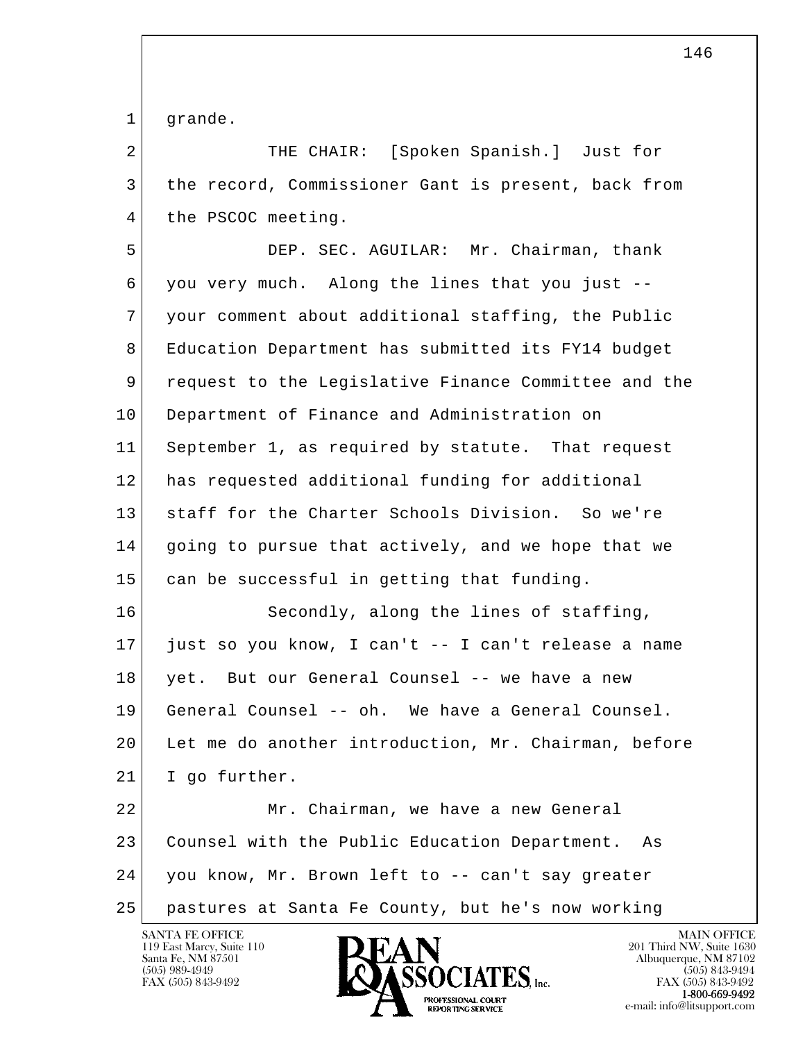grande.

THE CHAIR: [Spoken Spanish.] Just for the record, Commissioner Gant is present, back from the PSCOC meeting.

DEP. SEC. AGUILAR: Mr. Chairman, thank you very much. Along the lines that you just -- your comment about additional staffing, the Public Education Department has submitted its FY14 budget request to the Legislative Finance Committee and the Department of Finance and Administration on September 1, as required by statute. That request has requested additional funding for additional staff for the Charter Schools Division. So we're going to pursue that actively, and we hope that we can be successful in getting that funding.

Secondly, along the lines of staffing, just so you know, I can't -- I can't release a name yet. But our General Counsel -- we have a new General Counsel -- oh. We have a General Counsel. Let me do another introduction, Mr. Chairman, before I go further.

Mr. Chairman, we have a new General Counsel with the Public Education Department. As you know, Mr. Brown left to -- can't say greater pastures at Santa Fe County, but he's now working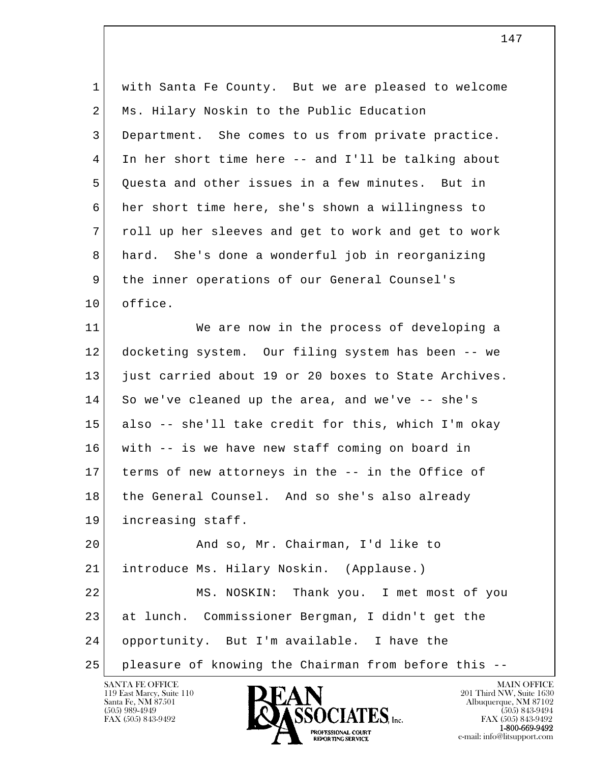with Santa Fe County. But we are pleased to welcome Ms. Hilary Noskin to the Public Education Department. She comes to us from private practice. In her short time here -- and I'll be talking about Questa and other issues in a few minutes. But in her short time here, she's shown a willingness to roll up her sleeves and get to work and get to work hard. She's done a wonderful job in reorganizing the inner operations of our General Counsel's office.

We are now in the process of developing a docketing system. Our filing system has been -- we just carried about 19 or 20 boxes to State Archives. So we've cleaned up the area, and we've -- she's also -- she'll take credit for this, which I'm okay with -- is we have new staff coming on board in terms of new attorneys in the -- in the Office of the General Counsel. And so she's also already increasing staff.

And so, Mr. Chairman, I'd like to introduce Ms. Hilary Noskin. (Applause.)

MS. NOSKIN: Thank you. I met most of you at lunch. Commissioner Bergman, I didn't get the opportunity. But I'm available. I have the pleasure of knowing the Chairman from before this --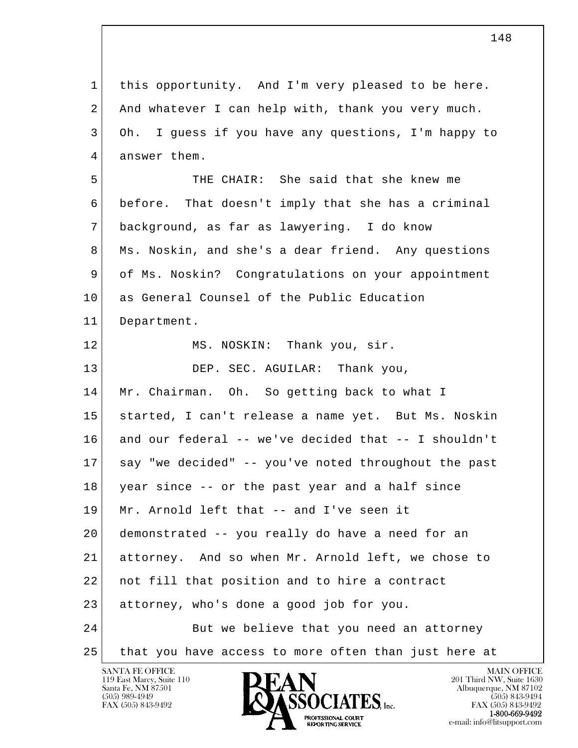this opportunity. And I'm very pleased to be here. And whatever I can help with, thank you very much. Oh. I guess if you have any questions, I'm happy to answer them.

THE CHAIR: She said that she knew me before. That doesn't imply that she has a criminal background, as far as lawyering. I do know Ms. Noskin, and she's a dear friend. Any questions of Ms. Noskin? Congratulations on your appointment as General Counsel of the Public Education Department.

MS. NOSKIN: Thank you, sir.

DEP. SEC. AGUILAR: Thank you, Mr. Chairman. Oh. So getting back to what I started, I can't release a name yet. But Ms. Noskin and our federal -- we've decided that -- I shouldn't say "we decided" -- you've noted throughout the past year since -- or the past year and a half since Mr. Arnold left that -- and I've seen it demonstrated -- you really do have a need for an attorney. And so when Mr. Arnold left, we chose to not fill that position and to hire a contract attorney, who's done a good job for you.

But we believe that you need an attorney that you have access to more often than just here at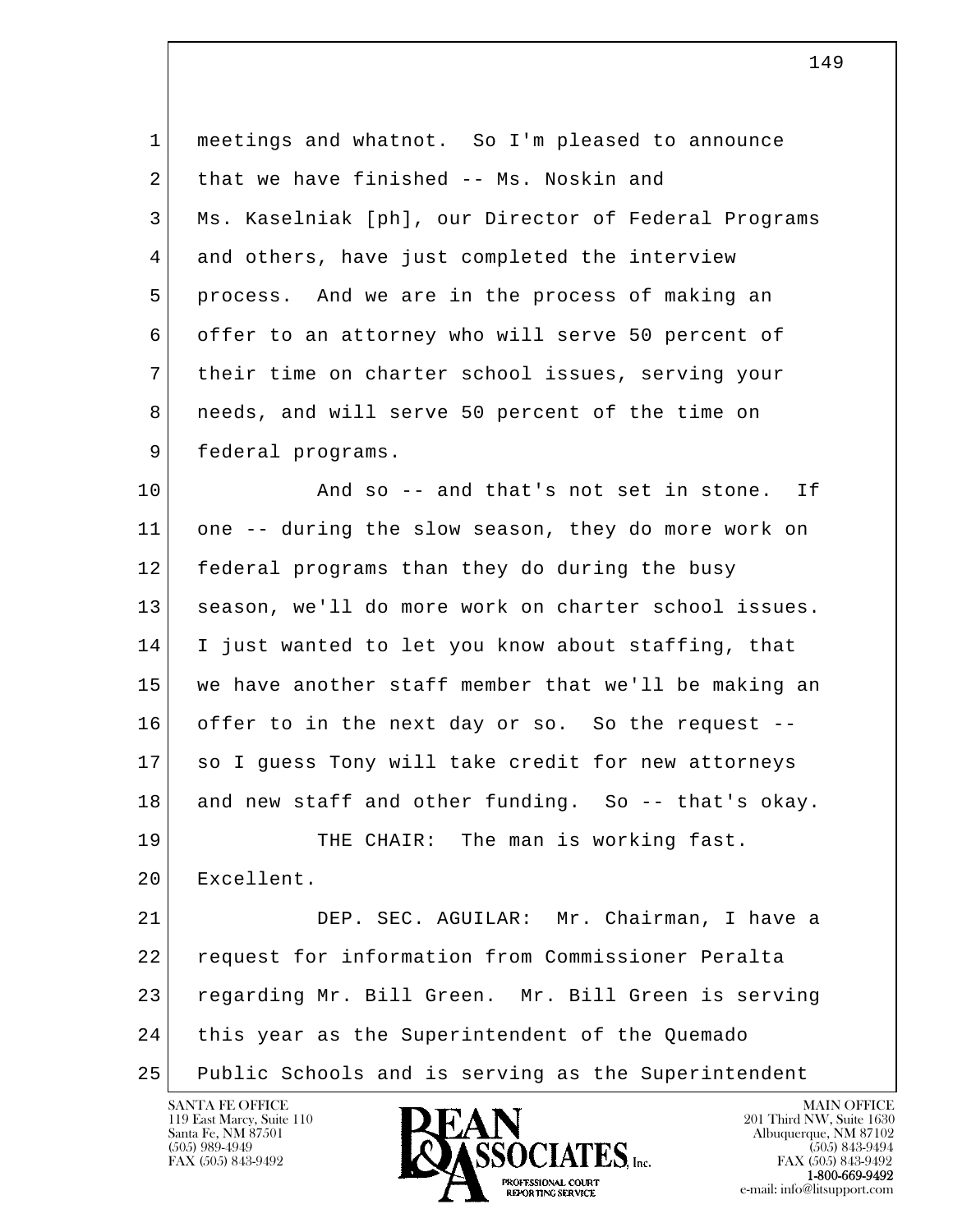meetings and whatnot. So I'm pleased to announce that we have finished -- Ms. Noskin and Ms. Kaselniak [ph], our Director of Federal Programs and others, have just completed the interview process. And we are in the process of making an offer to an attorney who will serve 50 percent of their time on charter school issues, serving your needs, and will serve 50 percent of the time on federal programs.

And so -- and that's not set in stone. If one -- during the slow season, they do more work on federal programs than they do during the busy season, we'll do more work on charter school issues. I just wanted to let you know about staffing, that we have another staff member that we'll be making an offer to in the next day or so. So the request -- so I guess Tony will take credit for new attorneys and new staff and other funding. So -- that's okay.

THE CHAIR: The man is working fast. Excellent.

DEP. SEC. AGUILAR: Mr. Chairman, I have a request for information from Commissioner Peralta regarding Mr. Bill Green. Mr. Bill Green is serving this year as the Superintendent of the Quemado Public Schools and is serving as the Superintendent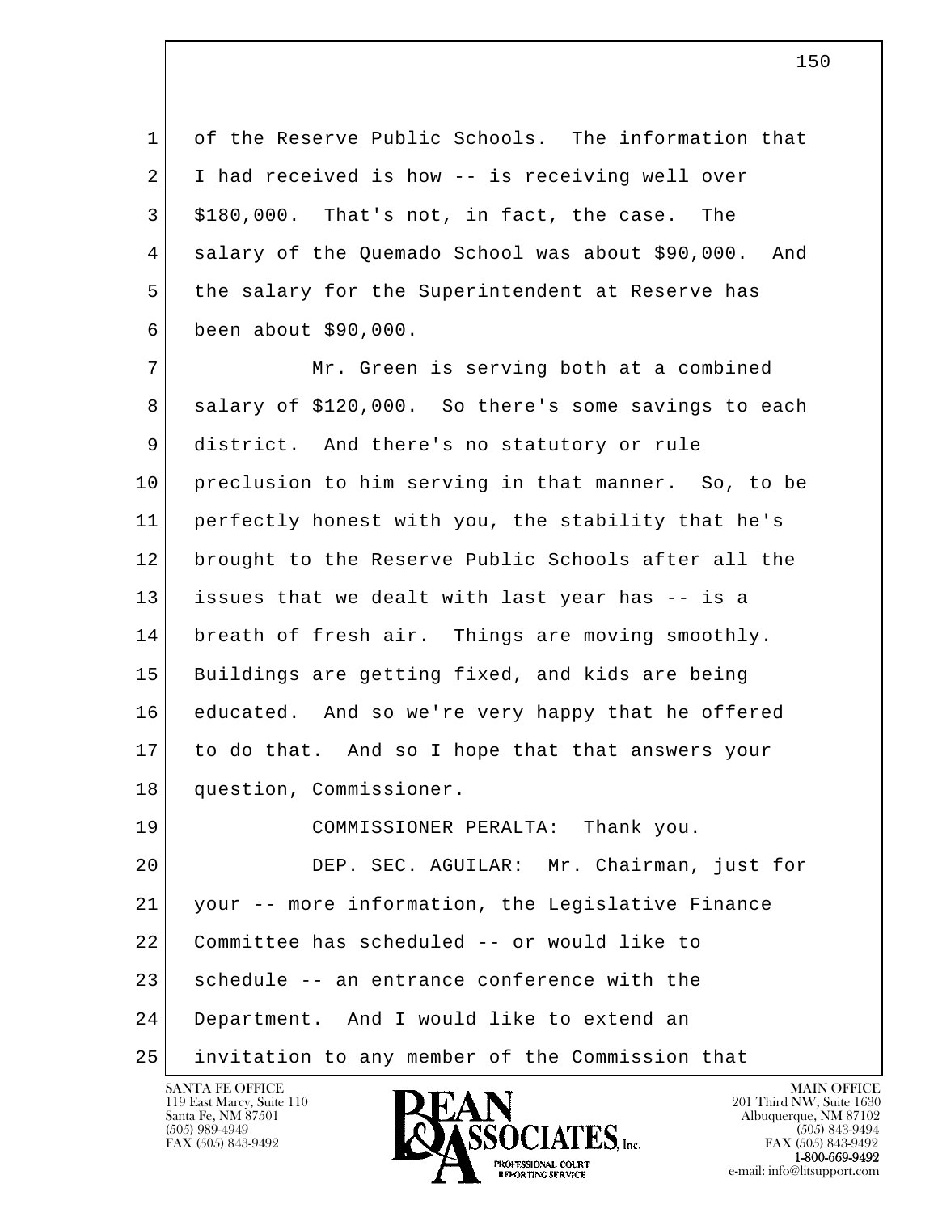of the Reserve Public Schools. The information that I had received is how -- is receiving well over $180,000. That's not, in fact, the case. The salary of the Quemado School was about $90,000. And the salary for the Superintendent at Reserve has been about $90,000.

Mr. Green is serving both at a combined salary of $120,000. So there's some savings to each district. And there's no statutory or rule preclusion to him serving in that manner. So, to be perfectly honest with you, the stability that he's brought to the Reserve Public Schools after all the issues that we dealt with last year has -- is a breath of fresh air. Things are moving smoothly. Buildings are getting fixed, and kids are being educated. And so we're very happy that he offered to do that. And so I hope that that answers your question, Commissioner.

COMMISSIONER PERALTA: Thank you.

DEP. SEC. AGUILAR: Mr. Chairman, just for your -- more information, the Legislative Finance Committee has scheduled -- or would like to schedule -- an entrance conference with the Department. And I would like to extend an invitation to any member of the Commission that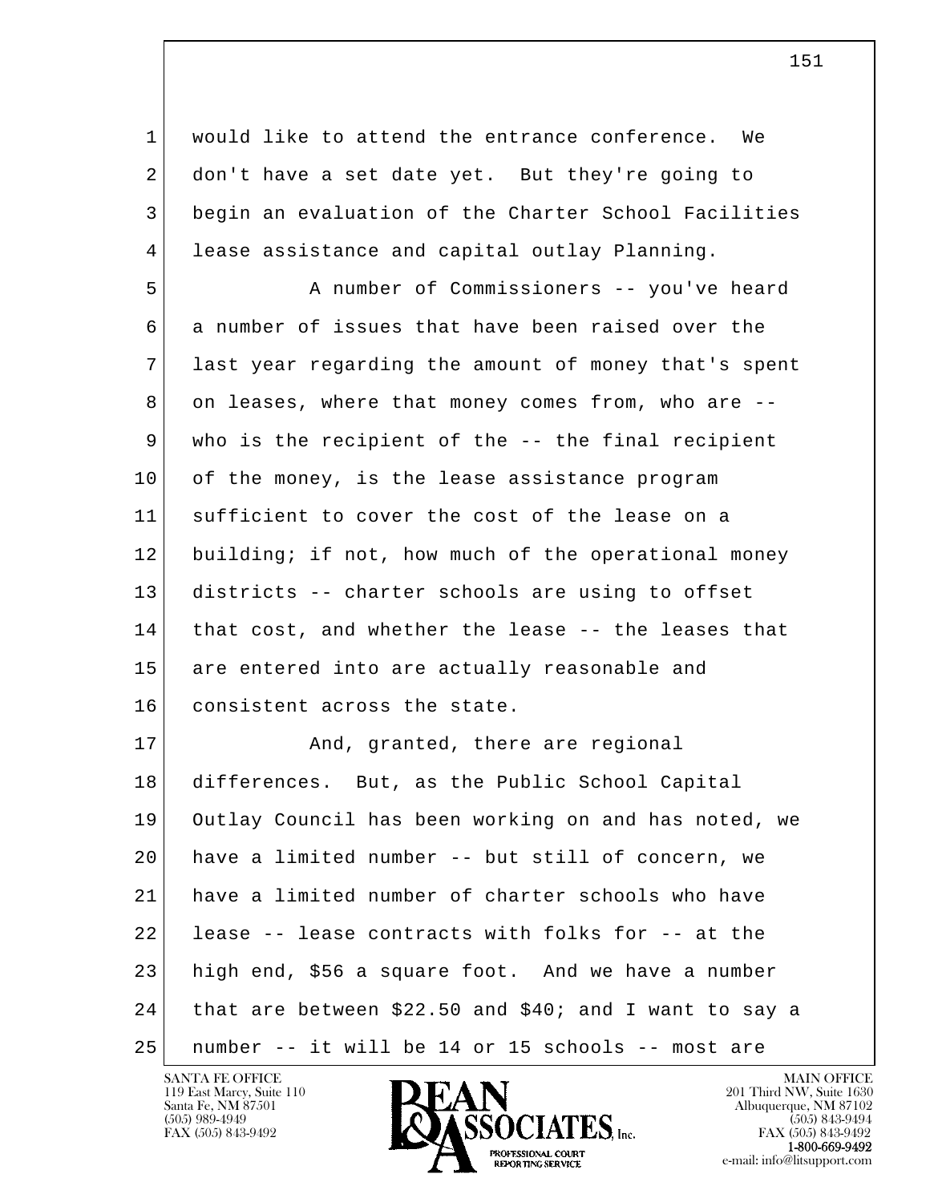would like to attend the entrance conference. We don't have a set date yet. But they're going to begin an evaluation of the Charter School Facilities lease assistance and capital outlay Planning.

A number of Commissioners -- you've heard a number of issues that have been raised over the last year regarding the amount of money that's spent on leases, where that money comes from, who are -- who is the recipient of the -- the final recipient of the money, is the lease assistance program sufficient to cover the cost of the lease on a building; if not, how much of the operational money districts -- charter schools are using to offset that cost, and whether the lease -- the leases that are entered into are actually reasonable and consistent across the state.

And, granted, there are regional differences. But, as the Public School Capital Outlay Council has been working on and has noted, we have a limited number -- but still of concern, we have a limited number of charter schools who have lease -- lease contracts with folks for -- at the high end, $56 a square foot. And we have a number that are between $22.50 and $40; and I want to say a number -- it will be 14 or 15 schools -- most are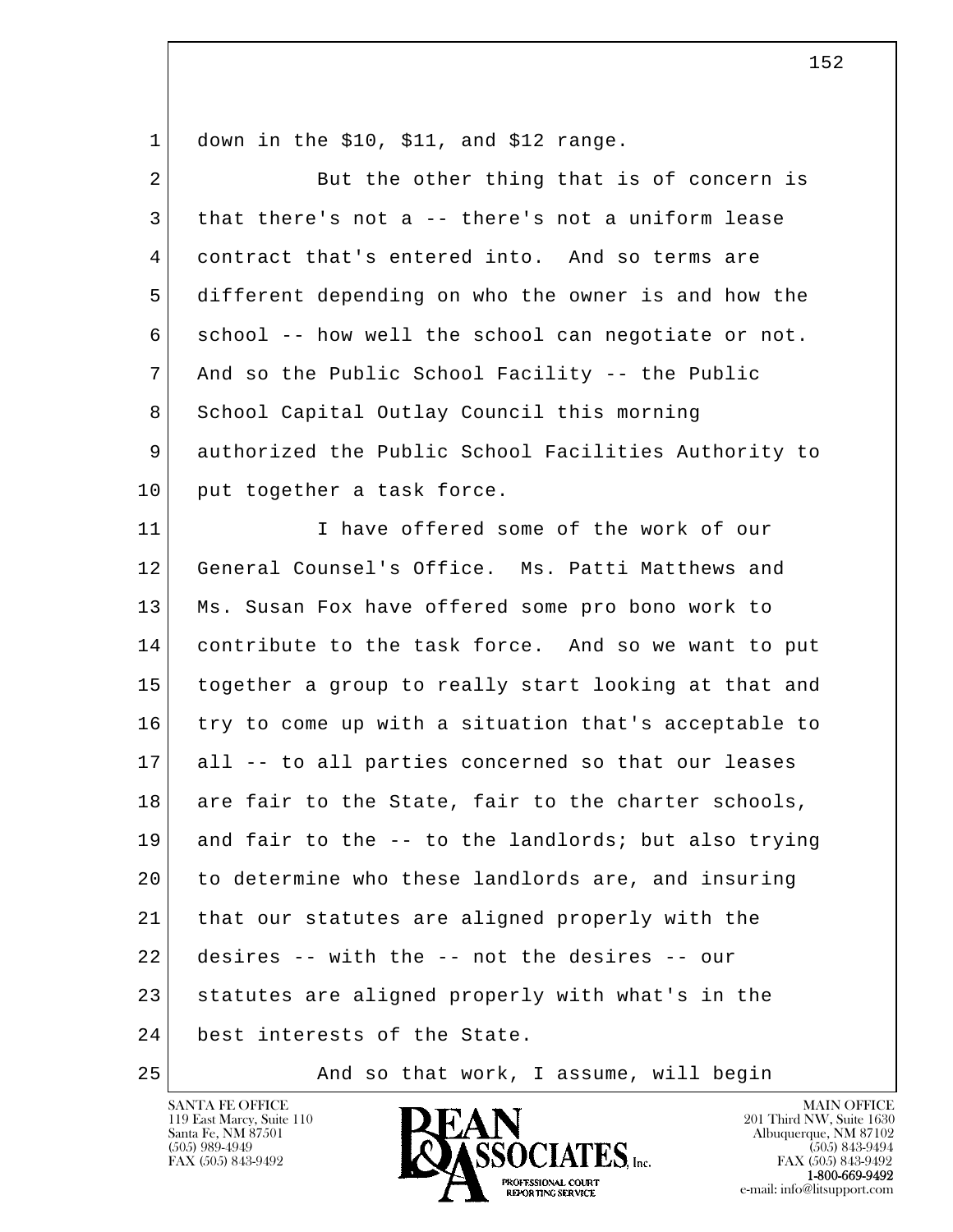down in the $10, $11, and $12 range.

But the other thing that is of concern is that there's not a -- there's not a uniform lease contract that's entered into. And so terms are different depending on who the owner is and how the school -- how well the school can negotiate or not. And so the Public School Facility -- the Public School Capital Outlay Council this morning authorized the Public School Facilities Authority to put together a task force.

I have offered some of the work of our General Counsel's Office. Ms. Patti Matthews and Ms. Susan Fox have offered some pro bono work to contribute to the task force. And so we want to put together a group to really start looking at that and try to come up with a situation that's acceptable to all -- to all parties concerned so that our leases are fair to the State, fair to the charter schools, and fair to the -- to the landlords; but also trying to determine who these landlords are, and insuring that our statutes are aligned properly with the desires -- with the -- not the desires -- our statutes are aligned properly with what's in the best interests of the State.

And so that work, I assume, will begin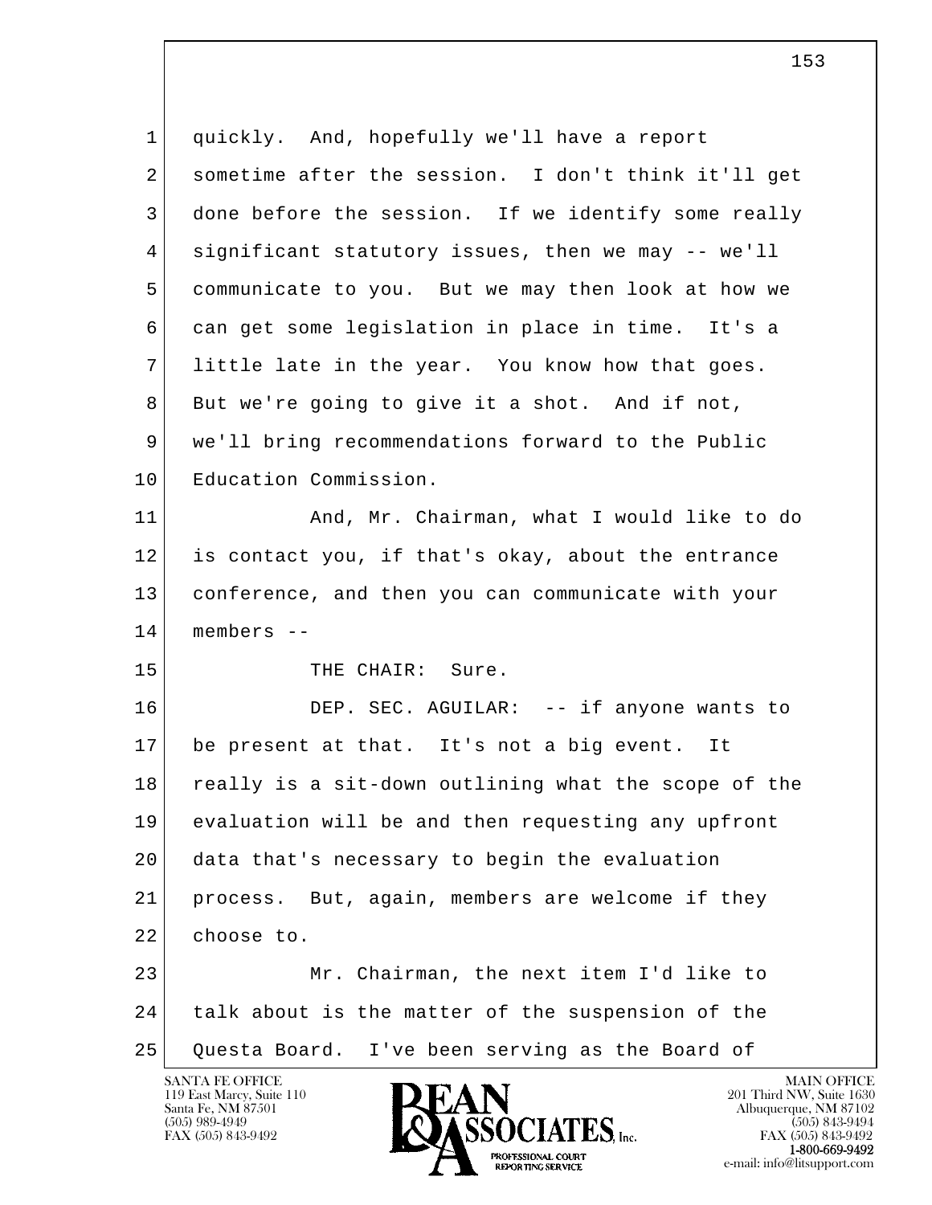quickly. And, hopefully we'll have a report sometime after the session. I don't think it'll get done before the session. If we identify some really significant statutory issues, then we may -- we'll communicate to you. But we may then look at how we can get some legislation in place in time. It's a little late in the year. You know how that goes. But we're going to give it a shot. And if not, we'll bring recommendations forward to the Public Education Commission.

And, Mr. Chairman, what I would like to do is contact you, if that's okay, about the entrance conference, and then you can communicate with your members --

THE CHAIR: Sure.

DEP. SEC. AGUILAR: -- if anyone wants to be present at that. It's not a big event. It really is a sit-down outlining what the scope of the evaluation will be and then requesting any upfront data that's necessary to begin the evaluation process. But, again, members are welcome if they choose to.

Mr. Chairman, the next item I'd like to talk about is the matter of the suspension of the Questa Board. I've been serving as the Board of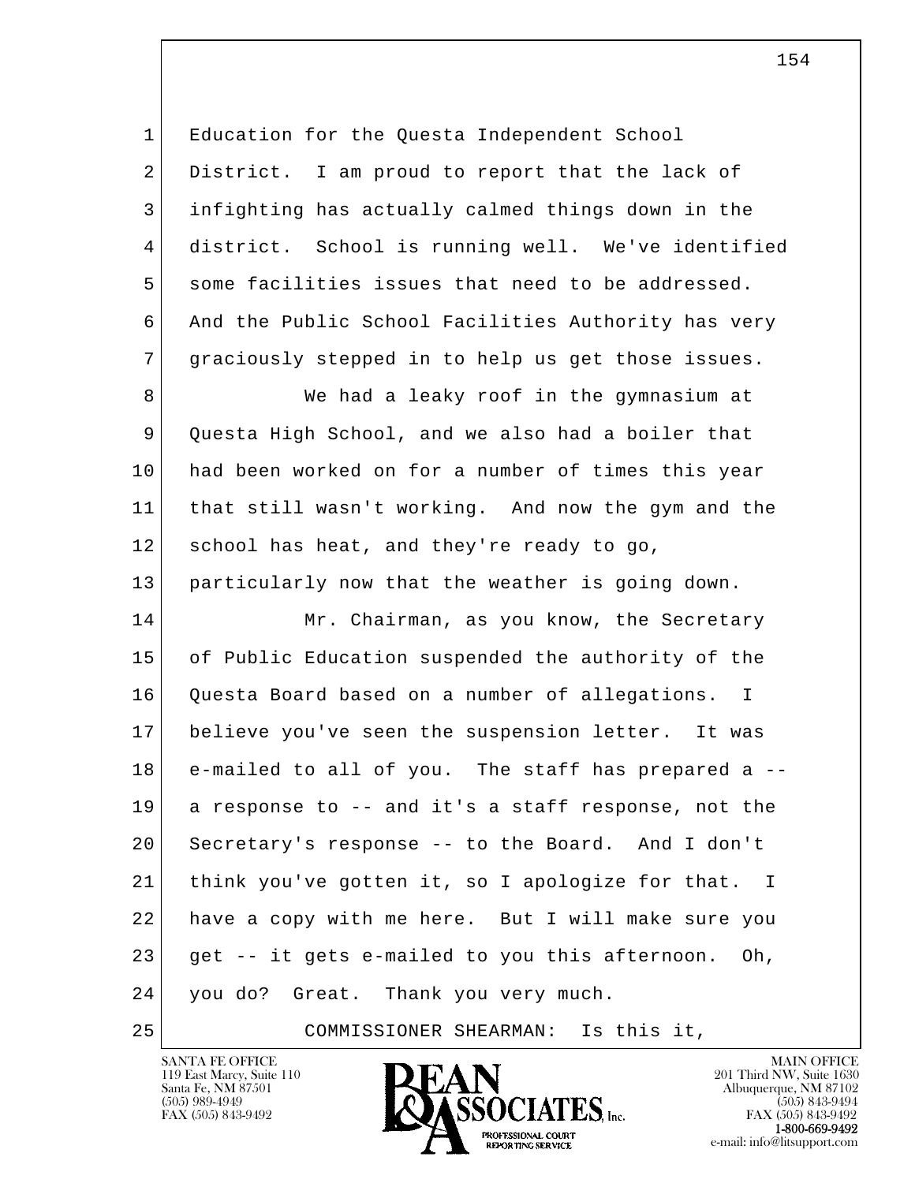Education for the Questa Independent School District. I am proud to report that the lack of infighting has actually calmed things down in the district. School is running well. We've identified some facilities issues that need to be addressed. And the Public School Facilities Authority has very graciously stepped in to help us get those issues.

We had a leaky roof in the gymnasium at Questa High School, and we also had a boiler that had been worked on for a number of times this year that still wasn't working. And now the gym and the school has heat, and they're ready to go, particularly now that the weather is going down.

Mr. Chairman, as you know, the Secretary of Public Education suspended the authority of the Questa Board based on a number of allegations. I believe you've seen the suspension letter. It was e-mailed to all of you. The staff has prepared a -- a response to -- and it's a staff response, not the Secretary's response -- to the Board. And I don't think you've gotten it, so I apologize for that. I have a copy with me here. But I will make sure you get -- it gets e-mailed to you this afternoon. Oh, you do? Great. Thank you very much.

COMMISSIONER SHEARMAN: Is this it,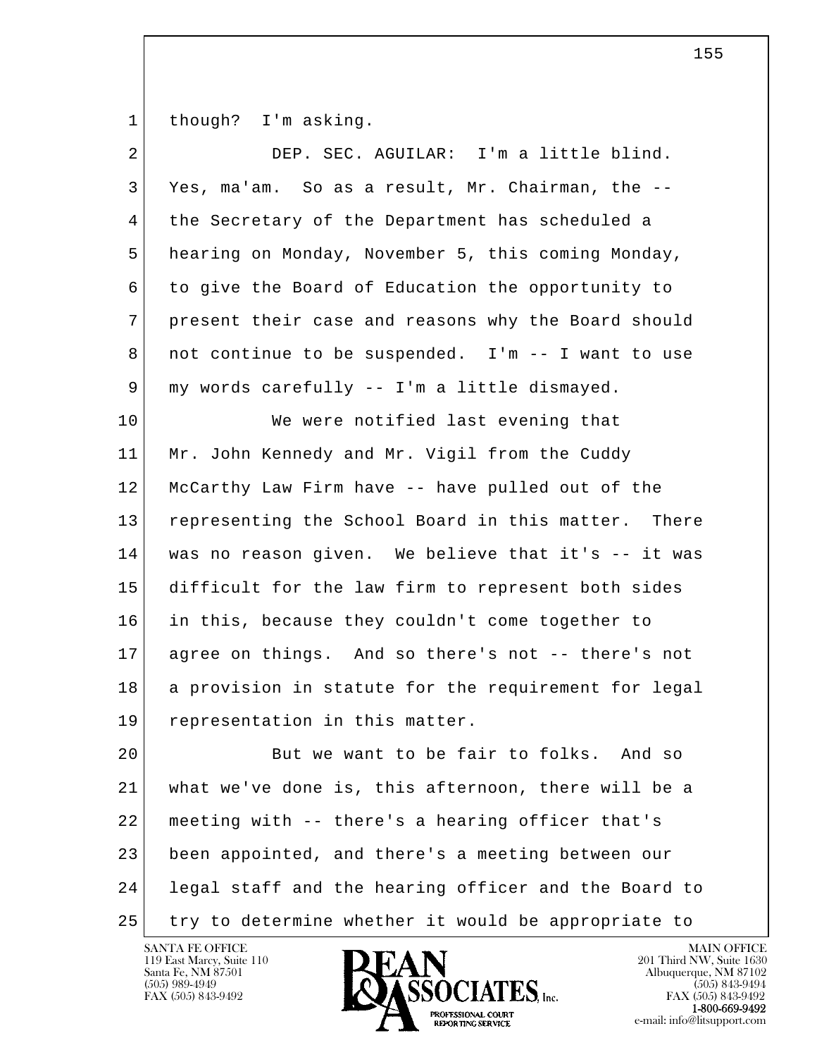though? I'm asking.

DEP. SEC. AGUILAR: I'm a little blind. Yes, ma'am. So as a result, Mr. Chairman, the -- the Secretary of the Department has scheduled a hearing on Monday, November 5, this coming Monday, to give the Board of Education the opportunity to present their case and reasons why the Board should not continue to be suspended. I'm -- I want to use my words carefully -- I'm a little dismayed.

We were notified last evening that Mr. John Kennedy and Mr. Vigil from the Cuddy McCarthy Law Firm have -- have pulled out of the representing the School Board in this matter. There was no reason given. We believe that it's -- it was difficult for the law firm to represent both sides in this, because they couldn't come together to agree on things. And so there's not -- there's not a provision in statute for the requirement for legal representation in this matter.

But we want to be fair to folks. And so what we've done is, this afternoon, there will be a meeting with -- there's a hearing officer that's been appointed, and there's a meeting between our legal staff and the hearing officer and the Board to try to determine whether it would be appropriate to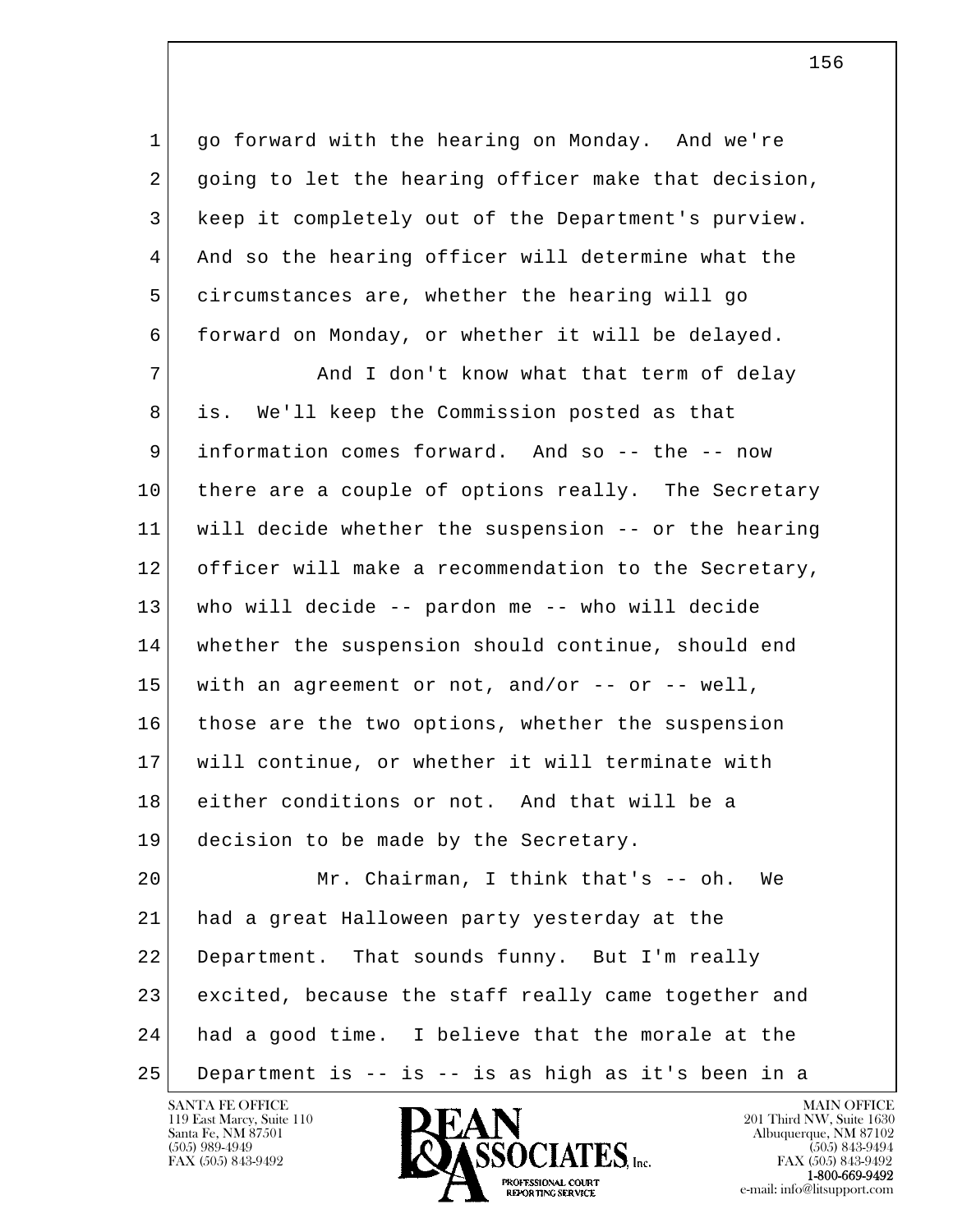go forward with the hearing on Monday. And we're going to let the hearing officer make that decision, keep it completely out of the Department's purview. And so the hearing officer will determine what the circumstances are, whether the hearing will go forward on Monday, or whether it will be delayed.

And I don't know what that term of delay is. We'll keep the Commission posted as that information comes forward. And so -- the -- now there are a couple of options really. The Secretary will decide whether the suspension -- or the hearing officer will make a recommendation to the Secretary, who will decide -- pardon me -- who will decide whether the suspension should continue, should end with an agreement or not, and/or -- or -- well, those are the two options, whether the suspension will continue, or whether it will terminate with either conditions or not. And that will be a decision to be made by the Secretary.

Mr. Chairman, I think that's -- oh. We had a great Halloween party yesterday at the Department. That sounds funny. But I'm really excited, because the staff really came together and had a good time. I believe that the morale at the Department is -- is -- is as high as it's been in a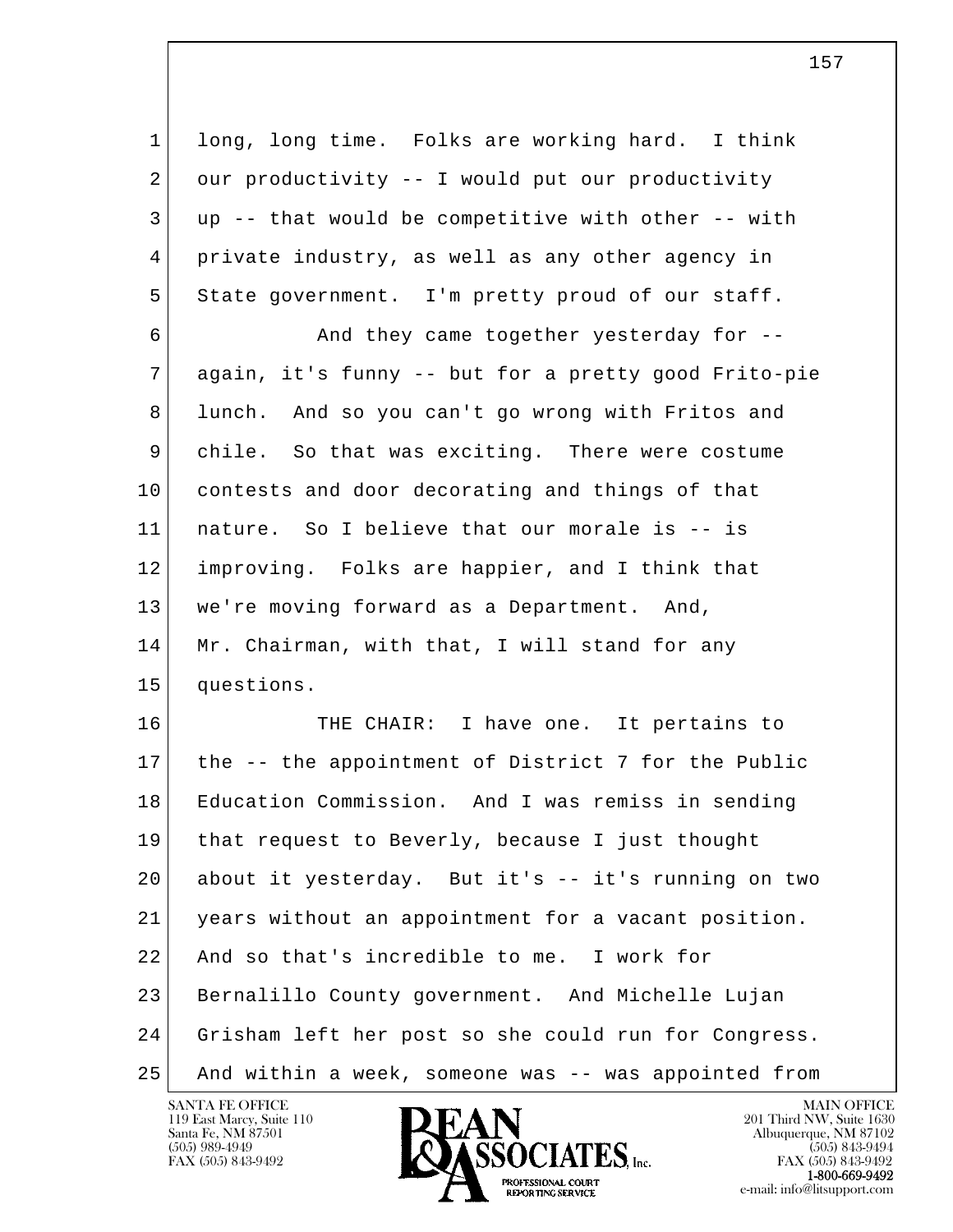long, long time. Folks are working hard. I think our productivity -- I would put our productivity up -- that would be competitive with other -- with private industry, as well as any other agency in State government. I'm pretty proud of our staff.

And they came together yesterday for -- again, it's funny -- but for a pretty good Frito-pie lunch. And so you can't go wrong with Fritos and chile. So that was exciting. There were costume contests and door decorating and things of that nature. So I believe that our morale is -- is improving. Folks are happier, and I think that we're moving forward as a Department. And, Mr. Chairman, with that, I will stand for any questions.

THE CHAIR: I have one. It pertains to the -- the appointment of District 7 for the Public Education Commission. And I was remiss in sending that request to Beverly, because I just thought about it yesterday. But it's -- it's running on two years without an appointment for a vacant position. And so that's incredible to me. I work for Bernalillo County government. And Michelle Lujan Grisham left her post so she could run for Congress. And within a week, someone was -- was appointed from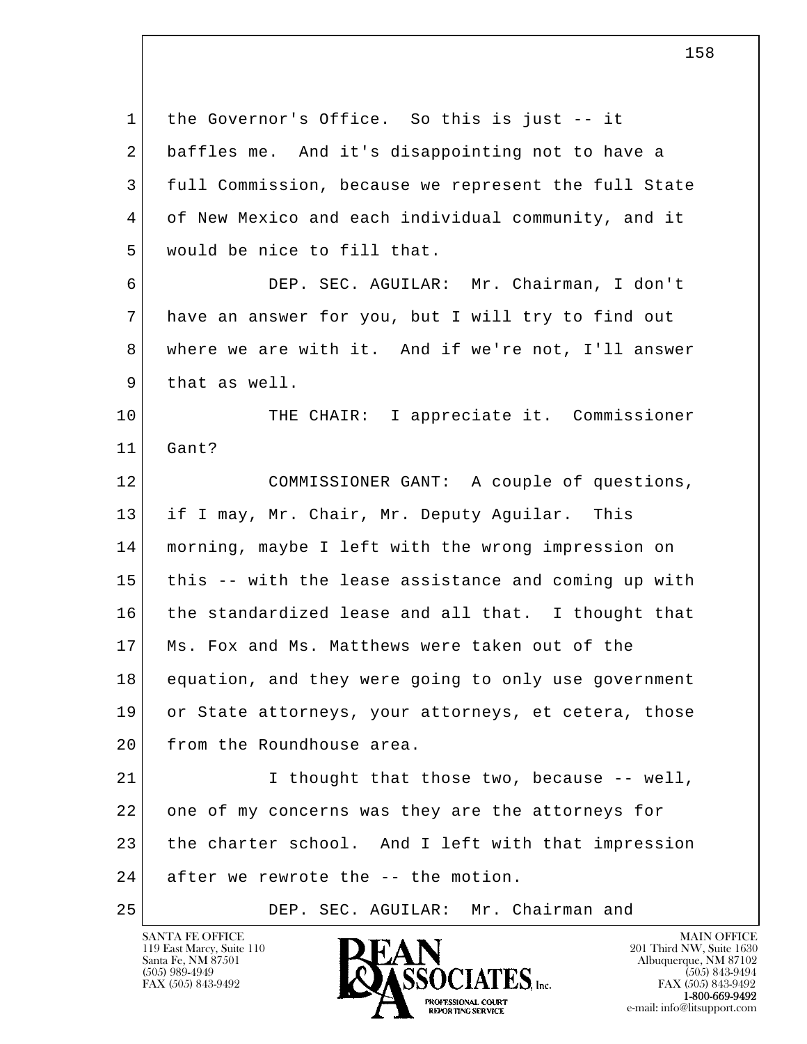the Governor's Office. So this is just -- it baffles me. And it's disappointing not to have a full Commission, because we represent the full State of New Mexico and each individual community, and it would be nice to fill that.

DEP. SEC. AGUILAR: Mr. Chairman, I don't have an answer for you, but I will try to find out where we are with it. And if we're not, I'll answer that as well.

THE CHAIR: I appreciate it. Commissioner Gant?

COMMISSIONER GANT: A couple of questions, if I may, Mr. Chair, Mr. Deputy Aguilar. This morning, maybe I left with the wrong impression on this -- with the lease assistance and coming up with the standardized lease and all that. I thought that Ms. Fox and Ms. Matthews were taken out of the equation, and they were going to only use government or State attorneys, your attorneys, et cetera, those from the Roundhouse area.

I thought that those two, because -- well, one of my concerns was they are the attorneys for the charter school. And I left with that impression after we rewrote the -- the motion.

DEP. SEC. AGUILAR: Mr. Chairman and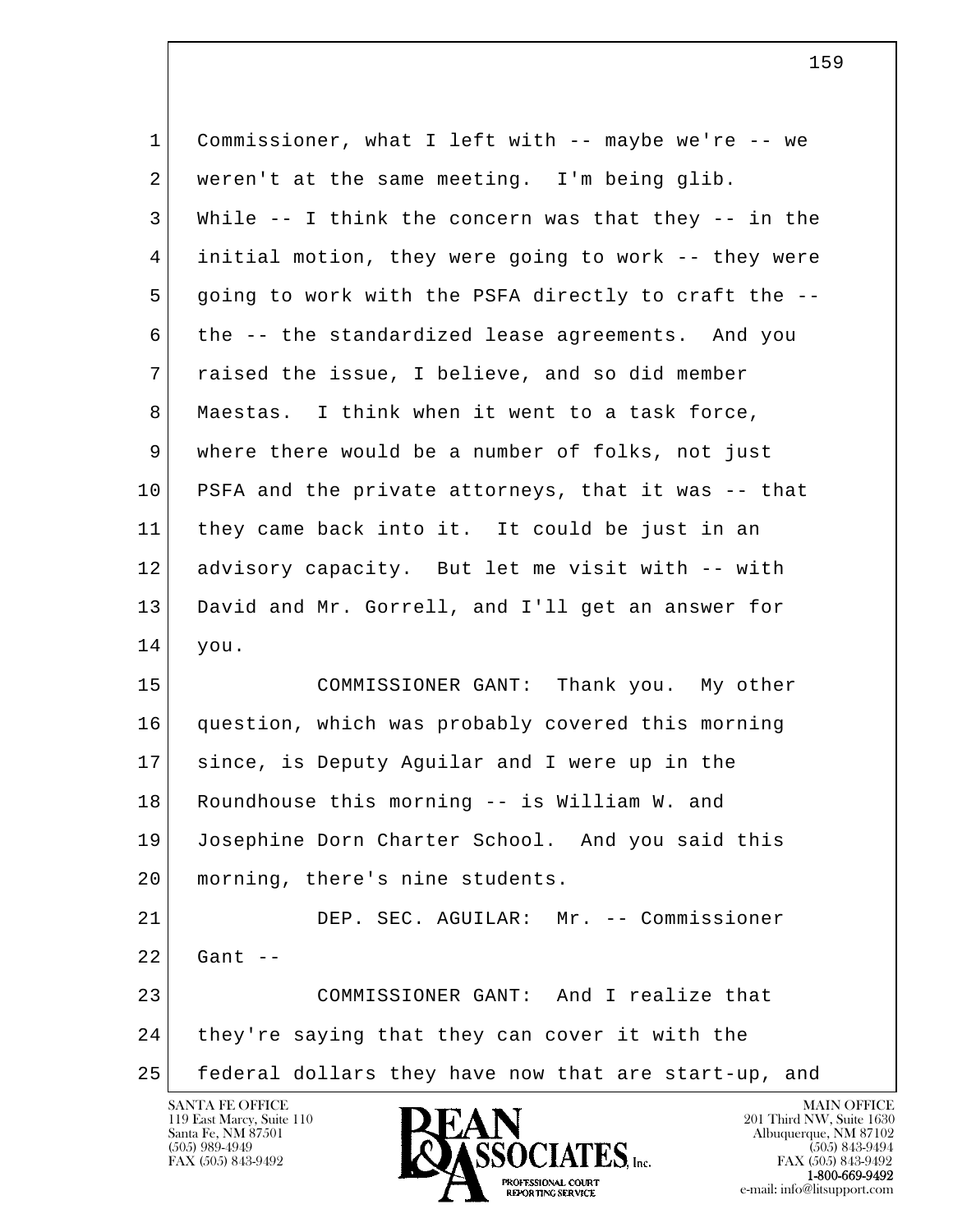Commissioner, what I left with -- maybe we're -- we weren't at the same meeting. I'm being glib. While -- I think the concern was that they -- in the initial motion, they were going to work -- they were going to work with the PSFA directly to craft the -- the -- the standardized lease agreements. And you raised the issue, I believe, and so did member Maestas. I think when it went to a task force, where there would be a number of folks, not just PSFA and the private attorneys, that it was -- that they came back into it. It could be just in an advisory capacity. But let me visit with -- with David and Mr. Gorrell, and I'll get an answer for you.

COMMISSIONER GANT: Thank you. My other question, which was probably covered this morning since, is Deputy Aguilar and I were up in the Roundhouse this morning -- is William W. and Josephine Dorn Charter School. And you said this morning, there's nine students.

DEP. SEC. AGUILAR: Mr. -- Commissioner Gant --

COMMISSIONER GANT: And I realize that they're saying that they can cover it with the federal dollars they have now that are start-up, and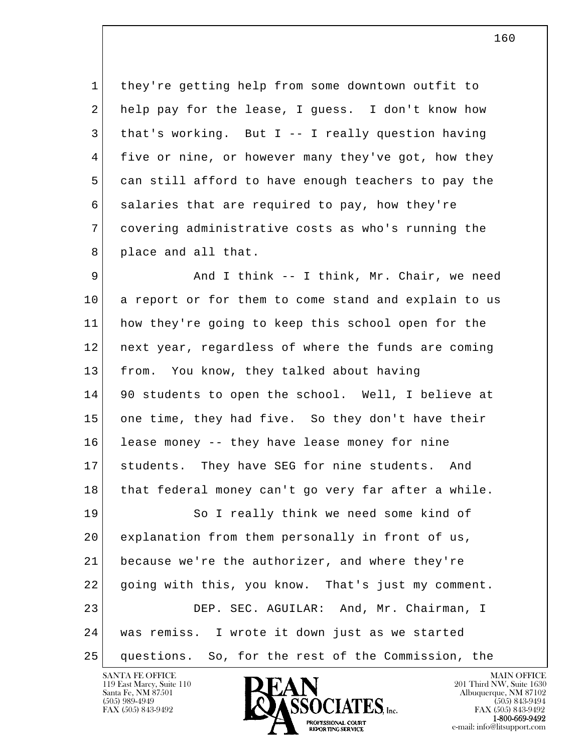they're getting help from some downtown outfit to help pay for the lease, I guess. I don't know how that's working. But I -- I really question having five or nine, or however many they've got, how they can still afford to have enough teachers to pay the salaries that are required to pay, how they're covering administrative costs as who's running the place and all that.

And I think -- I think, Mr. Chair, we need a report or for them to come stand and explain to us how they're going to keep this school open for the next year, regardless of where the funds are coming from. You know, they talked about having 90 students to open the school. Well, I believe at one time, they had five. So they don't have their lease money -- they have lease money for nine students. They have SEG for nine students. And that federal money can't go very far after a while.

So I really think we need some kind of explanation from them personally in front of us, because we're the authorizer, and where they're going with this, you know. That's just my comment.

DEP. SEC. AGUILAR: And, Mr. Chairman, I was remiss. I wrote it down just as we started questions. So, for the rest of the Commission, the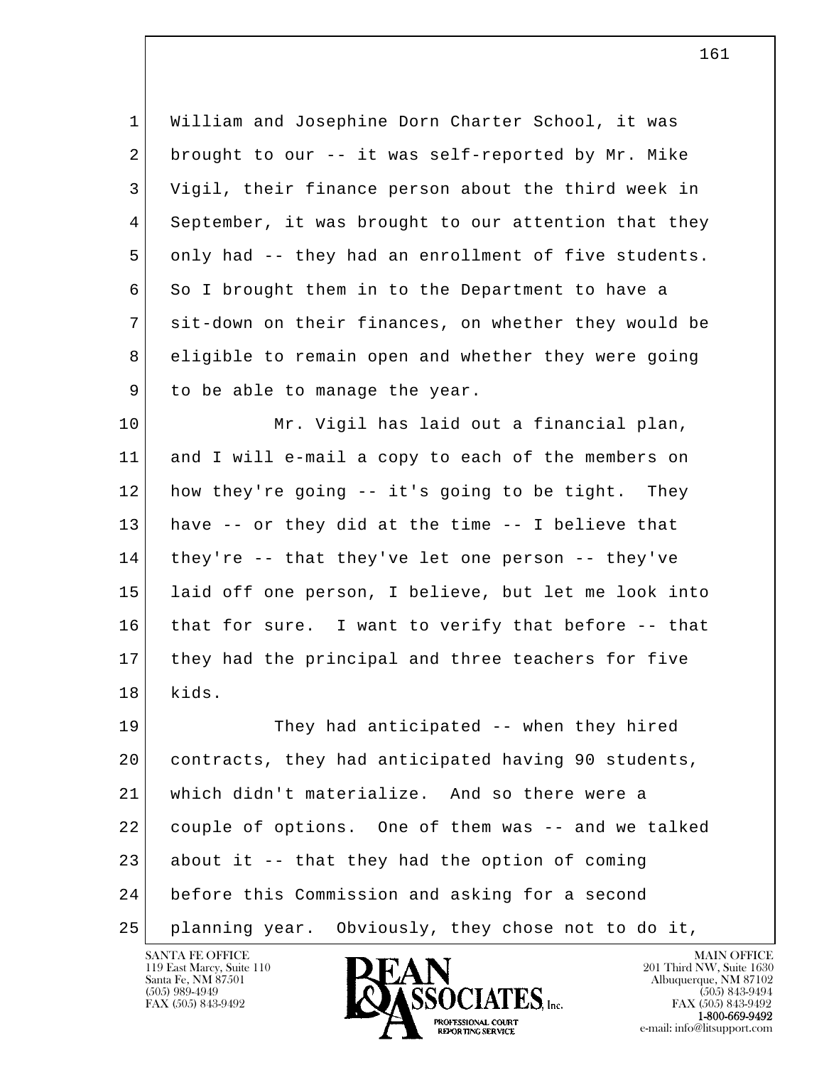William and Josephine Dorn Charter School, it was brought to our -- it was self-reported by Mr. Mike Vigil, their finance person about the third week in September, it was brought to our attention that they only had -- they had an enrollment of five students. So I brought them in to the Department to have a sit-down on their finances, on whether they would be eligible to remain open and whether they were going to be able to manage the year.

Mr. Vigil has laid out a financial plan, and I will e-mail a copy to each of the members on how they're going -- it's going to be tight. They have -- or they did at the time -- I believe that they're -- that they've let one person -- they've laid off one person, I believe, but let me look into that for sure. I want to verify that before -- that they had the principal and three teachers for five kids.

They had anticipated -- when they hired contracts, they had anticipated having 90 students, which didn't materialize. And so there were a couple of options. One of them was -- and we talked about it -- that they had the option of coming before this Commission and asking for a second planning year. Obviously, they chose not to do it,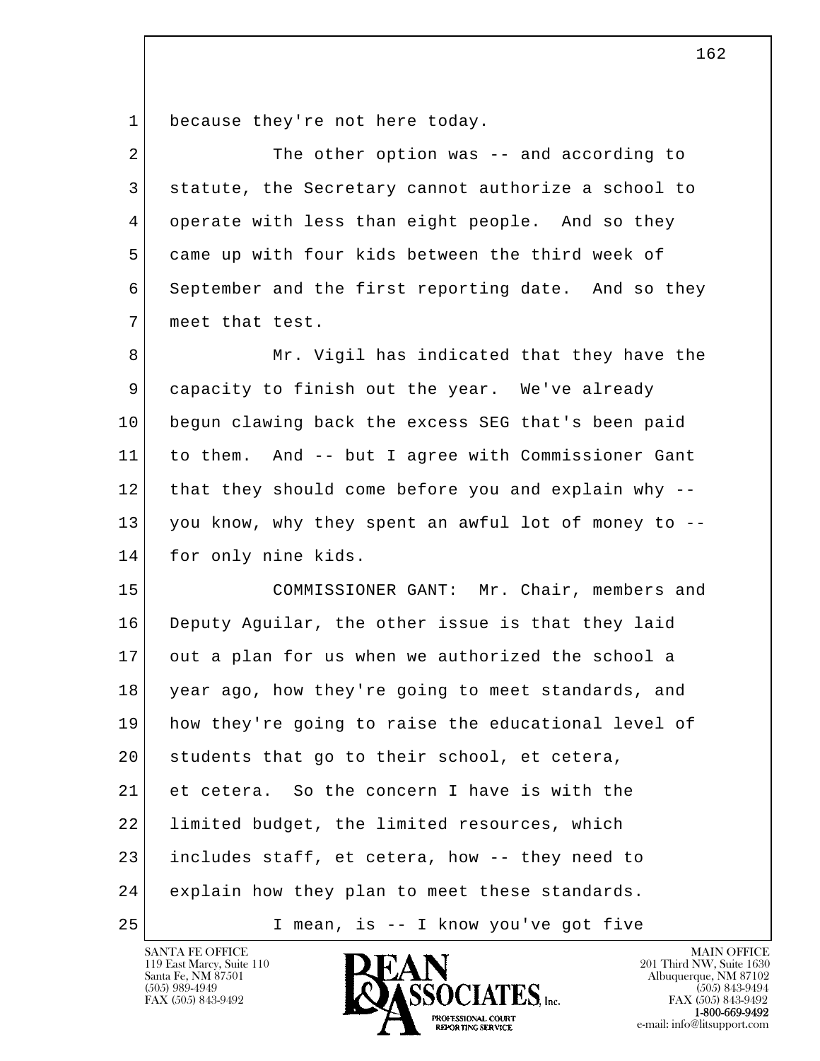because they're not here today.

The other option was -- and according to statute, the Secretary cannot authorize a school to operate with less than eight people. And so they came up with four kids between the third week of September and the first reporting date. And so they meet that test.

Mr. Vigil has indicated that they have the capacity to finish out the year. We've already begun clawing back the excess SEG that's been paid to them. And -- but I agree with Commissioner Gant that they should come before you and explain why -- you know, why they spent an awful lot of money to -- for only nine kids.

COMMISSIONER GANT: Mr. Chair, members and Deputy Aguilar, the other issue is that they laid out a plan for us when we authorized the school a year ago, how they're going to meet standards, and how they're going to raise the educational level of students that go to their school, et cetera, et cetera. So the concern I have is with the limited budget, the limited resources, which includes staff, et cetera, how -- they need to explain how they plan to meet these standards.

I mean, is -- I know you've got five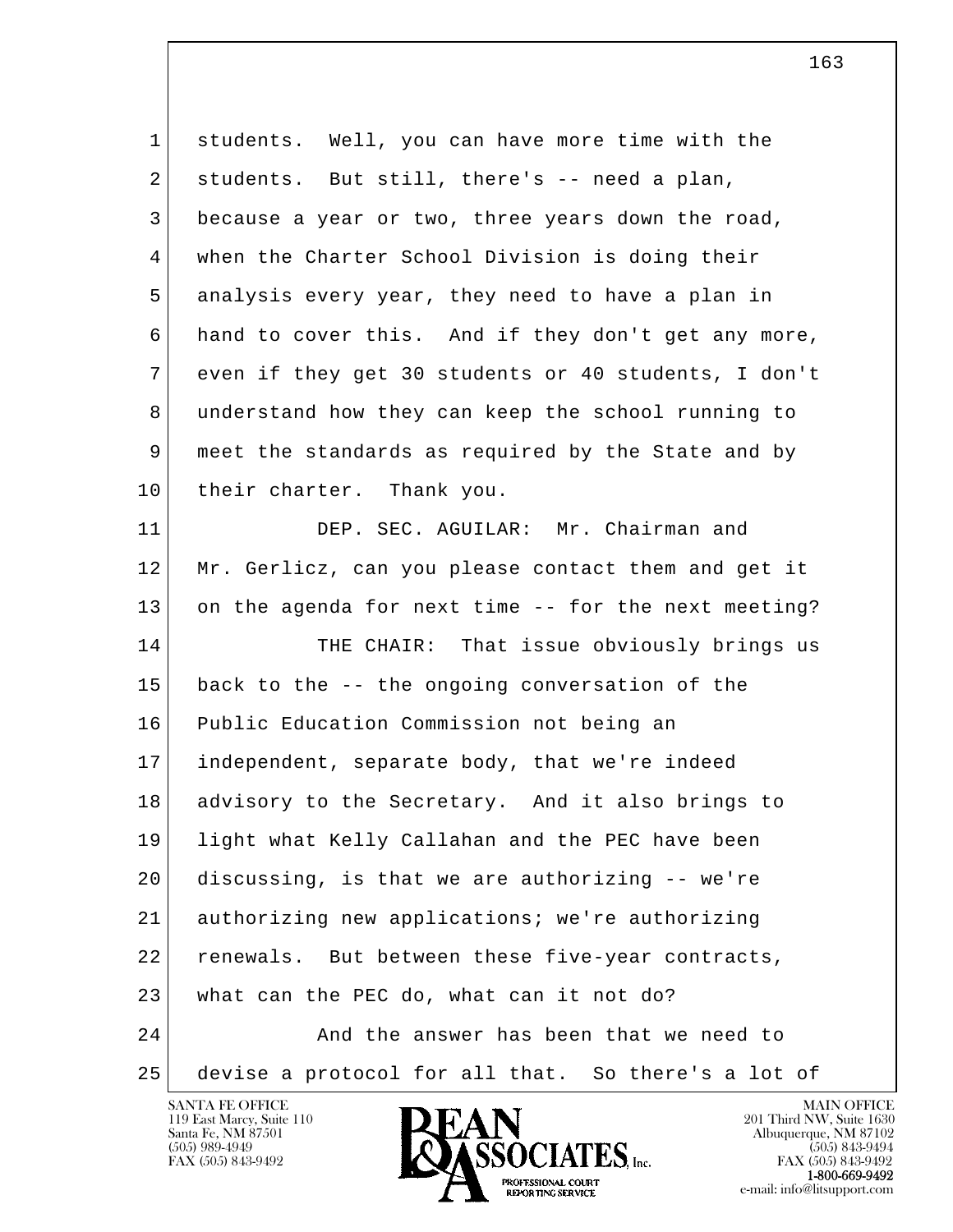1 students. Well, you can have more time with the
2 students. But still, there's -- need a plan,
3 because a year or two, three years down the road,
4 when the Charter School Division is doing their
5 analysis every year, they need to have a plan in
6 hand to cover this. And if they don't get any more,
7 even if they get 30 students or 40 students, I don't
8 understand how they can keep the school running to
9 meet the standards as required by the State and by
10 their charter. Thank you.

11 DEP. SEC. AGUILAR: Mr. Chairman and
12 Mr. Gerlicz, can you please contact them and get it
13 on the agenda for next time -- for the next meeting?

14 THE CHAIR: That issue obviously brings us
15 back to the -- the ongoing conversation of the
16 Public Education Commission not being an
17 independent, separate body, that we're indeed
18 advisory to the Secretary. And it also brings to
19 light what Kelly Callahan and the PEC have been
20 discussing, is that we are authorizing -- we're
21 authorizing new applications; we're authorizing
22 renewals. But between these five-year contracts,
23 what can the PEC do, what can it not do?

24 And the answer has been that we need to
25 devise a protocol for all that. So there's a lot of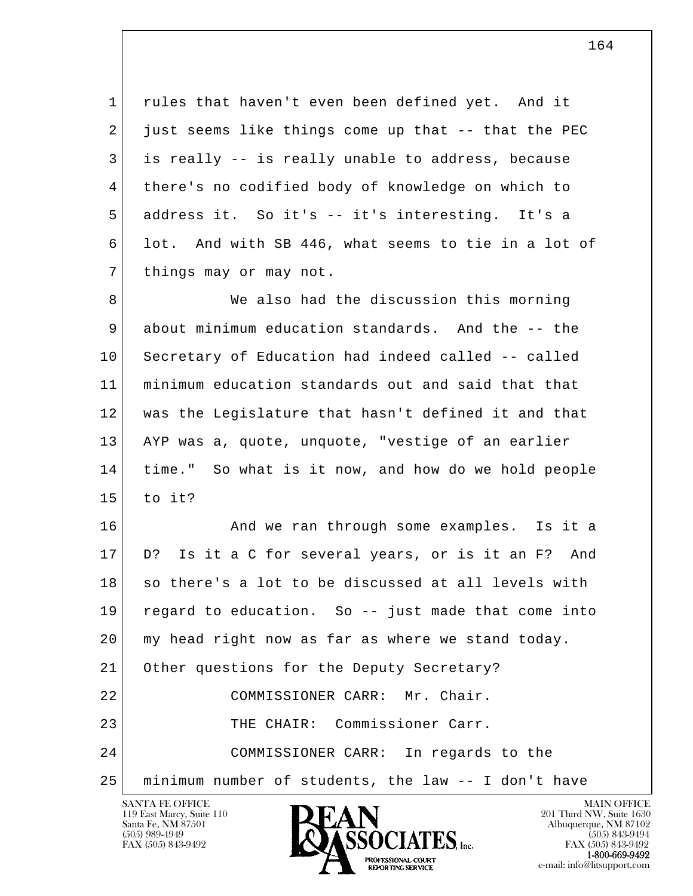rules that haven't even been defined yet. And it just seems like things come up that -- that the PEC is really -- is really unable to address, because there's no codified body of knowledge on which to address it. So it's -- it's interesting. It's a lot. And with SB 446, what seems to tie in a lot of things may or may not.

We also had the discussion this morning about minimum education standards. And the -- the Secretary of Education had indeed called -- called minimum education standards out and said that that was the Legislature that hasn't defined it and that AYP was a, quote, unquote, "vestige of an earlier time." So what is it now, and how do we hold people to it?

And we ran through some examples. Is it a D? Is it a C for several years, or is it an F? And so there's a lot to be discussed at all levels with regard to education. So -- just made that come into my head right now as far as where we stand today. Other questions for the Deputy Secretary?

COMMISSIONER CARR: Mr. Chair.

THE CHAIR: Commissioner Carr.

COMMISSIONER CARR: In regards to the minimum number of students, the law -- I don't have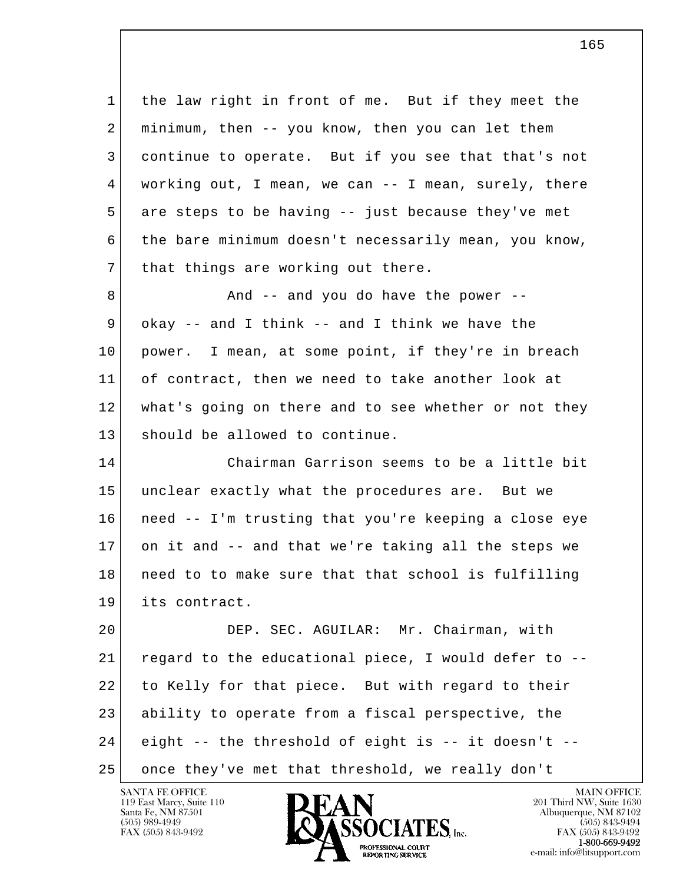the law right in front of me. But if they meet the minimum, then -- you know, then you can let them continue to operate. But if you see that that's not working out, I mean, we can -- I mean, surely, there are steps to be having -- just because they've met the bare minimum doesn't necessarily mean, you know, that things are working out there.

And -- and you do have the power -- okay -- and I think -- and I think we have the power. I mean, at some point, if they're in breach of contract, then we need to take another look at what's going on there and to see whether or not they should be allowed to continue.

Chairman Garrison seems to be a little bit unclear exactly what the procedures are. But we need -- I'm trusting that you're keeping a close eye on it and -- and that we're taking all the steps we need to to make sure that that school is fulfilling its contract.

DEP. SEC. AGUILAR: Mr. Chairman, with regard to the educational piece, I would defer to -- to Kelly for that piece. But with regard to their ability to operate from a fiscal perspective, the eight -- the threshold of eight is -- it doesn't -- once they've met that threshold, we really don't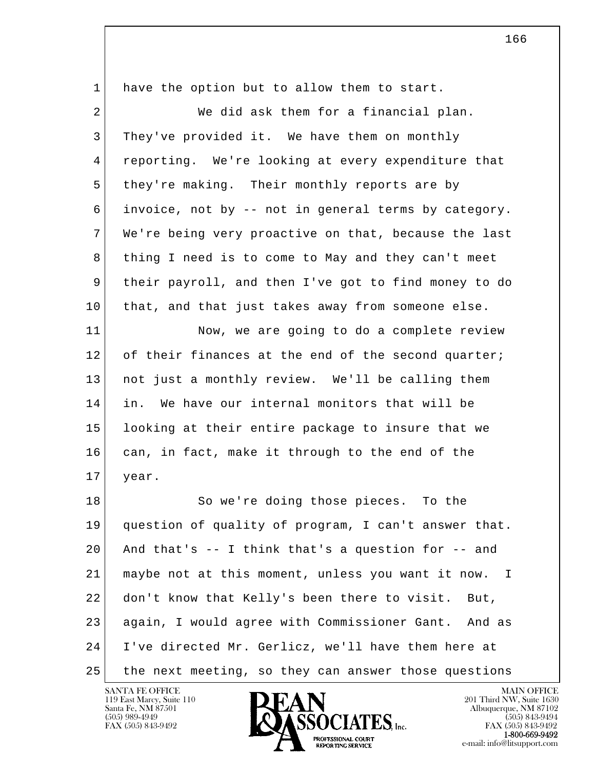have the option but to allow them to start.

We did ask them for a financial plan. They've provided it. We have them on monthly reporting. We're looking at every expenditure that they're making. Their monthly reports are by invoice, not by -- not in general terms by category. We're being very proactive on that, because the last thing I need is to come to May and they can't meet their payroll, and then I've got to find money to do that, and that just takes away from someone else.

Now, we are going to do a complete review of their finances at the end of the second quarter; not just a monthly review. We'll be calling them in. We have our internal monitors that will be looking at their entire package to insure that we can, in fact, make it through to the end of the year.

So we're doing those pieces. To the question of quality of program, I can't answer that. And that's -- I think that's a question for -- and maybe not at this moment, unless you want it now. I don't know that Kelly's been there to visit. But, again, I would agree with Commissioner Gant. And as I've directed Mr. Gerlicz, we'll have them here at the next meeting, so they can answer those questions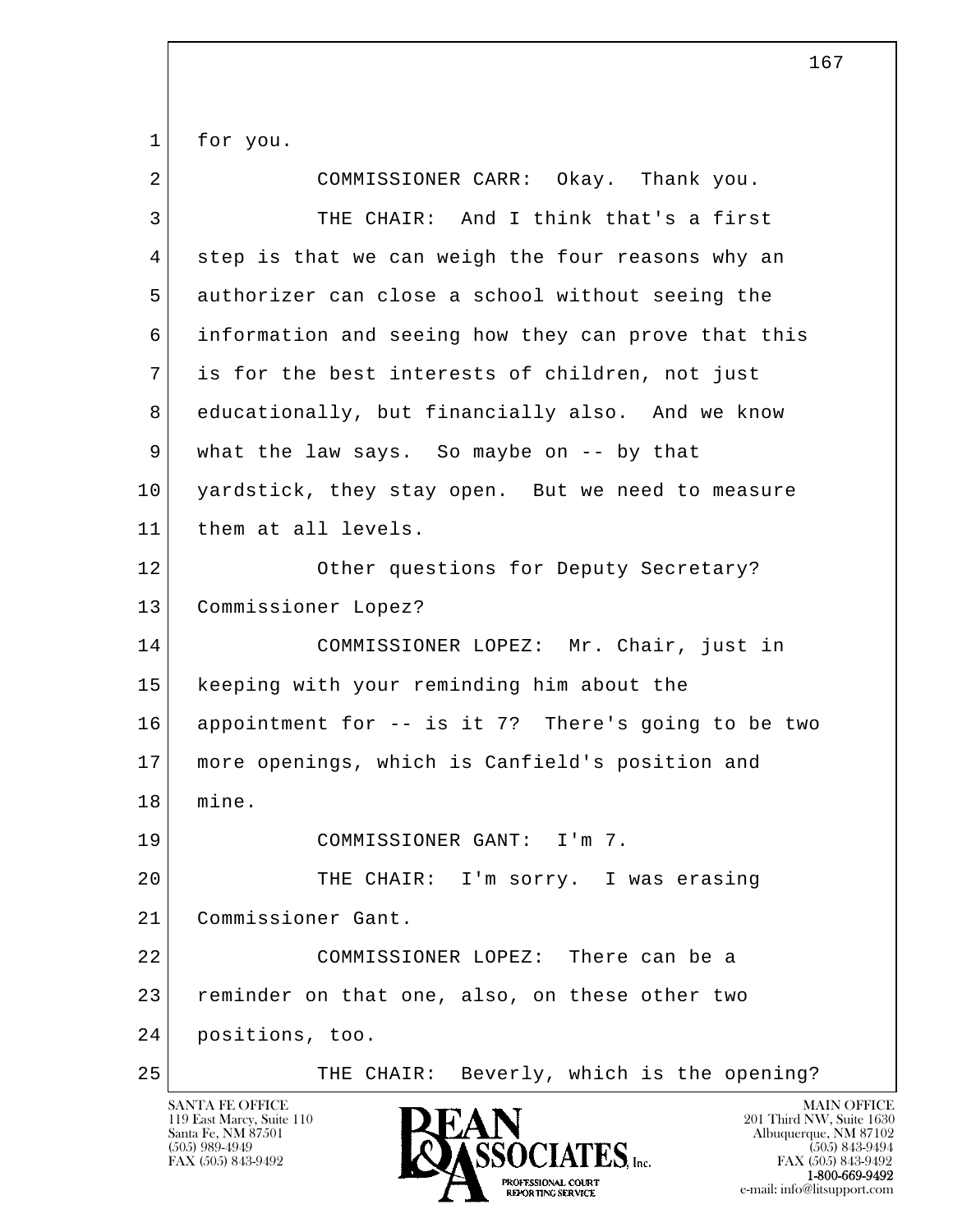for you.

COMMISSIONER CARR: Okay. Thank you.

THE CHAIR: And I think that's a first step is that we can weigh the four reasons why an authorizer can close a school without seeing the information and seeing how they can prove that this is for the best interests of children, not just educationally, but financially also. And we know what the law says. So maybe on -- by that yardstick, they stay open. But we need to measure them at all levels.

Other questions for Deputy Secretary? Commissioner Lopez?

COMMISSIONER LOPEZ: Mr. Chair, just in keeping with your reminding him about the appointment for -- is it 7? There's going to be two more openings, which is Canfield's position and mine.

COMMISSIONER GANT: I'm 7.

THE CHAIR: I'm sorry. I was erasing Commissioner Gant.

COMMISSIONER LOPEZ: There can be a reminder on that one, also, on these other two positions, too.

THE CHAIR: Beverly, which is the opening?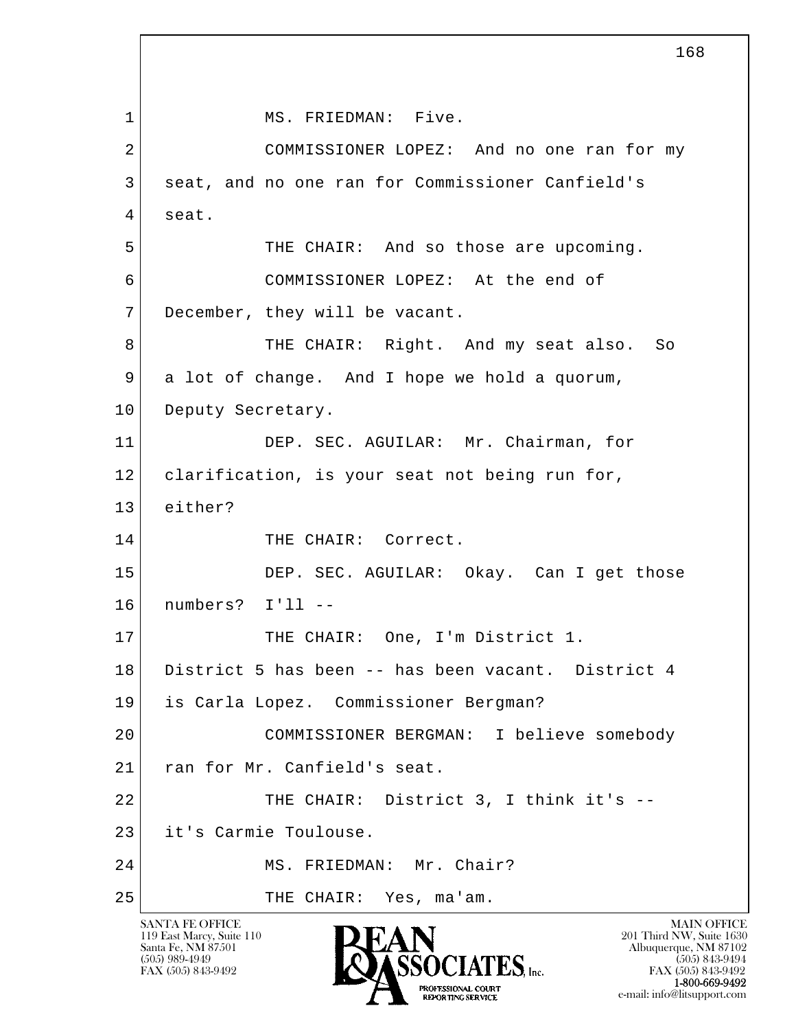MS. FRIEDMAN: Five.

COMMISSIONER LOPEZ: And no one ran for my seat, and no one ran for Commissioner Canfield's seat.

THE CHAIR: And so those are upcoming.

COMMISSIONER LOPEZ: At the end of December, they will be vacant.

THE CHAIR: Right. And my seat also. So a lot of change. And I hope we hold a quorum, Deputy Secretary.

DEP. SEC. AGUILAR: Mr. Chairman, for clarification, is your seat not being run for, either?

THE CHAIR: Correct.

DEP. SEC. AGUILAR: Okay. Can I get those numbers? I'll --

THE CHAIR: One, I'm District 1. District 5 has been -- has been vacant. District 4 is Carla Lopez. Commissioner Bergman?

COMMISSIONER BERGMAN: I believe somebody ran for Mr. Canfield's seat.

THE CHAIR: District 3, I think it's -- it's Carmie Toulouse.

MS. FRIEDMAN: Mr. Chair?

THE CHAIR: Yes, ma'am.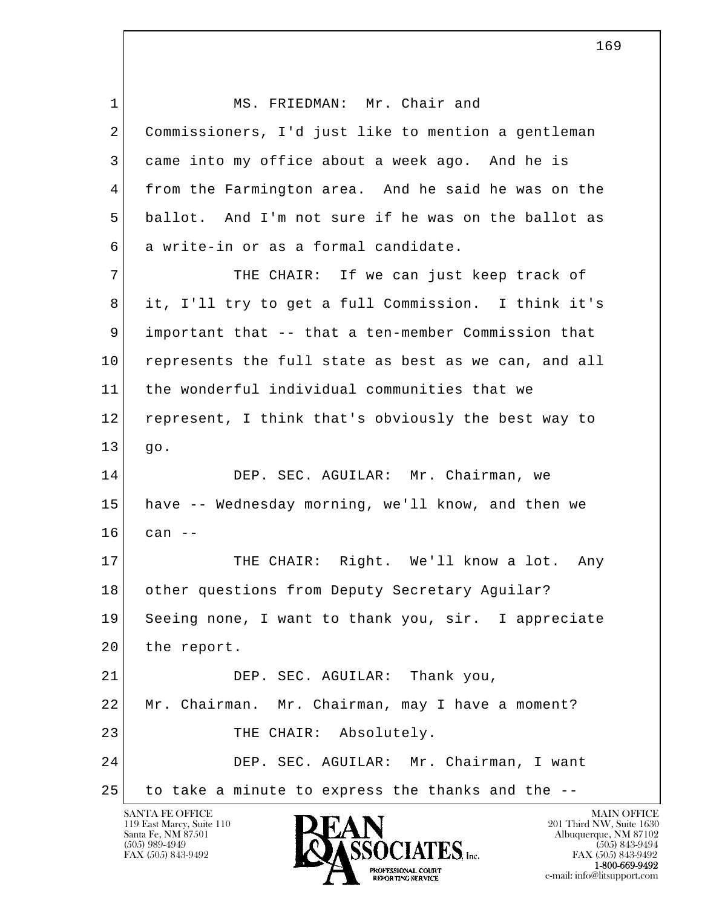MS. FRIEDMAN: Mr. Chair and Commissioners, I'd just like to mention a gentleman came into my office about a week ago. And he is from the Farmington area. And he said he was on the ballot. And I'm not sure if he was on the ballot as a write-in or as a formal candidate.

THE CHAIR: If we can just keep track of it, I'll try to get a full Commission. I think it's important that -- that a ten-member Commission that represents the full state as best as we can, and all the wonderful individual communities that we represent, I think that's obviously the best way to go.

DEP. SEC. AGUILAR: Mr. Chairman, we have -- Wednesday morning, we'll know, and then we can --

THE CHAIR: Right. We'll know a lot. Any other questions from Deputy Secretary Aguilar? Seeing none, I want to thank you, sir. I appreciate the report.

DEP. SEC. AGUILAR: Thank you, Mr. Chairman. Mr. Chairman, may I have a moment?

THE CHAIR: Absolutely.

DEP. SEC. AGUILAR: Mr. Chairman, I want to take a minute to express the thanks and the --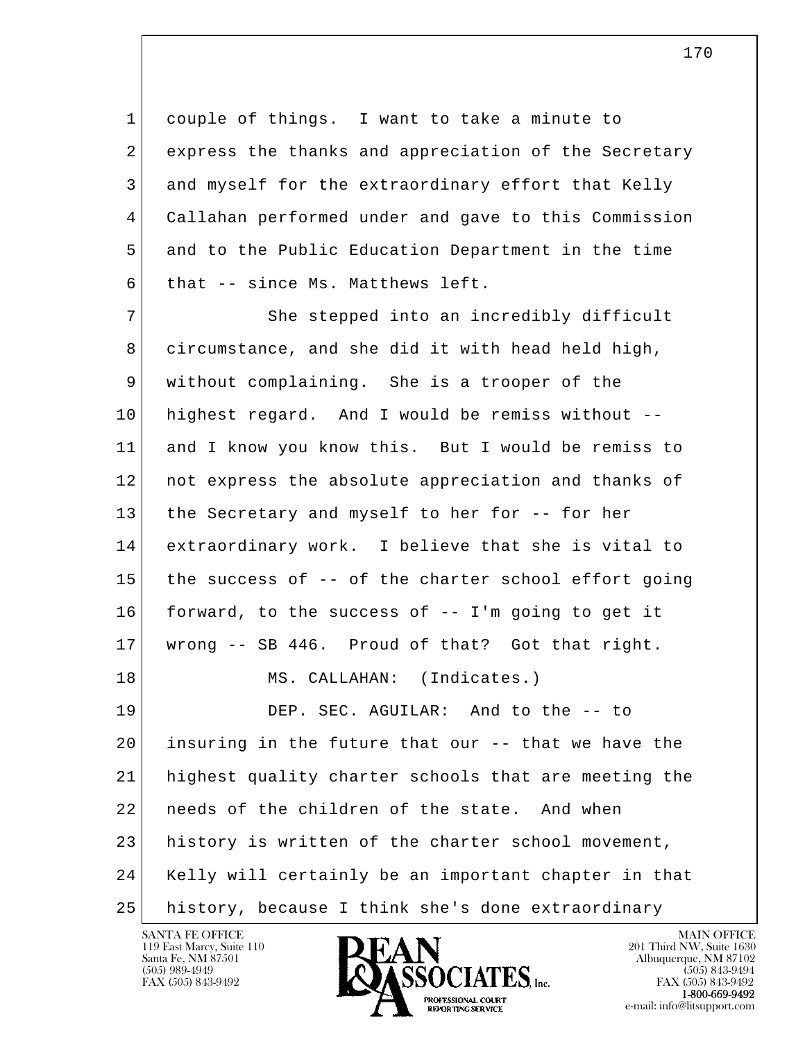couple of things. I want to take a minute to express the thanks and appreciation of the Secretary and myself for the extraordinary effort that Kelly Callahan performed under and gave to this Commission and to the Public Education Department in the time that -- since Ms. Matthews left.

She stepped into an incredibly difficult circumstance, and she did it with head held high, without complaining. She is a trooper of the highest regard. And I would be remiss without -- and I know you know this. But I would be remiss to not express the absolute appreciation and thanks of the Secretary and myself to her for -- for her extraordinary work. I believe that she is vital to the success of -- of the charter school effort going forward, to the success of -- I'm going to get it wrong -- SB 446. Proud of that? Got that right.

MS. CALLAHAN: (Indicates.)

DEP. SEC. AGUILAR: And to the -- to insuring in the future that our -- that we have the highest quality charter schools that are meeting the needs of the children of the state. And when history is written of the charter school movement, Kelly will certainly be an important chapter in that history, because I think she's done extraordinary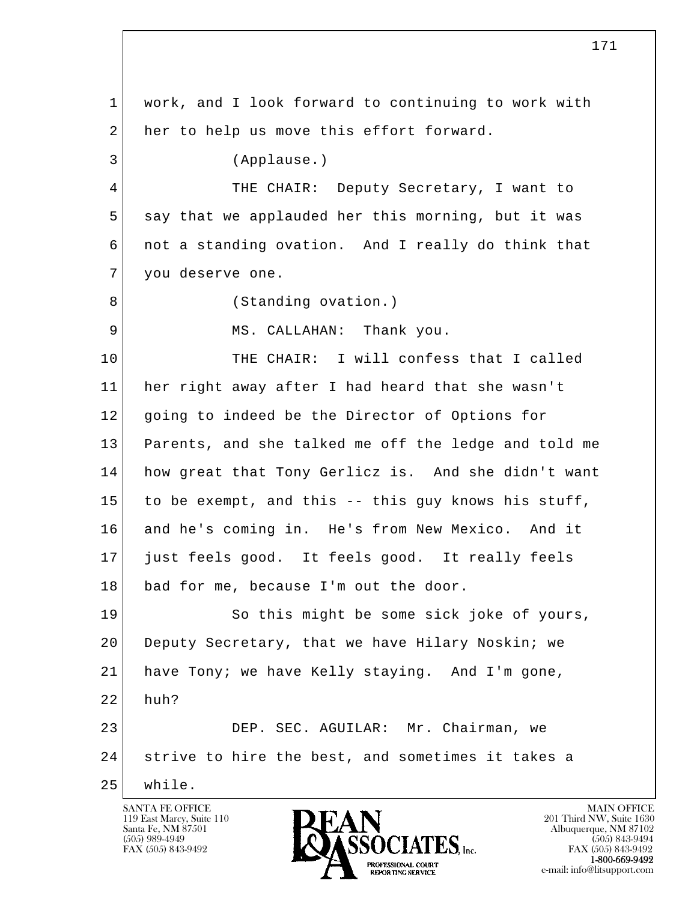1 work, and I look forward to continuing to work with
2 her to help us move this effort forward.

3 (Applause.)

4 THE CHAIR: Deputy Secretary, I want to
5 say that we applauded her this morning, but it was
6 not a standing ovation. And I really do think that
7 you deserve one.

8 (Standing ovation.)

9 MS. CALLAHAN: Thank you.

10 THE CHAIR: I will confess that I called
11 her right away after I had heard that she wasn't
12 going to indeed be the Director of Options for
13 Parents, and she talked me off the ledge and told me
14 how great that Tony Gerlicz is. And she didn't want
15 to be exempt, and this -- this guy knows his stuff,
16 and he's coming in. He's from New Mexico. And it
17 just feels good. It feels good. It really feels
18 bad for me, because I'm out the door.

19 So this might be some sick joke of yours,
20 Deputy Secretary, that we have Hilary Noskin; we
21 have Tony; we have Kelly staying. And I'm gone,
22 huh?

23 DEP. SEC. AGUILAR: Mr. Chairman, we
24 strive to hire the best, and sometimes it takes a
25 while.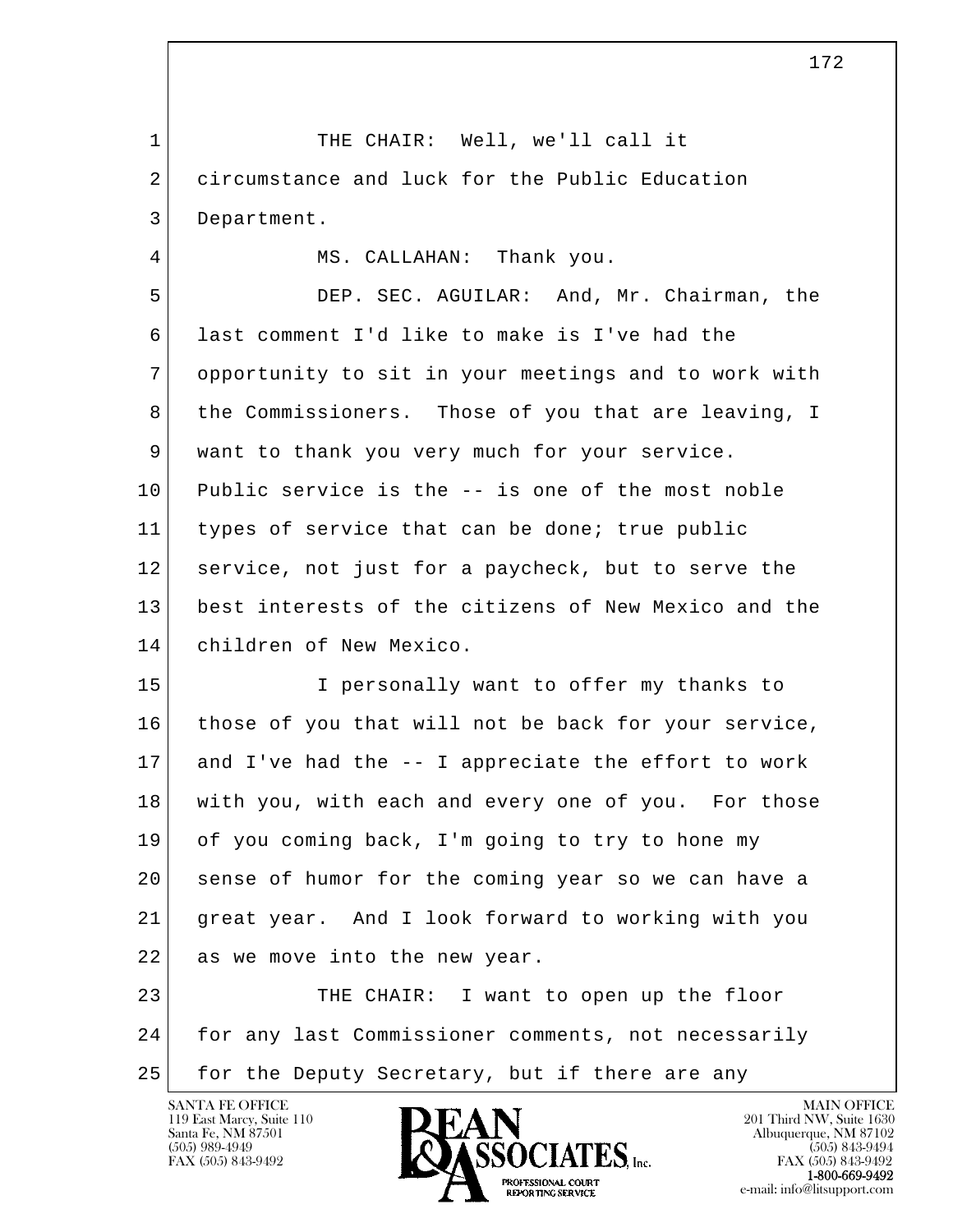THE CHAIR: Well, we'll call it circumstance and luck for the Public Education Department.

MS. CALLAHAN: Thank you.

DEP. SEC. AGUILAR: And, Mr. Chairman, the last comment I'd like to make is I've had the opportunity to sit in your meetings and to work with the Commissioners. Those of you that are leaving, I want to thank you very much for your service. Public service is the -- is one of the most noble types of service that can be done; true public service, not just for a paycheck, but to serve the best interests of the citizens of New Mexico and the children of New Mexico.

I personally want to offer my thanks to those of you that will not be back for your service, and I've had the -- I appreciate the effort to work with you, with each and every one of you. For those of you coming back, I'm going to try to hone my sense of humor for the coming year so we can have a great year. And I look forward to working with you as we move into the new year.

THE CHAIR: I want to open up the floor for any last Commissioner comments, not necessarily for the Deputy Secretary, but if there are any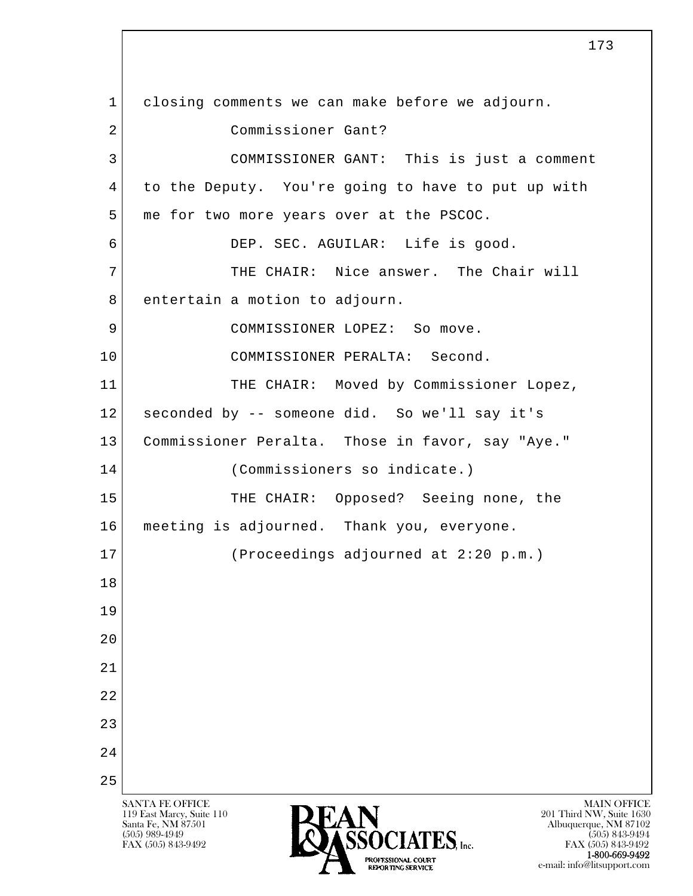closing comments we can make before we adjourn.

Commissioner Gant?

COMMISSIONER GANT: This is just a comment to the Deputy. You're going to have to put up with me for two more years over at the PSCOC.

DEP. SEC. AGUILAR: Life is good.

THE CHAIR: Nice answer. The Chair will entertain a motion to adjourn.

COMMISSIONER LOPEZ: So move.

COMMISSIONER PERALTA: Second.

THE CHAIR: Moved by Commissioner Lopez, seconded by -- someone did. So we'll say it's Commissioner Peralta. Those in favor, say "Aye."

(Commissioners so indicate.)

THE CHAIR: Opposed? Seeing none, the meeting is adjourned. Thank you, everyone.

(Proceedings adjourned at 2:20 p.m.)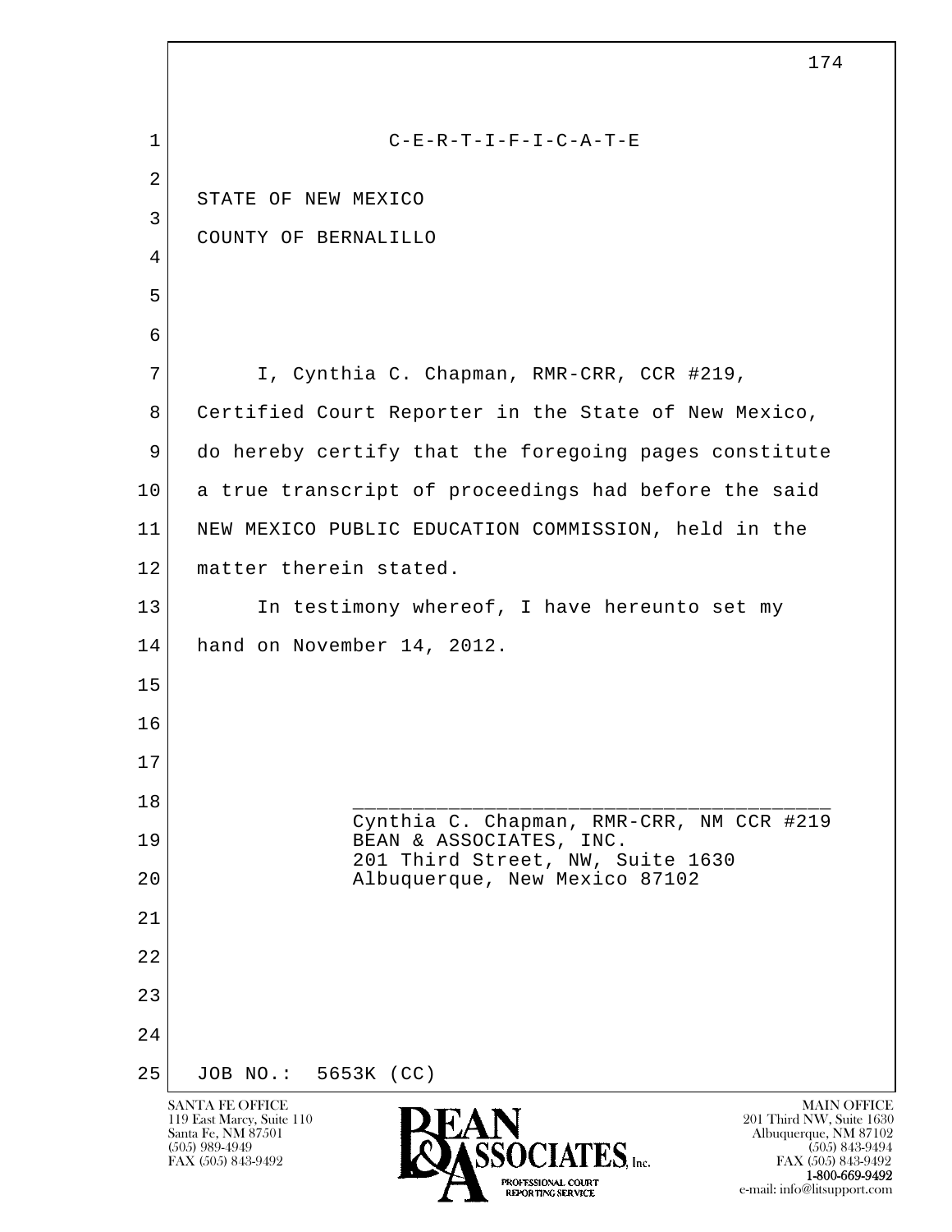# C-E-R-T-I-F-I-C-A-T-E

STATE OF NEW MEXICO
COUNTY OF BERNALILLO

I, Cynthia C. Chapman, RMR-CRR, CCR #219, Certified Court Reporter in the State of New Mexico, do hereby certify that the foregoing pages constitute a true transcript of proceedings had before the said NEW MEXICO PUBLIC EDUCATION COMMISSION, held in the matter therein stated.

In testimony whereof, I have hereunto set my hand on November 14, 2012.

\_\_\_\_\_\_\_\_\_\_\_\_\_\_\_\_\_\_\_\_\_\_\_\_\_\_\_\_\_\_\_\_\_\_\_\_\_\_\_\_
Cynthia C. Chapman, RMR-CRR, NM CCR #219
BEAN & ASSOCIATES, INC.
201 Third Street, NW, Suite 1630
Albuquerque, New Mexico 87102

JOB NO.: 5653K (CC)

SANTA FE OFFICE
119 East Marcy, Suite 110
Santa Fe, NM 87501
(505) 989-4949
FAX (505) 843-9492

BEAN & ASSOCIATES, Inc.
PROFESSIONAL COURT REPORTING SERVICE

MAIN OFFICE
201 Third NW, Suite 1630
Albuquerque, NM 87102
(505) 843-9494
FAX (505) 843-9492
1-800-669-9492
e-mail: info@litsupport.com